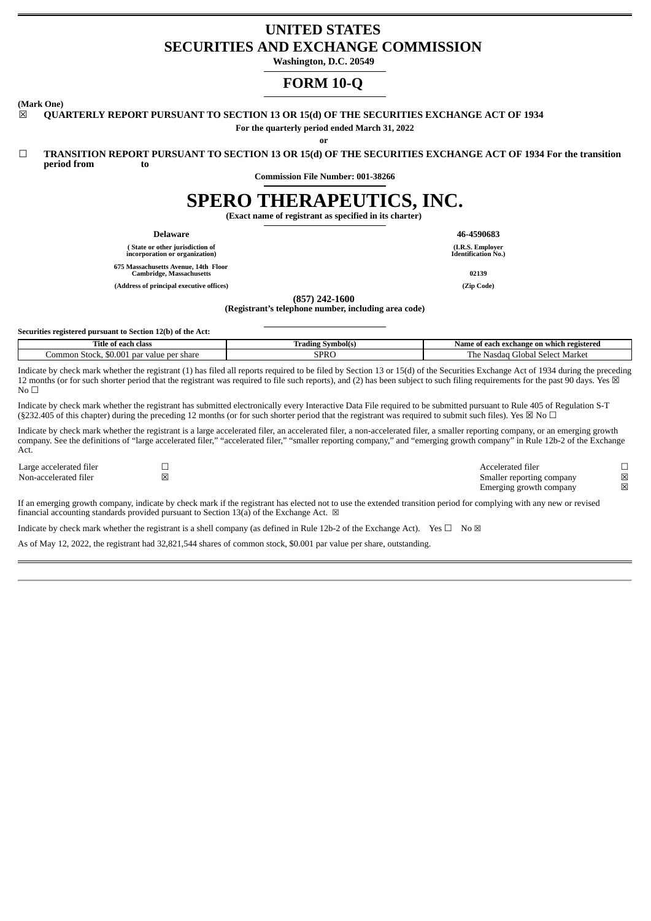# UNITED STATES
# SECURITIES AND EXCHANGE COMMISSION

**Washington, D.C. 20549**

## FORM 10-Q

**(Mark One)**

☒ **QUARTERLY REPORT PURSUANT TO SECTION 13 OR 15(d) OF THE SECURITIES EXCHANGE ACT OF 1934**

**For the quarterly period ended March 31, 2022**

**or**

☐ **TRANSITION REPORT PURSUANT TO SECTION 13 OR 15(d) OF THE SECURITIES EXCHANGE ACT OF 1934 For the transition period from to**

**Commission File Number: 001-38266**

# SPERO THERAPEUTICS, INC.

**(Exact name of registrant as specified in its charter)**

| **Delaware** | **46-4590683** |
|---|---|
| **( State or other jurisdiction of incorporation or organization)** | **(I.R.S. Employer Identification No.)** |
| **675 Massachusetts Avenue, 14th Floor Cambridge, Massachusetts** | **02139** |
| **(Address of principal executive offices)** | **(Zip Code)** |

**(857) 242-1600**
**(Registrant's telephone number, including area code)**

**Securities registered pursuant to Section 12(b) of the Act:**

| Title of each class | Trading Symbol(s) | Name of each exchange on which registered |
|---|---|---|
| Common Stock, $0.001 par value per share | SPRO | The Nasdaq Global Select Market |

Indicate by check mark whether the registrant (1) has filed all reports required to be filed by Section 13 or 15(d) of the Securities Exchange Act of 1934 during the preceding 12 months (or for such shorter period that the registrant was required to file such reports), and (2) has been subject to such filing requirements for the past 90 days. Yes ☒ No ☐

Indicate by check mark whether the registrant has submitted electronically every Interactive Data File required to be submitted pursuant to Rule 405 of Regulation S-T (§232.405 of this chapter) during the preceding 12 months (or for such shorter period that the registrant was required to submit such files). Yes ☒ No ☐

Indicate by check mark whether the registrant is a large accelerated filer, an accelerated filer, a non-accelerated filer, a smaller reporting company, or an emerging growth company. See the definitions of "large accelerated filer," "accelerated filer," "smaller reporting company," and "emerging growth company" in Rule 12b-2 of the Exchange Act.

| | | | |
|---|---|---|---|
| Large accelerated filer | ☐ | Accelerated filer | ☐ |
| Non-accelerated filer | ☒ | Smaller reporting company | ☒ |
| | | Emerging growth company | ☒ |

If an emerging growth company, indicate by check mark if the registrant has elected not to use the extended transition period for complying with any new or revised financial accounting standards provided pursuant to Section 13(a) of the Exchange Act. ☒

Indicate by check mark whether the registrant is a shell company (as defined in Rule 12b-2 of the Exchange Act). Yes ☐ No ☒

As of May 12, 2022, the registrant had 32,821,544 shares of common stock, $0.001 par value per share, outstanding.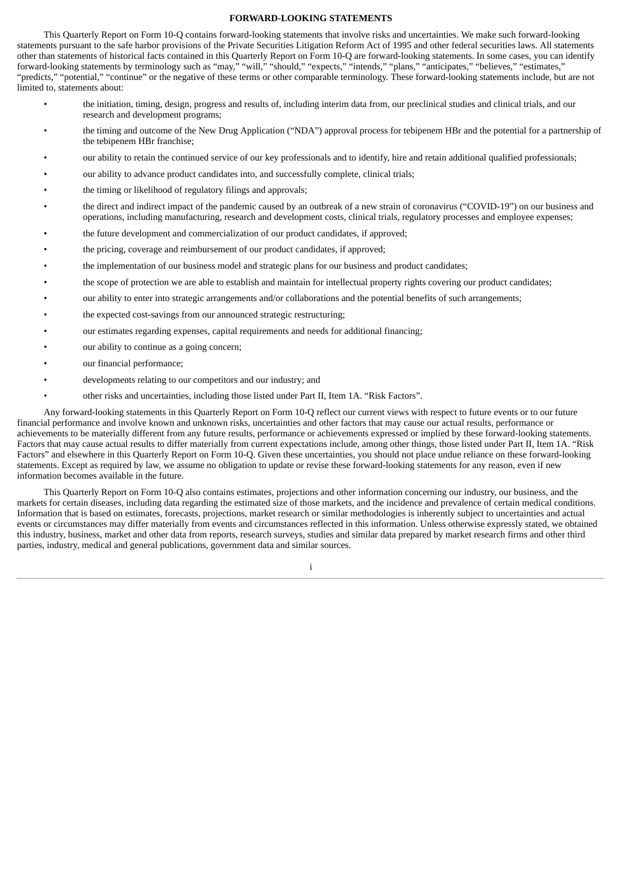## FORWARD-LOOKING STATEMENTS

This Quarterly Report on Form 10-Q contains forward-looking statements that involve risks and uncertainties. We make such forward-looking statements pursuant to the safe harbor provisions of the Private Securities Litigation Reform Act of 1995 and other federal securities laws. All statements other than statements of historical facts contained in this Quarterly Report on Form 10-Q are forward-looking statements. In some cases, you can identify forward-looking statements by terminology such as "may," "will," "should," "expects," "intends," "plans," "anticipates," "believes," "estimates," "predicts," "potential," "continue" or the negative of these terms or other comparable terminology. These forward-looking statements include, but are not limited to, statements about:

- the initiation, timing, design, progress and results of, including interim data from, our preclinical studies and clinical trials, and our research and development programs;
- the timing and outcome of the New Drug Application ("NDA") approval process for tebipenem HBr and the potential for a partnership of the tebipenem HBr franchise;
- our ability to retain the continued service of our key professionals and to identify, hire and retain additional qualified professionals;
- our ability to advance product candidates into, and successfully complete, clinical trials;
- the timing or likelihood of regulatory filings and approvals;
- the direct and indirect impact of the pandemic caused by an outbreak of a new strain of coronavirus ("COVID-19") on our business and operations, including manufacturing, research and development costs, clinical trials, regulatory processes and employee expenses;
- the future development and commercialization of our product candidates, if approved;
- the pricing, coverage and reimbursement of our product candidates, if approved;
- the implementation of our business model and strategic plans for our business and product candidates;
- the scope of protection we are able to establish and maintain for intellectual property rights covering our product candidates;
- our ability to enter into strategic arrangements and/or collaborations and the potential benefits of such arrangements;
- the expected cost-savings from our announced strategic restructuring;
- our estimates regarding expenses, capital requirements and needs for additional financing;
- our ability to continue as a going concern;
- our financial performance;
- developments relating to our competitors and our industry; and
- other risks and uncertainties, including those listed under Part II, Item 1A. "Risk Factors".

Any forward-looking statements in this Quarterly Report on Form 10-Q reflect our current views with respect to future events or to our future financial performance and involve known and unknown risks, uncertainties and other factors that may cause our actual results, performance or achievements to be materially different from any future results, performance or achievements expressed or implied by these forward-looking statements. Factors that may cause actual results to differ materially from current expectations include, among other things, those listed under Part II, Item 1A. "Risk Factors" and elsewhere in this Quarterly Report on Form 10-Q. Given these uncertainties, you should not place undue reliance on these forward-looking statements. Except as required by law, we assume no obligation to update or revise these forward-looking statements for any reason, even if new information becomes available in the future.

This Quarterly Report on Form 10-Q also contains estimates, projections and other information concerning our industry, our business, and the markets for certain diseases, including data regarding the estimated size of those markets, and the incidence and prevalence of certain medical conditions. Information that is based on estimates, forecasts, projections, market research or similar methodologies is inherently subject to uncertainties and actual events or circumstances may differ materially from events and circumstances reflected in this information. Unless otherwise expressly stated, we obtained this industry, business, market and other data from reports, research surveys, studies and similar data prepared by market research firms and other third parties, industry, medical and general publications, government data and similar sources.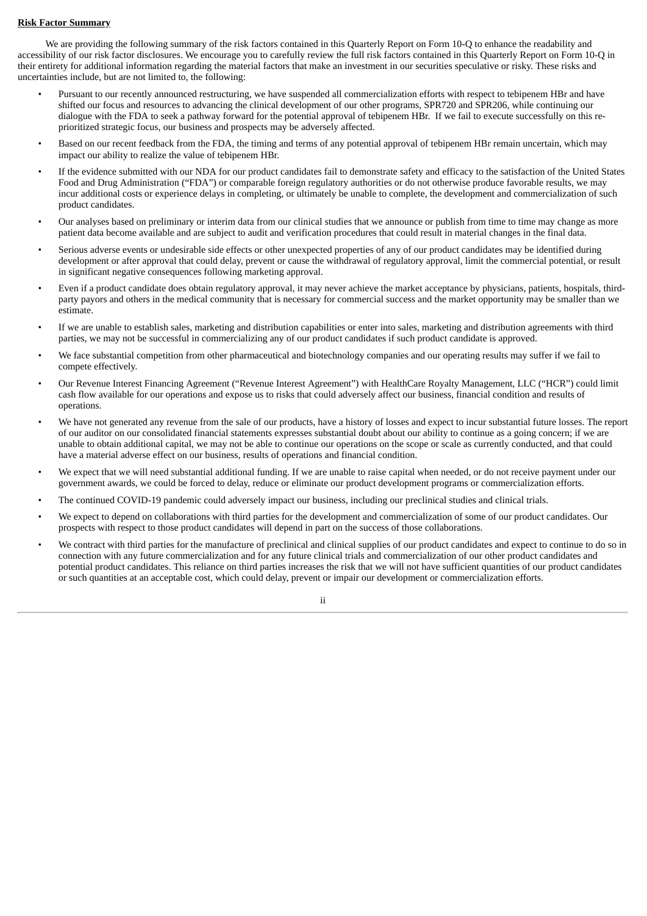**Risk Factor Summary**

We are providing the following summary of the risk factors contained in this Quarterly Report on Form 10-Q to enhance the readability and accessibility of our risk factor disclosures. We encourage you to carefully review the full risk factors contained in this Quarterly Report on Form 10-Q in their entirety for additional information regarding the material factors that make an investment in our securities speculative or risky. These risks and uncertainties include, but are not limited to, the following:

- Pursuant to our recently announced restructuring, we have suspended all commercialization efforts with respect to tebipenem HBr and have shifted our focus and resources to advancing the clinical development of our other programs, SPR720 and SPR206, while continuing our dialogue with the FDA to seek a pathway forward for the potential approval of tebipenem HBr. If we fail to execute successfully on this re-prioritized strategic focus, our business and prospects may be adversely affected.
- Based on our recent feedback from the FDA, the timing and terms of any potential approval of tebipenem HBr remain uncertain, which may impact our ability to realize the value of tebipenem HBr.
- If the evidence submitted with our NDA for our product candidates fail to demonstrate safety and efficacy to the satisfaction of the United States Food and Drug Administration ("FDA") or comparable foreign regulatory authorities or do not otherwise produce favorable results, we may incur additional costs or experience delays in completing, or ultimately be unable to complete, the development and commercialization of such product candidates.
- Our analyses based on preliminary or interim data from our clinical studies that we announce or publish from time to time may change as more patient data become available and are subject to audit and verification procedures that could result in material changes in the final data.
- Serious adverse events or undesirable side effects or other unexpected properties of any of our product candidates may be identified during development or after approval that could delay, prevent or cause the withdrawal of regulatory approval, limit the commercial potential, or result in significant negative consequences following marketing approval.
- Even if a product candidate does obtain regulatory approval, it may never achieve the market acceptance by physicians, patients, hospitals, third-party payors and others in the medical community that is necessary for commercial success and the market opportunity may be smaller than we estimate.
- If we are unable to establish sales, marketing and distribution capabilities or enter into sales, marketing and distribution agreements with third parties, we may not be successful in commercializing any of our product candidates if such product candidate is approved.
- We face substantial competition from other pharmaceutical and biotechnology companies and our operating results may suffer if we fail to compete effectively.
- Our Revenue Interest Financing Agreement ("Revenue Interest Agreement") with HealthCare Royalty Management, LLC ("HCR") could limit cash flow available for our operations and expose us to risks that could adversely affect our business, financial condition and results of operations.
- We have not generated any revenue from the sale of our products, have a history of losses and expect to incur substantial future losses. The report of our auditor on our consolidated financial statements expresses substantial doubt about our ability to continue as a going concern; if we are unable to obtain additional capital, we may not be able to continue our operations on the scope or scale as currently conducted, and that could have a material adverse effect on our business, results of operations and financial condition.
- We expect that we will need substantial additional funding. If we are unable to raise capital when needed, or do not receive payment under our government awards, we could be forced to delay, reduce or eliminate our product development programs or commercialization efforts.
- The continued COVID-19 pandemic could adversely impact our business, including our preclinical studies and clinical trials.
- We expect to depend on collaborations with third parties for the development and commercialization of some of our product candidates. Our prospects with respect to those product candidates will depend in part on the success of those collaborations.
- We contract with third parties for the manufacture of preclinical and clinical supplies of our product candidates and expect to continue to do so in connection with any future commercialization and for any future clinical trials and commercialization of our other product candidates and potential product candidates. This reliance on third parties increases the risk that we will not have sufficient quantities of our product candidates or such quantities at an acceptable cost, which could delay, prevent or impair our development or commercialization efforts.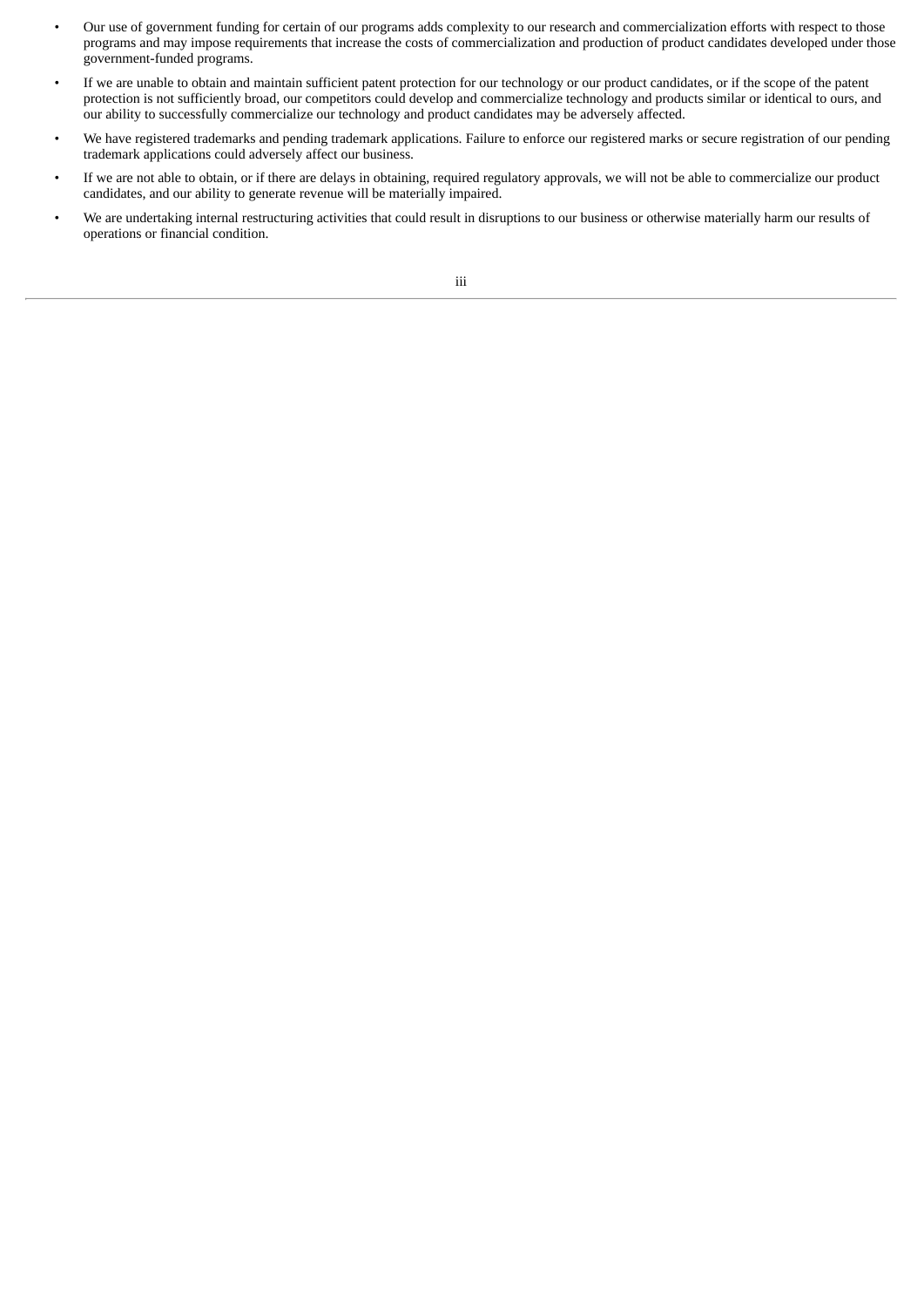- Our use of government funding for certain of our programs adds complexity to our research and commercialization efforts with respect to those programs and may impose requirements that increase the costs of commercialization and production of product candidates developed under those government-funded programs.
- If we are unable to obtain and maintain sufficient patent protection for our technology or our product candidates, or if the scope of the patent protection is not sufficiently broad, our competitors could develop and commercialize technology and products similar or identical to ours, and our ability to successfully commercialize our technology and product candidates may be adversely affected.
- We have registered trademarks and pending trademark applications. Failure to enforce our registered marks or secure registration of our pending trademark applications could adversely affect our business.
- If we are not able to obtain, or if there are delays in obtaining, required regulatory approvals, we will not be able to commercialize our product candidates, and our ability to generate revenue will be materially impaired.
- We are undertaking internal restructuring activities that could result in disruptions to our business or otherwise materially harm our results of operations or financial condition.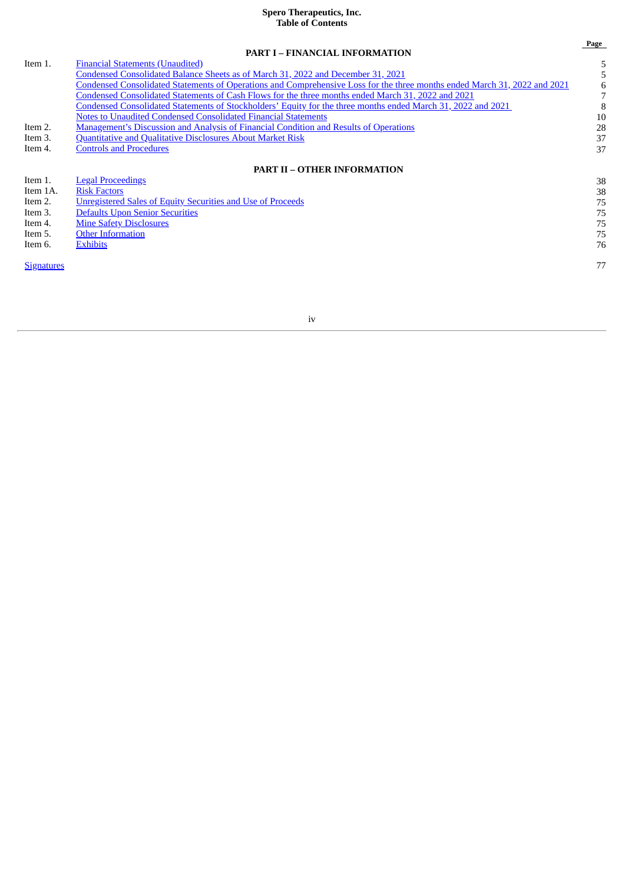**Spero Therapeutics, Inc.**
**Table of Contents**

| | | Page |
|---|---|---|
| | **PART I – FINANCIAL INFORMATION** | |
| Item 1. | Financial Statements (Unaudited) | 5 |
| | Condensed Consolidated Balance Sheets as of March 31, 2022 and December 31, 2021 | 5 |
| | Condensed Consolidated Statements of Operations and Comprehensive Loss for the three months ended March 31, 2022 and 2021 | 6 |
| | Condensed Consolidated Statements of Cash Flows for the three months ended March 31, 2022 and 2021 | 7 |
| | Condensed Consolidated Statements of Stockholders' Equity for the three months ended March 31, 2022 and 2021 | 8 |
| | Notes to Unaudited Condensed Consolidated Financial Statements | 10 |
| Item 2. | Management's Discussion and Analysis of Financial Condition and Results of Operations | 28 |
| Item 3. | Quantitative and Qualitative Disclosures About Market Risk | 37 |
| Item 4. | Controls and Procedures | 37 |
| | **PART II – OTHER INFORMATION** | |
| Item 1. | Legal Proceedings | 38 |
| Item 1A. | Risk Factors | 38 |
| Item 2. | Unregistered Sales of Equity Securities and Use of Proceeds | 75 |
| Item 3. | Defaults Upon Senior Securities | 75 |
| Item 4. | Mine Safety Disclosures | 75 |
| Item 5. | Other Information | 75 |
| Item 6. | Exhibits | 76 |
| Signatures | | 77 |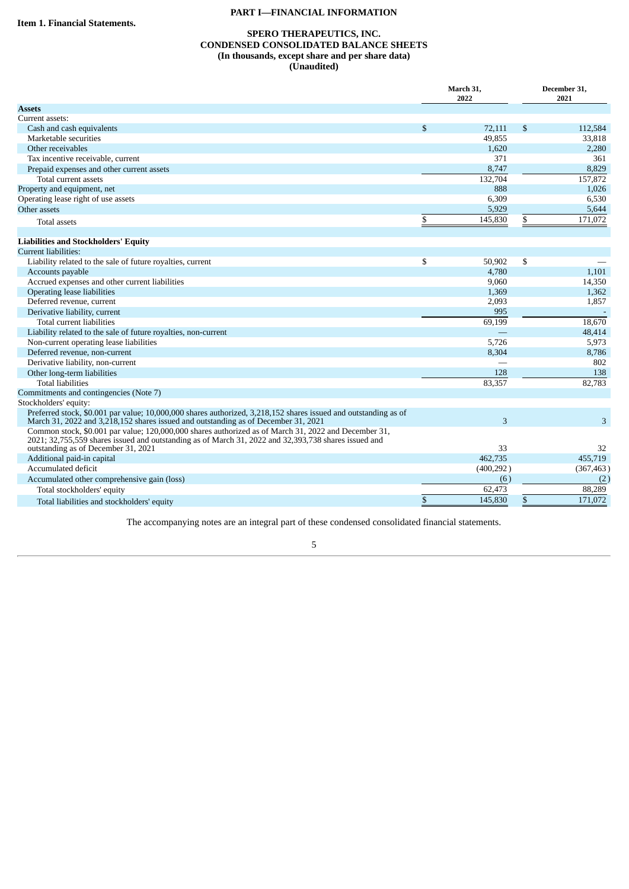# PART I—FINANCIAL INFORMATION

## Item 1. Financial Statements.

### SPERO THERAPEUTICS, INC.
### CONDENSED CONSOLIDATED BALANCE SHEETS
### (In thousands, except share and per share data)
### (Unaudited)

| | March 31, 2022 | December 31, 2021 |
|---|---|---|
| **Assets** | | |
| Current assets: | | |
| Cash and cash equivalents | $ 72,111 | $ 112,584 |
| Marketable securities | 49,855 | 33,818 |
| Other receivables | 1,620 | 2,280 |
| Tax incentive receivable, current | 371 | 361 |
| Prepaid expenses and other current assets | 8,747 | 8,829 |
| Total current assets | 132,704 | 157,872 |
| Property and equipment, net | 888 | 1,026 |
| Operating lease right of use assets | 6,309 | 6,530 |
| Other assets | 5,929 | 5,644 |
| Total assets | $ 145,830 | $ 171,072 |
| **Liabilities and Stockholders' Equity** | | |
| Current liabilities: | | |
| Liability related to the sale of future royalties, current | $ 50,902 | $ — |
| Accounts payable | 4,780 | 1,101 |
| Accrued expenses and other current liabilities | 9,060 | 14,350 |
| Operating lease liabilities | 1,369 | 1,362 |
| Deferred revenue, current | 2,093 | 1,857 |
| Derivative liability, current | 995 | - |
| Total current liabilities | 69,199 | 18,670 |
| Liability related to the sale of future royalties, non-current | — | 48,414 |
| Non-current operating lease liabilities | 5,726 | 5,973 |
| Deferred revenue, non-current | 8,304 | 8,786 |
| Derivative liability, non-current | — | 802 |
| Other long-term liabilities | 128 | 138 |
| Total liabilities | 83,357 | 82,783 |
| Commitments and contingencies (Note 7) | | |
| Stockholders' equity: | | |
| Preferred stock, $0.001 par value; 10,000,000 shares authorized, 3,218,152 shares issued and outstanding as of March 31, 2022 and 3,218,152 shares issued and outstanding as of December 31, 2021 | 3 | 3 |
| Common stock, $0.001 par value; 120,000,000 shares authorized as of March 31, 2022 and December 31, 2021; 32,755,559 shares issued and outstanding as of March 31, 2022 and 32,393,738 shares issued and outstanding as of December 31, 2021 | 33 | 32 |
| Additional paid-in capital | 462,735 | 455,719 |
| Accumulated deficit | (400,292) | (367,463) |
| Accumulated other comprehensive gain (loss) | (6) | (2) |
| Total stockholders' equity | 62,473 | 88,289 |
| Total liabilities and stockholders' equity | $ 145,830 | $ 171,072 |

The accompanying notes are an integral part of these condensed consolidated financial statements.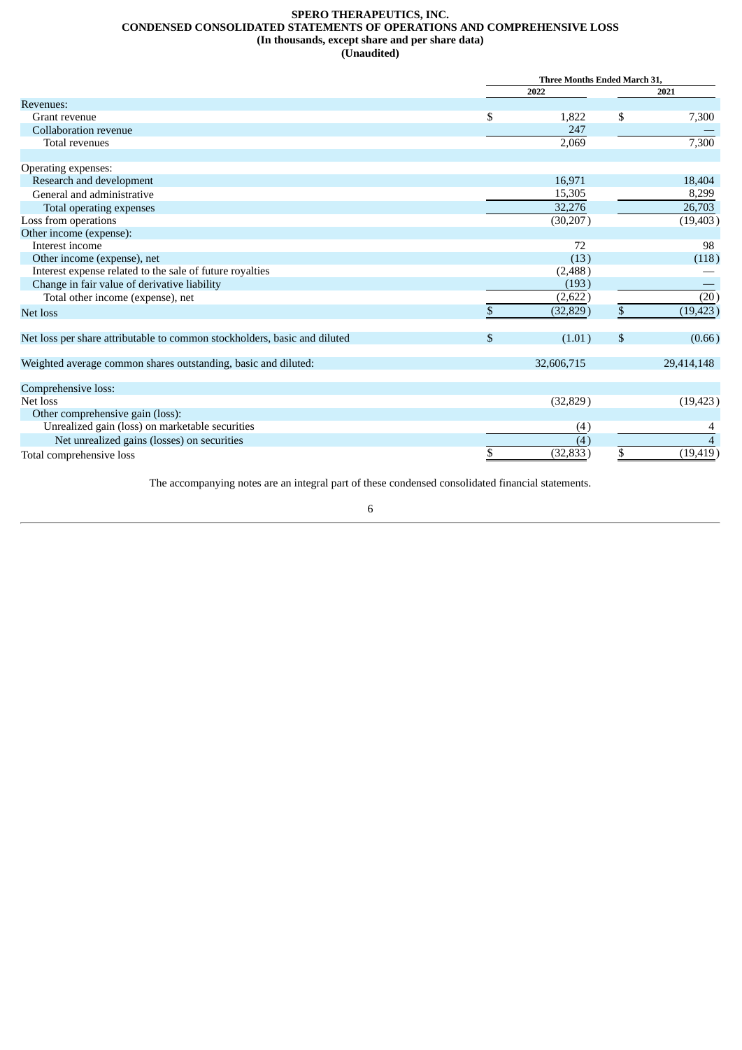# SPERO THERAPEUTICS, INC.

## CONDENSED CONSOLIDATED STATEMENTS OF OPERATIONS AND COMPREHENSIVE LOSS

**(In thousands, except share and per share data)**

**(Unaudited)**

| | Three Months Ended March 31, | |
|---|---|---|
| | 2022 | 2021 |
| Revenues: | | |
| Grant revenue | $ 1,822 | $ 7,300 |
| Collaboration revenue | 247 | — |
| Total revenues | 2,069 | 7,300 |
| | | |
| Operating expenses: | | |
| Research and development | 16,971 | 18,404 |
| General and administrative | 15,305 | 8,299 |
| Total operating expenses | 32,276 | 26,703 |
| Loss from operations | (30,207) | (19,403) |
| Other income (expense): | | |
| Interest income | 72 | 98 |
| Other income (expense), net | (13) | (118) |
| Interest expense related to the sale of future royalties | (2,488) | — |
| Change in fair value of derivative liability | (193) | — |
| Total other income (expense), net | (2,622) | (20) |
| Net loss | $ (32,829) | $ (19,423) |
| | | |
| Net loss per share attributable to common stockholders, basic and diluted | $ (1.01) | $ (0.66) |
| | | |
| Weighted average common shares outstanding, basic and diluted: | 32,606,715 | 29,414,148 |
| | | |
| Comprehensive loss: | | |
| Net loss | (32,829) | (19,423) |
| Other comprehensive gain (loss): | | |
| Unrealized gain (loss) on marketable securities | (4) | 4 |
| Net unrealized gains (losses) on securities | (4) | 4 |
| Total comprehensive loss | $ (32,833) | $ (19,419) |

The accompanying notes are an integral part of these condensed consolidated financial statements.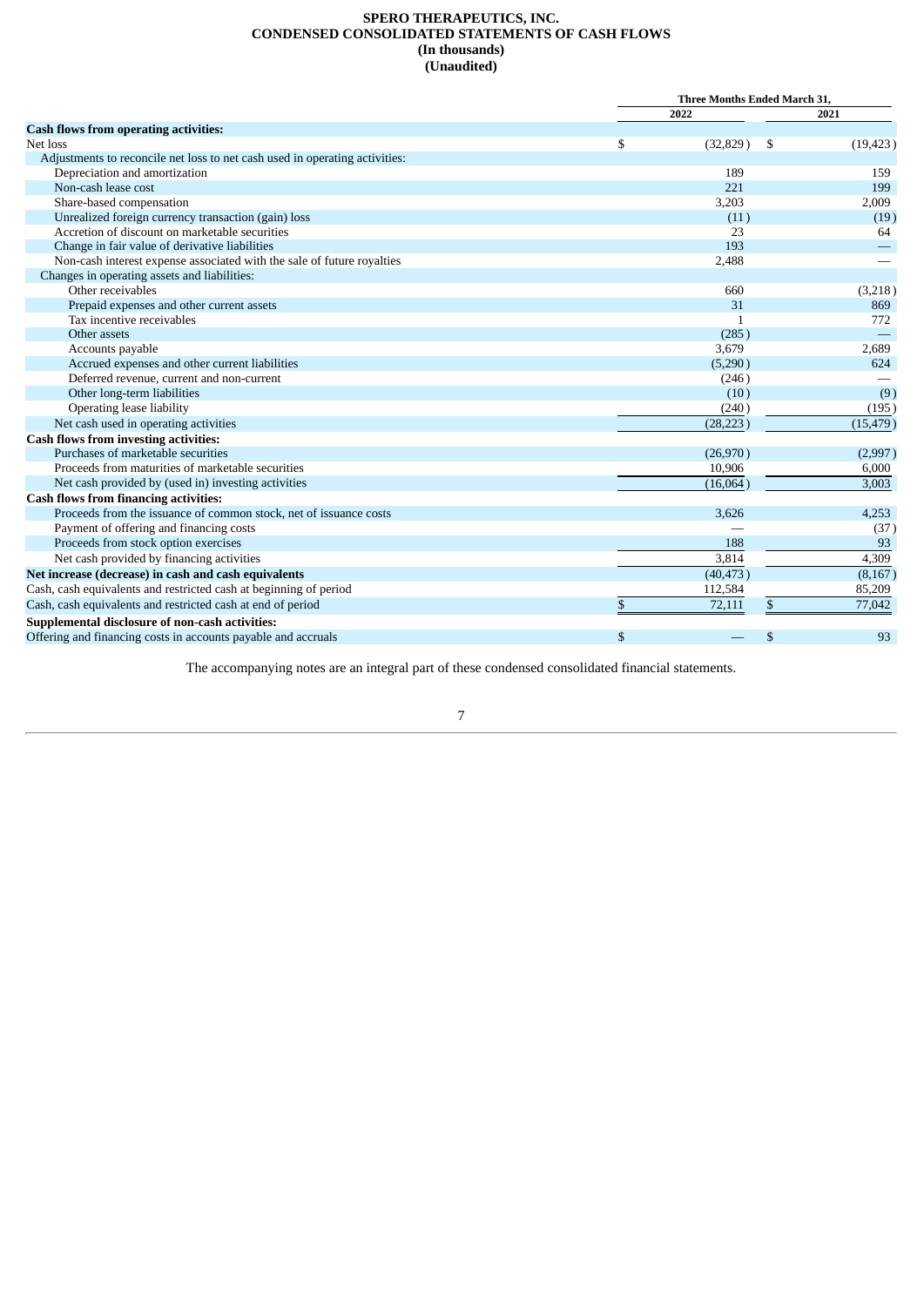**SPERO THERAPEUTICS, INC.**
**CONDENSED CONSOLIDATED STATEMENTS OF CASH FLOWS**
**(In thousands)**
**(Unaudited)**

| | Three Months Ended March 31, | |
|---|---|---|
| | 2022 | 2021 |
| **Cash flows from operating activities:** | | |
| Net loss | $ (32,829) | $ (19,423) |
| Adjustments to reconcile net loss to net cash used in operating activities: | | |
| Depreciation and amortization | 189 | 159 |
| Non-cash lease cost | 221 | 199 |
| Share-based compensation | 3,203 | 2,009 |
| Unrealized foreign currency transaction (gain) loss | (11) | (19) |
| Accretion of discount on marketable securities | 23 | 64 |
| Change in fair value of derivative liabilities | 193 | — |
| Non-cash interest expense associated with the sale of future royalties | 2,488 | — |
| Changes in operating assets and liabilities: | | |
| Other receivables | 660 | (3,218) |
| Prepaid expenses and other current assets | 31 | 869 |
| Tax incentive receivables | 1 | 772 |
| Other assets | (285) | — |
| Accounts payable | 3,679 | 2,689 |
| Accrued expenses and other current liabilities | (5,290) | 624 |
| Deferred revenue, current and non-current | (246) | — |
| Other long-term liabilities | (10) | (9) |
| Operating lease liability | (240) | (195) |
| Net cash used in operating activities | (28,223) | (15,479) |
| **Cash flows from investing activities:** | | |
| Purchases of marketable securities | (26,970) | (2,997) |
| Proceeds from maturities of marketable securities | 10,906 | 6,000 |
| Net cash provided by (used in) investing activities | (16,064) | 3,003 |
| **Cash flows from financing activities:** | | |
| Proceeds from the issuance of common stock, net of issuance costs | 3,626 | 4,253 |
| Payment of offering and financing costs | — | (37) |
| Proceeds from stock option exercises | 188 | 93 |
| Net cash provided by financing activities | 3,814 | 4,309 |
| **Net increase (decrease) in cash and cash equivalents** | (40,473) | (8,167) |
| Cash, cash equivalents and restricted cash at beginning of period | 112,584 | 85,209 |
| Cash, cash equivalents and restricted cash at end of period | $ 72,111 | $ 77,042 |
| **Supplemental disclosure of non-cash activities:** | | |
| Offering and financing costs in accounts payable and accruals | $ — | $ 93 |

The accompanying notes are an integral part of these condensed consolidated financial statements.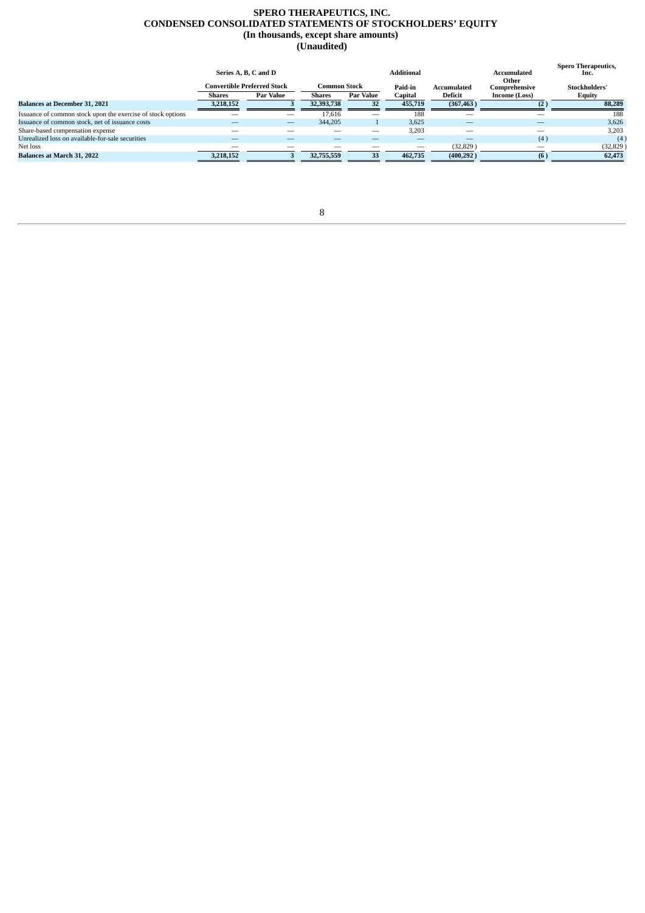# SPERO THERAPEUTICS, INC.
## CONDENSED CONSOLIDATED STATEMENTS OF STOCKHOLDERS' EQUITY
### (In thousands, except share amounts)
### (Unaudited)

| | Series A, B, C and D Convertible Preferred Stock | | Common Stock | | Additional Paid-in Capital | Accumulated Deficit | Accumulated Other Comprehensive Income (Loss) | Spero Therapeutics, Inc. Stockholders' Equity |
|---|---|---|---|---|---|---|---|---|
| | Shares | Par Value | Shares | Par Value | | | | |
| **Balances at December 31, 2021** | **3,218,152** | **3** | **32,393,738** | **32** | **455,719** | **(367,463 )** | **(2 )** | **88,289** |
| Issuance of common stock upon the exercise of stock options | — | — | 17,616 | — | 188 | — | — | 188 |
| Issuance of common stock, net of issuance costs | — | — | 344,205 | 1 | 3,625 | — | — | 3,626 |
| Share-based compensation expense | — | — | — | — | 3,203 | — | — | 3,203 |
| Unrealized loss on available-for-sale securities | — | — | — | — | — | — | (4 ) | (4 ) |
| Net loss | — | — | — | — | — | (32,829 ) | — | (32,829 ) |
| **Balances at March 31, 2022** | **3,218,152** | **3** | **32,755,559** | **33** | **462,735** | **(400,292 )** | **(6 )** | **62,473** |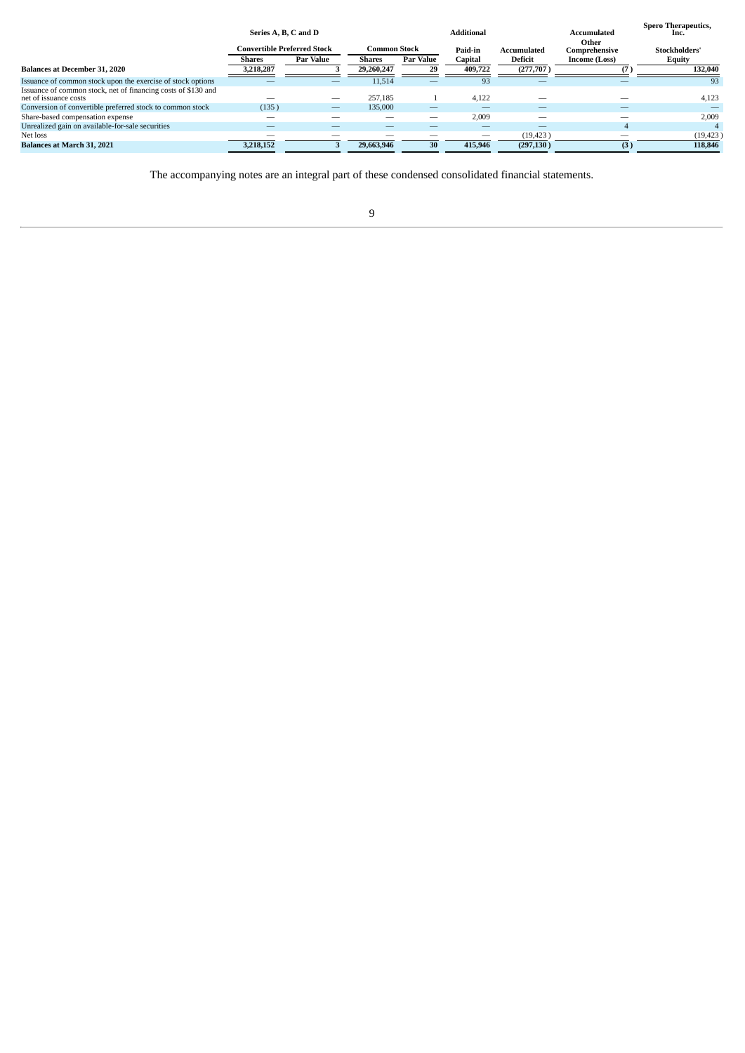| | Series A, B, C and D | | | | Additional | | Accumulated | Spero Therapeutics, Inc. |
|---|---|---|---|---|---|---|---|---|
| | Convertible Preferred Stock | | Common Stock | | Paid-in | Accumulated | Other Comprehensive | Stockholders' |
| | Shares | Par Value | Shares | Par Value | Capital | Deficit | Income (Loss) | Equity |
| **Balances at December 31, 2020** | 3,218,287 | 3 | 29,260,247 | 29 | 409,722 | (277,707 ) | (7 ) | 132,040 |
| Issuance of common stock upon the exercise of stock options | — | — | 11,514 | — | 93 | — | — | 93 |
| Issuance of common stock, net of financing costs of $130 and net of issuance costs | — | — | 257,185 | 1 | 4,122 | — | — | 4,123 |
| Conversion of convertible preferred stock to common stock | (135 ) | — | 135,000 | — | — | — | — | — |
| Share-based compensation expense | — | — | — | — | 2,009 | — | — | 2,009 |
| Unrealized gain on available-for-sale securities | — | — | — | — | — | — | 4 | 4 |
| Net loss | — | — | — | — | — | (19,423 ) | — | (19,423 ) |
| **Balances at March 31, 2021** | 3,218,152 | 3 | 29,663,946 | 30 | 415,946 | (297,130 ) | (3 ) | 118,846 |

The accompanying notes are an integral part of these condensed consolidated financial statements.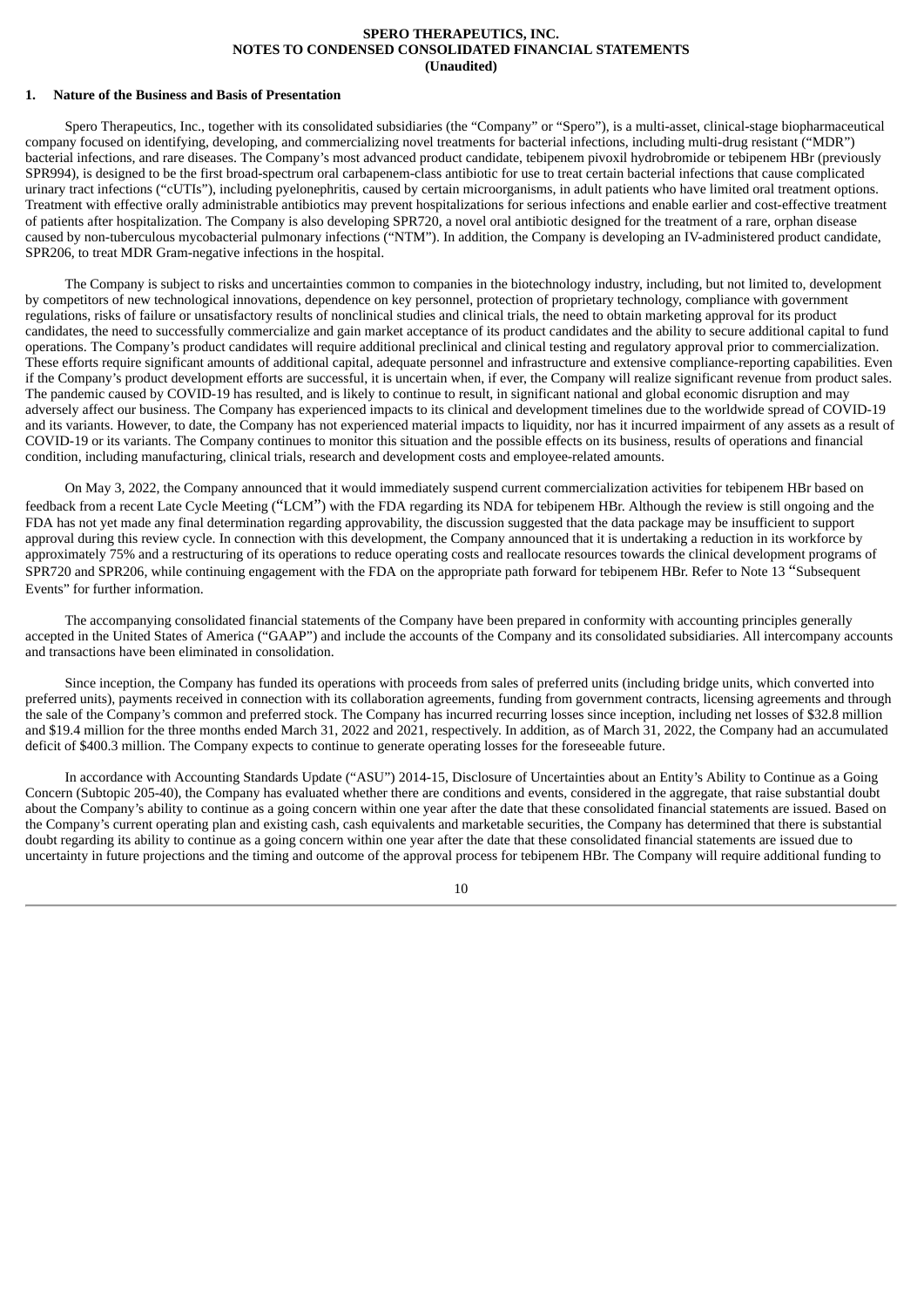**SPERO THERAPEUTICS, INC.**
**NOTES TO CONDENSED CONSOLIDATED FINANCIAL STATEMENTS**
**(Unaudited)**

## 1. Nature of the Business and Basis of Presentation

Spero Therapeutics, Inc., together with its consolidated subsidiaries (the "Company" or "Spero"), is a multi-asset, clinical-stage biopharmaceutical company focused on identifying, developing, and commercializing novel treatments for bacterial infections, including multi-drug resistant ("MDR") bacterial infections, and rare diseases. The Company's most advanced product candidate, tebipenem pivoxil hydrobromide or tebipenem HBr (previously SPR994), is designed to be the first broad-spectrum oral carbapenem-class antibiotic for use to treat certain bacterial infections that cause complicated urinary tract infections ("cUTIs"), including pyelonephritis, caused by certain microorganisms, in adult patients who have limited oral treatment options. Treatment with effective orally administrable antibiotics may prevent hospitalizations for serious infections and enable earlier and cost-effective treatment of patients after hospitalization. The Company is also developing SPR720, a novel oral antibiotic designed for the treatment of a rare, orphan disease caused by non-tuberculous mycobacterial pulmonary infections ("NTM"). In addition, the Company is developing an IV-administered product candidate, SPR206, to treat MDR Gram-negative infections in the hospital.

The Company is subject to risks and uncertainties common to companies in the biotechnology industry, including, but not limited to, development by competitors of new technological innovations, dependence on key personnel, protection of proprietary technology, compliance with government regulations, risks of failure or unsatisfactory results of nonclinical studies and clinical trials, the need to obtain marketing approval for its product candidates, the need to successfully commercialize and gain market acceptance of its product candidates and the ability to secure additional capital to fund operations. The Company's product candidates will require additional preclinical and clinical testing and regulatory approval prior to commercialization. These efforts require significant amounts of additional capital, adequate personnel and infrastructure and extensive compliance-reporting capabilities. Even if the Company's product development efforts are successful, it is uncertain when, if ever, the Company will realize significant revenue from product sales. The pandemic caused by COVID-19 has resulted, and is likely to continue to result, in significant national and global economic disruption and may adversely affect our business. The Company has experienced impacts to its clinical and development timelines due to the worldwide spread of COVID-19 and its variants. However, to date, the Company has not experienced material impacts to liquidity, nor has it incurred impairment of any assets as a result of COVID-19 or its variants. The Company continues to monitor this situation and the possible effects on its business, results of operations and financial condition, including manufacturing, clinical trials, research and development costs and employee-related amounts.

On May 3, 2022, the Company announced that it would immediately suspend current commercialization activities for tebipenem HBr based on feedback from a recent Late Cycle Meeting ("LCM") with the FDA regarding its NDA for tebipenem HBr. Although the review is still ongoing and the FDA has not yet made any final determination regarding approvability, the discussion suggested that the data package may be insufficient to support approval during this review cycle. In connection with this development, the Company announced that it is undertaking a reduction in its workforce by approximately 75% and a restructuring of its operations to reduce operating costs and reallocate resources towards the clinical development programs of SPR720 and SPR206, while continuing engagement with the FDA on the appropriate path forward for tebipenem HBr. Refer to Note 13 "Subsequent Events" for further information.

The accompanying consolidated financial statements of the Company have been prepared in conformity with accounting principles generally accepted in the United States of America ("GAAP") and include the accounts of the Company and its consolidated subsidiaries. All intercompany accounts and transactions have been eliminated in consolidation.

Since inception, the Company has funded its operations with proceeds from sales of preferred units (including bridge units, which converted into preferred units), payments received in connection with its collaboration agreements, funding from government contracts, licensing agreements and through the sale of the Company's common and preferred stock. The Company has incurred recurring losses since inception, including net losses of $32.8 million and $19.4 million for the three months ended March 31, 2022 and 2021, respectively. In addition, as of March 31, 2022, the Company had an accumulated deficit of $400.3 million. The Company expects to continue to generate operating losses for the foreseeable future.

In accordance with Accounting Standards Update ("ASU") 2014-15, Disclosure of Uncertainties about an Entity's Ability to Continue as a Going Concern (Subtopic 205-40), the Company has evaluated whether there are conditions and events, considered in the aggregate, that raise substantial doubt about the Company's ability to continue as a going concern within one year after the date that these consolidated financial statements are issued. Based on the Company's current operating plan and existing cash, cash equivalents and marketable securities, the Company has determined that there is substantial doubt regarding its ability to continue as a going concern within one year after the date that these consolidated financial statements are issued due to uncertainty in future projections and the timing and outcome of the approval process for tebipenem HBr. The Company will require additional funding to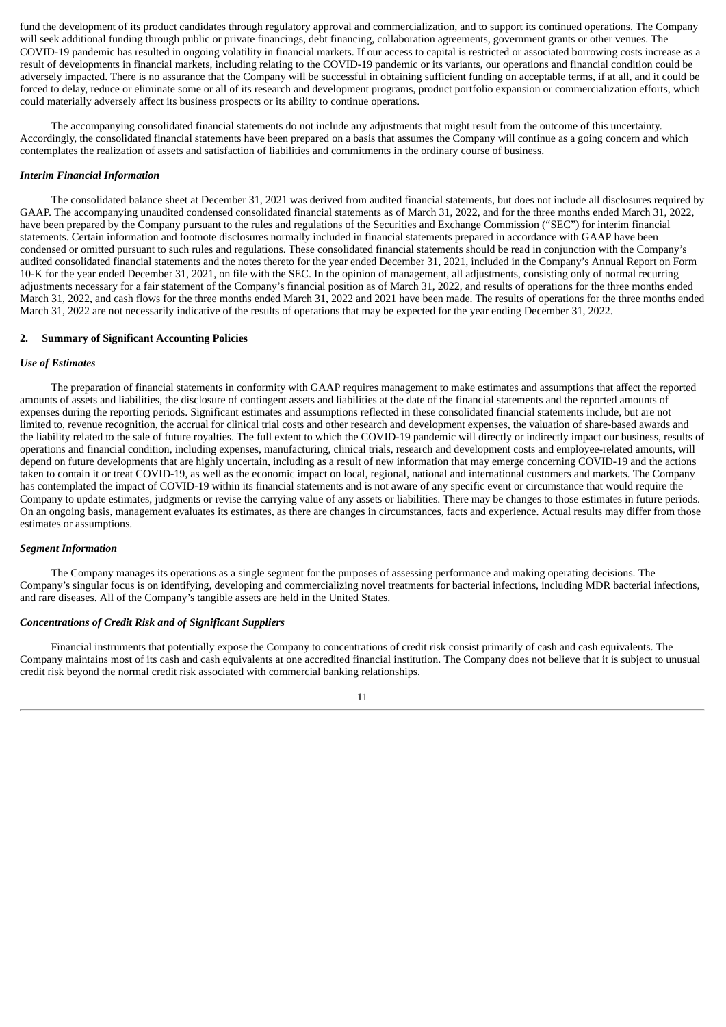fund the development of its product candidates through regulatory approval and commercialization, and to support its continued operations. The Company will seek additional funding through public or private financings, debt financing, collaboration agreements, government grants or other venues. The COVID-19 pandemic has resulted in ongoing volatility in financial markets. If our access to capital is restricted or associated borrowing costs increase as a result of developments in financial markets, including relating to the COVID-19 pandemic or its variants, our operations and financial condition could be adversely impacted. There is no assurance that the Company will be successful in obtaining sufficient funding on acceptable terms, if at all, and it could be forced to delay, reduce or eliminate some or all of its research and development programs, product portfolio expansion or commercialization efforts, which could materially adversely affect its business prospects or its ability to continue operations.

The accompanying consolidated financial statements do not include any adjustments that might result from the outcome of this uncertainty. Accordingly, the consolidated financial statements have been prepared on a basis that assumes the Company will continue as a going concern and which contemplates the realization of assets and satisfaction of liabilities and commitments in the ordinary course of business.

***Interim Financial Information***

The consolidated balance sheet at December 31, 2021 was derived from audited financial statements, but does not include all disclosures required by GAAP. The accompanying unaudited condensed consolidated financial statements as of March 31, 2022, and for the three months ended March 31, 2022, have been prepared by the Company pursuant to the rules and regulations of the Securities and Exchange Commission ("SEC") for interim financial statements. Certain information and footnote disclosures normally included in financial statements prepared in accordance with GAAP have been condensed or omitted pursuant to such rules and regulations. These consolidated financial statements should be read in conjunction with the Company's audited consolidated financial statements and the notes thereto for the year ended December 31, 2021, included in the Company's Annual Report on Form 10-K for the year ended December 31, 2021, on file with the SEC. In the opinion of management, all adjustments, consisting only of normal recurring adjustments necessary for a fair statement of the Company's financial position as of March 31, 2022, and results of operations for the three months ended March 31, 2022, and cash flows for the three months ended March 31, 2022 and 2021 have been made. The results of operations for the three months ended March 31, 2022 are not necessarily indicative of the results of operations that may be expected for the year ending December 31, 2022.

## 2. Summary of Significant Accounting Policies

***Use of Estimates***

The preparation of financial statements in conformity with GAAP requires management to make estimates and assumptions that affect the reported amounts of assets and liabilities, the disclosure of contingent assets and liabilities at the date of the financial statements and the reported amounts of expenses during the reporting periods. Significant estimates and assumptions reflected in these consolidated financial statements include, but are not limited to, revenue recognition, the accrual for clinical trial costs and other research and development expenses, the valuation of share-based awards and the liability related to the sale of future royalties. The full extent to which the COVID-19 pandemic will directly or indirectly impact our business, results of operations and financial condition, including expenses, manufacturing, clinical trials, research and development costs and employee-related amounts, will depend on future developments that are highly uncertain, including as a result of new information that may emerge concerning COVID-19 and the actions taken to contain it or treat COVID-19, as well as the economic impact on local, regional, national and international customers and markets. The Company has contemplated the impact of COVID-19 within its financial statements and is not aware of any specific event or circumstance that would require the Company to update estimates, judgments or revise the carrying value of any assets or liabilities. There may be changes to those estimates in future periods. On an ongoing basis, management evaluates its estimates, as there are changes in circumstances, facts and experience. Actual results may differ from those estimates or assumptions.

***Segment Information***

The Company manages its operations as a single segment for the purposes of assessing performance and making operating decisions. The Company's singular focus is on identifying, developing and commercializing novel treatments for bacterial infections, including MDR bacterial infections, and rare diseases. All of the Company's tangible assets are held in the United States.

***Concentrations of Credit Risk and of Significant Suppliers***

Financial instruments that potentially expose the Company to concentrations of credit risk consist primarily of cash and cash equivalents. The Company maintains most of its cash and cash equivalents at one accredited financial institution. The Company does not believe that it is subject to unusual credit risk beyond the normal credit risk associated with commercial banking relationships.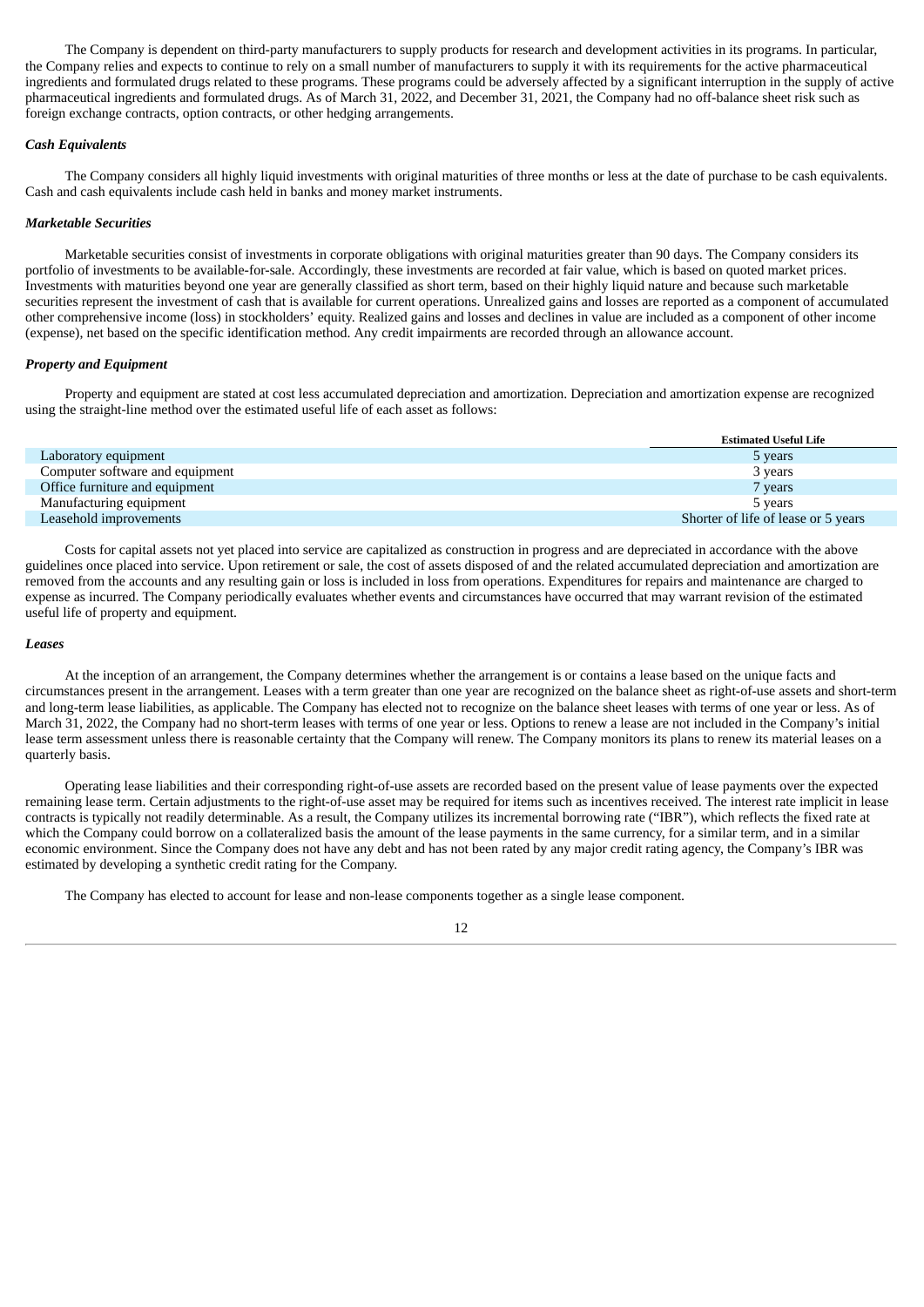The Company is dependent on third-party manufacturers to supply products for research and development activities in its programs. In particular, the Company relies and expects to continue to rely on a small number of manufacturers to supply it with its requirements for the active pharmaceutical ingredients and formulated drugs related to these programs. These programs could be adversely affected by a significant interruption in the supply of active pharmaceutical ingredients and formulated drugs. As of March 31, 2022, and December 31, 2021, the Company had no off-balance sheet risk such as foreign exchange contracts, option contracts, or other hedging arrangements.

***Cash Equivalents***

The Company considers all highly liquid investments with original maturities of three months or less at the date of purchase to be cash equivalents. Cash and cash equivalents include cash held in banks and money market instruments.

***Marketable Securities***

Marketable securities consist of investments in corporate obligations with original maturities greater than 90 days. The Company considers its portfolio of investments to be available-for-sale. Accordingly, these investments are recorded at fair value, which is based on quoted market prices. Investments with maturities beyond one year are generally classified as short term, based on their highly liquid nature and because such marketable securities represent the investment of cash that is available for current operations. Unrealized gains and losses are reported as a component of accumulated other comprehensive income (loss) in stockholders' equity. Realized gains and losses and declines in value are included as a component of other income (expense), net based on the specific identification method. Any credit impairments are recorded through an allowance account.

***Property and Equipment***

Property and equipment are stated at cost less accumulated depreciation and amortization. Depreciation and amortization expense are recognized using the straight-line method over the estimated useful life of each asset as follows:

| | Estimated Useful Life |
|---|---|
| Laboratory equipment | 5 years |
| Computer software and equipment | 3 years |
| Office furniture and equipment | 7 years |
| Manufacturing equipment | 5 years |
| Leasehold improvements | Shorter of life of lease or 5 years |

Costs for capital assets not yet placed into service are capitalized as construction in progress and are depreciated in accordance with the above guidelines once placed into service. Upon retirement or sale, the cost of assets disposed of and the related accumulated depreciation and amortization are removed from the accounts and any resulting gain or loss is included in loss from operations. Expenditures for repairs and maintenance are charged to expense as incurred. The Company periodically evaluates whether events and circumstances have occurred that may warrant revision of the estimated useful life of property and equipment.

***Leases***

At the inception of an arrangement, the Company determines whether the arrangement is or contains a lease based on the unique facts and circumstances present in the arrangement. Leases with a term greater than one year are recognized on the balance sheet as right-of-use assets and short-term and long-term lease liabilities, as applicable. The Company has elected not to recognize on the balance sheet leases with terms of one year or less. As of March 31, 2022, the Company had no short-term leases with terms of one year or less. Options to renew a lease are not included in the Company's initial lease term assessment unless there is reasonable certainty that the Company will renew. The Company monitors its plans to renew its material leases on a quarterly basis.

Operating lease liabilities and their corresponding right-of-use assets are recorded based on the present value of lease payments over the expected remaining lease term. Certain adjustments to the right-of-use asset may be required for items such as incentives received. The interest rate implicit in lease contracts is typically not readily determinable. As a result, the Company utilizes its incremental borrowing rate ("IBR"), which reflects the fixed rate at which the Company could borrow on a collateralized basis the amount of the lease payments in the same currency, for a similar term, and in a similar economic environment. Since the Company does not have any debt and has not been rated by any major credit rating agency, the Company's IBR was estimated by developing a synthetic credit rating for the Company.

The Company has elected to account for lease and non-lease components together as a single lease component.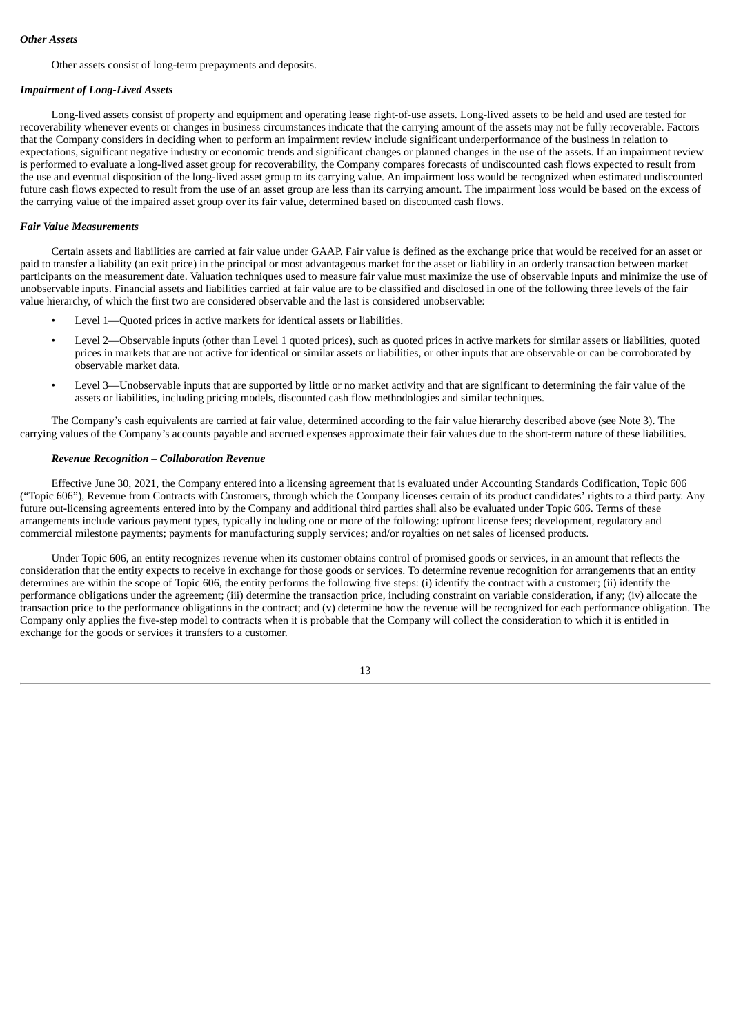***Other Assets***

Other assets consist of long-term prepayments and deposits.

***Impairment of Long-Lived Assets***

Long-lived assets consist of property and equipment and operating lease right-of-use assets. Long-lived assets to be held and used are tested for recoverability whenever events or changes in business circumstances indicate that the carrying amount of the assets may not be fully recoverable. Factors that the Company considers in deciding when to perform an impairment review include significant underperformance of the business in relation to expectations, significant negative industry or economic trends and significant changes or planned changes in the use of the assets. If an impairment review is performed to evaluate a long-lived asset group for recoverability, the Company compares forecasts of undiscounted cash flows expected to result from the use and eventual disposition of the long-lived asset group to its carrying value. An impairment loss would be recognized when estimated undiscounted future cash flows expected to result from the use of an asset group are less than its carrying amount. The impairment loss would be based on the excess of the carrying value of the impaired asset group over its fair value, determined based on discounted cash flows.

***Fair Value Measurements***

Certain assets and liabilities are carried at fair value under GAAP. Fair value is defined as the exchange price that would be received for an asset or paid to transfer a liability (an exit price) in the principal or most advantageous market for the asset or liability in an orderly transaction between market participants on the measurement date. Valuation techniques used to measure fair value must maximize the use of observable inputs and minimize the use of unobservable inputs. Financial assets and liabilities carried at fair value are to be classified and disclosed in one of the following three levels of the fair value hierarchy, of which the first two are considered observable and the last is considered unobservable:

- Level 1—Quoted prices in active markets for identical assets or liabilities.
- Level 2—Observable inputs (other than Level 1 quoted prices), such as quoted prices in active markets for similar assets or liabilities, quoted prices in markets that are not active for identical or similar assets or liabilities, or other inputs that are observable or can be corroborated by observable market data.
- Level 3—Unobservable inputs that are supported by little or no market activity and that are significant to determining the fair value of the assets or liabilities, including pricing models, discounted cash flow methodologies and similar techniques.

The Company's cash equivalents are carried at fair value, determined according to the fair value hierarchy described above (see Note 3). The carrying values of the Company's accounts payable and accrued expenses approximate their fair values due to the short-term nature of these liabilities.

***Revenue Recognition – Collaboration Revenue***

Effective June 30, 2021, the Company entered into a licensing agreement that is evaluated under Accounting Standards Codification, Topic 606 ("Topic 606"), Revenue from Contracts with Customers, through which the Company licenses certain of its product candidates' rights to a third party. Any future out-licensing agreements entered into by the Company and additional third parties shall also be evaluated under Topic 606. Terms of these arrangements include various payment types, typically including one or more of the following: upfront license fees; development, regulatory and commercial milestone payments; payments for manufacturing supply services; and/or royalties on net sales of licensed products.

Under Topic 606, an entity recognizes revenue when its customer obtains control of promised goods or services, in an amount that reflects the consideration that the entity expects to receive in exchange for those goods or services. To determine revenue recognition for arrangements that an entity determines are within the scope of Topic 606, the entity performs the following five steps: (i) identify the contract with a customer; (ii) identify the performance obligations under the agreement; (iii) determine the transaction price, including constraint on variable consideration, if any; (iv) allocate the transaction price to the performance obligations in the contract; and (v) determine how the revenue will be recognized for each performance obligation. The Company only applies the five-step model to contracts when it is probable that the Company will collect the consideration to which it is entitled in exchange for the goods or services it transfers to a customer.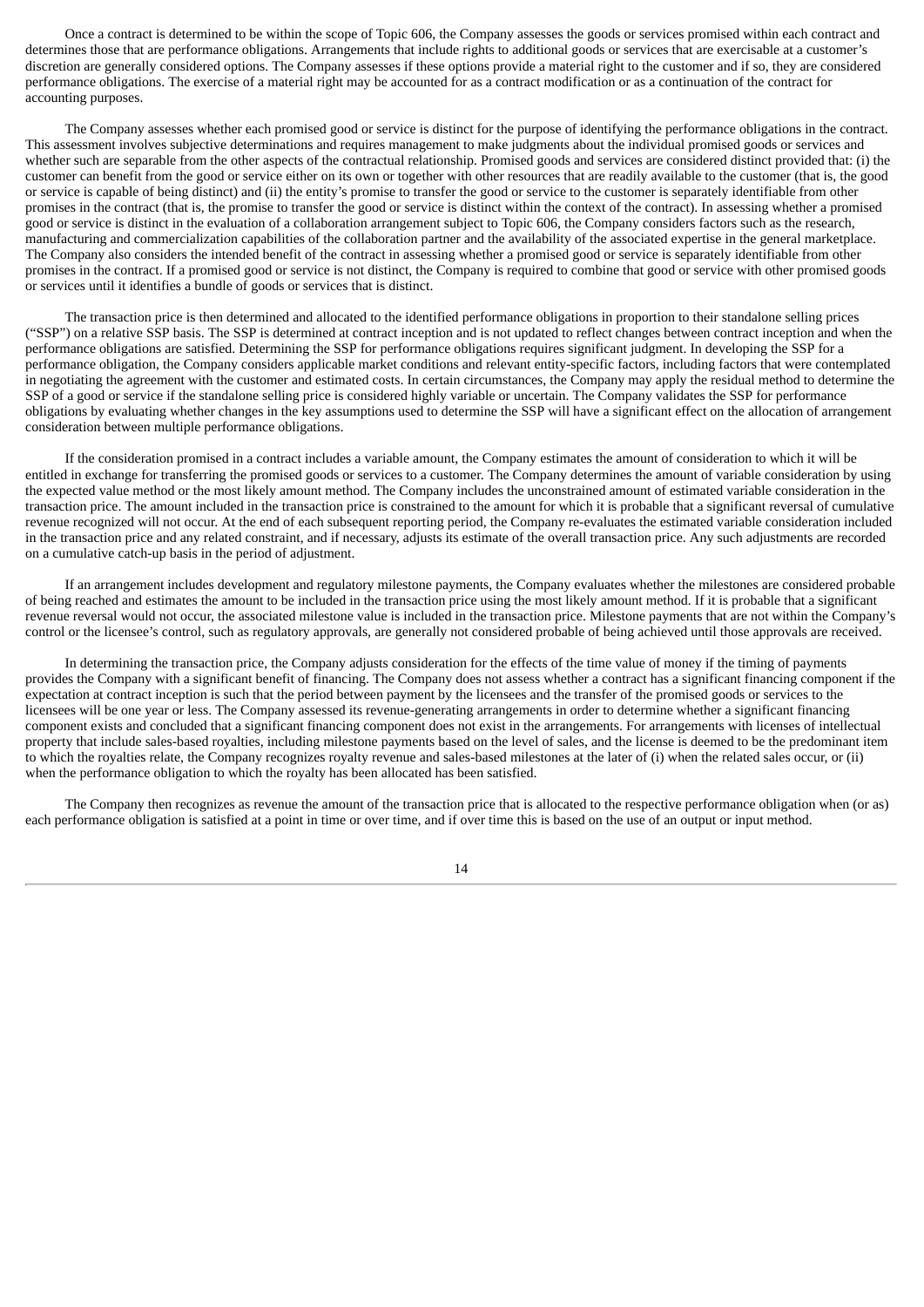Once a contract is determined to be within the scope of Topic 606, the Company assesses the goods or services promised within each contract and determines those that are performance obligations. Arrangements that include rights to additional goods or services that are exercisable at a customer's discretion are generally considered options. The Company assesses if these options provide a material right to the customer and if so, they are considered performance obligations. The exercise of a material right may be accounted for as a contract modification or as a continuation of the contract for accounting purposes.

The Company assesses whether each promised good or service is distinct for the purpose of identifying the performance obligations in the contract. This assessment involves subjective determinations and requires management to make judgments about the individual promised goods or services and whether such are separable from the other aspects of the contractual relationship. Promised goods and services are considered distinct provided that: (i) the customer can benefit from the good or service either on its own or together with other resources that are readily available to the customer (that is, the good or service is capable of being distinct) and (ii) the entity's promise to transfer the good or service to the customer is separately identifiable from other promises in the contract (that is, the promise to transfer the good or service is distinct within the context of the contract). In assessing whether a promised good or service is distinct in the evaluation of a collaboration arrangement subject to Topic 606, the Company considers factors such as the research, manufacturing and commercialization capabilities of the collaboration partner and the availability of the associated expertise in the general marketplace. The Company also considers the intended benefit of the contract in assessing whether a promised good or service is separately identifiable from other promises in the contract. If a promised good or service is not distinct, the Company is required to combine that good or service with other promised goods or services until it identifies a bundle of goods or services that is distinct.

The transaction price is then determined and allocated to the identified performance obligations in proportion to their standalone selling prices ("SSP") on a relative SSP basis. The SSP is determined at contract inception and is not updated to reflect changes between contract inception and when the performance obligations are satisfied. Determining the SSP for performance obligations requires significant judgment. In developing the SSP for a performance obligation, the Company considers applicable market conditions and relevant entity-specific factors, including factors that were contemplated in negotiating the agreement with the customer and estimated costs. In certain circumstances, the Company may apply the residual method to determine the SSP of a good or service if the standalone selling price is considered highly variable or uncertain. The Company validates the SSP for performance obligations by evaluating whether changes in the key assumptions used to determine the SSP will have a significant effect on the allocation of arrangement consideration between multiple performance obligations.

If the consideration promised in a contract includes a variable amount, the Company estimates the amount of consideration to which it will be entitled in exchange for transferring the promised goods or services to a customer. The Company determines the amount of variable consideration by using the expected value method or the most likely amount method. The Company includes the unconstrained amount of estimated variable consideration in the transaction price. The amount included in the transaction price is constrained to the amount for which it is probable that a significant reversal of cumulative revenue recognized will not occur. At the end of each subsequent reporting period, the Company re-evaluates the estimated variable consideration included in the transaction price and any related constraint, and if necessary, adjusts its estimate of the overall transaction price. Any such adjustments are recorded on a cumulative catch-up basis in the period of adjustment.

If an arrangement includes development and regulatory milestone payments, the Company evaluates whether the milestones are considered probable of being reached and estimates the amount to be included in the transaction price using the most likely amount method. If it is probable that a significant revenue reversal would not occur, the associated milestone value is included in the transaction price. Milestone payments that are not within the Company's control or the licensee's control, such as regulatory approvals, are generally not considered probable of being achieved until those approvals are received.

In determining the transaction price, the Company adjusts consideration for the effects of the time value of money if the timing of payments provides the Company with a significant benefit of financing. The Company does not assess whether a contract has a significant financing component if the expectation at contract inception is such that the period between payment by the licensees and the transfer of the promised goods or services to the licensees will be one year or less. The Company assessed its revenue-generating arrangements in order to determine whether a significant financing component exists and concluded that a significant financing component does not exist in the arrangements. For arrangements with licenses of intellectual property that include sales-based royalties, including milestone payments based on the level of sales, and the license is deemed to be the predominant item to which the royalties relate, the Company recognizes royalty revenue and sales-based milestones at the later of (i) when the related sales occur, or (ii) when the performance obligation to which the royalty has been allocated has been satisfied.

The Company then recognizes as revenue the amount of the transaction price that is allocated to the respective performance obligation when (or as) each performance obligation is satisfied at a point in time or over time, and if over time this is based on the use of an output or input method.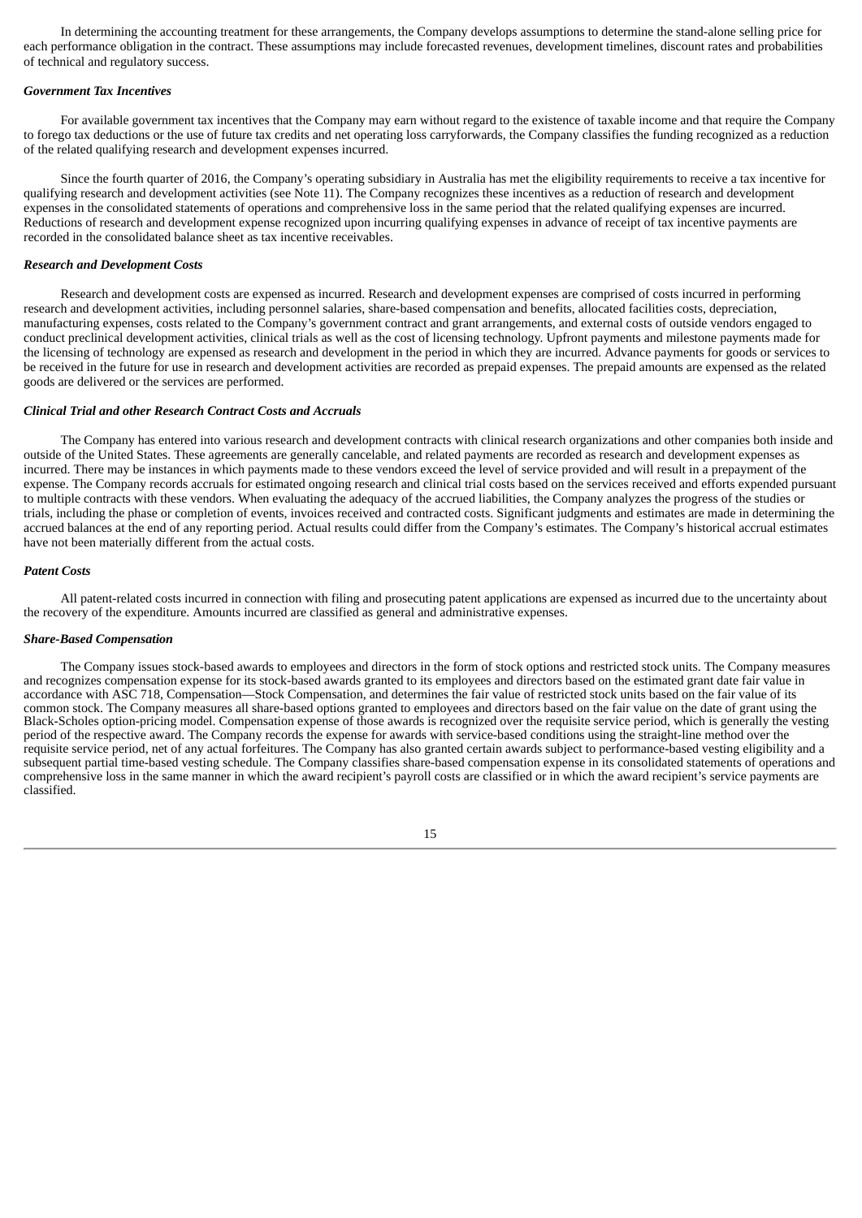In determining the accounting treatment for these arrangements, the Company develops assumptions to determine the stand-alone selling price for each performance obligation in the contract. These assumptions may include forecasted revenues, development timelines, discount rates and probabilities of technical and regulatory success.

***Government Tax Incentives***

For available government tax incentives that the Company may earn without regard to the existence of taxable income and that require the Company to forego tax deductions or the use of future tax credits and net operating loss carryforwards, the Company classifies the funding recognized as a reduction of the related qualifying research and development expenses incurred.

Since the fourth quarter of 2016, the Company's operating subsidiary in Australia has met the eligibility requirements to receive a tax incentive for qualifying research and development activities (see Note 11). The Company recognizes these incentives as a reduction of research and development expenses in the consolidated statements of operations and comprehensive loss in the same period that the related qualifying expenses are incurred. Reductions of research and development expense recognized upon incurring qualifying expenses in advance of receipt of tax incentive payments are recorded in the consolidated balance sheet as tax incentive receivables.

***Research and Development Costs***

Research and development costs are expensed as incurred. Research and development expenses are comprised of costs incurred in performing research and development activities, including personnel salaries, share-based compensation and benefits, allocated facilities costs, depreciation, manufacturing expenses, costs related to the Company's government contract and grant arrangements, and external costs of outside vendors engaged to conduct preclinical development activities, clinical trials as well as the cost of licensing technology. Upfront payments and milestone payments made for the licensing of technology are expensed as research and development in the period in which they are incurred. Advance payments for goods or services to be received in the future for use in research and development activities are recorded as prepaid expenses. The prepaid amounts are expensed as the related goods are delivered or the services are performed.

***Clinical Trial and other Research Contract Costs and Accruals***

The Company has entered into various research and development contracts with clinical research organizations and other companies both inside and outside of the United States. These agreements are generally cancelable, and related payments are recorded as research and development expenses as incurred. There may be instances in which payments made to these vendors exceed the level of service provided and will result in a prepayment of the expense. The Company records accruals for estimated ongoing research and clinical trial costs based on the services received and efforts expended pursuant to multiple contracts with these vendors. When evaluating the adequacy of the accrued liabilities, the Company analyzes the progress of the studies or trials, including the phase or completion of events, invoices received and contracted costs. Significant judgments and estimates are made in determining the accrued balances at the end of any reporting period. Actual results could differ from the Company's estimates. The Company's historical accrual estimates have not been materially different from the actual costs.

***Patent Costs***

All patent-related costs incurred in connection with filing and prosecuting patent applications are expensed as incurred due to the uncertainty about the recovery of the expenditure. Amounts incurred are classified as general and administrative expenses.

***Share-Based Compensation***

The Company issues stock-based awards to employees and directors in the form of stock options and restricted stock units. The Company measures and recognizes compensation expense for its stock-based awards granted to its employees and directors based on the estimated grant date fair value in accordance with ASC 718, Compensation—Stock Compensation, and determines the fair value of restricted stock units based on the fair value of its common stock. The Company measures all share-based options granted to employees and directors based on the fair value on the date of grant using the Black-Scholes option-pricing model. Compensation expense of those awards is recognized over the requisite service period, which is generally the vesting period of the respective award. The Company records the expense for awards with service-based conditions using the straight-line method over the requisite service period, net of any actual forfeitures. The Company has also granted certain awards subject to performance-based vesting eligibility and a subsequent partial time-based vesting schedule. The Company classifies share-based compensation expense in its consolidated statements of operations and comprehensive loss in the same manner in which the award recipient's payroll costs are classified or in which the award recipient's service payments are classified.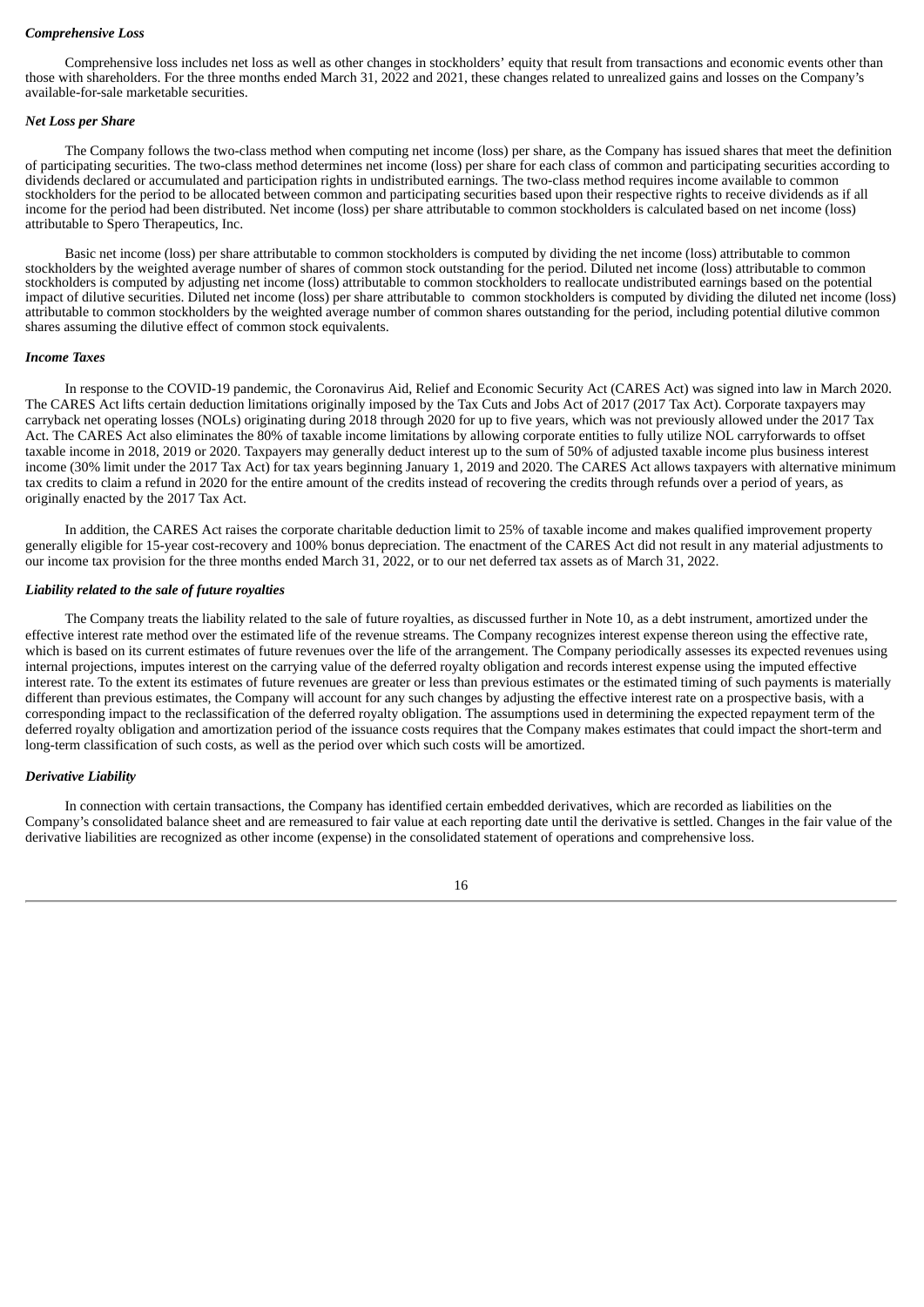***Comprehensive Loss***

Comprehensive loss includes net loss as well as other changes in stockholders' equity that result from transactions and economic events other than those with shareholders. For the three months ended March 31, 2022 and 2021, these changes related to unrealized gains and losses on the Company's available-for-sale marketable securities.

***Net Loss per Share***

The Company follows the two-class method when computing net income (loss) per share, as the Company has issued shares that meet the definition of participating securities. The two-class method determines net income (loss) per share for each class of common and participating securities according to dividends declared or accumulated and participation rights in undistributed earnings. The two-class method requires income available to common stockholders for the period to be allocated between common and participating securities based upon their respective rights to receive dividends as if all income for the period had been distributed. Net income (loss) per share attributable to common stockholders is calculated based on net income (loss) attributable to Spero Therapeutics, Inc.

Basic net income (loss) per share attributable to common stockholders is computed by dividing the net income (loss) attributable to common stockholders by the weighted average number of shares of common stock outstanding for the period. Diluted net income (loss) attributable to common stockholders is computed by adjusting net income (loss) attributable to common stockholders to reallocate undistributed earnings based on the potential impact of dilutive securities. Diluted net income (loss) per share attributable to common stockholders is computed by dividing the diluted net income (loss) attributable to common stockholders by the weighted average number of common shares outstanding for the period, including potential dilutive common shares assuming the dilutive effect of common stock equivalents.

***Income Taxes***

In response to the COVID-19 pandemic, the Coronavirus Aid, Relief and Economic Security Act (CARES Act) was signed into law in March 2020. The CARES Act lifts certain deduction limitations originally imposed by the Tax Cuts and Jobs Act of 2017 (2017 Tax Act). Corporate taxpayers may carryback net operating losses (NOLs) originating during 2018 through 2020 for up to five years, which was not previously allowed under the 2017 Tax Act. The CARES Act also eliminates the 80% of taxable income limitations by allowing corporate entities to fully utilize NOL carryforwards to offset taxable income in 2018, 2019 or 2020. Taxpayers may generally deduct interest up to the sum of 50% of adjusted taxable income plus business interest income (30% limit under the 2017 Tax Act) for tax years beginning January 1, 2019 and 2020. The CARES Act allows taxpayers with alternative minimum tax credits to claim a refund in 2020 for the entire amount of the credits instead of recovering the credits through refunds over a period of years, as originally enacted by the 2017 Tax Act.

In addition, the CARES Act raises the corporate charitable deduction limit to 25% of taxable income and makes qualified improvement property generally eligible for 15-year cost-recovery and 100% bonus depreciation. The enactment of the CARES Act did not result in any material adjustments to our income tax provision for the three months ended March 31, 2022, or to our net deferred tax assets as of March 31, 2022.

***Liability related to the sale of future royalties***

The Company treats the liability related to the sale of future royalties, as discussed further in Note 10, as a debt instrument, amortized under the effective interest rate method over the estimated life of the revenue streams. The Company recognizes interest expense thereon using the effective rate, which is based on its current estimates of future revenues over the life of the arrangement. The Company periodically assesses its expected revenues using internal projections, imputes interest on the carrying value of the deferred royalty obligation and records interest expense using the imputed effective interest rate. To the extent its estimates of future revenues are greater or less than previous estimates or the estimated timing of such payments is materially different than previous estimates, the Company will account for any such changes by adjusting the effective interest rate on a prospective basis, with a corresponding impact to the reclassification of the deferred royalty obligation. The assumptions used in determining the expected repayment term of the deferred royalty obligation and amortization period of the issuance costs requires that the Company makes estimates that could impact the short-term and long-term classification of such costs, as well as the period over which such costs will be amortized.

***Derivative Liability***

In connection with certain transactions, the Company has identified certain embedded derivatives, which are recorded as liabilities on the Company's consolidated balance sheet and are remeasured to fair value at each reporting date until the derivative is settled. Changes in the fair value of the derivative liabilities are recognized as other income (expense) in the consolidated statement of operations and comprehensive loss.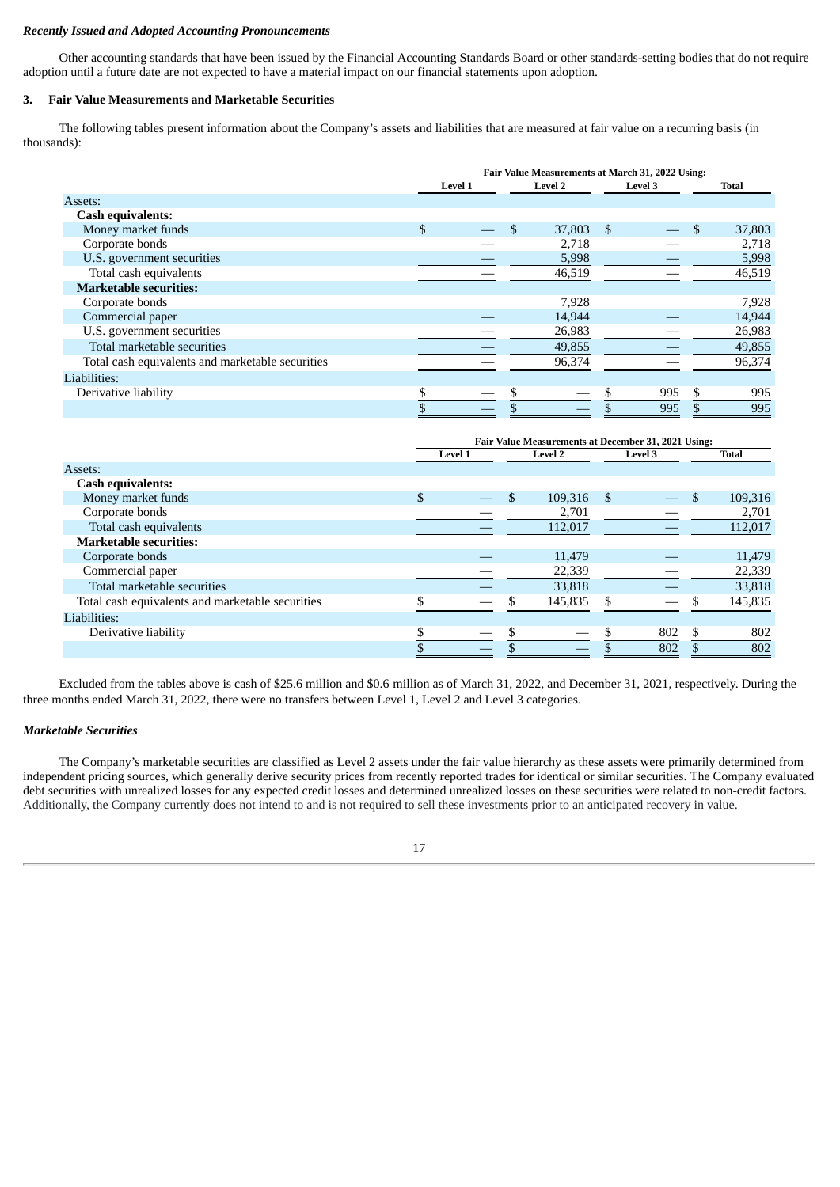***Recently Issued and Adopted Accounting Pronouncements***

Other accounting standards that have been issued by the Financial Accounting Standards Board or other standards-setting bodies that do not require adoption until a future date are not expected to have a material impact on our financial statements upon adoption.

### 3. Fair Value Measurements and Marketable Securities

The following tables present information about the Company's assets and liabilities that are measured at fair value on a recurring basis (in thousands):

| | Fair Value Measurements at March 31, 2022 Using: | | | |
|---|---|---|---|---|
| | Level 1 | Level 2 | Level 3 | Total |
| Assets: | | | | |
| **Cash equivalents:** | | | | |
| Money market funds | $ — | $ 37,803 | $ — | $ 37,803 |
| Corporate bonds | — | 2,718 | — | 2,718 |
| U.S. government securities | — | 5,998 | — | 5,998 |
| Total cash equivalents | — | 46,519 | — | 46,519 |
| **Marketable securities:** | | | | |
| Corporate bonds | | 7,928 | | 7,928 |
| Commercial paper | — | 14,944 | — | 14,944 |
| U.S. government securities | — | 26,983 | — | 26,983 |
| Total marketable securities | — | 49,855 | — | 49,855 |
| Total cash equivalents and marketable securities | — | 96,374 | — | 96,374 |
| Liabilities: | | | | |
| Derivative liability | $ — | $ — | $ 995 | $ 995 |
| | $ — | $ — | $ 995 | $ 995 |

| | Fair Value Measurements at December 31, 2021 Using: | | | |
|---|---|---|---|---|
| | Level 1 | Level 2 | Level 3 | Total |
| Assets: | | | | |
| **Cash equivalents:** | | | | |
| Money market funds | $ — | $ 109,316 | $ — | $ 109,316 |
| Corporate bonds | — | 2,701 | — | 2,701 |
| Total cash equivalents | — | 112,017 | — | 112,017 |
| **Marketable securities:** | | | | |
| Corporate bonds | — | 11,479 | — | 11,479 |
| Commercial paper | — | 22,339 | — | 22,339 |
| Total marketable securities | — | 33,818 | — | 33,818 |
| Total cash equivalents and marketable securities | $ — | $ 145,835 | $ — | $ 145,835 |
| Liabilities: | | | | |
| Derivative liability | $ — | $ — | $ 802 | $ 802 |
| | $ — | $ — | $ 802 | $ 802 |

Excluded from the tables above is cash of $25.6 million and $0.6 million as of March 31, 2022, and December 31, 2021, respectively. During the three months ended March 31, 2022, there were no transfers between Level 1, Level 2 and Level 3 categories.

***Marketable Securities***

The Company's marketable securities are classified as Level 2 assets under the fair value hierarchy as these assets were primarily determined from independent pricing sources, which generally derive security prices from recently reported trades for identical or similar securities. The Company evaluated debt securities with unrealized losses for any expected credit losses and determined unrealized losses on these securities were related to non-credit factors. Additionally, the Company currently does not intend to and is not required to sell these investments prior to an anticipated recovery in value.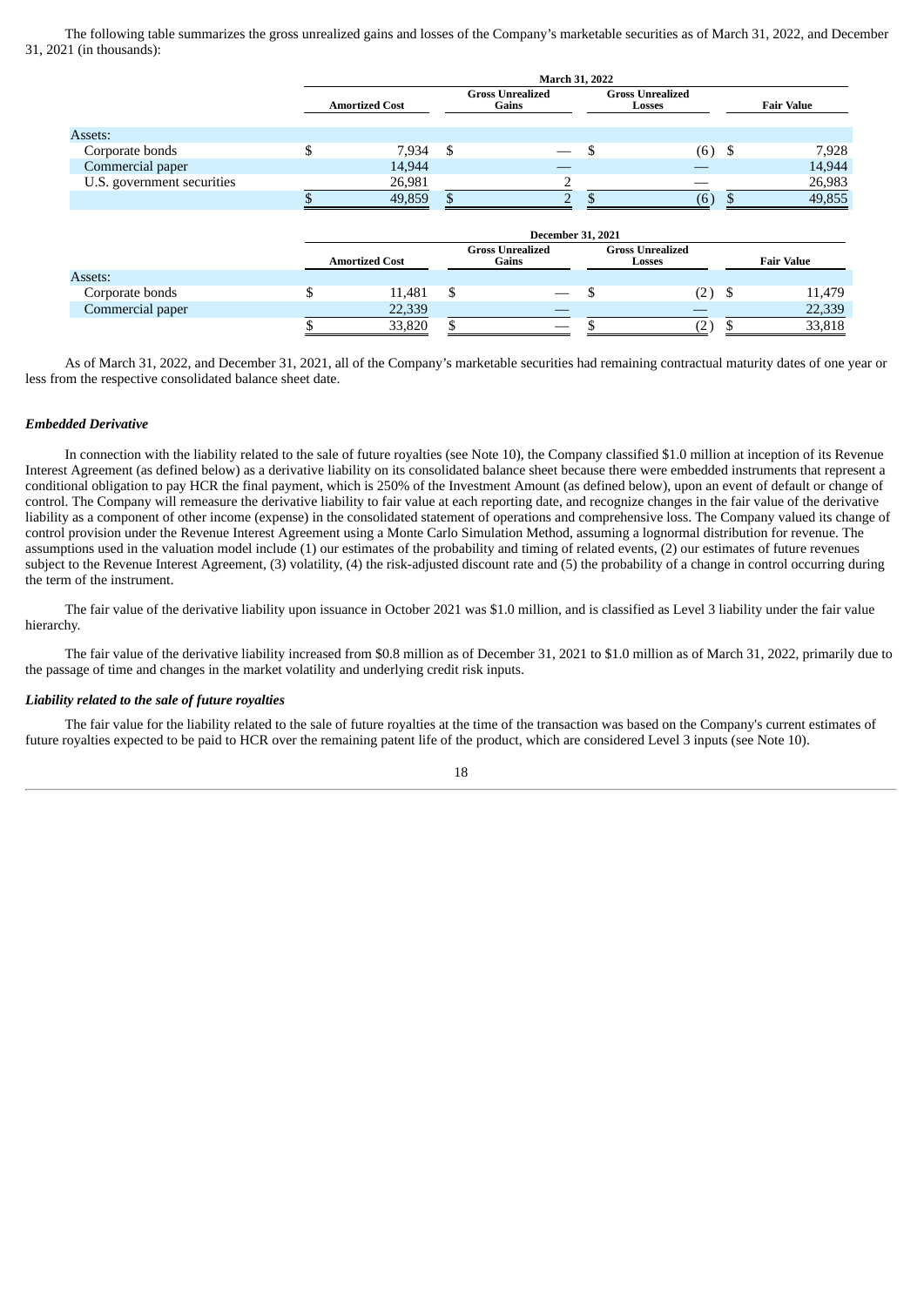The following table summarizes the gross unrealized gains and losses of the Company's marketable securities as of March 31, 2022, and December 31, 2021 (in thousands):

| | March 31, 2022 | | | |
|---|---|---|---|---|
| | Amortized Cost | Gross Unrealized Gains | Gross Unrealized Losses | Fair Value |
| Assets: | | | | |
| Corporate bonds | $ 7,934 | $ — | $ (6) | $ 7,928 |
| Commercial paper | 14,944 | — | — | 14,944 |
| U.S. government securities | 26,981 | 2 | — | 26,983 |
| | $ 49,859 | $ 2 | $ (6) | $ 49,855 |

| | December 31, 2021 | | | |
|---|---|---|---|---|
| | Amortized Cost | Gross Unrealized Gains | Gross Unrealized Losses | Fair Value |
| Assets: | | | | |
| Corporate bonds | $ 11,481 | $ — | $ (2) | $ 11,479 |
| Commercial paper | 22,339 | — | — | 22,339 |
| | $ 33,820 | $ — | $ (2) | $ 33,818 |

As of March 31, 2022, and December 31, 2021, all of the Company's marketable securities had remaining contractual maturity dates of one year or less from the respective consolidated balance sheet date.

***Embedded Derivative***

In connection with the liability related to the sale of future royalties (see Note 10), the Company classified $1.0 million at inception of its Revenue Interest Agreement (as defined below) as a derivative liability on its consolidated balance sheet because there were embedded instruments that represent a conditional obligation to pay HCR the final payment, which is 250% of the Investment Amount (as defined below), upon an event of default or change of control. The Company will remeasure the derivative liability to fair value at each reporting date, and recognize changes in the fair value of the derivative liability as a component of other income (expense) in the consolidated statement of operations and comprehensive loss. The Company valued its change of control provision under the Revenue Interest Agreement using a Monte Carlo Simulation Method, assuming a lognormal distribution for revenue. The assumptions used in the valuation model include (1) our estimates of the probability and timing of related events, (2) our estimates of future revenues subject to the Revenue Interest Agreement, (3) volatility, (4) the risk-adjusted discount rate and (5) the probability of a change in control occurring during the term of the instrument.

The fair value of the derivative liability upon issuance in October 2021 was $1.0 million, and is classified as Level 3 liability under the fair value hierarchy.

The fair value of the derivative liability increased from $0.8 million as of December 31, 2021 to $1.0 million as of March 31, 2022, primarily due to the passage of time and changes in the market volatility and underlying credit risk inputs.

***Liability related to the sale of future royalties***

The fair value for the liability related to the sale of future royalties at the time of the transaction was based on the Company's current estimates of future royalties expected to be paid to HCR over the remaining patent life of the product, which are considered Level 3 inputs (see Note 10).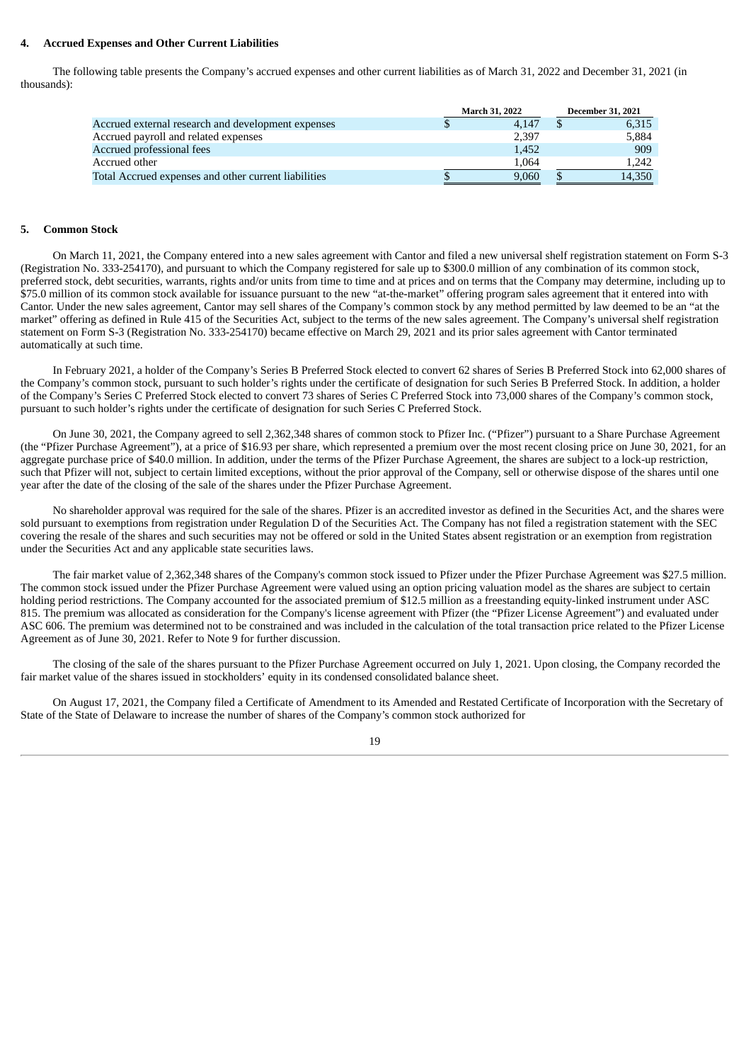#### 4. Accrued Expenses and Other Current Liabilities

The following table presents the Company's accrued expenses and other current liabilities as of March 31, 2022 and December 31, 2021 (in thousands):

| | March 31, 2022 | December 31, 2021 |
|---|---|---|
| Accrued external research and development expenses | $ 4,147 | $ 6,315 |
| Accrued payroll and related expenses | 2,397 | 5,884 |
| Accrued professional fees | 1,452 | 909 |
| Accrued other | 1,064 | 1,242 |
| Total Accrued expenses and other current liabilities | $ 9,060 | $ 14,350 |

#### 5. Common Stock

On March 11, 2021, the Company entered into a new sales agreement with Cantor and filed a new universal shelf registration statement on Form S-3 (Registration No. 333-254170), and pursuant to which the Company registered for sale up to $300.0 million of any combination of its common stock, preferred stock, debt securities, warrants, rights and/or units from time to time and at prices and on terms that the Company may determine, including up to $75.0 million of its common stock available for issuance pursuant to the new "at-the-market" offering program sales agreement that it entered into with Cantor. Under the new sales agreement, Cantor may sell shares of the Company's common stock by any method permitted by law deemed to be an "at the market" offering as defined in Rule 415 of the Securities Act, subject to the terms of the new sales agreement. The Company's universal shelf registration statement on Form S-3 (Registration No. 333-254170) became effective on March 29, 2021 and its prior sales agreement with Cantor terminated automatically at such time.

In February 2021, a holder of the Company's Series B Preferred Stock elected to convert 62 shares of Series B Preferred Stock into 62,000 shares of the Company's common stock, pursuant to such holder's rights under the certificate of designation for such Series B Preferred Stock. In addition, a holder of the Company's Series C Preferred Stock elected to convert 73 shares of Series C Preferred Stock into 73,000 shares of the Company's common stock, pursuant to such holder's rights under the certificate of designation for such Series C Preferred Stock.

On June 30, 2021, the Company agreed to sell 2,362,348 shares of common stock to Pfizer Inc. ("Pfizer") pursuant to a Share Purchase Agreement (the "Pfizer Purchase Agreement"), at a price of $16.93 per share, which represented a premium over the most recent closing price on June 30, 2021, for an aggregate purchase price of $40.0 million. In addition, under the terms of the Pfizer Purchase Agreement, the shares are subject to a lock-up restriction, such that Pfizer will not, subject to certain limited exceptions, without the prior approval of the Company, sell or otherwise dispose of the shares until one year after the date of the closing of the sale of the shares under the Pfizer Purchase Agreement.

No shareholder approval was required for the sale of the shares. Pfizer is an accredited investor as defined in the Securities Act, and the shares were sold pursuant to exemptions from registration under Regulation D of the Securities Act. The Company has not filed a registration statement with the SEC covering the resale of the shares and such securities may not be offered or sold in the United States absent registration or an exemption from registration under the Securities Act and any applicable state securities laws.

The fair market value of 2,362,348 shares of the Company's common stock issued to Pfizer under the Pfizer Purchase Agreement was $27.5 million. The common stock issued under the Pfizer Purchase Agreement were valued using an option pricing valuation model as the shares are subject to certain holding period restrictions. The Company accounted for the associated premium of $12.5 million as a freestanding equity-linked instrument under ASC 815. The premium was allocated as consideration for the Company's license agreement with Pfizer (the "Pfizer License Agreement") and evaluated under ASC 606. The premium was determined not to be constrained and was included in the calculation of the total transaction price related to the Pfizer License Agreement as of June 30, 2021. Refer to Note 9 for further discussion.

The closing of the sale of the shares pursuant to the Pfizer Purchase Agreement occurred on July 1, 2021. Upon closing, the Company recorded the fair market value of the shares issued in stockholders' equity in its condensed consolidated balance sheet.

On August 17, 2021, the Company filed a Certificate of Amendment to its Amended and Restated Certificate of Incorporation with the Secretary of State of the State of Delaware to increase the number of shares of the Company's common stock authorized for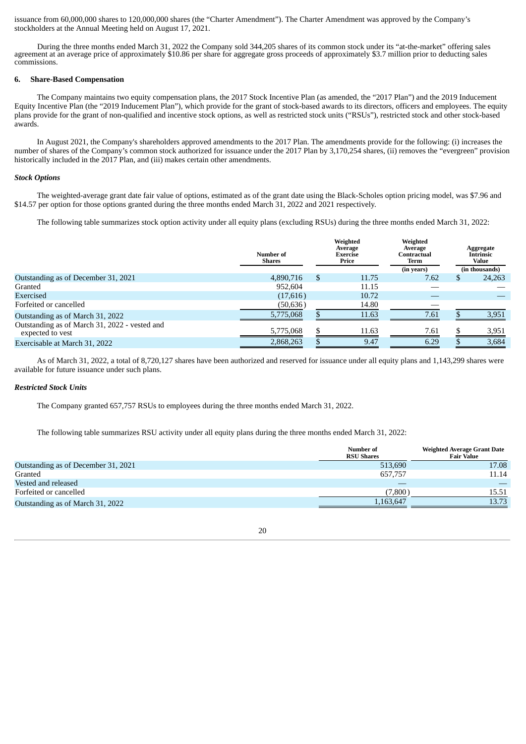issuance from 60,000,000 shares to 120,000,000 shares (the "Charter Amendment"). The Charter Amendment was approved by the Company's stockholders at the Annual Meeting held on August 17, 2021.

During the three months ended March 31, 2022 the Company sold 344,205 shares of its common stock under its "at-the-market" offering sales agreement at an average price of approximately $10.86 per share for aggregate gross proceeds of approximately $3.7 million prior to deducting sales commissions.

## 6. Share-Based Compensation

The Company maintains two equity compensation plans, the 2017 Stock Incentive Plan (as amended, the "2017 Plan") and the 2019 Inducement Equity Incentive Plan (the "2019 Inducement Plan"), which provide for the grant of stock-based awards to its directors, officers and employees. The equity plans provide for the grant of non-qualified and incentive stock options, as well as restricted stock units ("RSUs"), restricted stock and other stock-based awards.

In August 2021, the Company's shareholders approved amendments to the 2017 Plan. The amendments provide for the following: (i) increases the number of shares of the Company's common stock authorized for issuance under the 2017 Plan by 3,170,254 shares, (ii) removes the "evergreen" provision historically included in the 2017 Plan, and (iii) makes certain other amendments.

***Stock Options***

The weighted-average grant date fair value of options, estimated as of the grant date using the Black-Scholes option pricing model, was $7.96 and $14.57 per option for those options granted during the three months ended March 31, 2022 and 2021 respectively.

The following table summarizes stock option activity under all equity plans (excluding RSUs) during the three months ended March 31, 2022:

| | Number of Shares | Weighted Average Exercise Price | Weighted Average Contractual Term | Aggregate Intrinsic Value |
|---|---|---|---|---|
| | | | (in years) | (in thousands) |
| Outstanding as of December 31, 2021 | 4,890,716 | $ 11.75 | 7.62 | $ 24,263 |
| Granted | 952,604 | 11.15 | — | — |
| Exercised | (17,616) | 10.72 | — | — |
| Forfeited or cancelled | (50,636) | 14.80 | — | |
| Outstanding as of March 31, 2022 | 5,775,068 | $ 11.63 | 7.61 | $ 3,951 |
| Outstanding as of March 31, 2022 - vested and expected to vest | 5,775,068 | $ 11.63 | 7.61 | $ 3,951 |
| Exercisable at March 31, 2022 | 2,868,263 | $ 9.47 | 6.29 | $ 3,684 |

As of March 31, 2022, a total of 8,720,127 shares have been authorized and reserved for issuance under all equity plans and 1,143,299 shares were available for future issuance under such plans.

***Restricted Stock Units***

The Company granted 657,757 RSUs to employees during the three months ended March 31, 2022.

The following table summarizes RSU activity under all equity plans during the three months ended March 31, 2022:

| | Number of RSU Shares | Weighted Average Grant Date Fair Value |
|---|---|---|
| Outstanding as of December 31, 2021 | 513,690 | 17.08 |
| Granted | 657,757 | 11.14 |
| Vested and released | — | — |
| Forfeited or cancelled | (7,800) | 15.51 |
| Outstanding as of March 31, 2022 | 1,163,647 | 13.73 |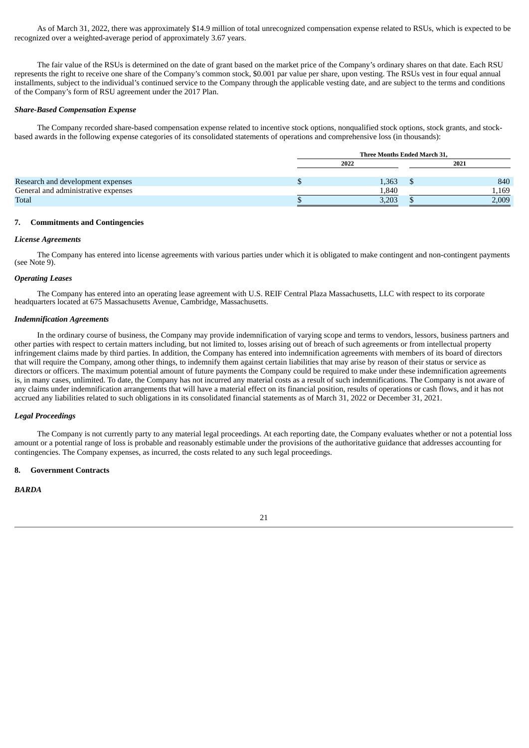As of March 31, 2022, there was approximately $14.9 million of total unrecognized compensation expense related to RSUs, which is expected to be recognized over a weighted-average period of approximately 3.67 years.

The fair value of the RSUs is determined on the date of grant based on the market price of the Company's ordinary shares on that date. Each RSU represents the right to receive one share of the Company's common stock, $0.001 par value per share, upon vesting. The RSUs vest in four equal annual installments, subject to the individual's continued service to the Company through the applicable vesting date, and are subject to the terms and conditions of the Company's form of RSU agreement under the 2017 Plan.

***Share-Based Compensation Expense***

The Company recorded share-based compensation expense related to incentive stock options, nonqualified stock options, stock grants, and stock-based awards in the following expense categories of its consolidated statements of operations and comprehensive loss (in thousands):

| | Three Months Ended March 31, | |
|---|---|---|
| | 2022 | 2021 |
| Research and development expenses | $ 1,363 | $ 840 |
| General and administrative expenses | 1,840 | 1,169 |
| Total | $ 3,203 | $ 2,009 |

## 7. Commitments and Contingencies

***License Agreements***

The Company has entered into license agreements with various parties under which it is obligated to make contingent and non-contingent payments (see Note 9).

***Operating Leases***

The Company has entered into an operating lease agreement with U.S. REIF Central Plaza Massachusetts, LLC with respect to its corporate headquarters located at 675 Massachusetts Avenue, Cambridge, Massachusetts.

***Indemnification Agreements***

In the ordinary course of business, the Company may provide indemnification of varying scope and terms to vendors, lessors, business partners and other parties with respect to certain matters including, but not limited to, losses arising out of breach of such agreements or from intellectual property infringement claims made by third parties. In addition, the Company has entered into indemnification agreements with members of its board of directors that will require the Company, among other things, to indemnify them against certain liabilities that may arise by reason of their status or service as directors or officers. The maximum potential amount of future payments the Company could be required to make under these indemnification agreements is, in many cases, unlimited. To date, the Company has not incurred any material costs as a result of such indemnifications. The Company is not aware of any claims under indemnification arrangements that will have a material effect on its financial position, results of operations or cash flows, and it has not accrued any liabilities related to such obligations in its consolidated financial statements as of March 31, 2022 or December 31, 2021.

***Legal Proceedings***

The Company is not currently party to any material legal proceedings. At each reporting date, the Company evaluates whether or not a potential loss amount or a potential range of loss is probable and reasonably estimable under the provisions of the authoritative guidance that addresses accounting for contingencies. The Company expenses, as incurred, the costs related to any such legal proceedings.

## 8. Government Contracts

***BARDA***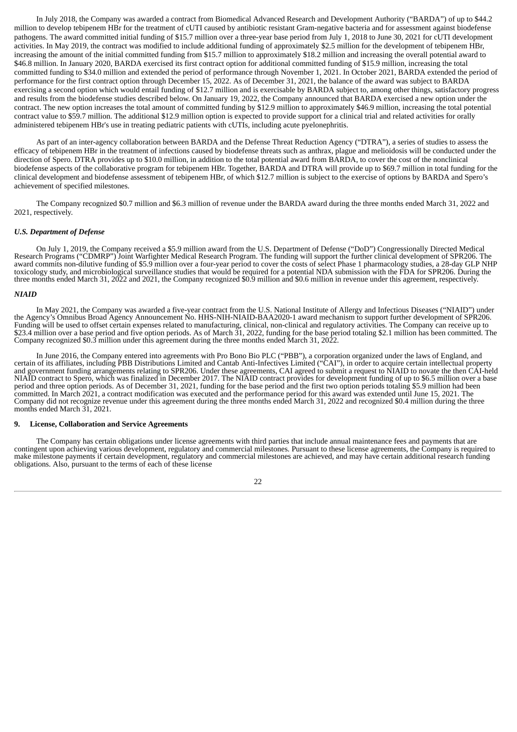In July 2018, the Company was awarded a contract from Biomedical Advanced Research and Development Authority ("BARDA") of up to $44.2 million to develop tebipenem HBr for the treatment of cUTI caused by antibiotic resistant Gram-negative bacteria and for assessment against biodefense pathogens. The award committed initial funding of $15.7 million over a three-year base period from July 1, 2018 to June 30, 2021 for cUTI development activities. In May 2019, the contract was modified to include additional funding of approximately $2.5 million for the development of tebipenem HBr, increasing the amount of the initial committed funding from $15.7 million to approximately $18.2 million and increasing the overall potential award to $46.8 million. In January 2020, BARDA exercised its first contract option for additional committed funding of $15.9 million, increasing the total committed funding to $34.0 million and extended the period of performance through November 1, 2021. In October 2021, BARDA extended the period of performance for the first contract option through December 15, 2022. As of December 31, 2021, the balance of the award was subject to BARDA exercising a second option which would entail funding of $12.7 million and is exercisable by BARDA subject to, among other things, satisfactory progress and results from the biodefense studies described below. On January 19, 2022, the Company announced that BARDA exercised a new option under the contract. The new option increases the total amount of committed funding by $12.9 million to approximately $46.9 million, increasing the total potential contract value to $59.7 million. The additional $12.9 million option is expected to provide support for a clinical trial and related activities for orally administered tebipenem HBr's use in treating pediatric patients with cUTIs, including acute pyelonephritis.

As part of an inter-agency collaboration between BARDA and the Defense Threat Reduction Agency ("DTRA"), a series of studies to assess the efficacy of tebipenem HBr in the treatment of infections caused by biodefense threats such as anthrax, plague and melioidosis will be conducted under the direction of Spero. DTRA provides up to $10.0 million, in addition to the total potential award from BARDA, to cover the cost of the nonclinical biodefense aspects of the collaborative program for tebipenem HBr. Together, BARDA and DTRA will provide up to $69.7 million in total funding for the clinical development and biodefense assessment of tebipenem HBr, of which $12.7 million is subject to the exercise of options by BARDA and Spero's achievement of specified milestones.

The Company recognized $0.7 million and $6.3 million of revenue under the BARDA award during the three months ended March 31, 2022 and 2021, respectively.

***U.S. Department of Defense***

On July 1, 2019, the Company received a $5.9 million award from the U.S. Department of Defense ("DoD") Congressionally Directed Medical Research Programs ("CDMRP") Joint Warfighter Medical Research Program. The funding will support the further clinical development of SPR206. The award commits non-dilutive funding of $5.9 million over a four-year period to cover the costs of select Phase 1 pharmacology studies, a 28-day GLP NHP toxicology study, and microbiological surveillance studies that would be required for a potential NDA submission with the FDA for SPR206. During the three months ended March 31, 2022 and 2021, the Company recognized $0.9 million and $0.6 million in revenue under this agreement, respectively.

***NIAID***

In May 2021, the Company was awarded a five-year contract from the U.S. National Institute of Allergy and Infectious Diseases ("NIAID") under the Agency's Omnibus Broad Agency Announcement No. HHS-NIH-NIAID-BAA2020-1 award mechanism to support further development of SPR206. Funding will be used to offset certain expenses related to manufacturing, clinical, non-clinical and regulatory activities. The Company can receive up to $23.4 million over a base period and five option periods. As of March 31, 2022, funding for the base period totaling $2.1 million has been committed. The Company recognized $0.3 million under this agreement during the three months ended March 31, 2022.

In June 2016, the Company entered into agreements with Pro Bono Bio PLC ("PBB"), a corporation organized under the laws of England, and certain of its affiliates, including PBB Distributions Limited and Cantab Anti-Infectives Limited ("CAI"), in order to acquire certain intellectual property and government funding arrangements relating to SPR206. Under these agreements, CAI agreed to submit a request to NIAID to novate the then CAI-held NIAID contract to Spero, which was finalized in December 2017. The NIAID contract provides for development funding of up to $6.5 million over a base period and three option periods. As of December 31, 2021, funding for the base period and the first two option periods totaling $5.9 million had been committed. In March 2021, a contract modification was executed and the performance period for this award was extended until June 15, 2021. The Company did not recognize revenue under this agreement during the three months ended March 31, 2022 and recognized $0.4 million during the three months ended March 31, 2021.

**9. License, Collaboration and Service Agreements**

The Company has certain obligations under license agreements with third parties that include annual maintenance fees and payments that are contingent upon achieving various development, regulatory and commercial milestones. Pursuant to these license agreements, the Company is required to make milestone payments if certain development, regulatory and commercial milestones are achieved, and may have certain additional research funding obligations. Also, pursuant to the terms of each of these license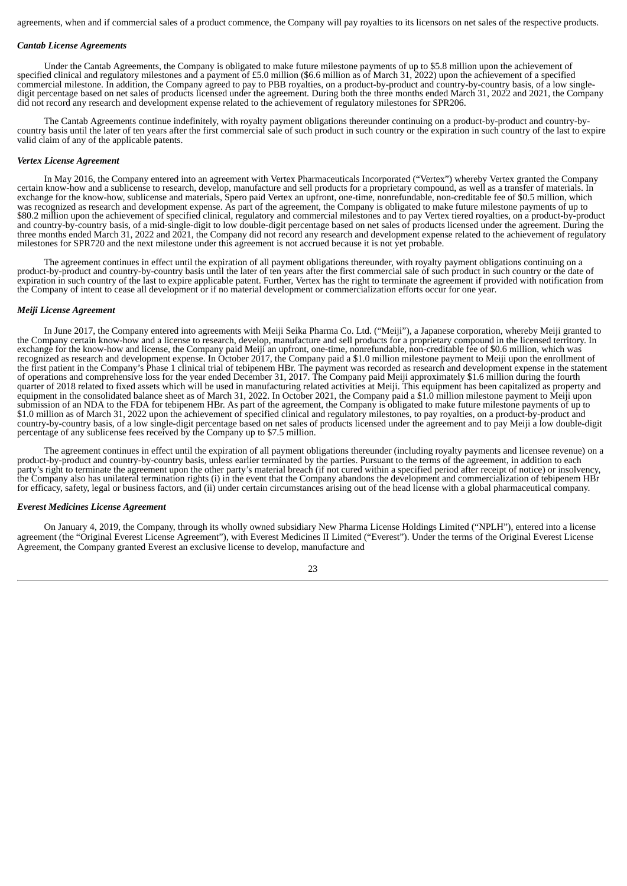agreements, when and if commercial sales of a product commence, the Company will pay royalties to its licensors on net sales of the respective products.

#### *Cantab License Agreements*

Under the Cantab Agreements, the Company is obligated to make future milestone payments of up to $5.8 million upon the achievement of specified clinical and regulatory milestones and a payment of £5.0 million ($6.6 million as of March 31, 2022) upon the achievement of a specified commercial milestone. In addition, the Company agreed to pay to PBB royalties, on a product-by-product and country-by-country basis, of a low single-digit percentage based on net sales of products licensed under the agreement. During both the three months ended March 31, 2022 and 2021, the Company did not record any research and development expense related to the achievement of regulatory milestones for SPR206.

The Cantab Agreements continue indefinitely, with royalty payment obligations thereunder continuing on a product-by-product and country-by-country basis until the later of ten years after the first commercial sale of such product in such country or the expiration in such country of the last to expire valid claim of any of the applicable patents.

#### *Vertex License Agreement*

In May 2016, the Company entered into an agreement with Vertex Pharmaceuticals Incorporated ("Vertex") whereby Vertex granted the Company certain know-how and a sublicense to research, develop, manufacture and sell products for a proprietary compound, as well as a transfer of materials. In exchange for the know-how, sublicense and materials, Spero paid Vertex an upfront, one-time, nonrefundable, non-creditable fee of $0.5 million, which was recognized as research and development expense. As part of the agreement, the Company is obligated to make future milestone payments of up to $80.2 million upon the achievement of specified clinical, regulatory and commercial milestones and to pay Vertex tiered royalties, on a product-by-product and country-by-country basis, of a mid-single-digit to low double-digit percentage based on net sales of products licensed under the agreement. During the three months ended March 31, 2022 and 2021, the Company did not record any research and development expense related to the achievement of regulatory milestones for SPR720 and the next milestone under this agreement is not accrued because it is not yet probable.

The agreement continues in effect until the expiration of all payment obligations thereunder, with royalty payment obligations continuing on a product-by-product and country-by-country basis until the later of ten years after the first commercial sale of such product in such country or the date of expiration in such country of the last to expire applicable patent. Further, Vertex has the right to terminate the agreement if provided with notification from the Company of intent to cease all development or if no material development or commercialization efforts occur for one year.

#### *Meiji License Agreement*

In June 2017, the Company entered into agreements with Meiji Seika Pharma Co. Ltd. ("Meiji"), a Japanese corporation, whereby Meiji granted to the Company certain know-how and a license to research, develop, manufacture and sell products for a proprietary compound in the licensed territory. In exchange for the know-how and license, the Company paid Meiji an upfront, one-time, nonrefundable, non-creditable fee of $0.6 million, which was recognized as research and development expense. In October 2017, the Company paid a $1.0 million milestone payment to Meiji upon the enrollment of the first patient in the Company's Phase 1 clinical trial of tebipenem HBr. The payment was recorded as research and development expense in the statement of operations and comprehensive loss for the year ended December 31, 2017. The Company paid Meiji approximately $1.6 million during the fourth quarter of 2018 related to fixed assets which will be used in manufacturing related activities at Meiji. This equipment has been capitalized as property and equipment in the consolidated balance sheet as of March 31, 2022. In October 2021, the Company paid a $1.0 million milestone payment to Meiji upon submission of an NDA to the FDA for tebipenem HBr. As part of the agreement, the Company is obligated to make future milestone payments of up to $1.0 million as of March 31, 2022 upon the achievement of specified clinical and regulatory milestones, to pay royalties, on a product-by-product and country-by-country basis, of a low single-digit percentage based on net sales of products licensed under the agreement and to pay Meiji a low double-digit percentage of any sublicense fees received by the Company up to $7.5 million.

The agreement continues in effect until the expiration of all payment obligations thereunder (including royalty payments and licensee revenue) on a product-by-product and country-by-country basis, unless earlier terminated by the parties. Pursuant to the terms of the agreement, in addition to each party's right to terminate the agreement upon the other party's material breach (if not cured within a specified period after receipt of notice) or insolvency, the Company also has unilateral termination rights (i) in the event that the Company abandons the development and commercialization of tebipenem HBr for efficacy, safety, legal or business factors, and (ii) under certain circumstances arising out of the head license with a global pharmaceutical company.

#### *Everest Medicines License Agreement*

On January 4, 2019, the Company, through its wholly owned subsidiary New Pharma License Holdings Limited ("NPLH"), entered into a license agreement (the "Original Everest License Agreement"), with Everest Medicines II Limited ("Everest"). Under the terms of the Original Everest License Agreement, the Company granted Everest an exclusive license to develop, manufacture and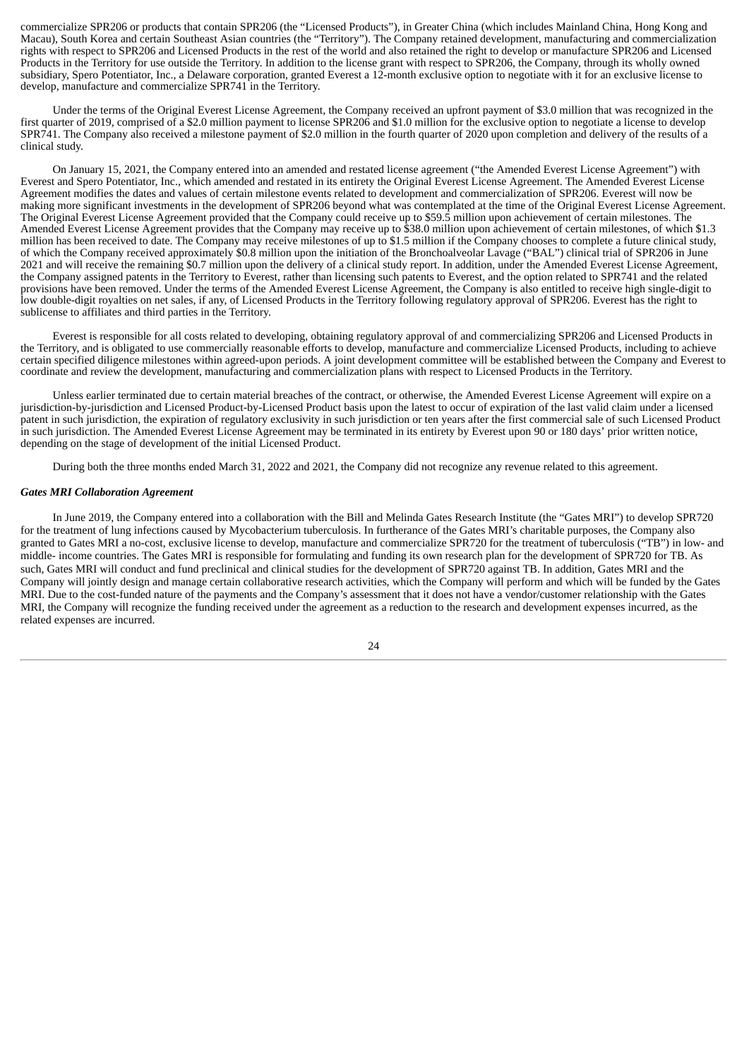commercialize SPR206 or products that contain SPR206 (the "Licensed Products"), in Greater China (which includes Mainland China, Hong Kong and Macau), South Korea and certain Southeast Asian countries (the "Territory"). The Company retained development, manufacturing and commercialization rights with respect to SPR206 and Licensed Products in the rest of the world and also retained the right to develop or manufacture SPR206 and Licensed Products in the Territory for use outside the Territory. In addition to the license grant with respect to SPR206, the Company, through its wholly owned subsidiary, Spero Potentiator, Inc., a Delaware corporation, granted Everest a 12-month exclusive option to negotiate with it for an exclusive license to develop, manufacture and commercialize SPR741 in the Territory.

Under the terms of the Original Everest License Agreement, the Company received an upfront payment of $3.0 million that was recognized in the first quarter of 2019, comprised of a $2.0 million payment to license SPR206 and $1.0 million for the exclusive option to negotiate a license to develop SPR741. The Company also received a milestone payment of $2.0 million in the fourth quarter of 2020 upon completion and delivery of the results of a clinical study.

On January 15, 2021, the Company entered into an amended and restated license agreement ("the Amended Everest License Agreement") with Everest and Spero Potentiator, Inc., which amended and restated in its entirety the Original Everest License Agreement. The Amended Everest License Agreement modifies the dates and values of certain milestone events related to development and commercialization of SPR206. Everest will now be making more significant investments in the development of SPR206 beyond what was contemplated at the time of the Original Everest License Agreement. The Original Everest License Agreement provided that the Company could receive up to $59.5 million upon achievement of certain milestones. The Amended Everest License Agreement provides that the Company may receive up to $38.0 million upon achievement of certain milestones, of which $1.3 million has been received to date. The Company may receive milestones of up to $1.5 million if the Company chooses to complete a future clinical study, of which the Company received approximately $0.8 million upon the initiation of the Bronchoalveolar Lavage ("BAL") clinical trial of SPR206 in June 2021 and will receive the remaining $0.7 million upon the delivery of a clinical study report. In addition, under the Amended Everest License Agreement, the Company assigned patents in the Territory to Everest, rather than licensing such patents to Everest, and the option related to SPR741 and the related provisions have been removed. Under the terms of the Amended Everest License Agreement, the Company is also entitled to receive high single-digit to low double-digit royalties on net sales, if any, of Licensed Products in the Territory following regulatory approval of SPR206. Everest has the right to sublicense to affiliates and third parties in the Territory.

Everest is responsible for all costs related to developing, obtaining regulatory approval of and commercializing SPR206 and Licensed Products in the Territory, and is obligated to use commercially reasonable efforts to develop, manufacture and commercialize Licensed Products, including to achieve certain specified diligence milestones within agreed-upon periods. A joint development committee will be established between the Company and Everest to coordinate and review the development, manufacturing and commercialization plans with respect to Licensed Products in the Territory.

Unless earlier terminated due to certain material breaches of the contract, or otherwise, the Amended Everest License Agreement will expire on a jurisdiction-by-jurisdiction and Licensed Product-by-Licensed Product basis upon the latest to occur of expiration of the last valid claim under a licensed patent in such jurisdiction, the expiration of regulatory exclusivity in such jurisdiction or ten years after the first commercial sale of such Licensed Product in such jurisdiction. The Amended Everest License Agreement may be terminated in its entirety by Everest upon 90 or 180 days' prior written notice, depending on the stage of development of the initial Licensed Product.

During both the three months ended March 31, 2022 and 2021, the Company did not recognize any revenue related to this agreement.

***Gates MRI Collaboration Agreement***

In June 2019, the Company entered into a collaboration with the Bill and Melinda Gates Research Institute (the "Gates MRI") to develop SPR720 for the treatment of lung infections caused by Mycobacterium tuberculosis. In furtherance of the Gates MRI's charitable purposes, the Company also granted to Gates MRI a no-cost, exclusive license to develop, manufacture and commercialize SPR720 for the treatment of tuberculosis ("TB") in low- and middle- income countries. The Gates MRI is responsible for formulating and funding its own research plan for the development of SPR720 for TB. As such, Gates MRI will conduct and fund preclinical and clinical studies for the development of SPR720 against TB. In addition, Gates MRI and the Company will jointly design and manage certain collaborative research activities, which the Company will perform and which will be funded by the Gates MRI. Due to the cost-funded nature of the payments and the Company's assessment that it does not have a vendor/customer relationship with the Gates MRI, the Company will recognize the funding received under the agreement as a reduction to the research and development expenses incurred, as the related expenses are incurred.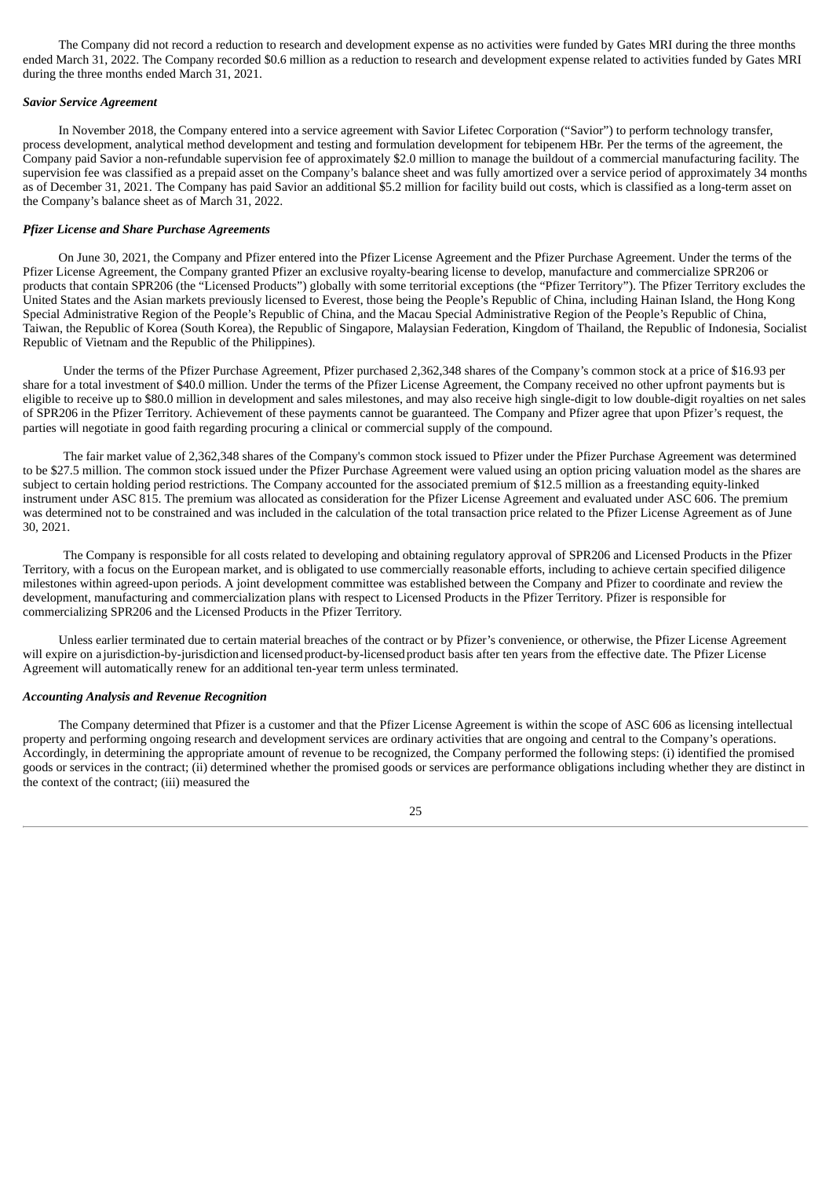The Company did not record a reduction to research and development expense as no activities were funded by Gates MRI during the three months ended March 31, 2022. The Company recorded $0.6 million as a reduction to research and development expense related to activities funded by Gates MRI during the three months ended March 31, 2021.

***Savior Service Agreement***

In November 2018, the Company entered into a service agreement with Savior Lifetec Corporation ("Savior") to perform technology transfer, process development, analytical method development and testing and formulation development for tebipenem HBr. Per the terms of the agreement, the Company paid Savior a non-refundable supervision fee of approximately $2.0 million to manage the buildout of a commercial manufacturing facility. The supervision fee was classified as a prepaid asset on the Company's balance sheet and was fully amortized over a service period of approximately 34 months as of December 31, 2021. The Company has paid Savior an additional $5.2 million for facility build out costs, which is classified as a long-term asset on the Company's balance sheet as of March 31, 2022.

***Pfizer License and Share Purchase Agreements***

On June 30, 2021, the Company and Pfizer entered into the Pfizer License Agreement and the Pfizer Purchase Agreement. Under the terms of the Pfizer License Agreement, the Company granted Pfizer an exclusive royalty-bearing license to develop, manufacture and commercialize SPR206 or products that contain SPR206 (the "Licensed Products") globally with some territorial exceptions (the "Pfizer Territory"). The Pfizer Territory excludes the United States and the Asian markets previously licensed to Everest, those being the People's Republic of China, including Hainan Island, the Hong Kong Special Administrative Region of the People's Republic of China, and the Macau Special Administrative Region of the People's Republic of China, Taiwan, the Republic of Korea (South Korea), the Republic of Singapore, Malaysian Federation, Kingdom of Thailand, the Republic of Indonesia, Socialist Republic of Vietnam and the Republic of the Philippines).

Under the terms of the Pfizer Purchase Agreement, Pfizer purchased 2,362,348 shares of the Company's common stock at a price of $16.93 per share for a total investment of $40.0 million. Under the terms of the Pfizer License Agreement, the Company received no other upfront payments but is eligible to receive up to $80.0 million in development and sales milestones, and may also receive high single-digit to low double-digit royalties on net sales of SPR206 in the Pfizer Territory. Achievement of these payments cannot be guaranteed. The Company and Pfizer agree that upon Pfizer's request, the parties will negotiate in good faith regarding procuring a clinical or commercial supply of the compound.

The fair market value of 2,362,348 shares of the Company's common stock issued to Pfizer under the Pfizer Purchase Agreement was determined to be $27.5 million. The common stock issued under the Pfizer Purchase Agreement were valued using an option pricing valuation model as the shares are subject to certain holding period restrictions. The Company accounted for the associated premium of $12.5 million as a freestanding equity-linked instrument under ASC 815. The premium was allocated as consideration for the Pfizer License Agreement and evaluated under ASC 606. The premium was determined not to be constrained and was included in the calculation of the total transaction price related to the Pfizer License Agreement as of June 30, 2021.

The Company is responsible for all costs related to developing and obtaining regulatory approval of SPR206 and Licensed Products in the Pfizer Territory, with a focus on the European market, and is obligated to use commercially reasonable efforts, including to achieve certain specified diligence milestones within agreed-upon periods. A joint development committee was established between the Company and Pfizer to coordinate and review the development, manufacturing and commercialization plans with respect to Licensed Products in the Pfizer Territory. Pfizer is responsible for commercializing SPR206 and the Licensed Products in the Pfizer Territory.

Unless earlier terminated due to certain material breaches of the contract or by Pfizer's convenience, or otherwise, the Pfizer License Agreement will expire on a jurisdiction-by-jurisdiction and licensed product-by-licensed product basis after ten years from the effective date. The Pfizer License Agreement will automatically renew for an additional ten-year term unless terminated.

***Accounting Analysis and Revenue Recognition***

The Company determined that Pfizer is a customer and that the Pfizer License Agreement is within the scope of ASC 606 as licensing intellectual property and performing ongoing research and development services are ordinary activities that are ongoing and central to the Company's operations. Accordingly, in determining the appropriate amount of revenue to be recognized, the Company performed the following steps: (i) identified the promised goods or services in the contract; (ii) determined whether the promised goods or services are performance obligations including whether they are distinct in the context of the contract; (iii) measured the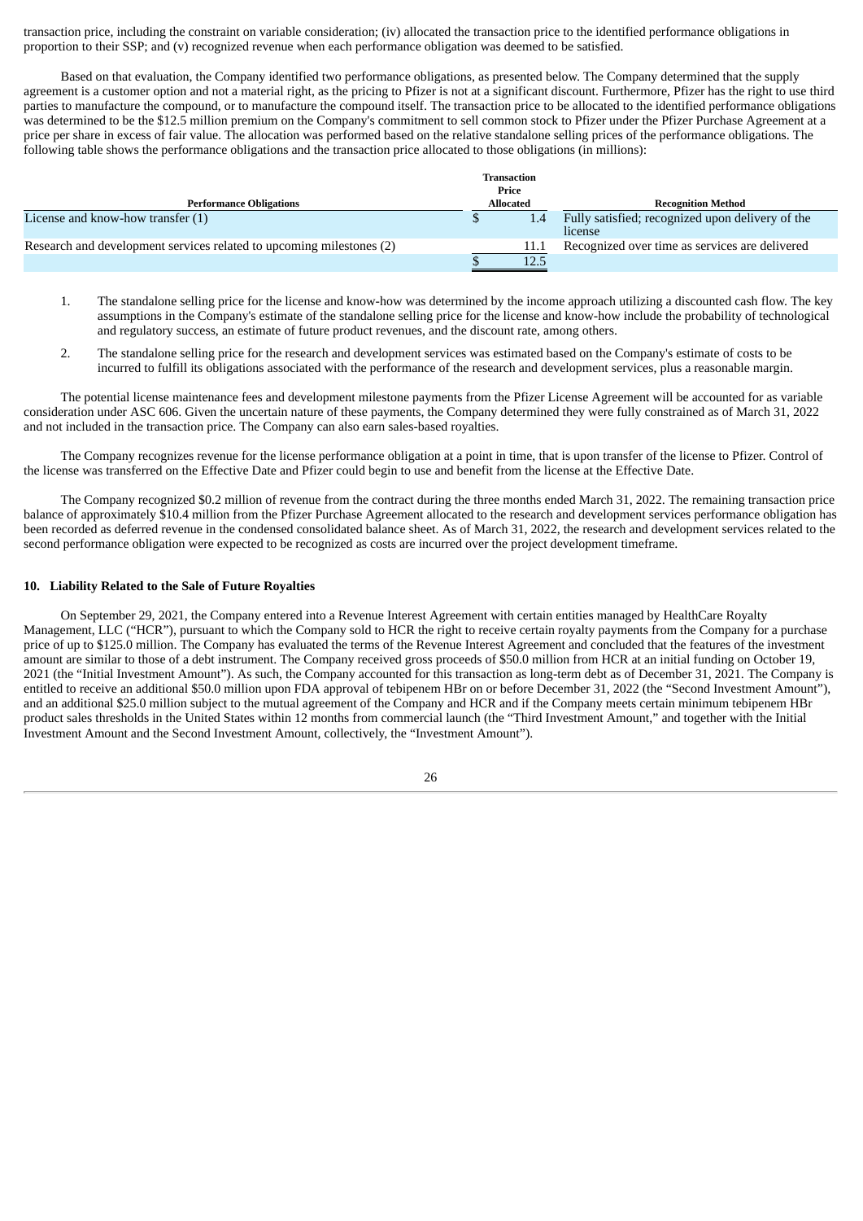transaction price, including the constraint on variable consideration; (iv) allocated the transaction price to the identified performance obligations in proportion to their SSP; and (v) recognized revenue when each performance obligation was deemed to be satisfied.

Based on that evaluation, the Company identified two performance obligations, as presented below. The Company determined that the supply agreement is a customer option and not a material right, as the pricing to Pfizer is not at a significant discount. Furthermore, Pfizer has the right to use third parties to manufacture the compound, or to manufacture the compound itself. The transaction price to be allocated to the identified performance obligations was determined to be the $12.5 million premium on the Company's commitment to sell common stock to Pfizer under the Pfizer Purchase Agreement at a price per share in excess of fair value. The allocation was performed based on the relative standalone selling prices of the performance obligations. The following table shows the performance obligations and the transaction price allocated to those obligations (in millions):

| Performance Obligations | Transaction Price Allocated | Recognition Method |
|---|---|---|
| License and know-how transfer (1) | $ 1.4 | Fully satisfied; recognized upon delivery of the license |
| Research and development services related to upcoming milestones (2) | 11.1 | Recognized over time as services are delivered |
| | $ 12.5 | |

1. The standalone selling price for the license and know-how was determined by the income approach utilizing a discounted cash flow. The key assumptions in the Company's estimate of the standalone selling price for the license and know-how include the probability of technological and regulatory success, an estimate of future product revenues, and the discount rate, among others.

2. The standalone selling price for the research and development services was estimated based on the Company's estimate of costs to be incurred to fulfill its obligations associated with the performance of the research and development services, plus a reasonable margin.

The potential license maintenance fees and development milestone payments from the Pfizer License Agreement will be accounted for as variable consideration under ASC 606. Given the uncertain nature of these payments, the Company determined they were fully constrained as of March 31, 2022 and not included in the transaction price. The Company can also earn sales-based royalties.

The Company recognizes revenue for the license performance obligation at a point in time, that is upon transfer of the license to Pfizer. Control of the license was transferred on the Effective Date and Pfizer could begin to use and benefit from the license at the Effective Date.

The Company recognized $0.2 million of revenue from the contract during the three months ended March 31, 2022. The remaining transaction price balance of approximately $10.4 million from the Pfizer Purchase Agreement allocated to the research and development services performance obligation has been recorded as deferred revenue in the condensed consolidated balance sheet. As of March 31, 2022, the research and development services related to the second performance obligation were expected to be recognized as costs are incurred over the project development timeframe.

### 10. Liability Related to the Sale of Future Royalties

On September 29, 2021, the Company entered into a Revenue Interest Agreement with certain entities managed by HealthCare Royalty Management, LLC ("HCR"), pursuant to which the Company sold to HCR the right to receive certain royalty payments from the Company for a purchase price of up to $125.0 million. The Company has evaluated the terms of the Revenue Interest Agreement and concluded that the features of the investment amount are similar to those of a debt instrument. The Company received gross proceeds of $50.0 million from HCR at an initial funding on October 19, 2021 (the "Initial Investment Amount"). As such, the Company accounted for this transaction as long-term debt as of December 31, 2021. The Company is entitled to receive an additional $50.0 million upon FDA approval of tebipenem HBr on or before December 31, 2022 (the "Second Investment Amount"), and an additional $25.0 million subject to the mutual agreement of the Company and HCR and if the Company meets certain minimum tebipenem HBr product sales thresholds in the United States within 12 months from commercial launch (the "Third Investment Amount," and together with the Initial Investment Amount and the Second Investment Amount, collectively, the "Investment Amount").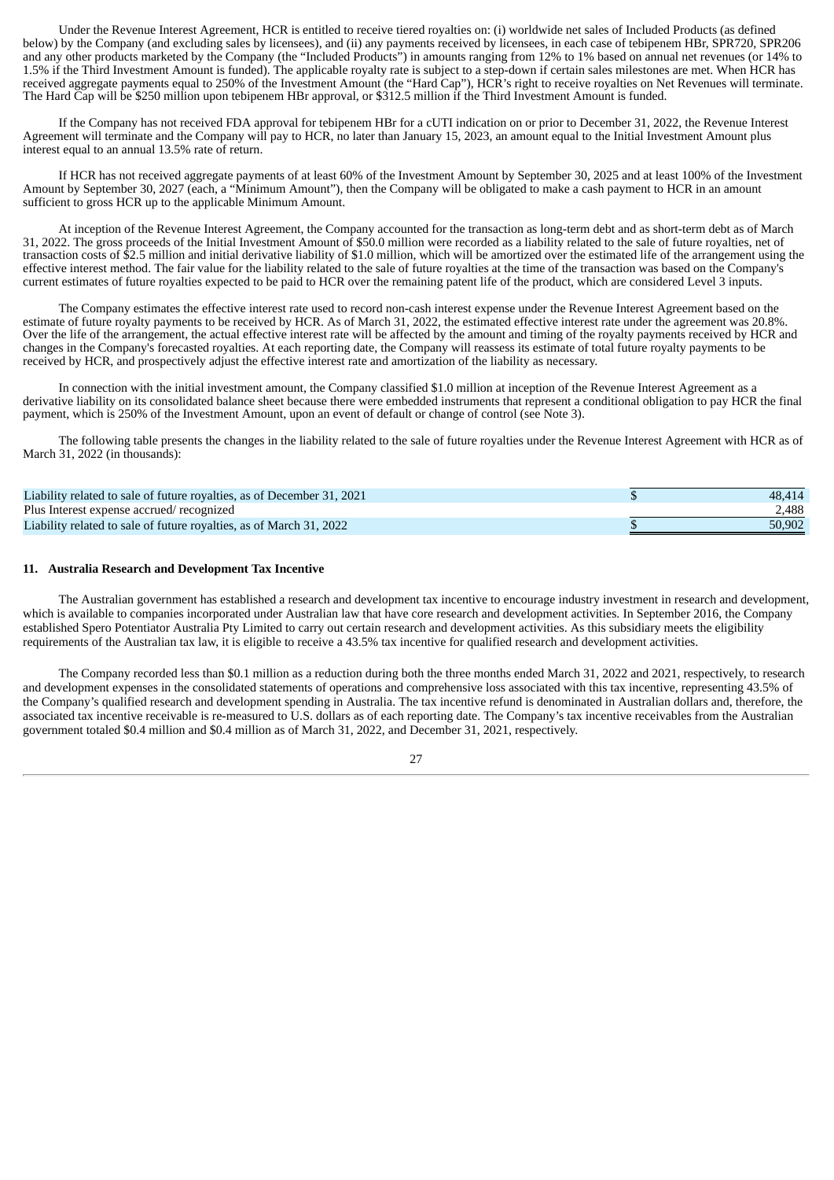Under the Revenue Interest Agreement, HCR is entitled to receive tiered royalties on: (i) worldwide net sales of Included Products (as defined below) by the Company (and excluding sales by licensees), and (ii) any payments received by licensees, in each case of tebipenem HBr, SPR720, SPR206 and any other products marketed by the Company (the "Included Products") in amounts ranging from 12% to 1% based on annual net revenues (or 14% to 1.5% if the Third Investment Amount is funded). The applicable royalty rate is subject to a step-down if certain sales milestones are met. When HCR has received aggregate payments equal to 250% of the Investment Amount (the "Hard Cap"), HCR's right to receive royalties on Net Revenues will terminate. The Hard Cap will be $250 million upon tebipenem HBr approval, or $312.5 million if the Third Investment Amount is funded.

If the Company has not received FDA approval for tebipenem HBr for a cUTI indication on or prior to December 31, 2022, the Revenue Interest Agreement will terminate and the Company will pay to HCR, no later than January 15, 2023, an amount equal to the Initial Investment Amount plus interest equal to an annual 13.5% rate of return.

If HCR has not received aggregate payments of at least 60% of the Investment Amount by September 30, 2025 and at least 100% of the Investment Amount by September 30, 2027 (each, a "Minimum Amount"), then the Company will be obligated to make a cash payment to HCR in an amount sufficient to gross HCR up to the applicable Minimum Amount.

At inception of the Revenue Interest Agreement, the Company accounted for the transaction as long-term debt and as short-term debt as of March 31, 2022. The gross proceeds of the Initial Investment Amount of $50.0 million were recorded as a liability related to the sale of future royalties, net of transaction costs of $2.5 million and initial derivative liability of $1.0 million, which will be amortized over the estimated life of the arrangement using the effective interest method. The fair value for the liability related to the sale of future royalties at the time of the transaction was based on the Company's current estimates of future royalties expected to be paid to HCR over the remaining patent life of the product, which are considered Level 3 inputs.

The Company estimates the effective interest rate used to record non-cash interest expense under the Revenue Interest Agreement based on the estimate of future royalty payments to be received by HCR. As of March 31, 2022, the estimated effective interest rate under the agreement was 20.8%. Over the life of the arrangement, the actual effective interest rate will be affected by the amount and timing of the royalty payments received by HCR and changes in the Company's forecasted royalties. At each reporting date, the Company will reassess its estimate of total future royalty payments to be received by HCR, and prospectively adjust the effective interest rate and amortization of the liability as necessary.

In connection with the initial investment amount, the Company classified $1.0 million at inception of the Revenue Interest Agreement as a derivative liability on its consolidated balance sheet because there were embedded instruments that represent a conditional obligation to pay HCR the final payment, which is 250% of the Investment Amount, upon an event of default or change of control (see Note 3).

The following table presents the changes in the liability related to the sale of future royalties under the Revenue Interest Agreement with HCR as of March 31, 2022 (in thousands):

| | |
|---|---|
| Liability related to sale of future royalties, as of December 31, 2021 | $ 48,414 |
| Plus Interest expense accrued/ recognized | 2,488 |
| Liability related to sale of future royalties, as of March 31, 2022 | $ 50,902 |

## 11. Australia Research and Development Tax Incentive

The Australian government has established a research and development tax incentive to encourage industry investment in research and development, which is available to companies incorporated under Australian law that have core research and development activities. In September 2016, the Company established Spero Potentiator Australia Pty Limited to carry out certain research and development activities. As this subsidiary meets the eligibility requirements of the Australian tax law, it is eligible to receive a 43.5% tax incentive for qualified research and development activities.

The Company recorded less than $0.1 million as a reduction during both the three months ended March 31, 2022 and 2021, respectively, to research and development expenses in the consolidated statements of operations and comprehensive loss associated with this tax incentive, representing 43.5% of the Company's qualified research and development spending in Australia. The tax incentive refund is denominated in Australian dollars and, therefore, the associated tax incentive receivable is re-measured to U.S. dollars as of each reporting date. The Company's tax incentive receivables from the Australian government totaled $0.4 million and $0.4 million as of March 31, 2022, and December 31, 2021, respectively.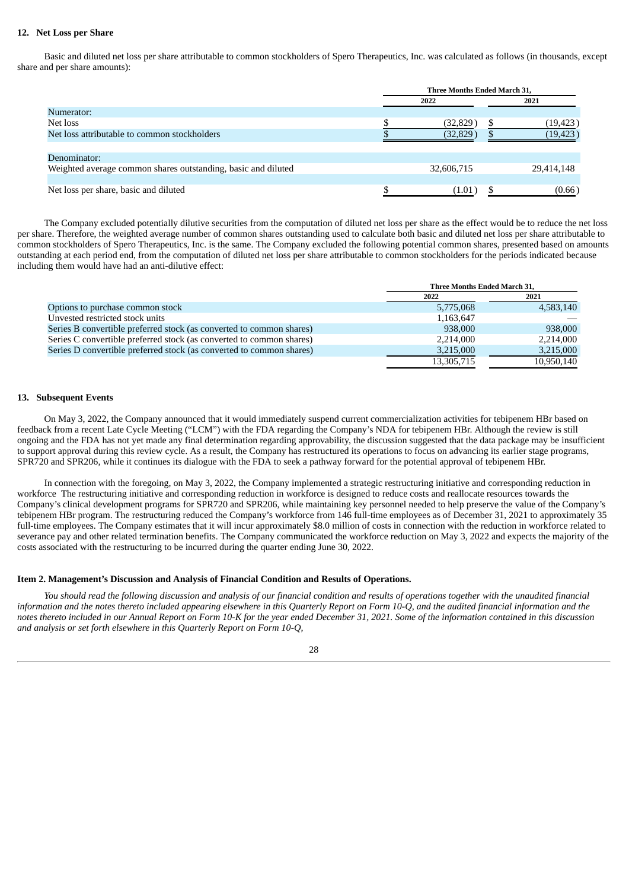### 12. Net Loss per Share

Basic and diluted net loss per share attributable to common stockholders of Spero Therapeutics, Inc. was calculated as follows (in thousands, except share and per share amounts):

| | Three Months Ended March 31, | |
|---|---|---|
| | 2022 | 2021 |
| Numerator: | | |
| Net loss | $ (32,829) | $ (19,423) |
| Net loss attributable to common stockholders | $ (32,829) | $ (19,423) |
| Denominator: | | |
| Weighted average common shares outstanding, basic and diluted | 32,606,715 | 29,414,148 |
| Net loss per share, basic and diluted | $ (1.01) | $ (0.66) |

The Company excluded potentially dilutive securities from the computation of diluted net loss per share as the effect would be to reduce the net loss per share. Therefore, the weighted average number of common shares outstanding used to calculate both basic and diluted net loss per share attributable to common stockholders of Spero Therapeutics, Inc. is the same. The Company excluded the following potential common shares, presented based on amounts outstanding at each period end, from the computation of diluted net loss per share attributable to common stockholders for the periods indicated because including them would have had an anti-dilutive effect:

| | Three Months Ended March 31, | |
|---|---|---|
| | 2022 | 2021 |
| Options to purchase common stock | 5,775,068 | 4,583,140 |
| Unvested restricted stock units | 1,163,647 | — |
| Series B convertible preferred stock (as converted to common shares) | 938,000 | 938,000 |
| Series C convertible preferred stock (as converted to common shares) | 2,214,000 | 2,214,000 |
| Series D convertible preferred stock (as converted to common shares) | 3,215,000 | 3,215,000 |
| | 13,305,715 | 10,950,140 |

### 13. Subsequent Events

On May 3, 2022, the Company announced that it would immediately suspend current commercialization activities for tebipenem HBr based on feedback from a recent Late Cycle Meeting ("LCM") with the FDA regarding the Company's NDA for tebipenem HBr. Although the review is still ongoing and the FDA has not yet made any final determination regarding approvability, the discussion suggested that the data package may be insufficient to support approval during this review cycle. As a result, the Company has restructured its operations to focus on advancing its earlier stage programs, SPR720 and SPR206, while it continues its dialogue with the FDA to seek a pathway forward for the potential approval of tebipenem HBr.

In connection with the foregoing, on May 3, 2022, the Company implemented a strategic restructuring initiative and corresponding reduction in workforce The restructuring initiative and corresponding reduction in workforce is designed to reduce costs and reallocate resources towards the Company's clinical development programs for SPR720 and SPR206, while maintaining key personnel needed to help preserve the value of the Company's tebipenem HBr program. The restructuring reduced the Company's workforce from 146 full-time employees as of December 31, 2021 to approximately 35 full-time employees. The Company estimates that it will incur approximately $8.0 million of costs in connection with the reduction in workforce related to severance pay and other related termination benefits. The Company communicated the workforce reduction on May 3, 2022 and expects the majority of the costs associated with the restructuring to be incurred during the quarter ending June 30, 2022.

### Item 2. Management's Discussion and Analysis of Financial Condition and Results of Operations.

*You should read the following discussion and analysis of our financial condition and results of operations together with the unaudited financial information and the notes thereto included appearing elsewhere in this Quarterly Report on Form 10-Q, and the audited financial information and the notes thereto included in our Annual Report on Form 10-K for the year ended December 31, 2021. Some of the information contained in this discussion and analysis or set forth elsewhere in this Quarterly Report on Form 10-Q,*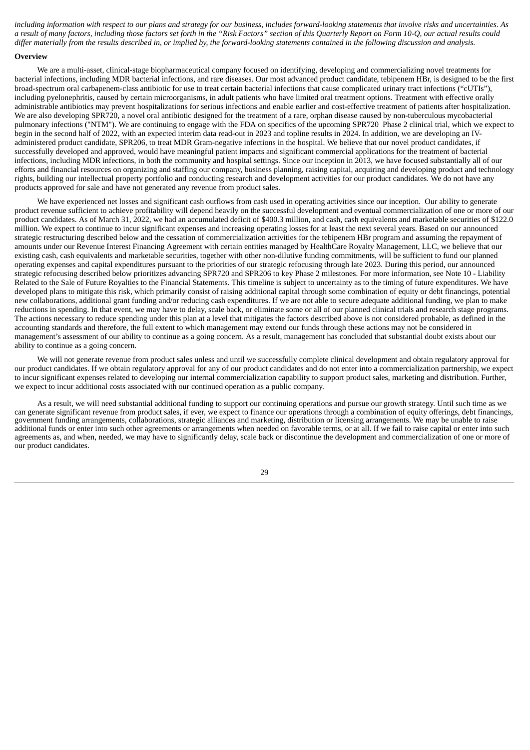*including information with respect to our plans and strategy for our business, includes forward-looking statements that involve risks and uncertainties. As a result of many factors, including those factors set forth in the "Risk Factors" section of this Quarterly Report on Form 10-Q, our actual results could differ materially from the results described in, or implied by, the forward-looking statements contained in the following discussion and analysis.*

**Overview**

We are a multi-asset, clinical-stage biopharmaceutical company focused on identifying, developing and commercializing novel treatments for bacterial infections, including MDR bacterial infections, and rare diseases. Our most advanced product candidate, tebipenem HBr, is designed to be the first broad-spectrum oral carbapenem-class antibiotic for use to treat certain bacterial infections that cause complicated urinary tract infections ("cUTIs"), including pyelonephritis, caused by certain microorganisms, in adult patients who have limited oral treatment options. Treatment with effective orally administrable antibiotics may prevent hospitalizations for serious infections and enable earlier and cost-effective treatment of patients after hospitalization. We are also developing SPR720, a novel oral antibiotic designed for the treatment of a rare, orphan disease caused by non-tuberculous mycobacterial pulmonary infections ("NTM"). We are continuing to engage with the FDA on specifics of the upcoming SPR720 Phase 2 clinical trial, which we expect to begin in the second half of 2022, with an expected interim data read-out in 2023 and topline results in 2024. In addition, we are developing an IV-administered product candidate, SPR206, to treat MDR Gram-negative infections in the hospital. We believe that our novel product candidates, if successfully developed and approved, would have meaningful patient impacts and significant commercial applications for the treatment of bacterial infections, including MDR infections, in both the community and hospital settings. Since our inception in 2013, we have focused substantially all of our efforts and financial resources on organizing and staffing our company, business planning, raising capital, acquiring and developing product and technology rights, building our intellectual property portfolio and conducting research and development activities for our product candidates. We do not have any products approved for sale and have not generated any revenue from product sales.

We have experienced net losses and significant cash outflows from cash used in operating activities since our inception. Our ability to generate product revenue sufficient to achieve profitability will depend heavily on the successful development and eventual commercialization of one or more of our product candidates. As of March 31, 2022, we had an accumulated deficit of $400.3 million, and cash, cash equivalents and marketable securities of $122.0 million. We expect to continue to incur significant expenses and increasing operating losses for at least the next several years. Based on our announced strategic restructuring described below and the cessation of commercialization activities for the tebipenem HBr program and assuming the repayment of amounts under our Revenue Interest Financing Agreement with certain entities managed by HealthCare Royalty Management, LLC, we believe that our existing cash, cash equivalents and marketable securities, together with other non-dilutive funding commitments, will be sufficient to fund our planned operating expenses and capital expenditures pursuant to the priorities of our strategic refocusing through late 2023. During this period, our announced strategic refocusing described below prioritizes advancing SPR720 and SPR206 to key Phase 2 milestones. For more information, see Note 10 - Liability Related to the Sale of Future Royalties to the Financial Statements. This timeline is subject to uncertainty as to the timing of future expenditures. We have developed plans to mitigate this risk, which primarily consist of raising additional capital through some combination of equity or debt financings, potential new collaborations, additional grant funding and/or reducing cash expenditures. If we are not able to secure adequate additional funding, we plan to make reductions in spending. In that event, we may have to delay, scale back, or eliminate some or all of our planned clinical trials and research stage programs. The actions necessary to reduce spending under this plan at a level that mitigates the factors described above is not considered probable, as defined in the accounting standards and therefore, the full extent to which management may extend our funds through these actions may not be considered in management's assessment of our ability to continue as a going concern. As a result, management has concluded that substantial doubt exists about our ability to continue as a going concern.

We will not generate revenue from product sales unless and until we successfully complete clinical development and obtain regulatory approval for our product candidates. If we obtain regulatory approval for any of our product candidates and do not enter into a commercialization partnership, we expect to incur significant expenses related to developing our internal commercialization capability to support product sales, marketing and distribution. Further, we expect to incur additional costs associated with our continued operation as a public company.

As a result, we will need substantial additional funding to support our continuing operations and pursue our growth strategy. Until such time as we can generate significant revenue from product sales, if ever, we expect to finance our operations through a combination of equity offerings, debt financings, government funding arrangements, collaborations, strategic alliances and marketing, distribution or licensing arrangements. We may be unable to raise additional funds or enter into such other agreements or arrangements when needed on favorable terms, or at all. If we fail to raise capital or enter into such agreements as, and when, needed, we may have to significantly delay, scale back or discontinue the development and commercialization of one or more of our product candidates.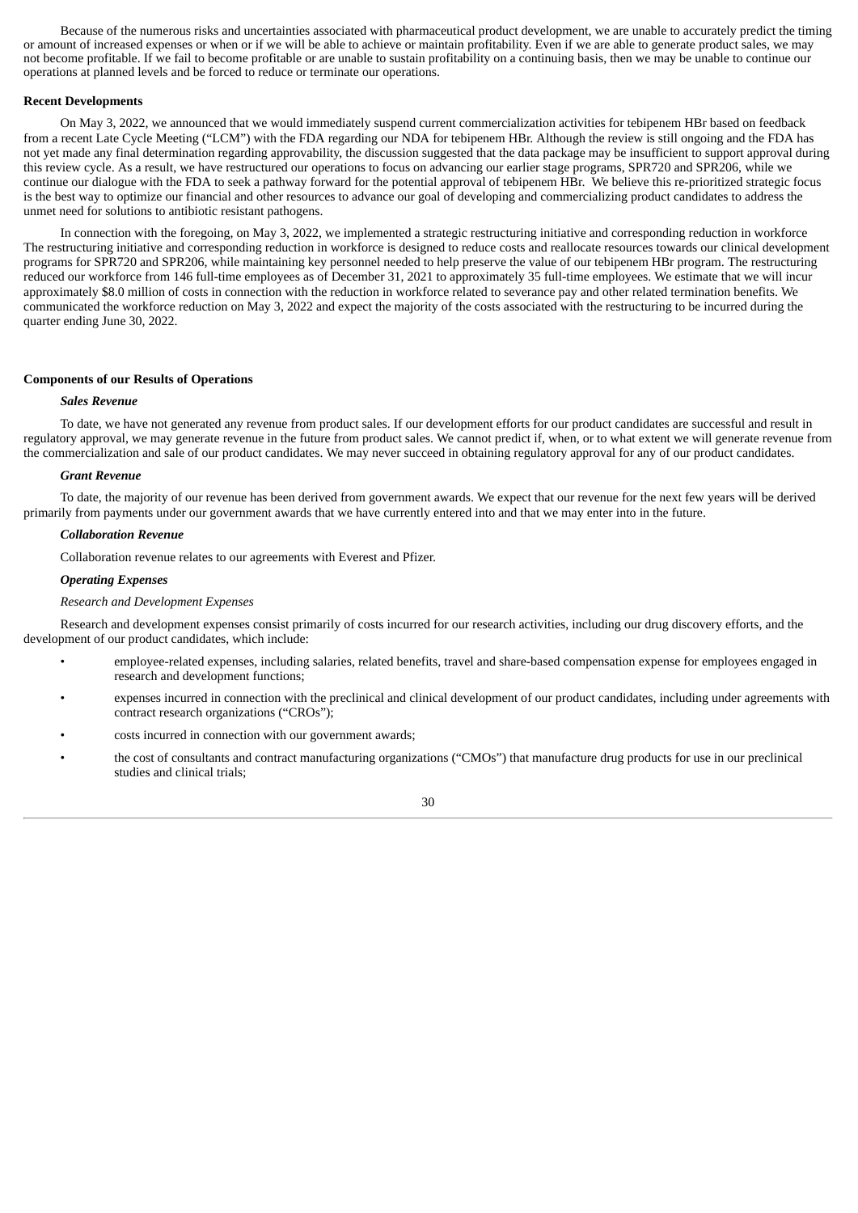Because of the numerous risks and uncertainties associated with pharmaceutical product development, we are unable to accurately predict the timing or amount of increased expenses or when or if we will be able to achieve or maintain profitability. Even if we are able to generate product sales, we may not become profitable. If we fail to become profitable or are unable to sustain profitability on a continuing basis, then we may be unable to continue our operations at planned levels and be forced to reduce or terminate our operations.

**Recent Developments**

On May 3, 2022, we announced that we would immediately suspend current commercialization activities for tebipenem HBr based on feedback from a recent Late Cycle Meeting ("LCM") with the FDA regarding our NDA for tebipenem HBr. Although the review is still ongoing and the FDA has not yet made any final determination regarding approvability, the discussion suggested that the data package may be insufficient to support approval during this review cycle. As a result, we have restructured our operations to focus on advancing our earlier stage programs, SPR720 and SPR206, while we continue our dialogue with the FDA to seek a pathway forward for the potential approval of tebipenem HBr. We believe this re-prioritized strategic focus is the best way to optimize our financial and other resources to advance our goal of developing and commercializing product candidates to address the unmet need for solutions to antibiotic resistant pathogens.

In connection with the foregoing, on May 3, 2022, we implemented a strategic restructuring initiative and corresponding reduction in workforce The restructuring initiative and corresponding reduction in workforce is designed to reduce costs and reallocate resources towards our clinical development programs for SPR720 and SPR206, while maintaining key personnel needed to help preserve the value of our tebipenem HBr program. The restructuring reduced our workforce from 146 full-time employees as of December 31, 2021 to approximately 35 full-time employees. We estimate that we will incur approximately $8.0 million of costs in connection with the reduction in workforce related to severance pay and other related termination benefits. We communicated the workforce reduction on May 3, 2022 and expect the majority of the costs associated with the restructuring to be incurred during the quarter ending June 30, 2022.

**Components of our Results of Operations**

***Sales Revenue***

To date, we have not generated any revenue from product sales. If our development efforts for our product candidates are successful and result in regulatory approval, we may generate revenue in the future from product sales. We cannot predict if, when, or to what extent we will generate revenue from the commercialization and sale of our product candidates. We may never succeed in obtaining regulatory approval for any of our product candidates.

***Grant Revenue***

To date, the majority of our revenue has been derived from government awards. We expect that our revenue for the next few years will be derived primarily from payments under our government awards that we have currently entered into and that we may enter into in the future.

***Collaboration Revenue***

Collaboration revenue relates to our agreements with Everest and Pfizer.

***Operating Expenses***

*Research and Development Expenses*

Research and development expenses consist primarily of costs incurred for our research activities, including our drug discovery efforts, and the development of our product candidates, which include:

- employee-related expenses, including salaries, related benefits, travel and share-based compensation expense for employees engaged in research and development functions;
- expenses incurred in connection with the preclinical and clinical development of our product candidates, including under agreements with contract research organizations ("CROs");
- costs incurred in connection with our government awards;
- the cost of consultants and contract manufacturing organizations ("CMOs") that manufacture drug products for use in our preclinical studies and clinical trials;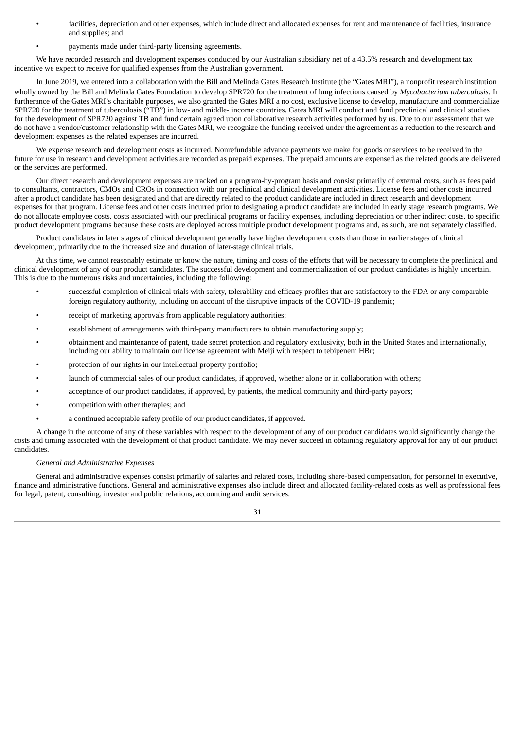- facilities, depreciation and other expenses, which include direct and allocated expenses for rent and maintenance of facilities, insurance and supplies; and
- payments made under third-party licensing agreements.

We have recorded research and development expenses conducted by our Australian subsidiary net of a 43.5% research and development tax incentive we expect to receive for qualified expenses from the Australian government.

In June 2019, we entered into a collaboration with the Bill and Melinda Gates Research Institute (the "Gates MRI"), a nonprofit research institution wholly owned by the Bill and Melinda Gates Foundation to develop SPR720 for the treatment of lung infections caused by *Mycobacterium tuberculosis.* In furtherance of the Gates MRI's charitable purposes, we also granted the Gates MRI a no cost, exclusive license to develop, manufacture and commercialize SPR720 for the treatment of tuberculosis ("TB") in low- and middle- income countries. Gates MRI will conduct and fund preclinical and clinical studies for the development of SPR720 against TB and fund certain agreed upon collaborative research activities performed by us. Due to our assessment that we do not have a vendor/customer relationship with the Gates MRI, we recognize the funding received under the agreement as a reduction to the research and development expenses as the related expenses are incurred.

We expense research and development costs as incurred. Nonrefundable advance payments we make for goods or services to be received in the future for use in research and development activities are recorded as prepaid expenses. The prepaid amounts are expensed as the related goods are delivered or the services are performed.

Our direct research and development expenses are tracked on a program-by-program basis and consist primarily of external costs, such as fees paid to consultants, contractors, CMOs and CROs in connection with our preclinical and clinical development activities. License fees and other costs incurred after a product candidate has been designated and that are directly related to the product candidate are included in direct research and development expenses for that program. License fees and other costs incurred prior to designating a product candidate are included in early stage research programs. We do not allocate employee costs, costs associated with our preclinical programs or facility expenses, including depreciation or other indirect costs, to specific product development programs because these costs are deployed across multiple product development programs and, as such, are not separately classified.

Product candidates in later stages of clinical development generally have higher development costs than those in earlier stages of clinical development, primarily due to the increased size and duration of later-stage clinical trials.

At this time, we cannot reasonably estimate or know the nature, timing and costs of the efforts that will be necessary to complete the preclinical and clinical development of any of our product candidates. The successful development and commercialization of our product candidates is highly uncertain. This is due to the numerous risks and uncertainties, including the following:

- successful completion of clinical trials with safety, tolerability and efficacy profiles that are satisfactory to the FDA or any comparable foreign regulatory authority, including on account of the disruptive impacts of the COVID-19 pandemic;
- receipt of marketing approvals from applicable regulatory authorities;
- establishment of arrangements with third-party manufacturers to obtain manufacturing supply;
- obtainment and maintenance of patent, trade secret protection and regulatory exclusivity, both in the United States and internationally, including our ability to maintain our license agreement with Meiji with respect to tebipenem HBr;
- protection of our rights in our intellectual property portfolio;
- launch of commercial sales of our product candidates, if approved, whether alone or in collaboration with others;
- acceptance of our product candidates, if approved, by patients, the medical community and third-party payors;
- competition with other therapies; and
- a continued acceptable safety profile of our product candidates, if approved.

A change in the outcome of any of these variables with respect to the development of any of our product candidates would significantly change the costs and timing associated with the development of that product candidate. We may never succeed in obtaining regulatory approval for any of our product candidates.

*General and Administrative Expenses*

General and administrative expenses consist primarily of salaries and related costs, including share-based compensation, for personnel in executive, finance and administrative functions. General and administrative expenses also include direct and allocated facility-related costs as well as professional fees for legal, patent, consulting, investor and public relations, accounting and audit services.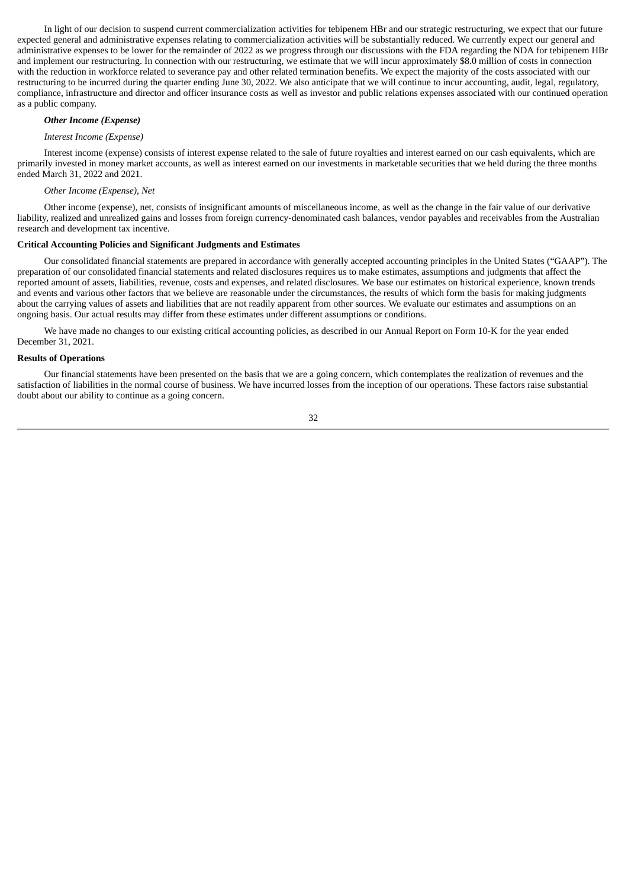In light of our decision to suspend current commercialization activities for tebipenem HBr and our strategic restructuring, we expect that our future expected general and administrative expenses relating to commercialization activities will be substantially reduced. We currently expect our general and administrative expenses to be lower for the remainder of 2022 as we progress through our discussions with the FDA regarding the NDA for tebipenem HBr and implement our restructuring. In connection with our restructuring, we estimate that we will incur approximately $8.0 million of costs in connection with the reduction in workforce related to severance pay and other related termination benefits. We expect the majority of the costs associated with our restructuring to be incurred during the quarter ending June 30, 2022. We also anticipate that we will continue to incur accounting, audit, legal, regulatory, compliance, infrastructure and director and officer insurance costs as well as investor and public relations expenses associated with our continued operation as a public company.

***Other Income (Expense)***

*Interest Income (Expense)*

Interest income (expense) consists of interest expense related to the sale of future royalties and interest earned on our cash equivalents, which are primarily invested in money market accounts, as well as interest earned on our investments in marketable securities that we held during the three months ended March 31, 2022 and 2021.

*Other Income (Expense), Net*

Other income (expense), net, consists of insignificant amounts of miscellaneous income, as well as the change in the fair value of our derivative liability, realized and unrealized gains and losses from foreign currency-denominated cash balances, vendor payables and receivables from the Australian research and development tax incentive.

**Critical Accounting Policies and Significant Judgments and Estimates**

Our consolidated financial statements are prepared in accordance with generally accepted accounting principles in the United States ("GAAP"). The preparation of our consolidated financial statements and related disclosures requires us to make estimates, assumptions and judgments that affect the reported amount of assets, liabilities, revenue, costs and expenses, and related disclosures. We base our estimates on historical experience, known trends and events and various other factors that we believe are reasonable under the circumstances, the results of which form the basis for making judgments about the carrying values of assets and liabilities that are not readily apparent from other sources. We evaluate our estimates and assumptions on an ongoing basis. Our actual results may differ from these estimates under different assumptions or conditions.

We have made no changes to our existing critical accounting policies, as described in our Annual Report on Form 10-K for the year ended December 31, 2021.

**Results of Operations**

Our financial statements have been presented on the basis that we are a going concern, which contemplates the realization of revenues and the satisfaction of liabilities in the normal course of business. We have incurred losses from the inception of our operations. These factors raise substantial doubt about our ability to continue as a going concern.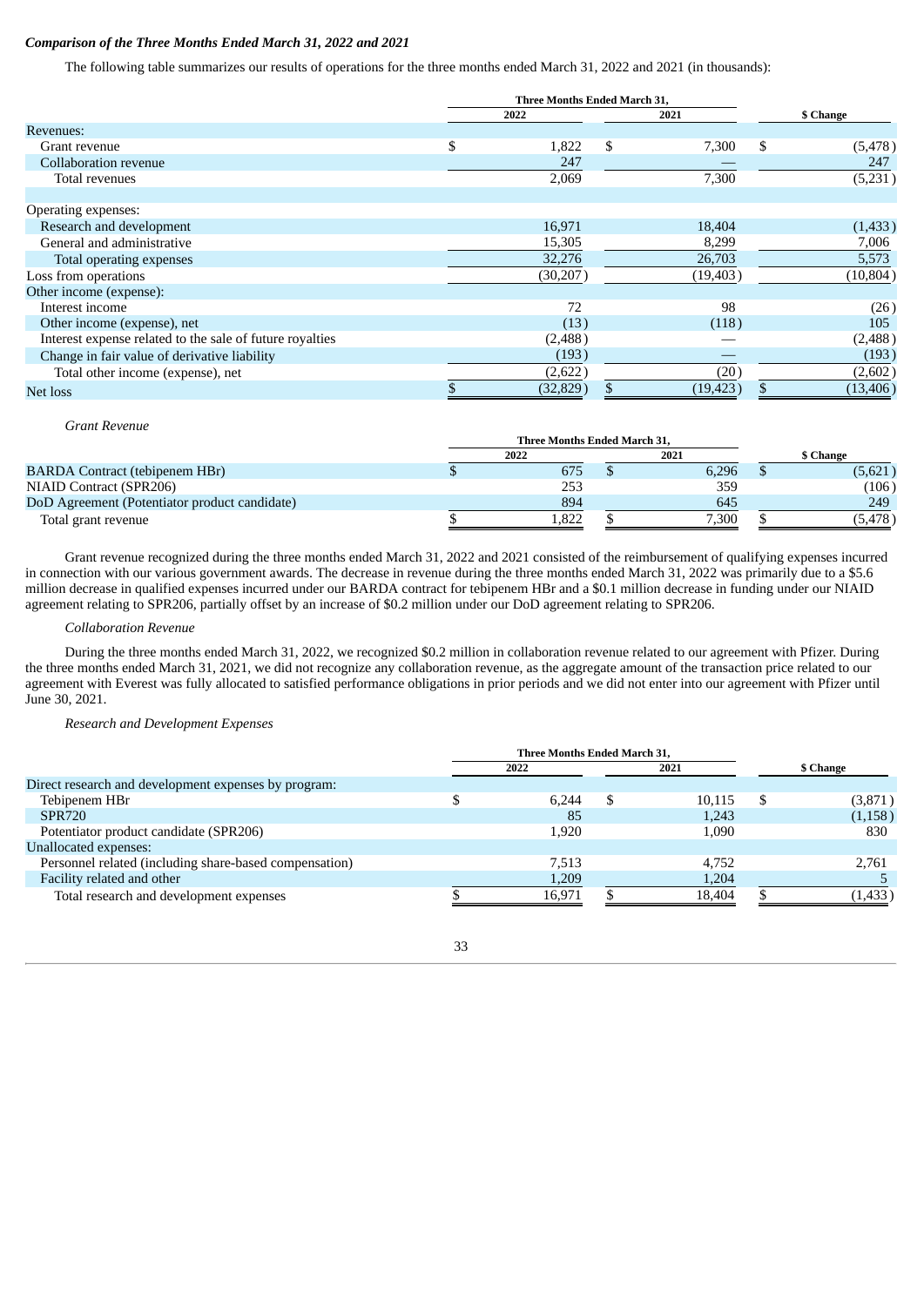***Comparison of the Three Months Ended March 31, 2022 and 2021***

The following table summarizes our results of operations for the three months ended March 31, 2022 and 2021 (in thousands):

| | Three Months Ended March 31, | | |
|---|---|---|---|
| | 2022 | 2021 | $ Change |
| Revenues: | | | |
| Grant revenue | $ 1,822 | $ 7,300 | $ (5,478) |
| Collaboration revenue | 247 | — | 247 |
| Total revenues | 2,069 | 7,300 | (5,231) |
| | | | |
| Operating expenses: | | | |
| Research and development | 16,971 | 18,404 | (1,433) |
| General and administrative | 15,305 | 8,299 | 7,006 |
| Total operating expenses | 32,276 | 26,703 | 5,573 |
| Loss from operations | (30,207) | (19,403) | (10,804) |
| Other income (expense): | | | |
| Interest income | 72 | 98 | (26) |
| Other income (expense), net | (13) | (118) | 105 |
| Interest expense related to the sale of future royalties | (2,488) | — | (2,488) |
| Change in fair value of derivative liability | (193) | — | (193) |
| Total other income (expense), net | (2,622) | (20) | (2,602) |
| Net loss | $ (32,829) | $ (19,423) | $ (13,406) |

*Grant Revenue*

| | Three Months Ended March 31, | | |
|---|---|---|---|
| | 2022 | 2021 | $ Change |
| BARDA Contract (tebipenem HBr) | $ 675 | $ 6,296 | $ (5,621) |
| NIAID Contract (SPR206) | 253 | 359 | (106) |
| DoD Agreement (Potentiator product candidate) | 894 | 645 | 249 |
| Total grant revenue | $ 1,822 | $ 7,300 | $ (5,478) |

Grant revenue recognized during the three months ended March 31, 2022 and 2021 consisted of the reimbursement of qualifying expenses incurred in connection with our various government awards. The decrease in revenue during the three months ended March 31, 2022 was primarily due to a $5.6 million decrease in qualified expenses incurred under our BARDA contract for tebipenem HBr and a $0.1 million decrease in funding under our NIAID agreement relating to SPR206, partially offset by an increase of $0.2 million under our DoD agreement relating to SPR206.

*Collaboration Revenue*

During the three months ended March 31, 2022, we recognized $0.2 million in collaboration revenue related to our agreement with Pfizer. During the three months ended March 31, 2021, we did not recognize any collaboration revenue, as the aggregate amount of the transaction price related to our agreement with Everest was fully allocated to satisfied performance obligations in prior periods and we did not enter into our agreement with Pfizer until June 30, 2021.

*Research and Development Expenses*

| | Three Months Ended March 31, | | |
|---|---|---|---|
| | 2022 | 2021 | $ Change |
| Direct research and development expenses by program: | | | |
| Tebipenem HBr | $ 6,244 | $ 10,115 | $ (3,871) |
| SPR720 | 85 | 1,243 | (1,158) |
| Potentiator product candidate (SPR206) | 1,920 | 1,090 | 830 |
| Unallocated expenses: | | | |
| Personnel related (including share-based compensation) | 7,513 | 4,752 | 2,761 |
| Facility related and other | 1,209 | 1,204 | 5 |
| Total research and development expenses | $ 16,971 | $ 18,404 | $ (1,433) |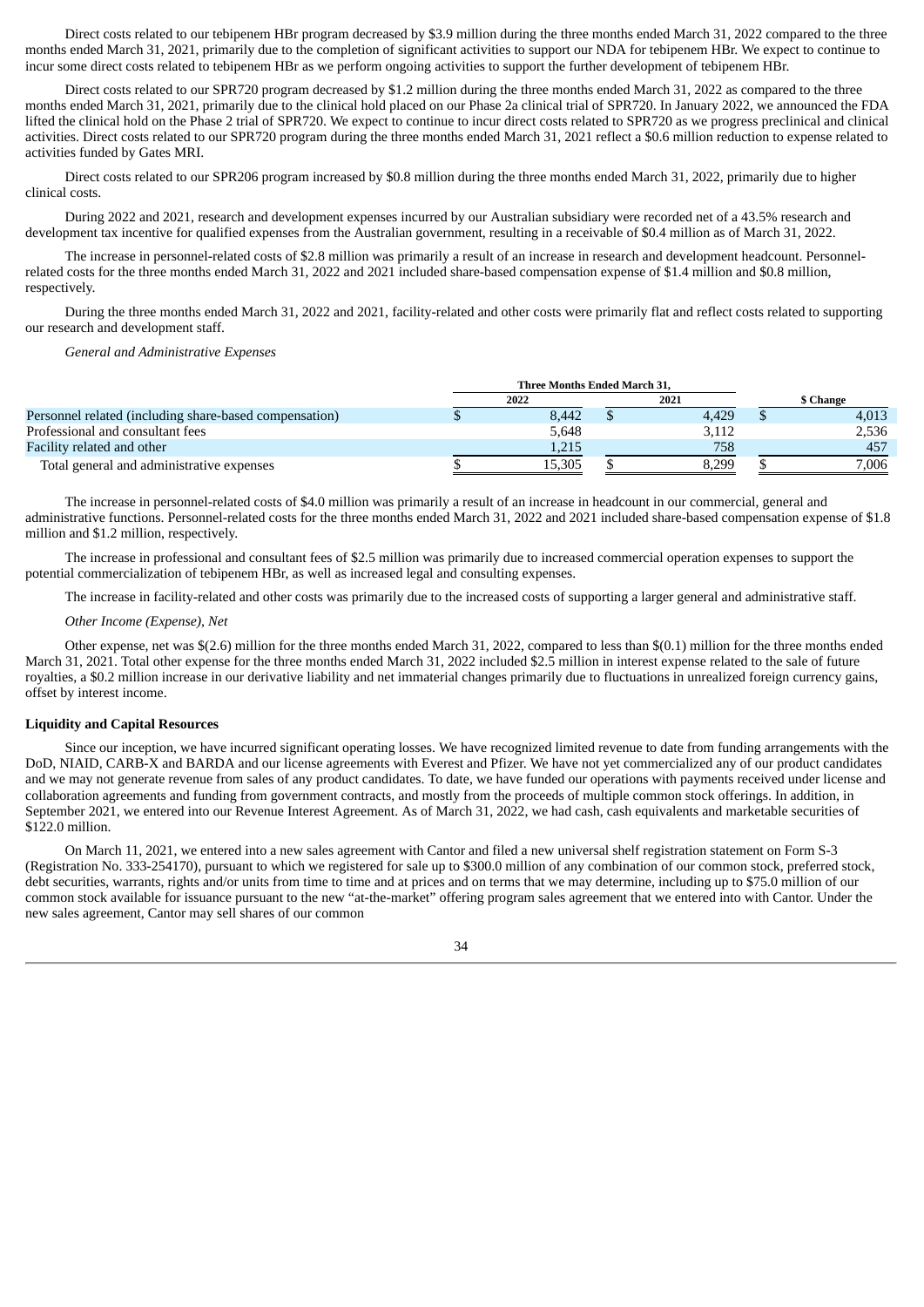Direct costs related to our tebipenem HBr program decreased by $3.9 million during the three months ended March 31, 2022 compared to the three months ended March 31, 2021, primarily due to the completion of significant activities to support our NDA for tebipenem HBr. We expect to continue to incur some direct costs related to tebipenem HBr as we perform ongoing activities to support the further development of tebipenem HBr.

Direct costs related to our SPR720 program decreased by $1.2 million during the three months ended March 31, 2022 as compared to the three months ended March 31, 2021, primarily due to the clinical hold placed on our Phase 2a clinical trial of SPR720. In January 2022, we announced the FDA lifted the clinical hold on the Phase 2 trial of SPR720. We expect to continue to incur direct costs related to SPR720 as we progress preclinical and clinical activities. Direct costs related to our SPR720 program during the three months ended March 31, 2021 reflect a $0.6 million reduction to expense related to activities funded by Gates MRI.

Direct costs related to our SPR206 program increased by $0.8 million during the three months ended March 31, 2022, primarily due to higher clinical costs.

During 2022 and 2021, research and development expenses incurred by our Australian subsidiary were recorded net of a 43.5% research and development tax incentive for qualified expenses from the Australian government, resulting in a receivable of $0.4 million as of March 31, 2022.

The increase in personnel-related costs of $2.8 million was primarily a result of an increase in research and development headcount. Personnel-related costs for the three months ended March 31, 2022 and 2021 included share-based compensation expense of $1.4 million and $0.8 million, respectively.

During the three months ended March 31, 2022 and 2021, facility-related and other costs were primarily flat and reflect costs related to supporting our research and development staff.

*General and Administrative Expenses*

| | Three Months Ended March 31, | | |
|---|---|---|---|
| | 2022 | 2021 | $ Change |
| Personnel related (including share-based compensation) | $ 8,442 | $ 4,429 | $ 4,013 |
| Professional and consultant fees | 5,648 | 3,112 | 2,536 |
| Facility related and other | 1,215 | 758 | 457 |
| Total general and administrative expenses | $ 15,305 | $ 8,299 | $ 7,006 |

The increase in personnel-related costs of $4.0 million was primarily a result of an increase in headcount in our commercial, general and administrative functions. Personnel-related costs for the three months ended March 31, 2022 and 2021 included share-based compensation expense of $1.8 million and $1.2 million, respectively.

The increase in professional and consultant fees of $2.5 million was primarily due to increased commercial operation expenses to support the potential commercialization of tebipenem HBr, as well as increased legal and consulting expenses.

The increase in facility-related and other costs was primarily due to the increased costs of supporting a larger general and administrative staff.

*Other Income (Expense), Net*

Other expense, net was $(2.6) million for the three months ended March 31, 2022, compared to less than $(0.1) million for the three months ended March 31, 2021. Total other expense for the three months ended March 31, 2022 included $2.5 million in interest expense related to the sale of future royalties, a $0.2 million increase in our derivative liability and net immaterial changes primarily due to fluctuations in unrealized foreign currency gains, offset by interest income.

**Liquidity and Capital Resources**

Since our inception, we have incurred significant operating losses. We have recognized limited revenue to date from funding arrangements with the DoD, NIAID, CARB-X and BARDA and our license agreements with Everest and Pfizer. We have not yet commercialized any of our product candidates and we may not generate revenue from sales of any product candidates. To date, we have funded our operations with payments received under license and collaboration agreements and funding from government contracts, and mostly from the proceeds of multiple common stock offerings. In addition, in September 2021, we entered into our Revenue Interest Agreement. As of March 31, 2022, we had cash, cash equivalents and marketable securities of $122.0 million.

On March 11, 2021, we entered into a new sales agreement with Cantor and filed a new universal shelf registration statement on Form S-3 (Registration No. 333-254170), pursuant to which we registered for sale up to $300.0 million of any combination of our common stock, preferred stock, debt securities, warrants, rights and/or units from time to time and at prices and on terms that we may determine, including up to $75.0 million of our common stock available for issuance pursuant to the new "at-the-market" offering program sales agreement that we entered into with Cantor. Under the new sales agreement, Cantor may sell shares of our common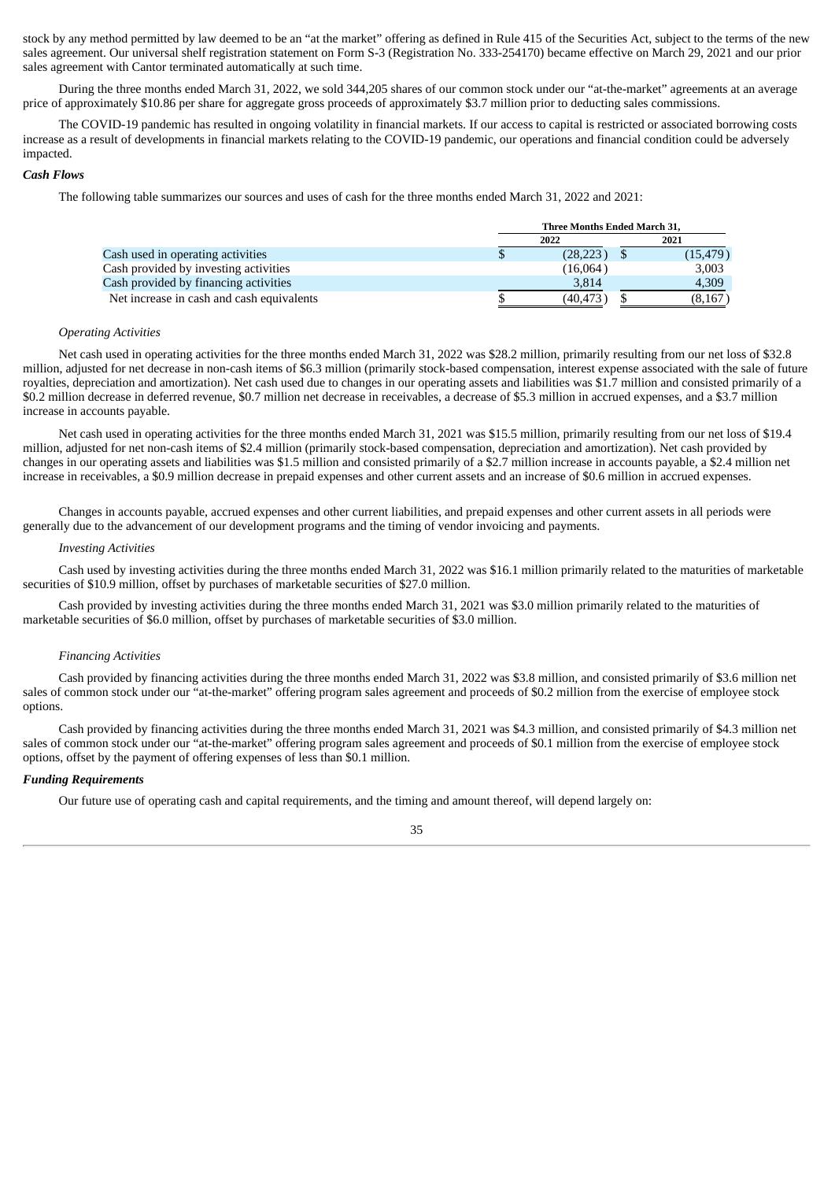stock by any method permitted by law deemed to be an "at the market" offering as defined in Rule 415 of the Securities Act, subject to the terms of the new sales agreement. Our universal shelf registration statement on Form S-3 (Registration No. 333-254170) became effective on March 29, 2021 and our prior sales agreement with Cantor terminated automatically at such time.

During the three months ended March 31, 2022, we sold 344,205 shares of our common stock under our "at-the-market" agreements at an average price of approximately $10.86 per share for aggregate gross proceeds of approximately $3.7 million prior to deducting sales commissions.

The COVID-19 pandemic has resulted in ongoing volatility in financial markets. If our access to capital is restricted or associated borrowing costs increase as a result of developments in financial markets relating to the COVID-19 pandemic, our operations and financial condition could be adversely impacted.

***Cash Flows***

The following table summarizes our sources and uses of cash for the three months ended March 31, 2022 and 2021:

| | Three Months Ended March 31, | |
|---|---|---|
| | 2022 | 2021 |
| Cash used in operating activities | $ (28,223) | $ (15,479) |
| Cash provided by investing activities | (16,064) | 3,003 |
| Cash provided by financing activities | 3,814 | 4,309 |
| Net increase in cash and cash equivalents | $ (40,473) | $ (8,167) |

*Operating Activities*

Net cash used in operating activities for the three months ended March 31, 2022 was $28.2 million, primarily resulting from our net loss of $32.8 million, adjusted for net decrease in non-cash items of $6.3 million (primarily stock-based compensation, interest expense associated with the sale of future royalties, depreciation and amortization). Net cash used due to changes in our operating assets and liabilities was $1.7 million and consisted primarily of a $0.2 million decrease in deferred revenue, $0.7 million net decrease in receivables, a decrease of $5.3 million in accrued expenses, and a $3.7 million increase in accounts payable.

Net cash used in operating activities for the three months ended March 31, 2021 was $15.5 million, primarily resulting from our net loss of $19.4 million, adjusted for net non-cash items of $2.4 million (primarily stock-based compensation, depreciation and amortization). Net cash provided by changes in our operating assets and liabilities was $1.5 million and consisted primarily of a $2.7 million increase in accounts payable, a $2.4 million net increase in receivables, a $0.9 million decrease in prepaid expenses and other current assets and an increase of $0.6 million in accrued expenses.

Changes in accounts payable, accrued expenses and other current liabilities, and prepaid expenses and other current assets in all periods were generally due to the advancement of our development programs and the timing of vendor invoicing and payments.

*Investing Activities*

Cash used by investing activities during the three months ended March 31, 2022 was $16.1 million primarily related to the maturities of marketable securities of $10.9 million, offset by purchases of marketable securities of $27.0 million.

Cash provided by investing activities during the three months ended March 31, 2021 was $3.0 million primarily related to the maturities of marketable securities of $6.0 million, offset by purchases of marketable securities of $3.0 million.

*Financing Activities*

Cash provided by financing activities during the three months ended March 31, 2022 was $3.8 million, and consisted primarily of $3.6 million net sales of common stock under our "at-the-market" offering program sales agreement and proceeds of $0.2 million from the exercise of employee stock options.

Cash provided by financing activities during the three months ended March 31, 2021 was $4.3 million, and consisted primarily of $4.3 million net sales of common stock under our "at-the-market" offering program sales agreement and proceeds of $0.1 million from the exercise of employee stock options, offset by the payment of offering expenses of less than $0.1 million.

***Funding Requirements***

Our future use of operating cash and capital requirements, and the timing and amount thereof, will depend largely on: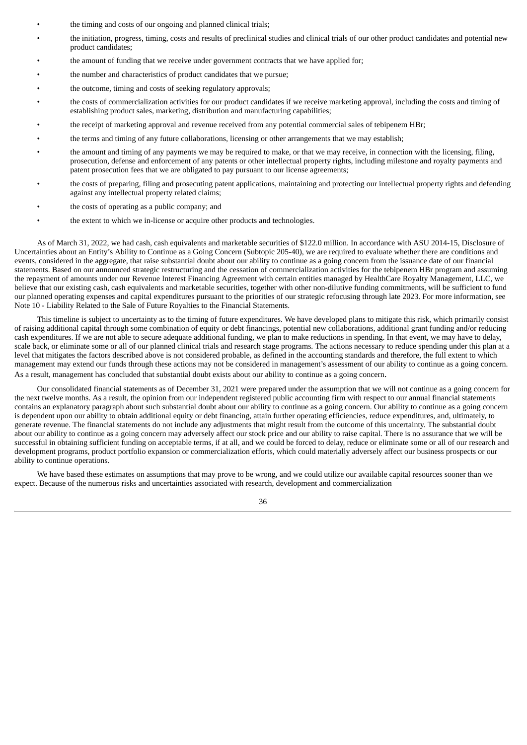- the timing and costs of our ongoing and planned clinical trials;
- the initiation, progress, timing, costs and results of preclinical studies and clinical trials of our other product candidates and potential new product candidates;
- the amount of funding that we receive under government contracts that we have applied for;
- the number and characteristics of product candidates that we pursue;
- the outcome, timing and costs of seeking regulatory approvals;
- the costs of commercialization activities for our product candidates if we receive marketing approval, including the costs and timing of establishing product sales, marketing, distribution and manufacturing capabilities;
- the receipt of marketing approval and revenue received from any potential commercial sales of tebipenem HBr;
- the terms and timing of any future collaborations, licensing or other arrangements that we may establish;
- the amount and timing of any payments we may be required to make, or that we may receive, in connection with the licensing, filing, prosecution, defense and enforcement of any patents or other intellectual property rights, including milestone and royalty payments and patent prosecution fees that we are obligated to pay pursuant to our license agreements;
- the costs of preparing, filing and prosecuting patent applications, maintaining and protecting our intellectual property rights and defending against any intellectual property related claims;
- the costs of operating as a public company; and
- the extent to which we in-license or acquire other products and technologies.

As of March 31, 2022, we had cash, cash equivalents and marketable securities of $122.0 million. In accordance with ASU 2014-15, Disclosure of Uncertainties about an Entity's Ability to Continue as a Going Concern (Subtopic 205-40), we are required to evaluate whether there are conditions and events, considered in the aggregate, that raise substantial doubt about our ability to continue as a going concern from the issuance date of our financial statements. Based on our announced strategic restructuring and the cessation of commercialization activities for the tebipenem HBr program and assuming the repayment of amounts under our Revenue Interest Financing Agreement with certain entities managed by HealthCare Royalty Management, LLC, we believe that our existing cash, cash equivalents and marketable securities, together with other non-dilutive funding commitments, will be sufficient to fund our planned operating expenses and capital expenditures pursuant to the priorities of our strategic refocusing through late 2023. For more information, see Note 10 - Liability Related to the Sale of Future Royalties to the Financial Statements.

This timeline is subject to uncertainty as to the timing of future expenditures. We have developed plans to mitigate this risk, which primarily consist of raising additional capital through some combination of equity or debt financings, potential new collaborations, additional grant funding and/or reducing cash expenditures. If we are not able to secure adequate additional funding, we plan to make reductions in spending. In that event, we may have to delay, scale back, or eliminate some or all of our planned clinical trials and research stage programs. The actions necessary to reduce spending under this plan at a level that mitigates the factors described above is not considered probable, as defined in the accounting standards and therefore, the full extent to which management may extend our funds through these actions may not be considered in management's assessment of our ability to continue as a going concern. As a result, management has concluded that substantial doubt exists about our ability to continue as a going concern.

Our consolidated financial statements as of December 31, 2021 were prepared under the assumption that we will not continue as a going concern for the next twelve months. As a result, the opinion from our independent registered public accounting firm with respect to our annual financial statements contains an explanatory paragraph about such substantial doubt about our ability to continue as a going concern. Our ability to continue as a going concern is dependent upon our ability to obtain additional equity or debt financing, attain further operating efficiencies, reduce expenditures, and, ultimately, to generate revenue. The financial statements do not include any adjustments that might result from the outcome of this uncertainty. The substantial doubt about our ability to continue as a going concern may adversely affect our stock price and our ability to raise capital. There is no assurance that we will be successful in obtaining sufficient funding on acceptable terms, if at all, and we could be forced to delay, reduce or eliminate some or all of our research and development programs, product portfolio expansion or commercialization efforts, which could materially adversely affect our business prospects or our ability to continue operations.

We have based these estimates on assumptions that may prove to be wrong, and we could utilize our available capital resources sooner than we expect. Because of the numerous risks and uncertainties associated with research, development and commercialization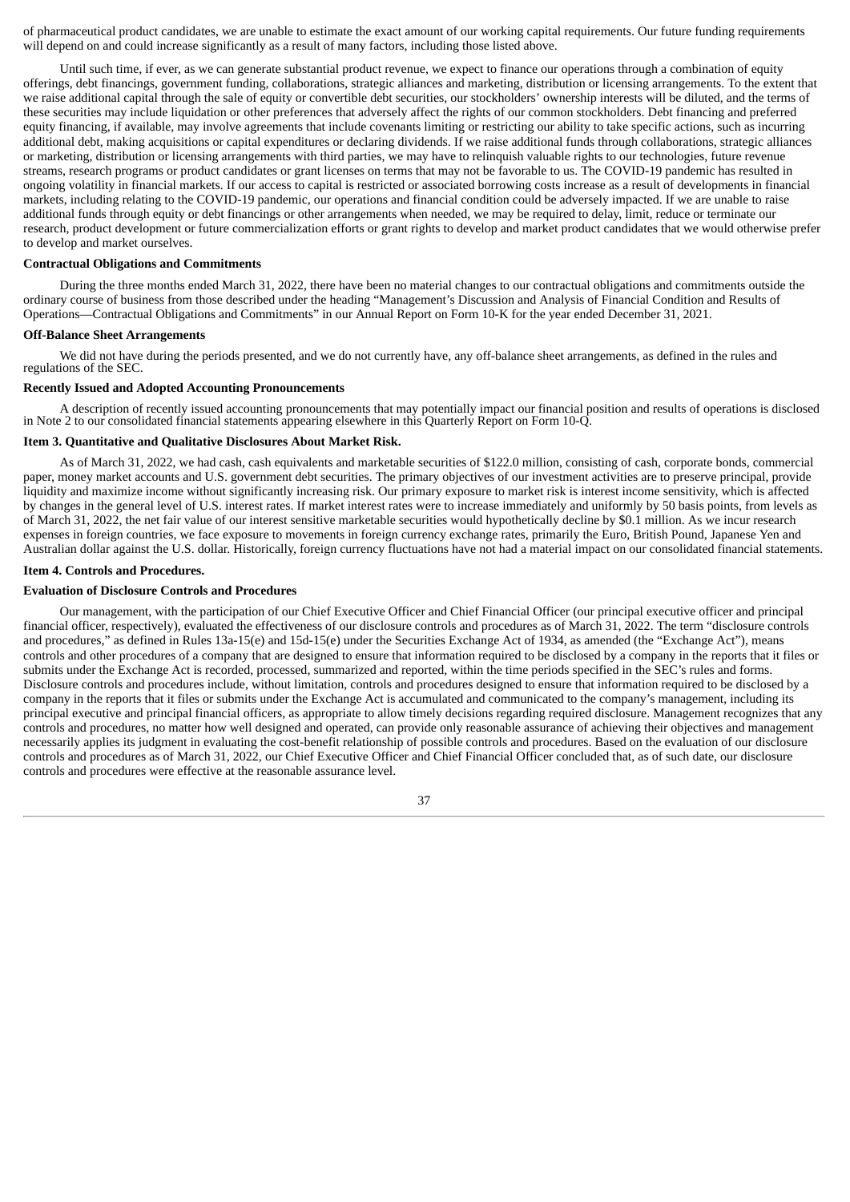of pharmaceutical product candidates, we are unable to estimate the exact amount of our working capital requirements. Our future funding requirements will depend on and could increase significantly as a result of many factors, including those listed above.

Until such time, if ever, as we can generate substantial product revenue, we expect to finance our operations through a combination of equity offerings, debt financings, government funding, collaborations, strategic alliances and marketing, distribution or licensing arrangements. To the extent that we raise additional capital through the sale of equity or convertible debt securities, our stockholders' ownership interests will be diluted, and the terms of these securities may include liquidation or other preferences that adversely affect the rights of our common stockholders. Debt financing and preferred equity financing, if available, may involve agreements that include covenants limiting or restricting our ability to take specific actions, such as incurring additional debt, making acquisitions or capital expenditures or declaring dividends. If we raise additional funds through collaborations, strategic alliances or marketing, distribution or licensing arrangements with third parties, we may have to relinquish valuable rights to our technologies, future revenue streams, research programs or product candidates or grant licenses on terms that may not be favorable to us. The COVID-19 pandemic has resulted in ongoing volatility in financial markets. If our access to capital is restricted or associated borrowing costs increase as a result of developments in financial markets, including relating to the COVID-19 pandemic, our operations and financial condition could be adversely impacted. If we are unable to raise additional funds through equity or debt financings or other arrangements when needed, we may be required to delay, limit, reduce or terminate our research, product development or future commercialization efforts or grant rights to develop and market product candidates that we would otherwise prefer to develop and market ourselves.

**Contractual Obligations and Commitments**

During the three months ended March 31, 2022, there have been no material changes to our contractual obligations and commitments outside the ordinary course of business from those described under the heading "Management's Discussion and Analysis of Financial Condition and Results of Operations—Contractual Obligations and Commitments" in our Annual Report on Form 10-K for the year ended December 31, 2021.

**Off-Balance Sheet Arrangements**

We did not have during the periods presented, and we do not currently have, any off-balance sheet arrangements, as defined in the rules and regulations of the SEC.

**Recently Issued and Adopted Accounting Pronouncements**

A description of recently issued accounting pronouncements that may potentially impact our financial position and results of operations is disclosed in Note 2 to our consolidated financial statements appearing elsewhere in this Quarterly Report on Form 10-Q.

## Item 3. Quantitative and Qualitative Disclosures About Market Risk.

As of March 31, 2022, we had cash, cash equivalents and marketable securities of $122.0 million, consisting of cash, corporate bonds, commercial paper, money market accounts and U.S. government debt securities. The primary objectives of our investment activities are to preserve principal, provide liquidity and maximize income without significantly increasing risk. Our primary exposure to market risk is interest income sensitivity, which is affected by changes in the general level of U.S. interest rates. If market interest rates were to increase immediately and uniformly by 50 basis points, from levels as of March 31, 2022, the net fair value of our interest sensitive marketable securities would hypothetically decline by $0.1 million. As we incur research expenses in foreign countries, we face exposure to movements in foreign currency exchange rates, primarily the Euro, British Pound, Japanese Yen and Australian dollar against the U.S. dollar. Historically, foreign currency fluctuations have not had a material impact on our consolidated financial statements.

## Item 4. Controls and Procedures.

**Evaluation of Disclosure Controls and Procedures**

Our management, with the participation of our Chief Executive Officer and Chief Financial Officer (our principal executive officer and principal financial officer, respectively), evaluated the effectiveness of our disclosure controls and procedures as of March 31, 2022. The term "disclosure controls and procedures," as defined in Rules 13a-15(e) and 15d-15(e) under the Securities Exchange Act of 1934, as amended (the "Exchange Act"), means controls and other procedures of a company that are designed to ensure that information required to be disclosed by a company in the reports that it files or submits under the Exchange Act is recorded, processed, summarized and reported, within the time periods specified in the SEC's rules and forms. Disclosure controls and procedures include, without limitation, controls and procedures designed to ensure that information required to be disclosed by a company in the reports that it files or submits under the Exchange Act is accumulated and communicated to the company's management, including its principal executive and principal financial officers, as appropriate to allow timely decisions regarding required disclosure. Management recognizes that any controls and procedures, no matter how well designed and operated, can provide only reasonable assurance of achieving their objectives and management necessarily applies its judgment in evaluating the cost-benefit relationship of possible controls and procedures. Based on the evaluation of our disclosure controls and procedures as of March 31, 2022, our Chief Executive Officer and Chief Financial Officer concluded that, as of such date, our disclosure controls and procedures were effective at the reasonable assurance level.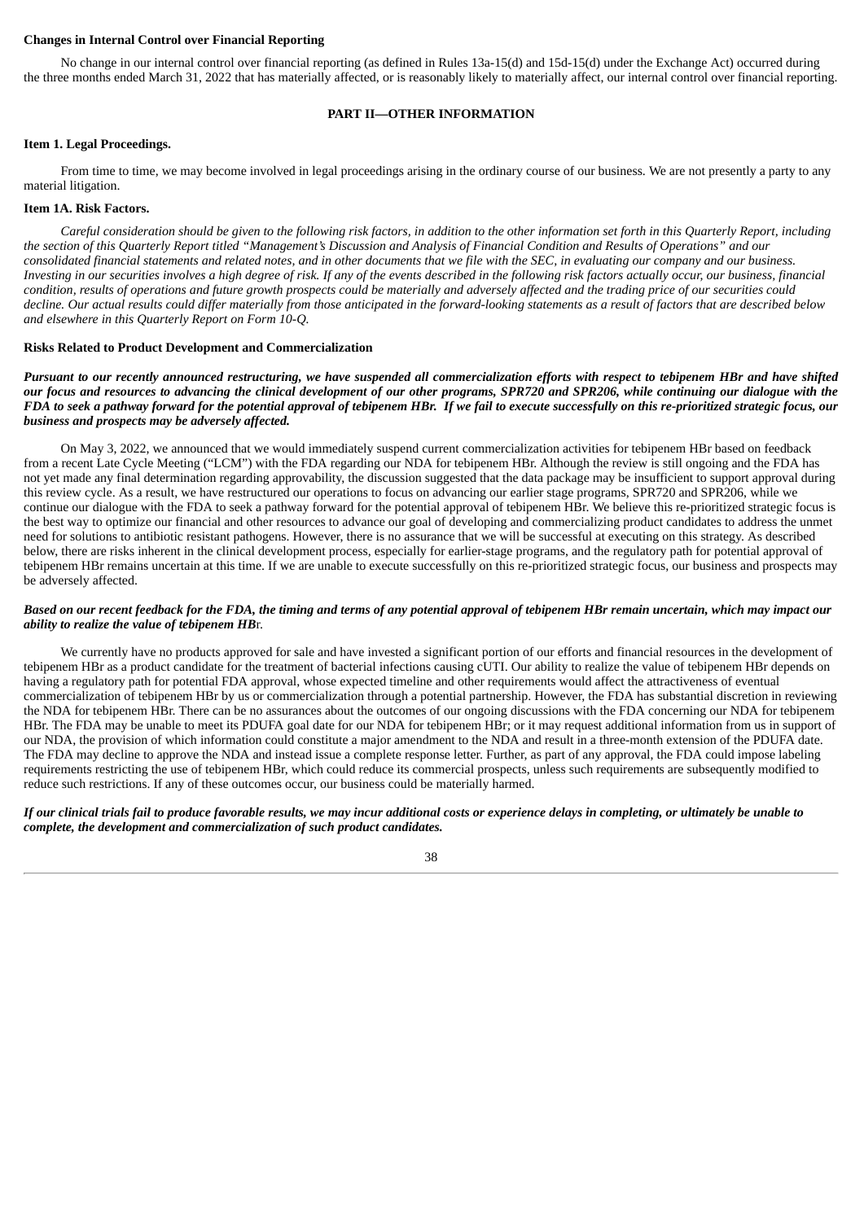**Changes in Internal Control over Financial Reporting**

No change in our internal control over financial reporting (as defined in Rules 13a-15(d) and 15d-15(d) under the Exchange Act) occurred during the three months ended March 31, 2022 that has materially affected, or is reasonably likely to materially affect, our internal control over financial reporting.

## PART II—OTHER INFORMATION

### Item 1. Legal Proceedings.

From time to time, we may become involved in legal proceedings arising in the ordinary course of our business. We are not presently a party to any material litigation.

### Item 1A. Risk Factors.

*Careful consideration should be given to the following risk factors, in addition to the other information set forth in this Quarterly Report, including the section of this Quarterly Report titled "Management's Discussion and Analysis of Financial Condition and Results of Operations" and our consolidated financial statements and related notes, and in other documents that we file with the SEC, in evaluating our company and our business. Investing in our securities involves a high degree of risk. If any of the events described in the following risk factors actually occur, our business, financial condition, results of operations and future growth prospects could be materially and adversely affected and the trading price of our securities could decline. Our actual results could differ materially from those anticipated in the forward-looking statements as a result of factors that are described below and elsewhere in this Quarterly Report on Form 10-Q.*

**Risks Related to Product Development and Commercialization**

***Pursuant to our recently announced restructuring, we have suspended all commercialization efforts with respect to tebipenem HBr and have shifted our focus and resources to advancing the clinical development of our other programs, SPR720 and SPR206, while continuing our dialogue with the FDA to seek a pathway forward for the potential approval of tebipenem HBr. If we fail to execute successfully on this re-prioritized strategic focus, our business and prospects may be adversely affected.***

On May 3, 2022, we announced that we would immediately suspend current commercialization activities for tebipenem HBr based on feedback from a recent Late Cycle Meeting ("LCM") with the FDA regarding our NDA for tebipenem HBr. Although the review is still ongoing and the FDA has not yet made any final determination regarding approvability, the discussion suggested that the data package may be insufficient to support approval during this review cycle. As a result, we have restructured our operations to focus on advancing our earlier stage programs, SPR720 and SPR206, while we continue our dialogue with the FDA to seek a pathway forward for the potential approval of tebipenem HBr. We believe this re-prioritized strategic focus is the best way to optimize our financial and other resources to advance our goal of developing and commercializing product candidates to address the unmet need for solutions to antibiotic resistant pathogens. However, there is no assurance that we will be successful at executing on this strategy. As described below, there are risks inherent in the clinical development process, especially for earlier-stage programs, and the regulatory path for potential approval of tebipenem HBr remains uncertain at this time. If we are unable to execute successfully on this re-prioritized strategic focus, our business and prospects may be adversely affected.

***Based on our recent feedback for the FDA, the timing and terms of any potential approval of tebipenem HBr remain uncertain, which may impact our ability to realize the value of tebipenem HB*r.**

We currently have no products approved for sale and have invested a significant portion of our efforts and financial resources in the development of tebipenem HBr as a product candidate for the treatment of bacterial infections causing cUTI. Our ability to realize the value of tebipenem HBr depends on having a regulatory path for potential FDA approval, whose expected timeline and other requirements would affect the attractiveness of eventual commercialization of tebipenem HBr by us or commercialization through a potential partnership. However, the FDA has substantial discretion in reviewing the NDA for tebipenem HBr. There can be no assurances about the outcomes of our ongoing discussions with the FDA concerning our NDA for tebipenem HBr. The FDA may be unable to meet its PDUFA goal date for our NDA for tebipenem HBr; or it may request additional information from us in support of our NDA, the provision of which information could constitute a major amendment to the NDA and result in a three-month extension of the PDUFA date. The FDA may decline to approve the NDA and instead issue a complete response letter. Further, as part of any approval, the FDA could impose labeling requirements restricting the use of tebipenem HBr, which could reduce its commercial prospects, unless such requirements are subsequently modified to reduce such restrictions. If any of these outcomes occur, our business could be materially harmed.

***If our clinical trials fail to produce favorable results, we may incur additional costs or experience delays in completing, or ultimately be unable to complete, the development and commercialization of such product candidates.***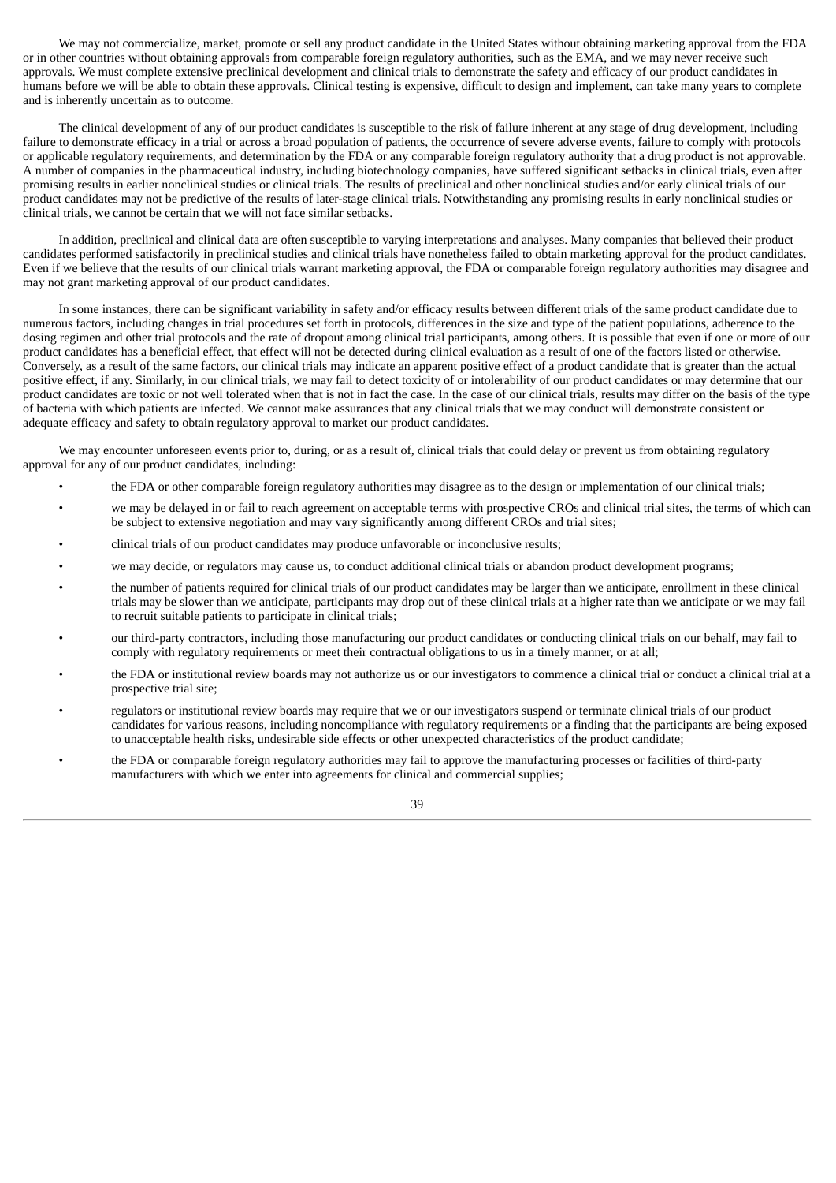We may not commercialize, market, promote or sell any product candidate in the United States without obtaining marketing approval from the FDA or in other countries without obtaining approvals from comparable foreign regulatory authorities, such as the EMA, and we may never receive such approvals. We must complete extensive preclinical development and clinical trials to demonstrate the safety and efficacy of our product candidates in humans before we will be able to obtain these approvals. Clinical testing is expensive, difficult to design and implement, can take many years to complete and is inherently uncertain as to outcome.

The clinical development of any of our product candidates is susceptible to the risk of failure inherent at any stage of drug development, including failure to demonstrate efficacy in a trial or across a broad population of patients, the occurrence of severe adverse events, failure to comply with protocols or applicable regulatory requirements, and determination by the FDA or any comparable foreign regulatory authority that a drug product is not approvable. A number of companies in the pharmaceutical industry, including biotechnology companies, have suffered significant setbacks in clinical trials, even after promising results in earlier nonclinical studies or clinical trials. The results of preclinical and other nonclinical studies and/or early clinical trials of our product candidates may not be predictive of the results of later-stage clinical trials. Notwithstanding any promising results in early nonclinical studies or clinical trials, we cannot be certain that we will not face similar setbacks.

In addition, preclinical and clinical data are often susceptible to varying interpretations and analyses. Many companies that believed their product candidates performed satisfactorily in preclinical studies and clinical trials have nonetheless failed to obtain marketing approval for the product candidates. Even if we believe that the results of our clinical trials warrant marketing approval, the FDA or comparable foreign regulatory authorities may disagree and may not grant marketing approval of our product candidates.

In some instances, there can be significant variability in safety and/or efficacy results between different trials of the same product candidate due to numerous factors, including changes in trial procedures set forth in protocols, differences in the size and type of the patient populations, adherence to the dosing regimen and other trial protocols and the rate of dropout among clinical trial participants, among others. It is possible that even if one or more of our product candidates has a beneficial effect, that effect will not be detected during clinical evaluation as a result of one of the factors listed or otherwise. Conversely, as a result of the same factors, our clinical trials may indicate an apparent positive effect of a product candidate that is greater than the actual positive effect, if any. Similarly, in our clinical trials, we may fail to detect toxicity of or intolerability of our product candidates or may determine that our product candidates are toxic or not well tolerated when that is not in fact the case. In the case of our clinical trials, results may differ on the basis of the type of bacteria with which patients are infected. We cannot make assurances that any clinical trials that we may conduct will demonstrate consistent or adequate efficacy and safety to obtain regulatory approval to market our product candidates.

We may encounter unforeseen events prior to, during, or as a result of, clinical trials that could delay or prevent us from obtaining regulatory approval for any of our product candidates, including:

- the FDA or other comparable foreign regulatory authorities may disagree as to the design or implementation of our clinical trials;
- we may be delayed in or fail to reach agreement on acceptable terms with prospective CROs and clinical trial sites, the terms of which can be subject to extensive negotiation and may vary significantly among different CROs and trial sites;
- clinical trials of our product candidates may produce unfavorable or inconclusive results;
- we may decide, or regulators may cause us, to conduct additional clinical trials or abandon product development programs;
- the number of patients required for clinical trials of our product candidates may be larger than we anticipate, enrollment in these clinical trials may be slower than we anticipate, participants may drop out of these clinical trials at a higher rate than we anticipate or we may fail to recruit suitable patients to participate in clinical trials;
- our third-party contractors, including those manufacturing our product candidates or conducting clinical trials on our behalf, may fail to comply with regulatory requirements or meet their contractual obligations to us in a timely manner, or at all;
- the FDA or institutional review boards may not authorize us or our investigators to commence a clinical trial or conduct a clinical trial at a prospective trial site;
- regulators or institutional review boards may require that we or our investigators suspend or terminate clinical trials of our product candidates for various reasons, including noncompliance with regulatory requirements or a finding that the participants are being exposed to unacceptable health risks, undesirable side effects or other unexpected characteristics of the product candidate;
- the FDA or comparable foreign regulatory authorities may fail to approve the manufacturing processes or facilities of third-party manufacturers with which we enter into agreements for clinical and commercial supplies;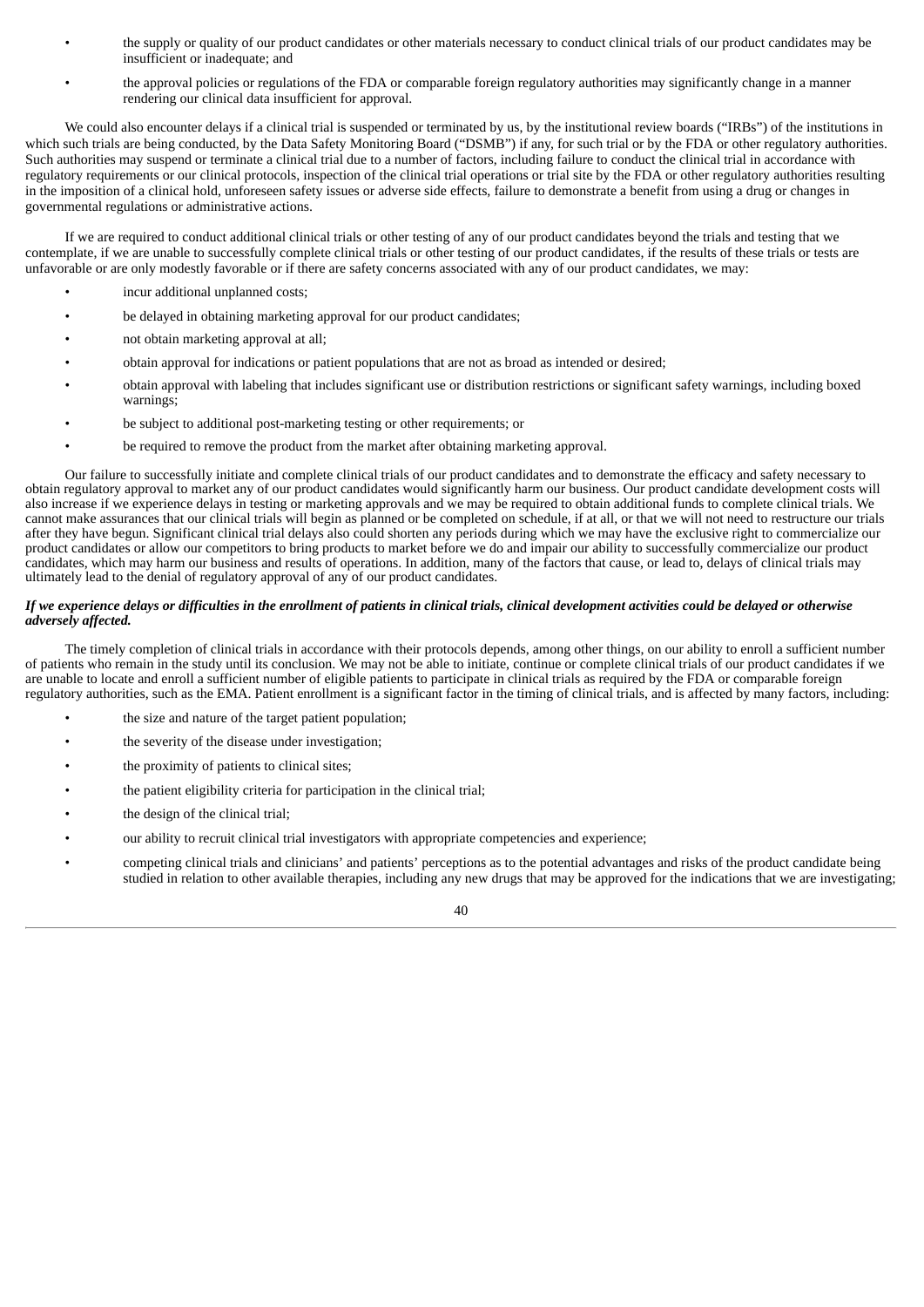- the supply or quality of our product candidates or other materials necessary to conduct clinical trials of our product candidates may be insufficient or inadequate; and
- the approval policies or regulations of the FDA or comparable foreign regulatory authorities may significantly change in a manner rendering our clinical data insufficient for approval.

We could also encounter delays if a clinical trial is suspended or terminated by us, by the institutional review boards ("IRBs") of the institutions in which such trials are being conducted, by the Data Safety Monitoring Board ("DSMB") if any, for such trial or by the FDA or other regulatory authorities. Such authorities may suspend or terminate a clinical trial due to a number of factors, including failure to conduct the clinical trial in accordance with regulatory requirements or our clinical protocols, inspection of the clinical trial operations or trial site by the FDA or other regulatory authorities resulting in the imposition of a clinical hold, unforeseen safety issues or adverse side effects, failure to demonstrate a benefit from using a drug or changes in governmental regulations or administrative actions.

If we are required to conduct additional clinical trials or other testing of any of our product candidates beyond the trials and testing that we contemplate, if we are unable to successfully complete clinical trials or other testing of our product candidates, if the results of these trials or tests are unfavorable or are only modestly favorable or if there are safety concerns associated with any of our product candidates, we may:

- incur additional unplanned costs;
- be delayed in obtaining marketing approval for our product candidates;
- not obtain marketing approval at all;
- obtain approval for indications or patient populations that are not as broad as intended or desired;
- obtain approval with labeling that includes significant use or distribution restrictions or significant safety warnings, including boxed warnings;
- be subject to additional post-marketing testing or other requirements; or
- be required to remove the product from the market after obtaining marketing approval.

Our failure to successfully initiate and complete clinical trials of our product candidates and to demonstrate the efficacy and safety necessary to obtain regulatory approval to market any of our product candidates would significantly harm our business. Our product candidate development costs will also increase if we experience delays in testing or marketing approvals and we may be required to obtain additional funds to complete clinical trials. We cannot make assurances that our clinical trials will begin as planned or be completed on schedule, if at all, or that we will not need to restructure our trials after they have begun. Significant clinical trial delays also could shorten any periods during which we may have the exclusive right to commercialize our product candidates or allow our competitors to bring products to market before we do and impair our ability to successfully commercialize our product candidates, which may harm our business and results of operations. In addition, many of the factors that cause, or lead to, delays of clinical trials may ultimately lead to the denial of regulatory approval of any of our product candidates.

***If we experience delays or difficulties in the enrollment of patients in clinical trials, clinical development activities could be delayed or otherwise adversely affected.***

The timely completion of clinical trials in accordance with their protocols depends, among other things, on our ability to enroll a sufficient number of patients who remain in the study until its conclusion. We may not be able to initiate, continue or complete clinical trials of our product candidates if we are unable to locate and enroll a sufficient number of eligible patients to participate in clinical trials as required by the FDA or comparable foreign regulatory authorities, such as the EMA. Patient enrollment is a significant factor in the timing of clinical trials, and is affected by many factors, including:

- the size and nature of the target patient population;
- the severity of the disease under investigation;
- the proximity of patients to clinical sites;
- the patient eligibility criteria for participation in the clinical trial;
- the design of the clinical trial;
- our ability to recruit clinical trial investigators with appropriate competencies and experience;
- competing clinical trials and clinicians' and patients' perceptions as to the potential advantages and risks of the product candidate being studied in relation to other available therapies, including any new drugs that may be approved for the indications that we are investigating;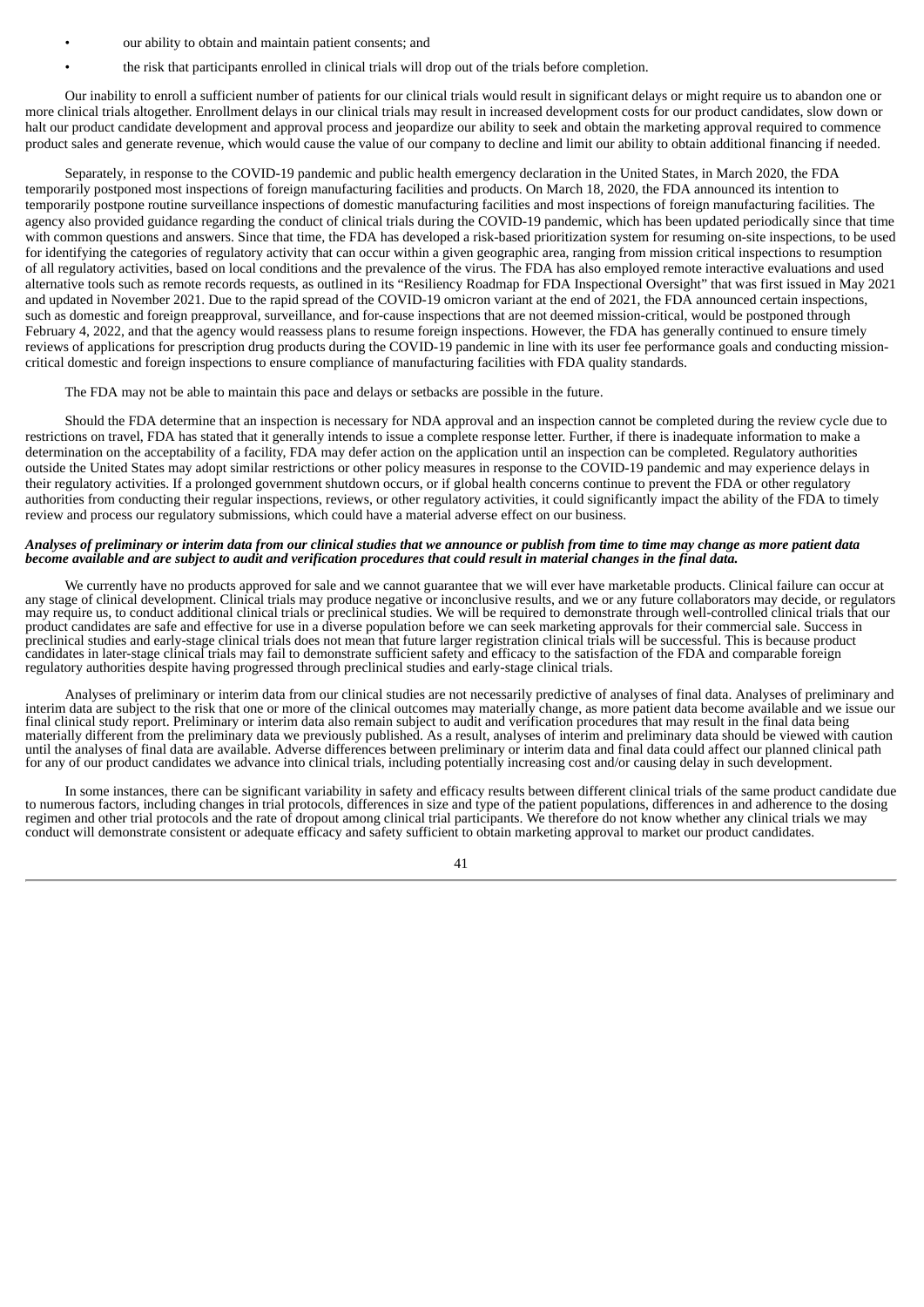- our ability to obtain and maintain patient consents; and
- the risk that participants enrolled in clinical trials will drop out of the trials before completion.

Our inability to enroll a sufficient number of patients for our clinical trials would result in significant delays or might require us to abandon one or more clinical trials altogether. Enrollment delays in our clinical trials may result in increased development costs for our product candidates, slow down or halt our product candidate development and approval process and jeopardize our ability to seek and obtain the marketing approval required to commence product sales and generate revenue, which would cause the value of our company to decline and limit our ability to obtain additional financing if needed.

Separately, in response to the COVID-19 pandemic and public health emergency declaration in the United States, in March 2020, the FDA temporarily postponed most inspections of foreign manufacturing facilities and products. On March 18, 2020, the FDA announced its intention to temporarily postpone routine surveillance inspections of domestic manufacturing facilities and most inspections of foreign manufacturing facilities. The agency also provided guidance regarding the conduct of clinical trials during the COVID-19 pandemic, which has been updated periodically since that time with common questions and answers. Since that time, the FDA has developed a risk-based prioritization system for resuming on-site inspections, to be used for identifying the categories of regulatory activity that can occur within a given geographic area, ranging from mission critical inspections to resumption of all regulatory activities, based on local conditions and the prevalence of the virus. The FDA has also employed remote interactive evaluations and used alternative tools such as remote records requests, as outlined in its "Resiliency Roadmap for FDA Inspectional Oversight" that was first issued in May 2021 and updated in November 2021. Due to the rapid spread of the COVID-19 omicron variant at the end of 2021, the FDA announced certain inspections, such as domestic and foreign preapproval, surveillance, and for-cause inspections that are not deemed mission-critical, would be postponed through February 4, 2022, and that the agency would reassess plans to resume foreign inspections. However, the FDA has generally continued to ensure timely reviews of applications for prescription drug products during the COVID-19 pandemic in line with its user fee performance goals and conducting mission-critical domestic and foreign inspections to ensure compliance of manufacturing facilities with FDA quality standards.

The FDA may not be able to maintain this pace and delays or setbacks are possible in the future.

Should the FDA determine that an inspection is necessary for NDA approval and an inspection cannot be completed during the review cycle due to restrictions on travel, FDA has stated that it generally intends to issue a complete response letter. Further, if there is inadequate information to make a determination on the acceptability of a facility, FDA may defer action on the application until an inspection can be completed. Regulatory authorities outside the United States may adopt similar restrictions or other policy measures in response to the COVID-19 pandemic and may experience delays in their regulatory activities. If a prolonged government shutdown occurs, or if global health concerns continue to prevent the FDA or other regulatory authorities from conducting their regular inspections, reviews, or other regulatory activities, it could significantly impact the ability of the FDA to timely review and process our regulatory submissions, which could have a material adverse effect on our business.

***Analyses of preliminary or interim data from our clinical studies that we announce or publish from time to time may change as more patient data become available and are subject to audit and verification procedures that could result in material changes in the final data.***

We currently have no products approved for sale and we cannot guarantee that we will ever have marketable products. Clinical failure can occur at any stage of clinical development. Clinical trials may produce negative or inconclusive results, and we or any future collaborators may decide, or regulators may require us, to conduct additional clinical trials or preclinical studies. We will be required to demonstrate through well-controlled clinical trials that our product candidates are safe and effective for use in a diverse population before we can seek marketing approvals for their commercial sale. Success in preclinical studies and early-stage clinical trials does not mean that future larger registration clinical trials will be successful. This is because product candidates in later-stage clinical trials may fail to demonstrate sufficient safety and efficacy to the satisfaction of the FDA and comparable foreign regulatory authorities despite having progressed through preclinical studies and early-stage clinical trials.

Analyses of preliminary or interim data from our clinical studies are not necessarily predictive of analyses of final data. Analyses of preliminary and interim data are subject to the risk that one or more of the clinical outcomes may materially change, as more patient data become available and we issue our final clinical study report. Preliminary or interim data also remain subject to audit and verification procedures that may result in the final data being materially different from the preliminary data we previously published. As a result, analyses of interim and preliminary data should be viewed with caution until the analyses of final data are available. Adverse differences between preliminary or interim data and final data could affect our planned clinical path for any of our product candidates we advance into clinical trials, including potentially increasing cost and/or causing delay in such development.

In some instances, there can be significant variability in safety and efficacy results between different clinical trials of the same product candidate due to numerous factors, including changes in trial protocols, differences in size and type of the patient populations, differences in and adherence to the dosing regimen and other trial protocols and the rate of dropout among clinical trial participants. We therefore do not know whether any clinical trials we may conduct will demonstrate consistent or adequate efficacy and safety sufficient to obtain marketing approval to market our product candidates.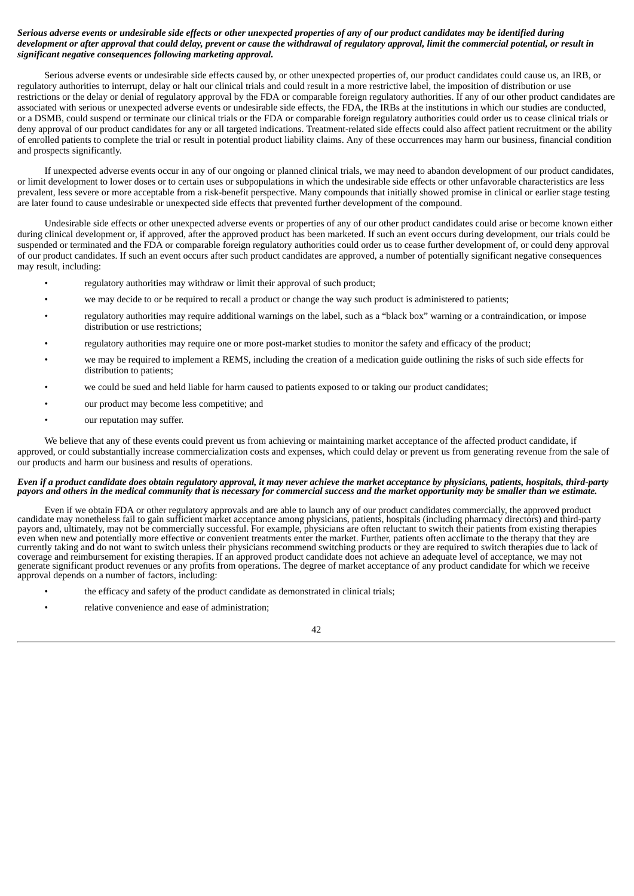***Serious adverse events or undesirable side effects or other unexpected properties of any of our product candidates may be identified during development or after approval that could delay, prevent or cause the withdrawal of regulatory approval, limit the commercial potential, or result in significant negative consequences following marketing approval.***

Serious adverse events or undesirable side effects caused by, or other unexpected properties of, our product candidates could cause us, an IRB, or regulatory authorities to interrupt, delay or halt our clinical trials and could result in a more restrictive label, the imposition of distribution or use restrictions or the delay or denial of regulatory approval by the FDA or comparable foreign regulatory authorities. If any of our other product candidates are associated with serious or unexpected adverse events or undesirable side effects, the FDA, the IRBs at the institutions in which our studies are conducted, or a DSMB, could suspend or terminate our clinical trials or the FDA or comparable foreign regulatory authorities could order us to cease clinical trials or deny approval of our product candidates for any or all targeted indications. Treatment-related side effects could also affect patient recruitment or the ability of enrolled patients to complete the trial or result in potential product liability claims. Any of these occurrences may harm our business, financial condition and prospects significantly.

If unexpected adverse events occur in any of our ongoing or planned clinical trials, we may need to abandon development of our product candidates, or limit development to lower doses or to certain uses or subpopulations in which the undesirable side effects or other unfavorable characteristics are less prevalent, less severe or more acceptable from a risk-benefit perspective. Many compounds that initially showed promise in clinical or earlier stage testing are later found to cause undesirable or unexpected side effects that prevented further development of the compound.

Undesirable side effects or other unexpected adverse events or properties of any of our other product candidates could arise or become known either during clinical development or, if approved, after the approved product has been marketed. If such an event occurs during development, our trials could be suspended or terminated and the FDA or comparable foreign regulatory authorities could order us to cease further development of, or could deny approval of our product candidates. If such an event occurs after such product candidates are approved, a number of potentially significant negative consequences may result, including:

- regulatory authorities may withdraw or limit their approval of such product;
- we may decide to or be required to recall a product or change the way such product is administered to patients;
- regulatory authorities may require additional warnings on the label, such as a "black box" warning or a contraindication, or impose distribution or use restrictions;
- regulatory authorities may require one or more post-market studies to monitor the safety and efficacy of the product;
- we may be required to implement a REMS, including the creation of a medication guide outlining the risks of such side effects for distribution to patients;
- we could be sued and held liable for harm caused to patients exposed to or taking our product candidates;
- our product may become less competitive; and
- our reputation may suffer.

We believe that any of these events could prevent us from achieving or maintaining market acceptance of the affected product candidate, if approved, or could substantially increase commercialization costs and expenses, which could delay or prevent us from generating revenue from the sale of our products and harm our business and results of operations.

***Even if a product candidate does obtain regulatory approval, it may never achieve the market acceptance by physicians, patients, hospitals, third-party payors and others in the medical community that is necessary for commercial success and the market opportunity may be smaller than we estimate.***

Even if we obtain FDA or other regulatory approvals and are able to launch any of our product candidates commercially, the approved product candidate may nonetheless fail to gain sufficient market acceptance among physicians, patients, hospitals (including pharmacy directors) and third-party payors and, ultimately, may not be commercially successful. For example, physicians are often reluctant to switch their patients from existing therapies even when new and potentially more effective or convenient treatments enter the market. Further, patients often acclimate to the therapy that they are currently taking and do not want to switch unless their physicians recommend switching products or they are required to switch therapies due to lack of coverage and reimbursement for existing therapies. If an approved product candidate does not achieve an adequate level of acceptance, we may not generate significant product revenues or any profits from operations. The degree of market acceptance of any product candidate for which we receive approval depends on a number of factors, including:

- the efficacy and safety of the product candidate as demonstrated in clinical trials;
- relative convenience and ease of administration;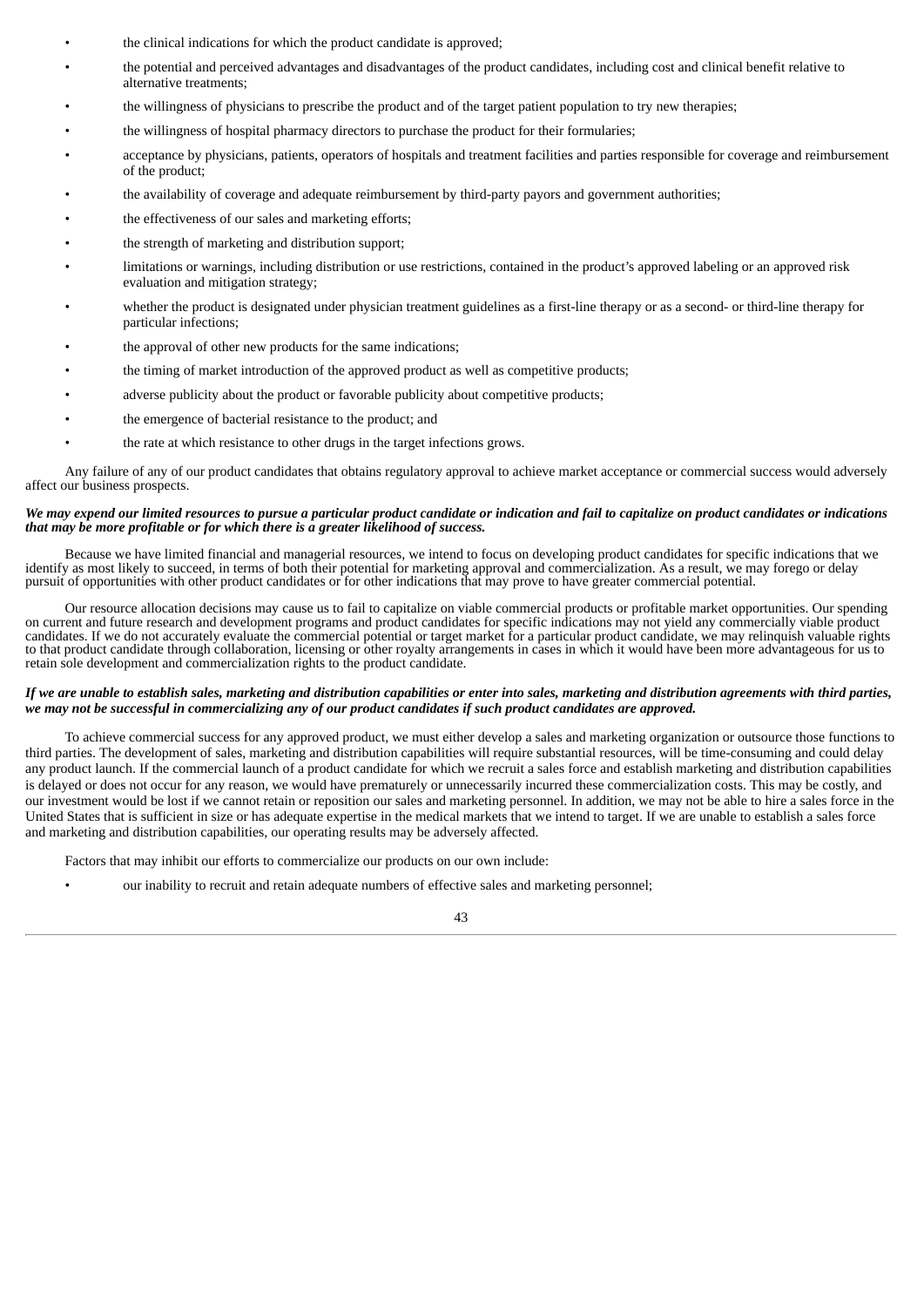- the clinical indications for which the product candidate is approved;
- the potential and perceived advantages and disadvantages of the product candidates, including cost and clinical benefit relative to alternative treatments;
- the willingness of physicians to prescribe the product and of the target patient population to try new therapies;
- the willingness of hospital pharmacy directors to purchase the product for their formularies;
- acceptance by physicians, patients, operators of hospitals and treatment facilities and parties responsible for coverage and reimbursement of the product;
- the availability of coverage and adequate reimbursement by third-party payors and government authorities;
- the effectiveness of our sales and marketing efforts;
- the strength of marketing and distribution support;
- limitations or warnings, including distribution or use restrictions, contained in the product's approved labeling or an approved risk evaluation and mitigation strategy;
- whether the product is designated under physician treatment guidelines as a first-line therapy or as a second- or third-line therapy for particular infections;
- the approval of other new products for the same indications;
- the timing of market introduction of the approved product as well as competitive products;
- adverse publicity about the product or favorable publicity about competitive products;
- the emergence of bacterial resistance to the product; and
- the rate at which resistance to other drugs in the target infections grows.

Any failure of any of our product candidates that obtains regulatory approval to achieve market acceptance or commercial success would adversely affect our business prospects.

***We may expend our limited resources to pursue a particular product candidate or indication and fail to capitalize on product candidates or indications that may be more profitable or for which there is a greater likelihood of success.***

Because we have limited financial and managerial resources, we intend to focus on developing product candidates for specific indications that we identify as most likely to succeed, in terms of both their potential for marketing approval and commercialization. As a result, we may forego or delay pursuit of opportunities with other product candidates or for other indications that may prove to have greater commercial potential.

Our resource allocation decisions may cause us to fail to capitalize on viable commercial products or profitable market opportunities. Our spending on current and future research and development programs and product candidates for specific indications may not yield any commercially viable product candidates. If we do not accurately evaluate the commercial potential or target market for a particular product candidate, we may relinquish valuable rights to that product candidate through collaboration, licensing or other royalty arrangements in cases in which it would have been more advantageous for us to retain sole development and commercialization rights to the product candidate.

***If we are unable to establish sales, marketing and distribution capabilities or enter into sales, marketing and distribution agreements with third parties, we may not be successful in commercializing any of our product candidates if such product candidates are approved.***

To achieve commercial success for any approved product, we must either develop a sales and marketing organization or outsource those functions to third parties. The development of sales, marketing and distribution capabilities will require substantial resources, will be time-consuming and could delay any product launch. If the commercial launch of a product candidate for which we recruit a sales force and establish marketing and distribution capabilities is delayed or does not occur for any reason, we would have prematurely or unnecessarily incurred these commercialization costs. This may be costly, and our investment would be lost if we cannot retain or reposition our sales and marketing personnel. In addition, we may not be able to hire a sales force in the United States that is sufficient in size or has adequate expertise in the medical markets that we intend to target. If we are unable to establish a sales force and marketing and distribution capabilities, our operating results may be adversely affected.

Factors that may inhibit our efforts to commercialize our products on our own include:

- our inability to recruit and retain adequate numbers of effective sales and marketing personnel;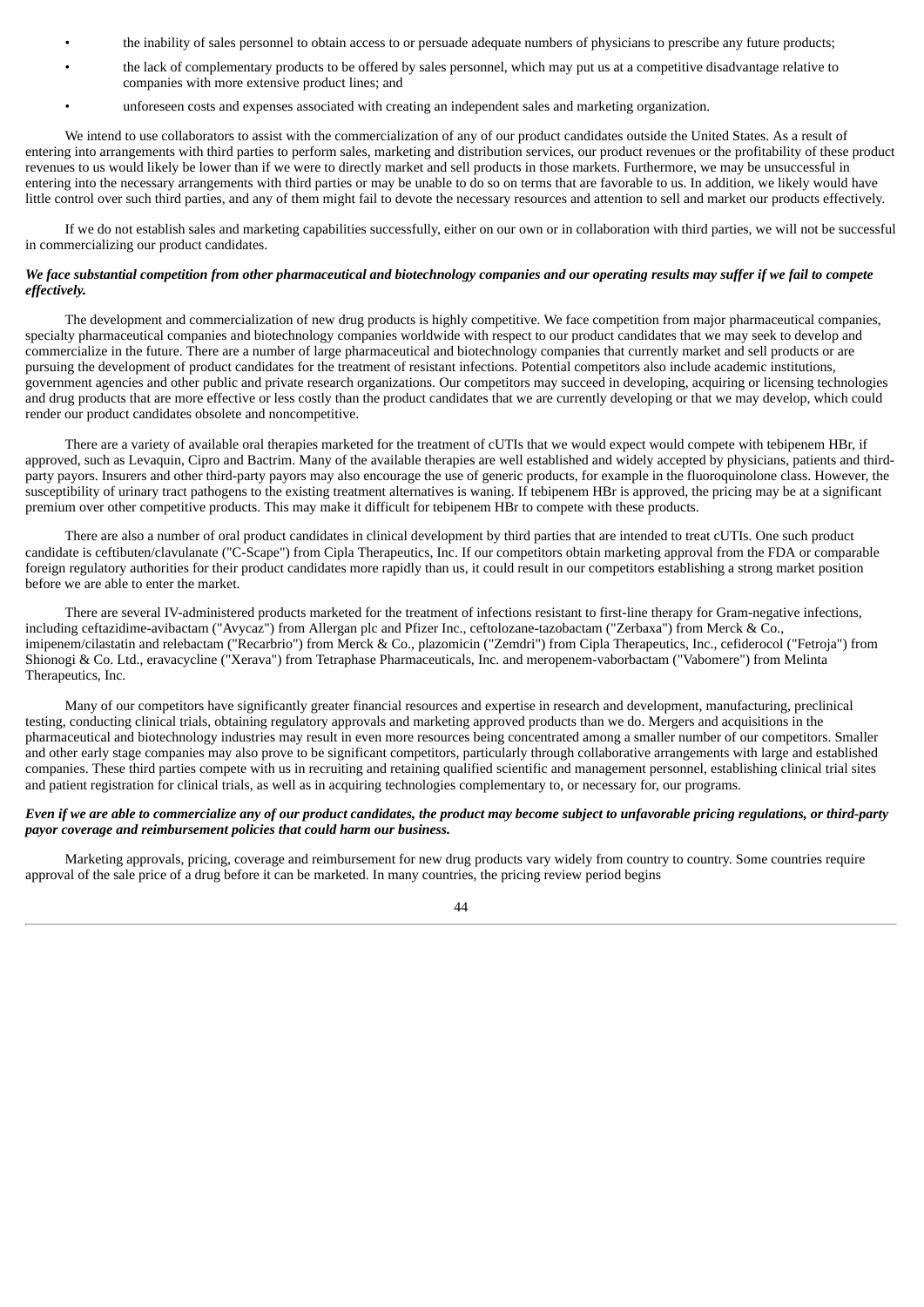- the inability of sales personnel to obtain access to or persuade adequate numbers of physicians to prescribe any future products;
- the lack of complementary products to be offered by sales personnel, which may put us at a competitive disadvantage relative to companies with more extensive product lines; and
- unforeseen costs and expenses associated with creating an independent sales and marketing organization.

We intend to use collaborators to assist with the commercialization of any of our product candidates outside the United States. As a result of entering into arrangements with third parties to perform sales, marketing and distribution services, our product revenues or the profitability of these product revenues to us would likely be lower than if we were to directly market and sell products in those markets. Furthermore, we may be unsuccessful in entering into the necessary arrangements with third parties or may be unable to do so on terms that are favorable to us. In addition, we likely would have little control over such third parties, and any of them might fail to devote the necessary resources and attention to sell and market our products effectively.

If we do not establish sales and marketing capabilities successfully, either on our own or in collaboration with third parties, we will not be successful in commercializing our product candidates.

***We face substantial competition from other pharmaceutical and biotechnology companies and our operating results may suffer if we fail to compete effectively.***

The development and commercialization of new drug products is highly competitive. We face competition from major pharmaceutical companies, specialty pharmaceutical companies and biotechnology companies worldwide with respect to our product candidates that we may seek to develop and commercialize in the future. There are a number of large pharmaceutical and biotechnology companies that currently market and sell products or are pursuing the development of product candidates for the treatment of resistant infections. Potential competitors also include academic institutions, government agencies and other public and private research organizations. Our competitors may succeed in developing, acquiring or licensing technologies and drug products that are more effective or less costly than the product candidates that we are currently developing or that we may develop, which could render our product candidates obsolete and noncompetitive.

There are a variety of available oral therapies marketed for the treatment of cUTIs that we would expect would compete with tebipenem HBr, if approved, such as Levaquin, Cipro and Bactrim. Many of the available therapies are well established and widely accepted by physicians, patients and third-party payors. Insurers and other third-party payors may also encourage the use of generic products, for example in the fluoroquinolone class. However, the susceptibility of urinary tract pathogens to the existing treatment alternatives is waning. If tebipenem HBr is approved, the pricing may be at a significant premium over other competitive products. This may make it difficult for tebipenem HBr to compete with these products.

There are also a number of oral product candidates in clinical development by third parties that are intended to treat cUTIs. One such product candidate is ceftibuten/clavulanate ("C-Scape") from Cipla Therapeutics, Inc. If our competitors obtain marketing approval from the FDA or comparable foreign regulatory authorities for their product candidates more rapidly than us, it could result in our competitors establishing a strong market position before we are able to enter the market.

There are several IV-administered products marketed for the treatment of infections resistant to first-line therapy for Gram-negative infections, including ceftazidime-avibactam ("Avycaz") from Allergan plc and Pfizer Inc., ceftolozane-tazobactam ("Zerbaxa") from Merck & Co., imipenem/cilastatin and relebactam ("Recarbrio") from Merck & Co., plazomicin ("Zemdri") from Cipla Therapeutics, Inc., cefiderocol ("Fetroja") from Shionogi & Co. Ltd., eravacycline ("Xerava") from Tetraphase Pharmaceuticals, Inc. and meropenem-vaborbactam ("Vabomere") from Melinta Therapeutics, Inc.

Many of our competitors have significantly greater financial resources and expertise in research and development, manufacturing, preclinical testing, conducting clinical trials, obtaining regulatory approvals and marketing approved products than we do. Mergers and acquisitions in the pharmaceutical and biotechnology industries may result in even more resources being concentrated among a smaller number of our competitors. Smaller and other early stage companies may also prove to be significant competitors, particularly through collaborative arrangements with large and established companies. These third parties compete with us in recruiting and retaining qualified scientific and management personnel, establishing clinical trial sites and patient registration for clinical trials, as well as in acquiring technologies complementary to, or necessary for, our programs.

***Even if we are able to commercialize any of our product candidates, the product may become subject to unfavorable pricing regulations, or third-party payor coverage and reimbursement policies that could harm our business.***

Marketing approvals, pricing, coverage and reimbursement for new drug products vary widely from country to country. Some countries require approval of the sale price of a drug before it can be marketed. In many countries, the pricing review period begins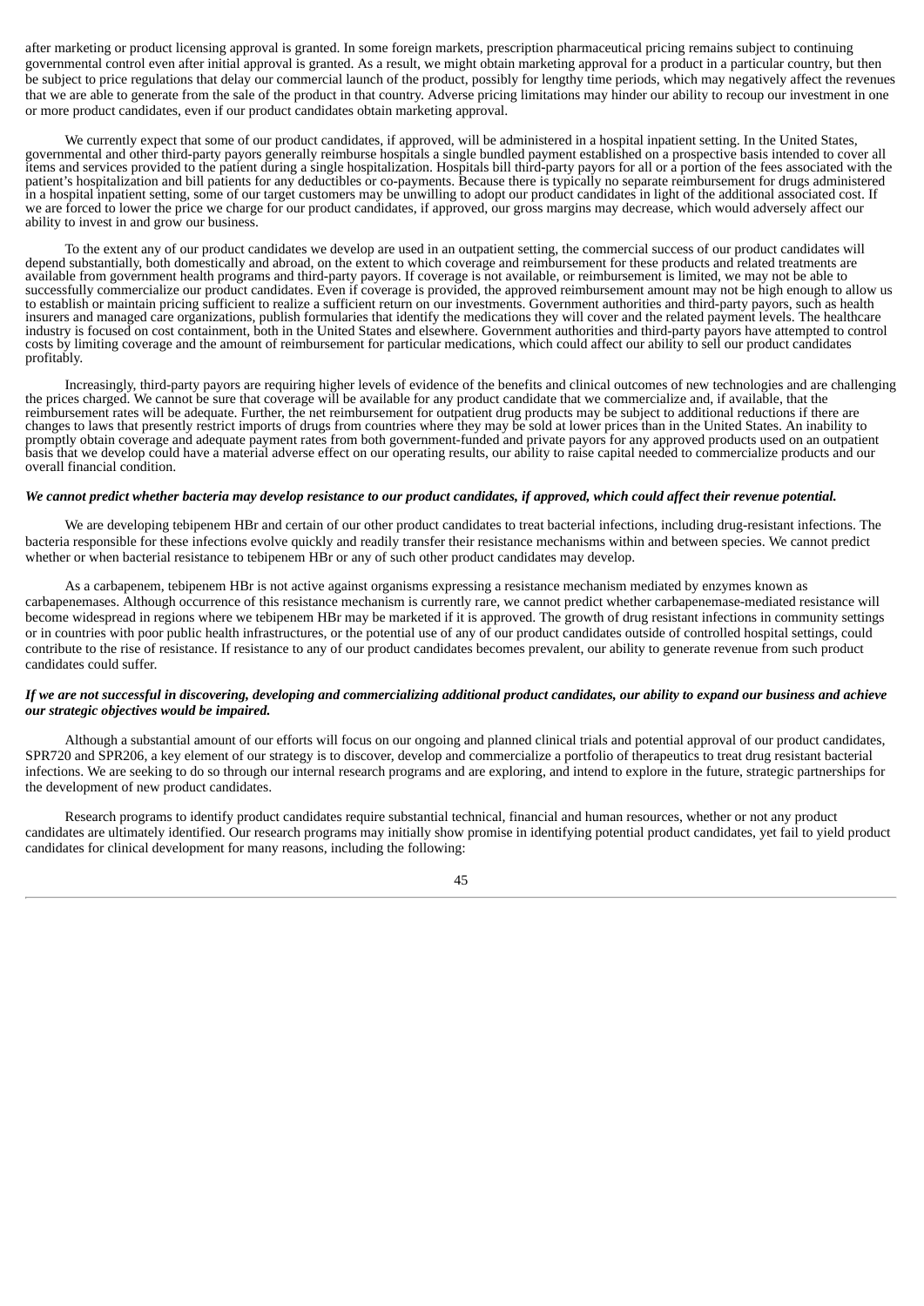after marketing or product licensing approval is granted. In some foreign markets, prescription pharmaceutical pricing remains subject to continuing governmental control even after initial approval is granted. As a result, we might obtain marketing approval for a product in a particular country, but then be subject to price regulations that delay our commercial launch of the product, possibly for lengthy time periods, which may negatively affect the revenues that we are able to generate from the sale of the product in that country. Adverse pricing limitations may hinder our ability to recoup our investment in one or more product candidates, even if our product candidates obtain marketing approval.

We currently expect that some of our product candidates, if approved, will be administered in a hospital inpatient setting. In the United States, governmental and other third-party payors generally reimburse hospitals a single bundled payment established on a prospective basis intended to cover all items and services provided to the patient during a single hospitalization. Hospitals bill third-party payors for all or a portion of the fees associated with the patient's hospitalization and bill patients for any deductibles or co-payments. Because there is typically no separate reimbursement for drugs administered in a hospital inpatient setting, some of our target customers may be unwilling to adopt our product candidates in light of the additional associated cost. If we are forced to lower the price we charge for our product candidates, if approved, our gross margins may decrease, which would adversely affect our ability to invest in and grow our business.

To the extent any of our product candidates we develop are used in an outpatient setting, the commercial success of our product candidates will depend substantially, both domestically and abroad, on the extent to which coverage and reimbursement for these products and related treatments are available from government health programs and third-party payors. If coverage is not available, or reimbursement is limited, we may not be able to successfully commercialize our product candidates. Even if coverage is provided, the approved reimbursement amount may not be high enough to allow us to establish or maintain pricing sufficient to realize a sufficient return on our investments. Government authorities and third-party payors, such as health insurers and managed care organizations, publish formularies that identify the medications they will cover and the related payment levels. The healthcare industry is focused on cost containment, both in the United States and elsewhere. Government authorities and third-party payors have attempted to control costs by limiting coverage and the amount of reimbursement for particular medications, which could affect our ability to sell our product candidates profitably.

Increasingly, third-party payors are requiring higher levels of evidence of the benefits and clinical outcomes of new technologies and are challenging the prices charged. We cannot be sure that coverage will be available for any product candidate that we commercialize and, if available, that the reimbursement rates will be adequate. Further, the net reimbursement for outpatient drug products may be subject to additional reductions if there are changes to laws that presently restrict imports of drugs from countries where they may be sold at lower prices than in the United States. An inability to promptly obtain coverage and adequate payment rates from both government-funded and private payors for any approved products used on an outpatient basis that we develop could have a material adverse effect on our operating results, our ability to raise capital needed to commercialize products and our overall financial condition.

***We cannot predict whether bacteria may develop resistance to our product candidates, if approved, which could affect their revenue potential.***

We are developing tebipenem HBr and certain of our other product candidates to treat bacterial infections, including drug-resistant infections. The bacteria responsible for these infections evolve quickly and readily transfer their resistance mechanisms within and between species. We cannot predict whether or when bacterial resistance to tebipenem HBr or any of such other product candidates may develop.

As a carbapenem, tebipenem HBr is not active against organisms expressing a resistance mechanism mediated by enzymes known as carbapenemases. Although occurrence of this resistance mechanism is currently rare, we cannot predict whether carbapenemase-mediated resistance will become widespread in regions where we tebipenem HBr may be marketed if it is approved. The growth of drug resistant infections in community settings or in countries with poor public health infrastructures, or the potential use of any of our product candidates outside of controlled hospital settings, could contribute to the rise of resistance. If resistance to any of our product candidates becomes prevalent, our ability to generate revenue from such product candidates could suffer.

***If we are not successful in discovering, developing and commercializing additional product candidates, our ability to expand our business and achieve our strategic objectives would be impaired.***

Although a substantial amount of our efforts will focus on our ongoing and planned clinical trials and potential approval of our product candidates, SPR720 and SPR206, a key element of our strategy is to discover, develop and commercialize a portfolio of therapeutics to treat drug resistant bacterial infections. We are seeking to do so through our internal research programs and are exploring, and intend to explore in the future, strategic partnerships for the development of new product candidates.

Research programs to identify product candidates require substantial technical, financial and human resources, whether or not any product candidates are ultimately identified. Our research programs may initially show promise in identifying potential product candidates, yet fail to yield product candidates for clinical development for many reasons, including the following: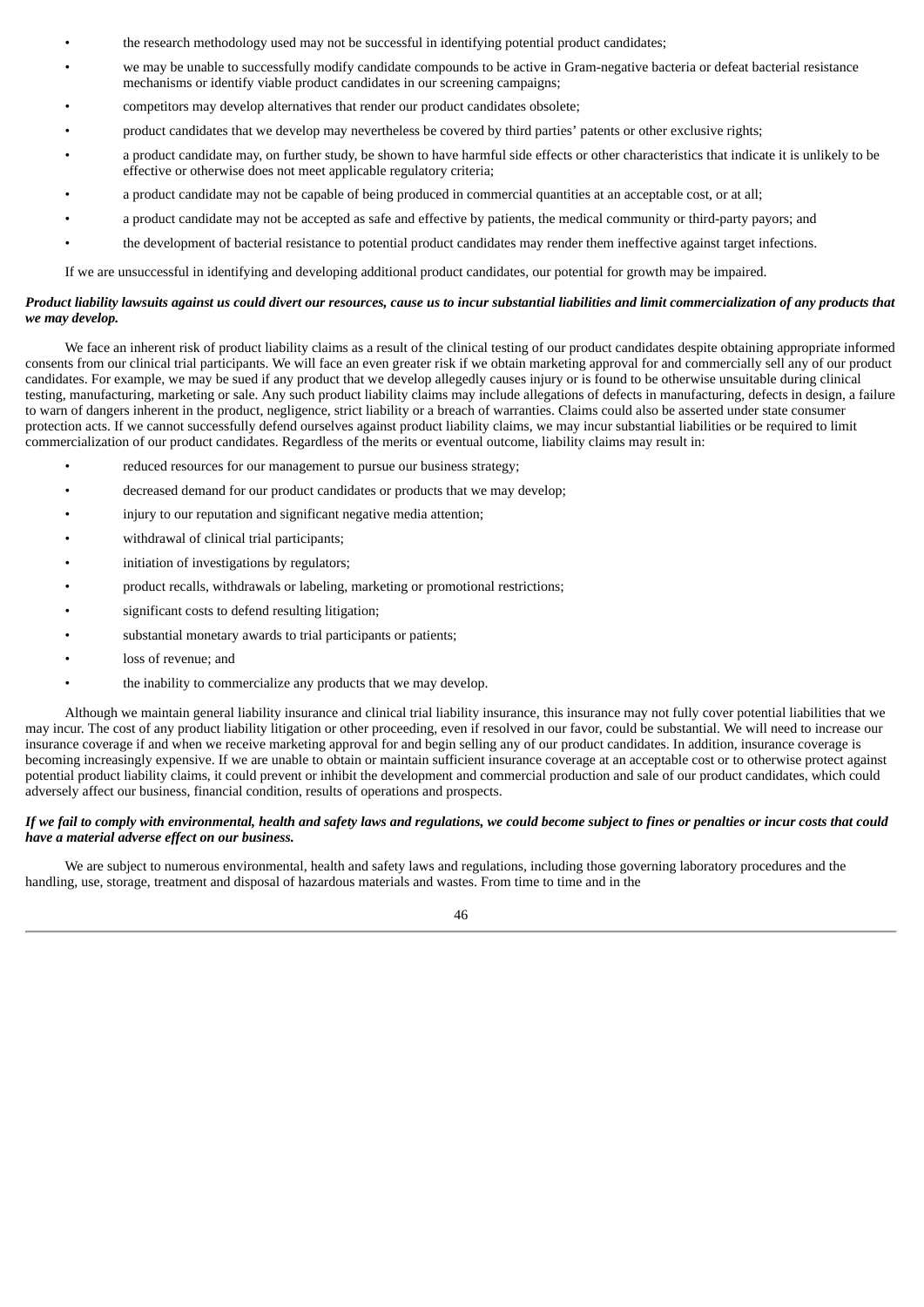- the research methodology used may not be successful in identifying potential product candidates;
- we may be unable to successfully modify candidate compounds to be active in Gram-negative bacteria or defeat bacterial resistance mechanisms or identify viable product candidates in our screening campaigns;
- competitors may develop alternatives that render our product candidates obsolete;
- product candidates that we develop may nevertheless be covered by third parties' patents or other exclusive rights;
- a product candidate may, on further study, be shown to have harmful side effects or other characteristics that indicate it is unlikely to be effective or otherwise does not meet applicable regulatory criteria;
- a product candidate may not be capable of being produced in commercial quantities at an acceptable cost, or at all;
- a product candidate may not be accepted as safe and effective by patients, the medical community or third-party payors; and
- the development of bacterial resistance to potential product candidates may render them ineffective against target infections.

If we are unsuccessful in identifying and developing additional product candidates, our potential for growth may be impaired.

***Product liability lawsuits against us could divert our resources, cause us to incur substantial liabilities and limit commercialization of any products that we may develop.***

We face an inherent risk of product liability claims as a result of the clinical testing of our product candidates despite obtaining appropriate informed consents from our clinical trial participants. We will face an even greater risk if we obtain marketing approval for and commercially sell any of our product candidates. For example, we may be sued if any product that we develop allegedly causes injury or is found to be otherwise unsuitable during clinical testing, manufacturing, marketing or sale. Any such product liability claims may include allegations of defects in manufacturing, defects in design, a failure to warn of dangers inherent in the product, negligence, strict liability or a breach of warranties. Claims could also be asserted under state consumer protection acts. If we cannot successfully defend ourselves against product liability claims, we may incur substantial liabilities or be required to limit commercialization of our product candidates. Regardless of the merits or eventual outcome, liability claims may result in:

- reduced resources for our management to pursue our business strategy;
- decreased demand for our product candidates or products that we may develop;
- injury to our reputation and significant negative media attention;
- withdrawal of clinical trial participants;
- initiation of investigations by regulators;
- product recalls, withdrawals or labeling, marketing or promotional restrictions;
- significant costs to defend resulting litigation;
- substantial monetary awards to trial participants or patients;
- loss of revenue; and
- the inability to commercialize any products that we may develop.

Although we maintain general liability insurance and clinical trial liability insurance, this insurance may not fully cover potential liabilities that we may incur. The cost of any product liability litigation or other proceeding, even if resolved in our favor, could be substantial. We will need to increase our insurance coverage if and when we receive marketing approval for and begin selling any of our product candidates. In addition, insurance coverage is becoming increasingly expensive. If we are unable to obtain or maintain sufficient insurance coverage at an acceptable cost or to otherwise protect against potential product liability claims, it could prevent or inhibit the development and commercial production and sale of our product candidates, which could adversely affect our business, financial condition, results of operations and prospects.

***If we fail to comply with environmental, health and safety laws and regulations, we could become subject to fines or penalties or incur costs that could have a material adverse effect on our business.***

We are subject to numerous environmental, health and safety laws and regulations, including those governing laboratory procedures and the handling, use, storage, treatment and disposal of hazardous materials and wastes. From time to time and in the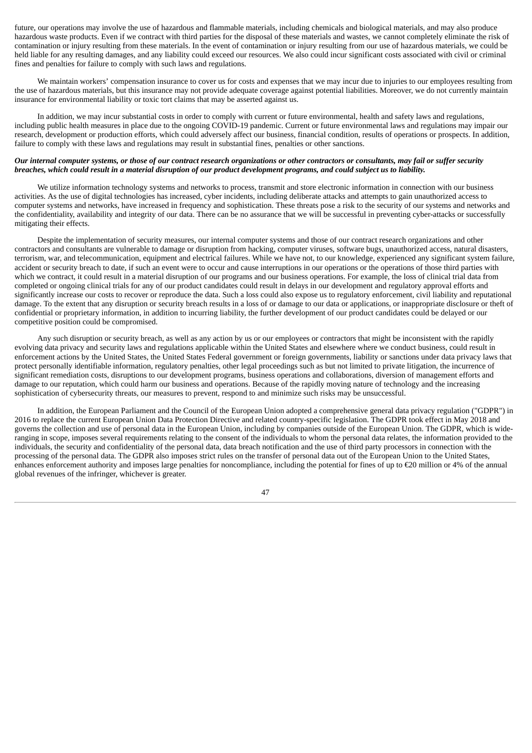future, our operations may involve the use of hazardous and flammable materials, including chemicals and biological materials, and may also produce hazardous waste products. Even if we contract with third parties for the disposal of these materials and wastes, we cannot completely eliminate the risk of contamination or injury resulting from these materials. In the event of contamination or injury resulting from our use of hazardous materials, we could be held liable for any resulting damages, and any liability could exceed our resources. We also could incur significant costs associated with civil or criminal fines and penalties for failure to comply with such laws and regulations.

We maintain workers' compensation insurance to cover us for costs and expenses that we may incur due to injuries to our employees resulting from the use of hazardous materials, but this insurance may not provide adequate coverage against potential liabilities. Moreover, we do not currently maintain insurance for environmental liability or toxic tort claims that may be asserted against us.

In addition, we may incur substantial costs in order to comply with current or future environmental, health and safety laws and regulations, including public health measures in place due to the ongoing COVID-19 pandemic. Current or future environmental laws and regulations may impair our research, development or production efforts, which could adversely affect our business, financial condition, results of operations or prospects. In addition, failure to comply with these laws and regulations may result in substantial fines, penalties or other sanctions.

***Our internal computer systems, or those of our contract research organizations or other contractors or consultants, may fail or suffer security breaches, which could result in a material disruption of our product development programs, and could subject us to liability.***

We utilize information technology systems and networks to process, transmit and store electronic information in connection with our business activities. As the use of digital technologies has increased, cyber incidents, including deliberate attacks and attempts to gain unauthorized access to computer systems and networks, have increased in frequency and sophistication. These threats pose a risk to the security of our systems and networks and the confidentiality, availability and integrity of our data. There can be no assurance that we will be successful in preventing cyber-attacks or successfully mitigating their effects.

Despite the implementation of security measures, our internal computer systems and those of our contract research organizations and other contractors and consultants are vulnerable to damage or disruption from hacking, computer viruses, software bugs, unauthorized access, natural disasters, terrorism, war, and telecommunication, equipment and electrical failures. While we have not, to our knowledge, experienced any significant system failure, accident or security breach to date, if such an event were to occur and cause interruptions in our operations or the operations of those third parties with which we contract, it could result in a material disruption of our programs and our business operations. For example, the loss of clinical trial data from completed or ongoing clinical trials for any of our product candidates could result in delays in our development and regulatory approval efforts and significantly increase our costs to recover or reproduce the data. Such a loss could also expose us to regulatory enforcement, civil liability and reputational damage. To the extent that any disruption or security breach results in a loss of or damage to our data or applications, or inappropriate disclosure or theft of confidential or proprietary information, in addition to incurring liability, the further development of our product candidates could be delayed or our competitive position could be compromised.

Any such disruption or security breach, as well as any action by us or our employees or contractors that might be inconsistent with the rapidly evolving data privacy and security laws and regulations applicable within the United States and elsewhere where we conduct business, could result in enforcement actions by the United States, the United States Federal government or foreign governments, liability or sanctions under data privacy laws that protect personally identifiable information, regulatory penalties, other legal proceedings such as but not limited to private litigation, the incurrence of significant remediation costs, disruptions to our development programs, business operations and collaborations, diversion of management efforts and damage to our reputation, which could harm our business and operations. Because of the rapidly moving nature of technology and the increasing sophistication of cybersecurity threats, our measures to prevent, respond to and minimize such risks may be unsuccessful.

In addition, the European Parliament and the Council of the European Union adopted a comprehensive general data privacy regulation ("GDPR") in 2016 to replace the current European Union Data Protection Directive and related country-specific legislation. The GDPR took effect in May 2018 and governs the collection and use of personal data in the European Union, including by companies outside of the European Union. The GDPR, which is wide-ranging in scope, imposes several requirements relating to the consent of the individuals to whom the personal data relates, the information provided to the individuals, the security and confidentiality of the personal data, data breach notification and the use of third party processors in connection with the processing of the personal data. The GDPR also imposes strict rules on the transfer of personal data out of the European Union to the United States, enhances enforcement authority and imposes large penalties for noncompliance, including the potential for fines of up to €20 million or 4% of the annual global revenues of the infringer, whichever is greater.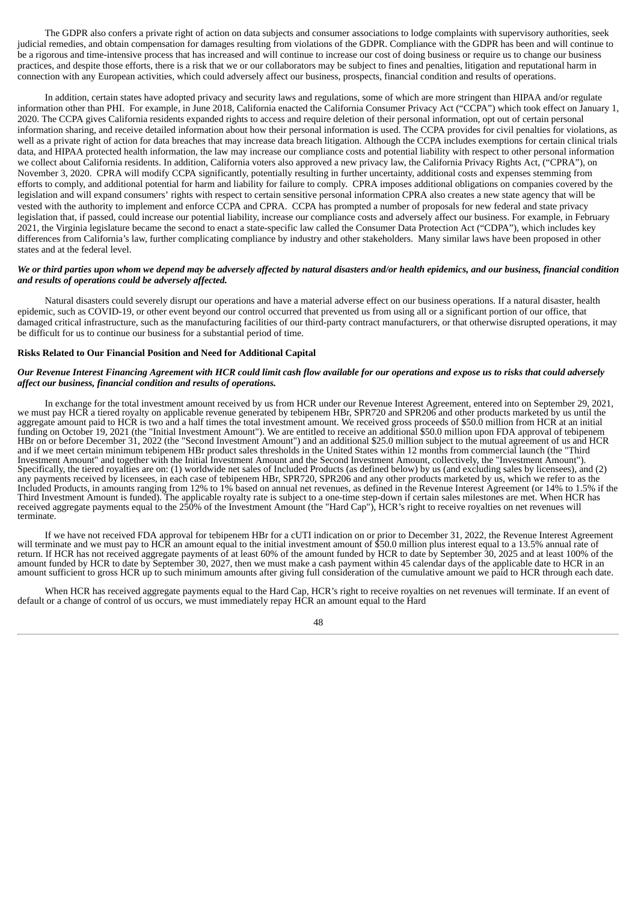The GDPR also confers a private right of action on data subjects and consumer associations to lodge complaints with supervisory authorities, seek judicial remedies, and obtain compensation for damages resulting from violations of the GDPR. Compliance with the GDPR has been and will continue to be a rigorous and time-intensive process that has increased and will continue to increase our cost of doing business or require us to change our business practices, and despite those efforts, there is a risk that we or our collaborators may be subject to fines and penalties, litigation and reputational harm in connection with any European activities, which could adversely affect our business, prospects, financial condition and results of operations.

In addition, certain states have adopted privacy and security laws and regulations, some of which are more stringent than HIPAA and/or regulate information other than PHI. For example, in June 2018, California enacted the California Consumer Privacy Act ("CCPA") which took effect on January 1, 2020. The CCPA gives California residents expanded rights to access and require deletion of their personal information, opt out of certain personal information sharing, and receive detailed information about how their personal information is used. The CCPA provides for civil penalties for violations, as well as a private right of action for data breaches that may increase data breach litigation. Although the CCPA includes exemptions for certain clinical trials data, and HIPAA protected health information, the law may increase our compliance costs and potential liability with respect to other personal information we collect about California residents. In addition, California voters also approved a new privacy law, the California Privacy Rights Act, ("CPRA"), on November 3, 2020. CPRA will modify CCPA significantly, potentially resulting in further uncertainty, additional costs and expenses stemming from efforts to comply, and additional potential for harm and liability for failure to comply. CPRA imposes additional obligations on companies covered by the legislation and will expand consumers' rights with respect to certain sensitive personal information CPRA also creates a new state agency that will be vested with the authority to implement and enforce CCPA and CPRA. CCPA has prompted a number of proposals for new federal and state privacy legislation that, if passed, could increase our potential liability, increase our compliance costs and adversely affect our business. For example, in February 2021, the Virginia legislature became the second to enact a state-specific law called the Consumer Data Protection Act ("CDPA"), which includes key differences from California's law, further complicating compliance by industry and other stakeholders. Many similar laws have been proposed in other states and at the federal level.

***We or third parties upon whom we depend may be adversely affected by natural disasters and/or health epidemics, and our business, financial condition and results of operations could be adversely affected.***

Natural disasters could severely disrupt our operations and have a material adverse effect on our business operations. If a natural disaster, health epidemic, such as COVID-19, or other event beyond our control occurred that prevented us from using all or a significant portion of our office, that damaged critical infrastructure, such as the manufacturing facilities of our third-party contract manufacturers, or that otherwise disrupted operations, it may be difficult for us to continue our business for a substantial period of time.

**Risks Related to Our Financial Position and Need for Additional Capital**

***Our Revenue Interest Financing Agreement with HCR could limit cash flow available for our operations and expose us to risks that could adversely affect our business, financial condition and results of operations.***

In exchange for the total investment amount received by us from HCR under our Revenue Interest Agreement, entered into on September 29, 2021, we must pay HCR a tiered royalty on applicable revenue generated by tebipenem HBr, SPR720 and SPR206 and other products marketed by us until the aggregate amount paid to HCR is two and a half times the total investment amount. We received gross proceeds of $50.0 million from HCR at an initial funding on October 19, 2021 (the "Initial Investment Amount"). We are entitled to receive an additional $50.0 million upon FDA approval of tebipenem HBr on or before December 31, 2022 (the "Second Investment Amount") and an additional $25.0 million subject to the mutual agreement of us and HCR and if we meet certain minimum tebipenem HBr product sales thresholds in the United States within 12 months from commercial launch (the "Third Investment Amount" and together with the Initial Investment Amount and the Second Investment Amount, collectively, the "Investment Amount"). Specifically, the tiered royalties are on: (1) worldwide net sales of Included Products (as defined below) by us (and excluding sales by licensees), and (2) any payments received by licensees, in each case of tebipenem HBr, SPR720, SPR206 and any other products marketed by us, which we refer to as the Included Products, in amounts ranging from 12% to 1% based on annual net revenues, as defined in the Revenue Interest Agreement (or 14% to 1.5% if the Third Investment Amount is funded). The applicable royalty rate is subject to a one-time step-down if certain sales milestones are met. When HCR has received aggregate payments equal to the 250% of the Investment Amount (the "Hard Cap"), HCR's right to receive royalties on net revenues will terminate.

If we have not received FDA approval for tebipenem HBr for a cUTI indication on or prior to December 31, 2022, the Revenue Interest Agreement will terminate and we must pay to HCR an amount equal to the initial investment amount of $50.0 million plus interest equal to a 13.5% annual rate of return. If HCR has not received aggregate payments of at least 60% of the amount funded by HCR to date by September 30, 2025 and at least 100% of the amount funded by HCR to date by September 30, 2027, then we must make a cash payment within 45 calendar days of the applicable date to HCR in an amount sufficient to gross HCR up to such minimum amounts after giving full consideration of the cumulative amount we paid to HCR through each date.

When HCR has received aggregate payments equal to the Hard Cap, HCR's right to receive royalties on net revenues will terminate. If an event of default or a change of control of us occurs, we must immediately repay HCR an amount equal to the Hard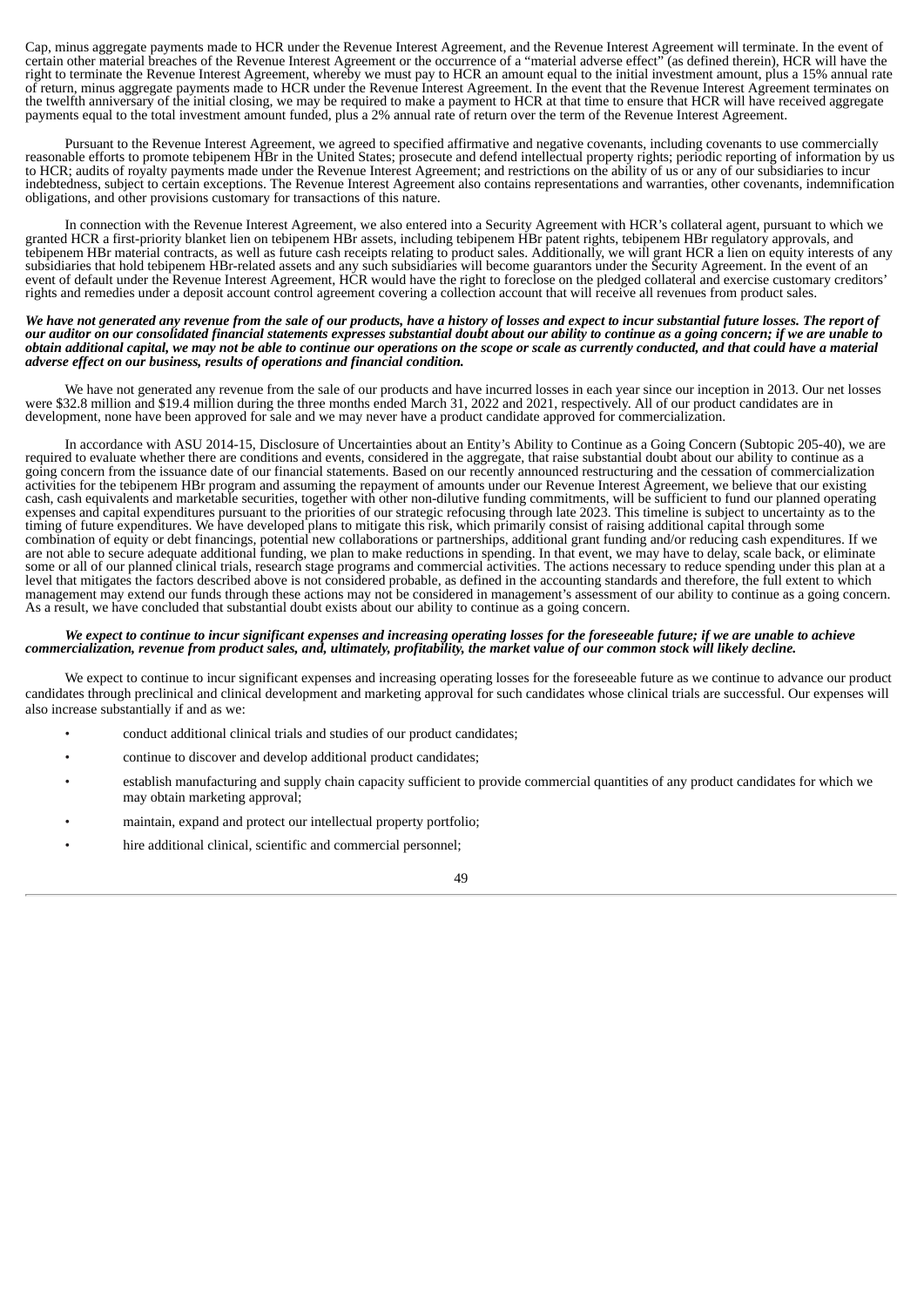Cap, minus aggregate payments made to HCR under the Revenue Interest Agreement, and the Revenue Interest Agreement will terminate. In the event of certain other material breaches of the Revenue Interest Agreement or the occurrence of a "material adverse effect" (as defined therein), HCR will have the right to terminate the Revenue Interest Agreement, whereby we must pay to HCR an amount equal to the initial investment amount, plus a 15% annual rate of return, minus aggregate payments made to HCR under the Revenue Interest Agreement. In the event that the Revenue Interest Agreement terminates on the twelfth anniversary of the initial closing, we may be required to make a payment to HCR at that time to ensure that HCR will have received aggregate payments equal to the total investment amount funded, plus a 2% annual rate of return over the term of the Revenue Interest Agreement.

Pursuant to the Revenue Interest Agreement, we agreed to specified affirmative and negative covenants, including covenants to use commercially reasonable efforts to promote tebipenem HBr in the United States; prosecute and defend intellectual property rights; periodic reporting of information by us to HCR; audits of royalty payments made under the Revenue Interest Agreement; and restrictions on the ability of us or any of our subsidiaries to incur indebtedness, subject to certain exceptions. The Revenue Interest Agreement also contains representations and warranties, other covenants, indemnification obligations, and other provisions customary for transactions of this nature.

In connection with the Revenue Interest Agreement, we also entered into a Security Agreement with HCR's collateral agent, pursuant to which we granted HCR a first-priority blanket lien on tebipenem HBr assets, including tebipenem HBr patent rights, tebipenem HBr regulatory approvals, and tebipenem HBr material contracts, as well as future cash receipts relating to product sales. Additionally, we will grant HCR a lien on equity interests of any subsidiaries that hold tebipenem HBr-related assets and any such subsidiaries will become guarantors under the Security Agreement. In the event of an event of default under the Revenue Interest Agreement, HCR would have the right to foreclose on the pledged collateral and exercise customary creditors' rights and remedies under a deposit account control agreement covering a collection account that will receive all revenues from product sales.

***We have not generated any revenue from the sale of our products, have a history of losses and expect to incur substantial future losses. The report of our auditor on our consolidated financial statements expresses substantial doubt about our ability to continue as a going concern; if we are unable to obtain additional capital, we may not be able to continue our operations on the scope or scale as currently conducted, and that could have a material adverse effect on our business, results of operations and financial condition.***

We have not generated any revenue from the sale of our products and have incurred losses in each year since our inception in 2013. Our net losses were $32.8 million and $19.4 million during the three months ended March 31, 2022 and 2021, respectively. All of our product candidates are in development, none have been approved for sale and we may never have a product candidate approved for commercialization.

In accordance with ASU 2014-15, Disclosure of Uncertainties about an Entity's Ability to Continue as a Going Concern (Subtopic 205-40), we are required to evaluate whether there are conditions and events, considered in the aggregate, that raise substantial doubt about our ability to continue as a going concern from the issuance date of our financial statements. Based on our recently announced restructuring and the cessation of commercialization activities for the tebipenem HBr program and assuming the repayment of amounts under our Revenue Interest Agreement, we believe that our existing cash, cash equivalents and marketable securities, together with other non-dilutive funding commitments, will be sufficient to fund our planned operating expenses and capital expenditures pursuant to the priorities of our strategic refocusing through late 2023. This timeline is subject to uncertainty as to the timing of future expenditures. We have developed plans to mitigate this risk, which primarily consist of raising additional capital through some combination of equity or debt financings, potential new collaborations or partnerships, additional grant funding and/or reducing cash expenditures. If we are not able to secure adequate additional funding, we plan to make reductions in spending. In that event, we may have to delay, scale back, or eliminate some or all of our planned clinical trials, research stage programs and commercial activities. The actions necessary to reduce spending under this plan at a level that mitigates the factors described above is not considered probable, as defined in the accounting standards and therefore, the full extent to which management may extend our funds through these actions may not be considered in management's assessment of our ability to continue as a going concern. As a result, we have concluded that substantial doubt exists about our ability to continue as a going concern.

***We expect to continue to incur significant expenses and increasing operating losses for the foreseeable future; if we are unable to achieve commercialization, revenue from product sales, and, ultimately, profitability, the market value of our common stock will likely decline.***

We expect to continue to incur significant expenses and increasing operating losses for the foreseeable future as we continue to advance our product candidates through preclinical and clinical development and marketing approval for such candidates whose clinical trials are successful. Our expenses will also increase substantially if and as we:

- conduct additional clinical trials and studies of our product candidates;
- continue to discover and develop additional product candidates;
- establish manufacturing and supply chain capacity sufficient to provide commercial quantities of any product candidates for which we may obtain marketing approval;
- maintain, expand and protect our intellectual property portfolio;
- hire additional clinical, scientific and commercial personnel;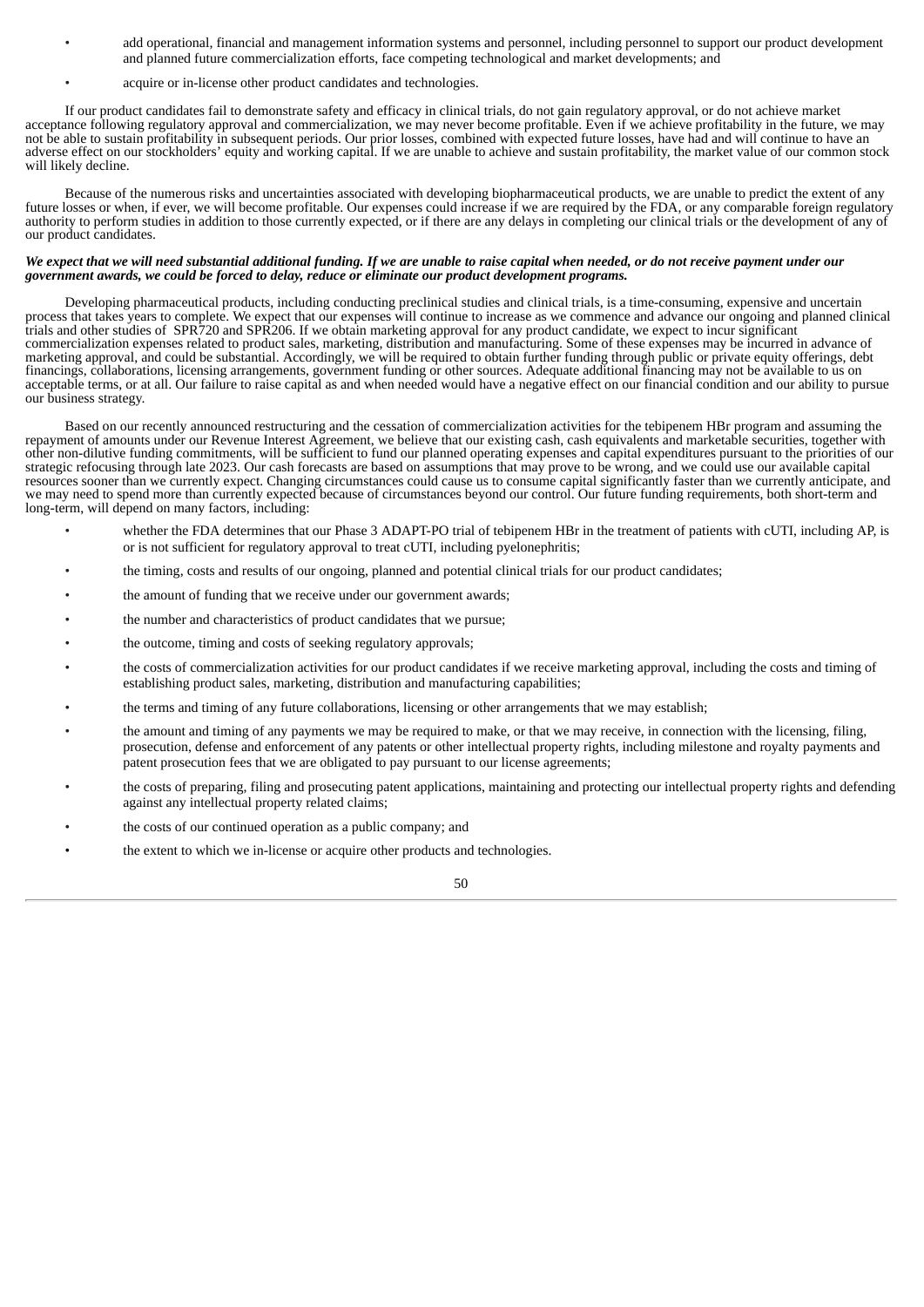- add operational, financial and management information systems and personnel, including personnel to support our product development and planned future commercialization efforts, face competing technological and market developments; and
- acquire or in-license other product candidates and technologies.

If our product candidates fail to demonstrate safety and efficacy in clinical trials, do not gain regulatory approval, or do not achieve market acceptance following regulatory approval and commercialization, we may never become profitable. Even if we achieve profitability in the future, we may not be able to sustain profitability in subsequent periods. Our prior losses, combined with expected future losses, have had and will continue to have an adverse effect on our stockholders' equity and working capital. If we are unable to achieve and sustain profitability, the market value of our common stock will likely decline.

Because of the numerous risks and uncertainties associated with developing biopharmaceutical products, we are unable to predict the extent of any future losses or when, if ever, we will become profitable. Our expenses could increase if we are required by the FDA, or any comparable foreign regulatory authority to perform studies in addition to those currently expected, or if there are any delays in completing our clinical trials or the development of any of our product candidates.

***We expect that we will need substantial additional funding. If we are unable to raise capital when needed, or do not receive payment under our government awards, we could be forced to delay, reduce or eliminate our product development programs.***

Developing pharmaceutical products, including conducting preclinical studies and clinical trials, is a time-consuming, expensive and uncertain process that takes years to complete. We expect that our expenses will continue to increase as we commence and advance our ongoing and planned clinical trials and other studies of SPR720 and SPR206. If we obtain marketing approval for any product candidate, we expect to incur significant commercialization expenses related to product sales, marketing, distribution and manufacturing. Some of these expenses may be incurred in advance of marketing approval, and could be substantial. Accordingly, we will be required to obtain further funding through public or private equity offerings, debt financings, collaborations, licensing arrangements, government funding or other sources. Adequate additional financing may not be available to us on acceptable terms, or at all. Our failure to raise capital as and when needed would have a negative effect on our financial condition and our ability to pursue our business strategy.

Based on our recently announced restructuring and the cessation of commercialization activities for the tebipenem HBr program and assuming the repayment of amounts under our Revenue Interest Agreement, we believe that our existing cash, cash equivalents and marketable securities, together with other non-dilutive funding commitments, will be sufficient to fund our planned operating expenses and capital expenditures pursuant to the priorities of our strategic refocusing through late 2023. Our cash forecasts are based on assumptions that may prove to be wrong, and we could use our available capital resources sooner than we currently expect. Changing circumstances could cause us to consume capital significantly faster than we currently anticipate, and we may need to spend more than currently expected because of circumstances beyond our control. Our future funding requirements, both short-term and long-term, will depend on many factors, including:

- whether the FDA determines that our Phase 3 ADAPT-PO trial of tebipenem HBr in the treatment of patients with cUTI, including AP, is or is not sufficient for regulatory approval to treat cUTI, including pyelonephritis;
- the timing, costs and results of our ongoing, planned and potential clinical trials for our product candidates;
- the amount of funding that we receive under our government awards;
- the number and characteristics of product candidates that we pursue;
- the outcome, timing and costs of seeking regulatory approvals;
- the costs of commercialization activities for our product candidates if we receive marketing approval, including the costs and timing of establishing product sales, marketing, distribution and manufacturing capabilities;
- the terms and timing of any future collaborations, licensing or other arrangements that we may establish;
- the amount and timing of any payments we may be required to make, or that we may receive, in connection with the licensing, filing, prosecution, defense and enforcement of any patents or other intellectual property rights, including milestone and royalty payments and patent prosecution fees that we are obligated to pay pursuant to our license agreements;
- the costs of preparing, filing and prosecuting patent applications, maintaining and protecting our intellectual property rights and defending against any intellectual property related claims;
- the costs of our continued operation as a public company; and
- the extent to which we in-license or acquire other products and technologies.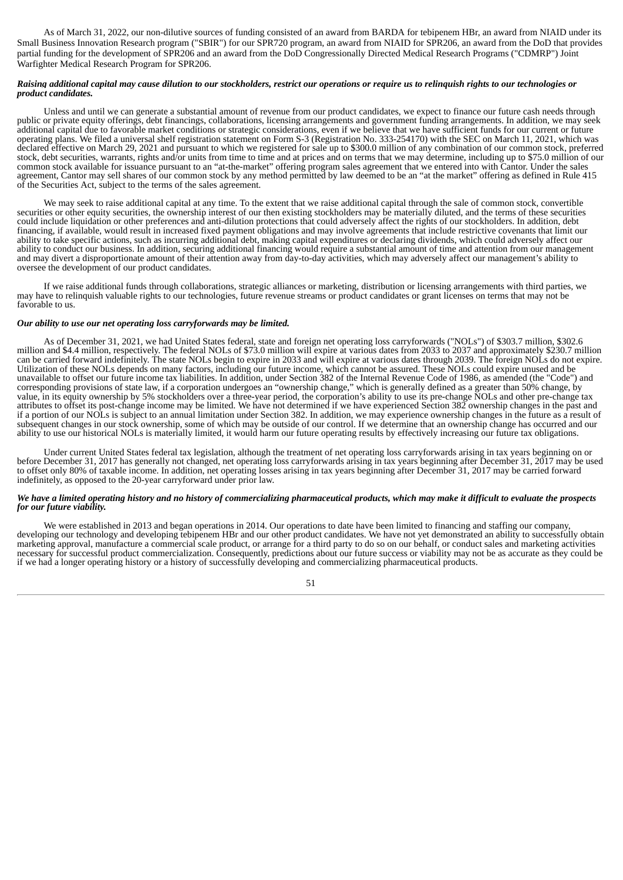As of March 31, 2022, our non-dilutive sources of funding consisted of an award from BARDA for tebipenem HBr, an award from NIAID under its Small Business Innovation Research program ("SBIR") for our SPR720 program, an award from NIAID for SPR206, an award from the DoD that provides partial funding for the development of SPR206 and an award from the DoD Congressionally Directed Medical Research Programs ("CDMRP") Joint Warfighter Medical Research Program for SPR206.

***Raising additional capital may cause dilution to our stockholders, restrict our operations or require us to relinquish rights to our technologies or product candidates.***

Unless and until we can generate a substantial amount of revenue from our product candidates, we expect to finance our future cash needs through public or private equity offerings, debt financings, collaborations, licensing arrangements and government funding arrangements. In addition, we may seek additional capital due to favorable market conditions or strategic considerations, even if we believe that we have sufficient funds for our current or future operating plans. We filed a universal shelf registration statement on Form S-3 (Registration No. 333-254170) with the SEC on March 11, 2021, which was declared effective on March 29, 2021 and pursuant to which we registered for sale up to $300.0 million of any combination of our common stock, preferred stock, debt securities, warrants, rights and/or units from time to time and at prices and on terms that we may determine, including up to $75.0 million of our common stock available for issuance pursuant to an "at-the-market" offering program sales agreement that we entered into with Cantor. Under the sales agreement, Cantor may sell shares of our common stock by any method permitted by law deemed to be an "at the market" offering as defined in Rule 415 of the Securities Act, subject to the terms of the sales agreement.

We may seek to raise additional capital at any time. To the extent that we raise additional capital through the sale of common stock, convertible securities or other equity securities, the ownership interest of our then existing stockholders may be materially diluted, and the terms of these securities could include liquidation or other preferences and anti-dilution protections that could adversely affect the rights of our stockholders. In addition, debt financing, if available, would result in increased fixed payment obligations and may involve agreements that include restrictive covenants that limit our ability to take specific actions, such as incurring additional debt, making capital expenditures or declaring dividends, which could adversely affect our ability to conduct our business. In addition, securing additional financing would require a substantial amount of time and attention from our management and may divert a disproportionate amount of their attention away from day-to-day activities, which may adversely affect our management's ability to oversee the development of our product candidates.

If we raise additional funds through collaborations, strategic alliances or marketing, distribution or licensing arrangements with third parties, we may have to relinquish valuable rights to our technologies, future revenue streams or product candidates or grant licenses on terms that may not be favorable to us.

***Our ability to use our net operating loss carryforwards may be limited.***

As of December 31, 2021, we had United States federal, state and foreign net operating loss carryforwards ("NOLs") of $303.7 million, $302.6 million and $4.4 million, respectively. The federal NOLs of $73.0 million will expire at various dates from 2033 to 2037 and approximately $230.7 million can be carried forward indefinitely. The state NOLs begin to expire in 2033 and will expire at various dates through 2039. The foreign NOLs do not expire. Utilization of these NOLs depends on many factors, including our future income, which cannot be assured. These NOLs could expire unused and be unavailable to offset our future income tax liabilities. In addition, under Section 382 of the Internal Revenue Code of 1986, as amended (the "Code") and corresponding provisions of state law, if a corporation undergoes an "ownership change," which is generally defined as a greater than 50% change, by value, in its equity ownership by 5% stockholders over a three-year period, the corporation's ability to use its pre-change NOLs and other pre-change tax attributes to offset its post-change income may be limited. We have not determined if we have experienced Section 382 ownership changes in the past and if a portion of our NOLs is subject to an annual limitation under Section 382. In addition, we may experience ownership changes in the future as a result of subsequent changes in our stock ownership, some of which may be outside of our control. If we determine that an ownership change has occurred and our ability to use our historical NOLs is materially limited, it would harm our future operating results by effectively increasing our future tax obligations.

Under current United States federal tax legislation, although the treatment of net operating loss carryforwards arising in tax years beginning on or before December 31, 2017 has generally not changed, net operating loss carryforwards arising in tax years beginning after December 31, 2017 may be used to offset only 80% of taxable income. In addition, net operating losses arising in tax years beginning after December 31, 2017 may be carried forward indefinitely, as opposed to the 20-year carryforward under prior law.

***We have a limited operating history and no history of commercializing pharmaceutical products, which may make it difficult to evaluate the prospects for our future viability.***

We were established in 2013 and began operations in 2014. Our operations to date have been limited to financing and staffing our company, developing our technology and developing tebipenem HBr and our other product candidates. We have not yet demonstrated an ability to successfully obtain marketing approval, manufacture a commercial scale product, or arrange for a third party to do so on our behalf, or conduct sales and marketing activities necessary for successful product commercialization. Consequently, predictions about our future success or viability may not be as accurate as they could be if we had a longer operating history or a history of successfully developing and commercializing pharmaceutical products.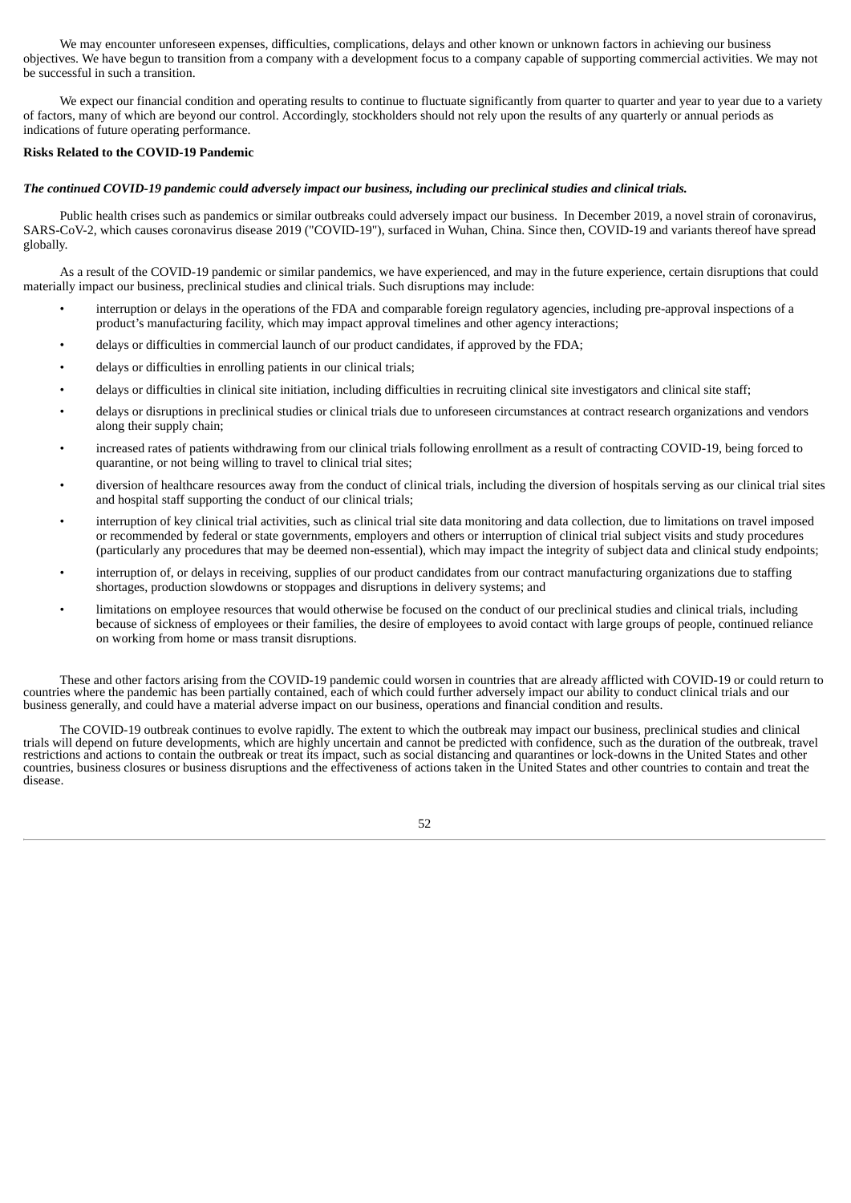We may encounter unforeseen expenses, difficulties, complications, delays and other known or unknown factors in achieving our business objectives. We have begun to transition from a company with a development focus to a company capable of supporting commercial activities. We may not be successful in such a transition.

We expect our financial condition and operating results to continue to fluctuate significantly from quarter to quarter and year to year due to a variety of factors, many of which are beyond our control. Accordingly, stockholders should not rely upon the results of any quarterly or annual periods as indications of future operating performance.

**Risks Related to the COVID-19 Pandemic**

***The continued COVID-19 pandemic could adversely impact our business, including our preclinical studies and clinical trials.***

Public health crises such as pandemics or similar outbreaks could adversely impact our business. In December 2019, a novel strain of coronavirus, SARS-CoV-2, which causes coronavirus disease 2019 ("COVID-19"), surfaced in Wuhan, China. Since then, COVID-19 and variants thereof have spread globally.

As a result of the COVID-19 pandemic or similar pandemics, we have experienced, and may in the future experience, certain disruptions that could materially impact our business, preclinical studies and clinical trials. Such disruptions may include:

- interruption or delays in the operations of the FDA and comparable foreign regulatory agencies, including pre-approval inspections of a product's manufacturing facility, which may impact approval timelines and other agency interactions;
- delays or difficulties in commercial launch of our product candidates, if approved by the FDA;
- delays or difficulties in enrolling patients in our clinical trials;
- delays or difficulties in clinical site initiation, including difficulties in recruiting clinical site investigators and clinical site staff;
- delays or disruptions in preclinical studies or clinical trials due to unforeseen circumstances at contract research organizations and vendors along their supply chain;
- increased rates of patients withdrawing from our clinical trials following enrollment as a result of contracting COVID-19, being forced to quarantine, or not being willing to travel to clinical trial sites;
- diversion of healthcare resources away from the conduct of clinical trials, including the diversion of hospitals serving as our clinical trial sites and hospital staff supporting the conduct of our clinical trials;
- interruption of key clinical trial activities, such as clinical trial site data monitoring and data collection, due to limitations on travel imposed or recommended by federal or state governments, employers and others or interruption of clinical trial subject visits and study procedures (particularly any procedures that may be deemed non-essential), which may impact the integrity of subject data and clinical study endpoints;
- interruption of, or delays in receiving, supplies of our product candidates from our contract manufacturing organizations due to staffing shortages, production slowdowns or stoppages and disruptions in delivery systems; and
- limitations on employee resources that would otherwise be focused on the conduct of our preclinical studies and clinical trials, including because of sickness of employees or their families, the desire of employees to avoid contact with large groups of people, continued reliance on working from home or mass transit disruptions.

These and other factors arising from the COVID-19 pandemic could worsen in countries that are already afflicted with COVID-19 or could return to countries where the pandemic has been partially contained, each of which could further adversely impact our ability to conduct clinical trials and our business generally, and could have a material adverse impact on our business, operations and financial condition and results.

The COVID-19 outbreak continues to evolve rapidly. The extent to which the outbreak may impact our business, preclinical studies and clinical trials will depend on future developments, which are highly uncertain and cannot be predicted with confidence, such as the duration of the outbreak, travel restrictions and actions to contain the outbreak or treat its impact, such as social distancing and quarantines or lock-downs in the United States and other countries, business closures or business disruptions and the effectiveness of actions taken in the United States and other countries to contain and treat the disease.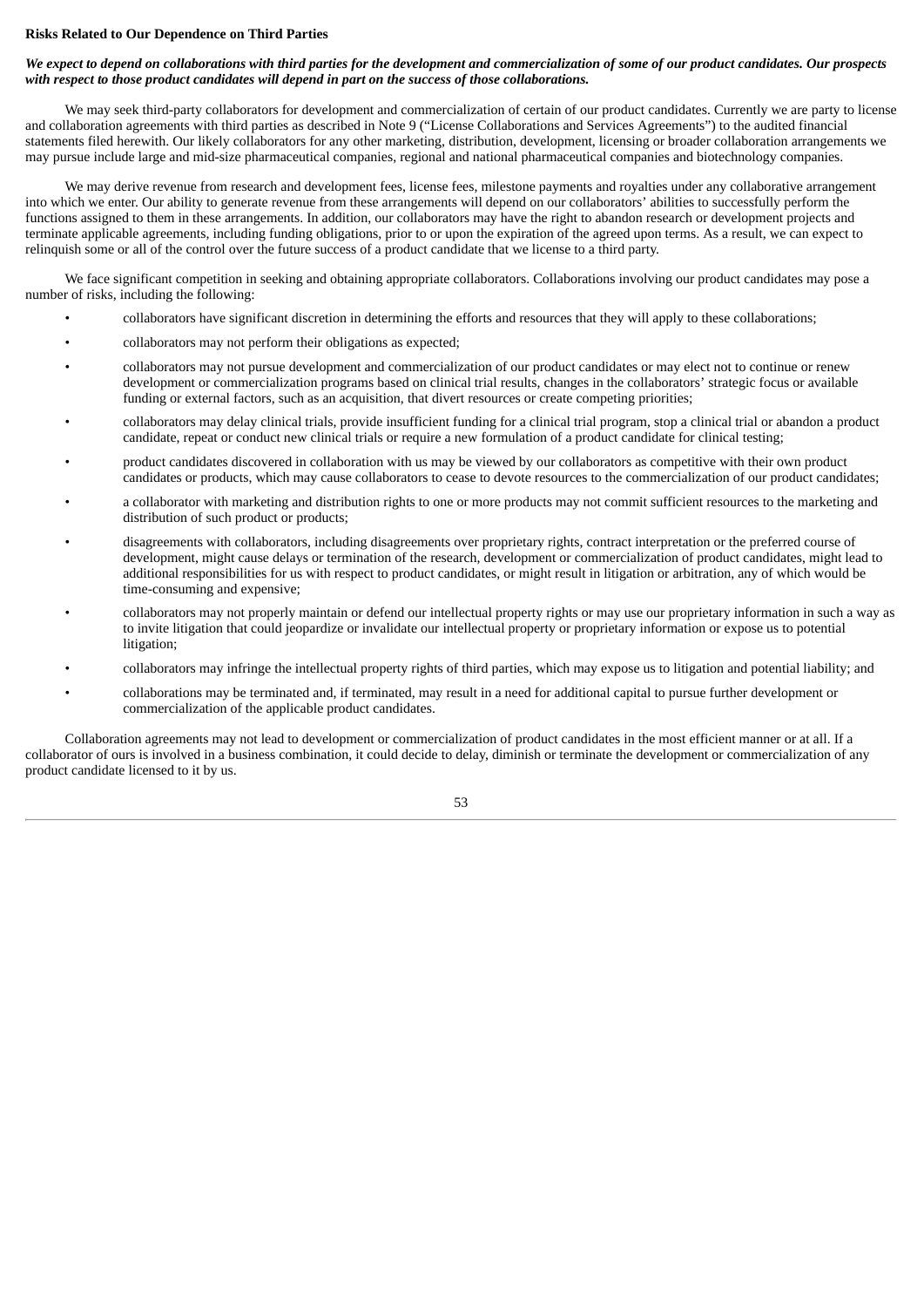**Risks Related to Our Dependence on Third Parties**

***We expect to depend on collaborations with third parties for the development and commercialization of some of our product candidates. Our prospects with respect to those product candidates will depend in part on the success of those collaborations.***

We may seek third-party collaborators for development and commercialization of certain of our product candidates. Currently we are party to license and collaboration agreements with third parties as described in Note 9 ("License Collaborations and Services Agreements") to the audited financial statements filed herewith. Our likely collaborators for any other marketing, distribution, development, licensing or broader collaboration arrangements we may pursue include large and mid-size pharmaceutical companies, regional and national pharmaceutical companies and biotechnology companies.

We may derive revenue from research and development fees, license fees, milestone payments and royalties under any collaborative arrangement into which we enter. Our ability to generate revenue from these arrangements will depend on our collaborators' abilities to successfully perform the functions assigned to them in these arrangements. In addition, our collaborators may have the right to abandon research or development projects and terminate applicable agreements, including funding obligations, prior to or upon the expiration of the agreed upon terms. As a result, we can expect to relinquish some or all of the control over the future success of a product candidate that we license to a third party.

We face significant competition in seeking and obtaining appropriate collaborators. Collaborations involving our product candidates may pose a number of risks, including the following:

- collaborators have significant discretion in determining the efforts and resources that they will apply to these collaborations;
- collaborators may not perform their obligations as expected;
- collaborators may not pursue development and commercialization of our product candidates or may elect not to continue or renew development or commercialization programs based on clinical trial results, changes in the collaborators' strategic focus or available funding or external factors, such as an acquisition, that divert resources or create competing priorities;
- collaborators may delay clinical trials, provide insufficient funding for a clinical trial program, stop a clinical trial or abandon a product candidate, repeat or conduct new clinical trials or require a new formulation of a product candidate for clinical testing;
- product candidates discovered in collaboration with us may be viewed by our collaborators as competitive with their own product candidates or products, which may cause collaborators to cease to devote resources to the commercialization of our product candidates;
- a collaborator with marketing and distribution rights to one or more products may not commit sufficient resources to the marketing and distribution of such product or products;
- disagreements with collaborators, including disagreements over proprietary rights, contract interpretation or the preferred course of development, might cause delays or termination of the research, development or commercialization of product candidates, might lead to additional responsibilities for us with respect to product candidates, or might result in litigation or arbitration, any of which would be time-consuming and expensive;
- collaborators may not properly maintain or defend our intellectual property rights or may use our proprietary information in such a way as to invite litigation that could jeopardize or invalidate our intellectual property or proprietary information or expose us to potential litigation;
- collaborators may infringe the intellectual property rights of third parties, which may expose us to litigation and potential liability; and
- collaborations may be terminated and, if terminated, may result in a need for additional capital to pursue further development or commercialization of the applicable product candidates.

Collaboration agreements may not lead to development or commercialization of product candidates in the most efficient manner or at all. If a collaborator of ours is involved in a business combination, it could decide to delay, diminish or terminate the development or commercialization of any product candidate licensed to it by us.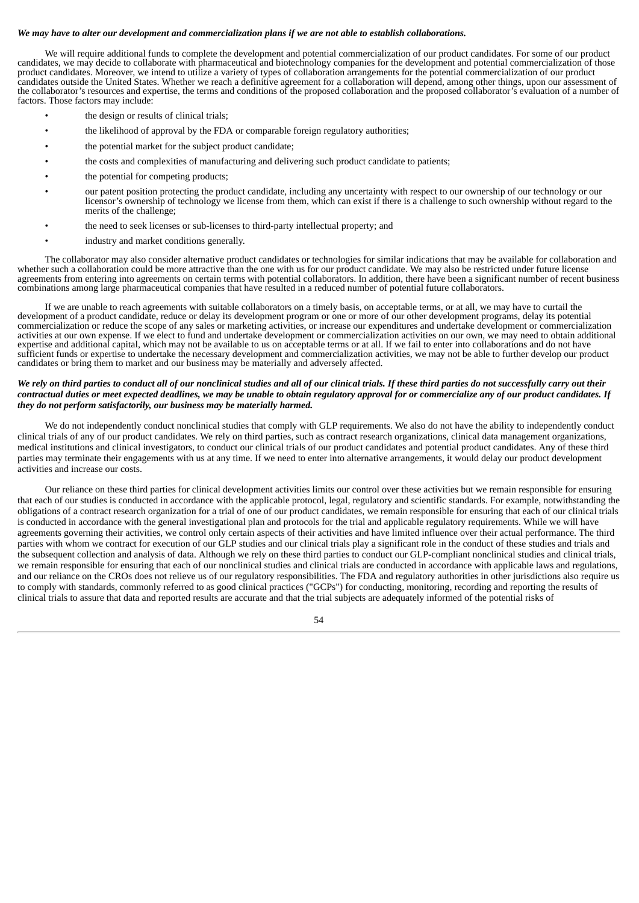***We may have to alter our development and commercialization plans if we are not able to establish collaborations.***

We will require additional funds to complete the development and potential commercialization of our product candidates. For some of our product candidates, we may decide to collaborate with pharmaceutical and biotechnology companies for the development and potential commercialization of those product candidates. Moreover, we intend to utilize a variety of types of collaboration arrangements for the potential commercialization of our product candidates outside the United States. Whether we reach a definitive agreement for a collaboration will depend, among other things, upon our assessment of the collaborator's resources and expertise, the terms and conditions of the proposed collaboration and the proposed collaborator's evaluation of a number of factors. Those factors may include:

- the design or results of clinical trials;
- the likelihood of approval by the FDA or comparable foreign regulatory authorities;
- the potential market for the subject product candidate;
- the costs and complexities of manufacturing and delivering such product candidate to patients;
- the potential for competing products;
- our patent position protecting the product candidate, including any uncertainty with respect to our ownership of our technology or our licensor's ownership of technology we license from them, which can exist if there is a challenge to such ownership without regard to the merits of the challenge;
- the need to seek licenses or sub-licenses to third-party intellectual property; and
- industry and market conditions generally.

The collaborator may also consider alternative product candidates or technologies for similar indications that may be available for collaboration and whether such a collaboration could be more attractive than the one with us for our product candidate. We may also be restricted under future license agreements from entering into agreements on certain terms with potential collaborators. In addition, there have been a significant number of recent business combinations among large pharmaceutical companies that have resulted in a reduced number of potential future collaborators.

If we are unable to reach agreements with suitable collaborators on a timely basis, on acceptable terms, or at all, we may have to curtail the development of a product candidate, reduce or delay its development program or one or more of our other development programs, delay its potential commercialization or reduce the scope of any sales or marketing activities, or increase our expenditures and undertake development or commercialization activities at our own expense. If we elect to fund and undertake development or commercialization activities on our own, we may need to obtain additional expertise and additional capital, which may not be available to us on acceptable terms or at all. If we fail to enter into collaborations and do not have sufficient funds or expertise to undertake the necessary development and commercialization activities, we may not be able to further develop our product candidates or bring them to market and our business may be materially and adversely affected.

***We rely on third parties to conduct all of our nonclinical studies and all of our clinical trials. If these third parties do not successfully carry out their contractual duties or meet expected deadlines, we may be unable to obtain regulatory approval for or commercialize any of our product candidates. If they do not perform satisfactorily, our business may be materially harmed.***

We do not independently conduct nonclinical studies that comply with GLP requirements. We also do not have the ability to independently conduct clinical trials of any of our product candidates. We rely on third parties, such as contract research organizations, clinical data management organizations, medical institutions and clinical investigators, to conduct our clinical trials of our product candidates and potential product candidates. Any of these third parties may terminate their engagements with us at any time. If we need to enter into alternative arrangements, it would delay our product development activities and increase our costs.

Our reliance on these third parties for clinical development activities limits our control over these activities but we remain responsible for ensuring that each of our studies is conducted in accordance with the applicable protocol, legal, regulatory and scientific standards. For example, notwithstanding the obligations of a contract research organization for a trial of one of our product candidates, we remain responsible for ensuring that each of our clinical trials is conducted in accordance with the general investigational plan and protocols for the trial and applicable regulatory requirements. While we will have agreements governing their activities, we control only certain aspects of their activities and have limited influence over their actual performance. The third parties with whom we contract for execution of our GLP studies and our clinical trials play a significant role in the conduct of these studies and trials and the subsequent collection and analysis of data. Although we rely on these third parties to conduct our GLP-compliant nonclinical studies and clinical trials, we remain responsible for ensuring that each of our nonclinical studies and clinical trials are conducted in accordance with applicable laws and regulations, and our reliance on the CROs does not relieve us of our regulatory responsibilities. The FDA and regulatory authorities in other jurisdictions also require us to comply with standards, commonly referred to as good clinical practices ("GCPs") for conducting, monitoring, recording and reporting the results of clinical trials to assure that data and reported results are accurate and that the trial subjects are adequately informed of the potential risks of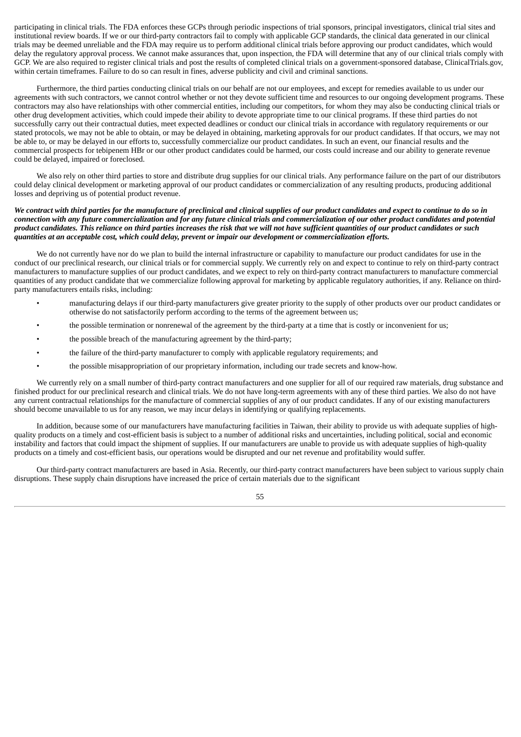participating in clinical trials. The FDA enforces these GCPs through periodic inspections of trial sponsors, principal investigators, clinical trial sites and institutional review boards. If we or our third-party contractors fail to comply with applicable GCP standards, the clinical data generated in our clinical trials may be deemed unreliable and the FDA may require us to perform additional clinical trials before approving our product candidates, which would delay the regulatory approval process. We cannot make assurances that, upon inspection, the FDA will determine that any of our clinical trials comply with GCP. We are also required to register clinical trials and post the results of completed clinical trials on a government-sponsored database, ClinicalTrials.gov, within certain timeframes. Failure to do so can result in fines, adverse publicity and civil and criminal sanctions.

Furthermore, the third parties conducting clinical trials on our behalf are not our employees, and except for remedies available to us under our agreements with such contractors, we cannot control whether or not they devote sufficient time and resources to our ongoing development programs. These contractors may also have relationships with other commercial entities, including our competitors, for whom they may also be conducting clinical trials or other drug development activities, which could impede their ability to devote appropriate time to our clinical programs. If these third parties do not successfully carry out their contractual duties, meet expected deadlines or conduct our clinical trials in accordance with regulatory requirements or our stated protocols, we may not be able to obtain, or may be delayed in obtaining, marketing approvals for our product candidates. If that occurs, we may not be able to, or may be delayed in our efforts to, successfully commercialize our product candidates. In such an event, our financial results and the commercial prospects for tebipenem HBr or our other product candidates could be harmed, our costs could increase and our ability to generate revenue could be delayed, impaired or foreclosed.

We also rely on other third parties to store and distribute drug supplies for our clinical trials. Any performance failure on the part of our distributors could delay clinical development or marketing approval of our product candidates or commercialization of any resulting products, producing additional losses and depriving us of potential product revenue.

***We contract with third parties for the manufacture of preclinical and clinical supplies of our product candidates and expect to continue to do so in connection with any future commercialization and for any future clinical trials and commercialization of our other product candidates and potential product candidates. This reliance on third parties increases the risk that we will not have sufficient quantities of our product candidates or such quantities at an acceptable cost, which could delay, prevent or impair our development or commercialization efforts.***

We do not currently have nor do we plan to build the internal infrastructure or capability to manufacture our product candidates for use in the conduct of our preclinical research, our clinical trials or for commercial supply. We currently rely on and expect to continue to rely on third-party contract manufacturers to manufacture supplies of our product candidates, and we expect to rely on third-party contract manufacturers to manufacture commercial quantities of any product candidate that we commercialize following approval for marketing by applicable regulatory authorities, if any. Reliance on third-party manufacturers entails risks, including:

- manufacturing delays if our third-party manufacturers give greater priority to the supply of other products over our product candidates or otherwise do not satisfactorily perform according to the terms of the agreement between us;
- the possible termination or nonrenewal of the agreement by the third-party at a time that is costly or inconvenient for us;
- the possible breach of the manufacturing agreement by the third-party;
- the failure of the third-party manufacturer to comply with applicable regulatory requirements; and
- the possible misappropriation of our proprietary information, including our trade secrets and know-how.

We currently rely on a small number of third-party contract manufacturers and one supplier for all of our required raw materials, drug substance and finished product for our preclinical research and clinical trials. We do not have long-term agreements with any of these third parties. We also do not have any current contractual relationships for the manufacture of commercial supplies of any of our product candidates. If any of our existing manufacturers should become unavailable to us for any reason, we may incur delays in identifying or qualifying replacements.

In addition, because some of our manufacturers have manufacturing facilities in Taiwan, their ability to provide us with adequate supplies of high-quality products on a timely and cost-efficient basis is subject to a number of additional risks and uncertainties, including political, social and economic instability and factors that could impact the shipment of supplies. If our manufacturers are unable to provide us with adequate supplies of high-quality products on a timely and cost-efficient basis, our operations would be disrupted and our net revenue and profitability would suffer.

Our third-party contract manufacturers are based in Asia. Recently, our third-party contract manufacturers have been subject to various supply chain disruptions. These supply chain disruptions have increased the price of certain materials due to the significant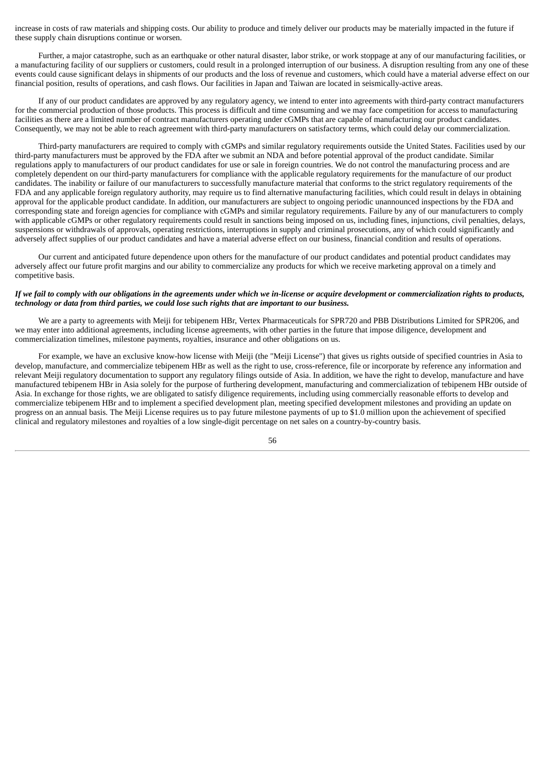increase in costs of raw materials and shipping costs. Our ability to produce and timely deliver our products may be materially impacted in the future if these supply chain disruptions continue or worsen.

Further, a major catastrophe, such as an earthquake or other natural disaster, labor strike, or work stoppage at any of our manufacturing facilities, or a manufacturing facility of our suppliers or customers, could result in a prolonged interruption of our business. A disruption resulting from any one of these events could cause significant delays in shipments of our products and the loss of revenue and customers, which could have a material adverse effect on our financial position, results of operations, and cash flows. Our facilities in Japan and Taiwan are located in seismically-active areas.

If any of our product candidates are approved by any regulatory agency, we intend to enter into agreements with third-party contract manufacturers for the commercial production of those products. This process is difficult and time consuming and we may face competition for access to manufacturing facilities as there are a limited number of contract manufacturers operating under cGMPs that are capable of manufacturing our product candidates. Consequently, we may not be able to reach agreement with third-party manufacturers on satisfactory terms, which could delay our commercialization.

Third-party manufacturers are required to comply with cGMPs and similar regulatory requirements outside the United States. Facilities used by our third-party manufacturers must be approved by the FDA after we submit an NDA and before potential approval of the product candidate. Similar regulations apply to manufacturers of our product candidates for use or sale in foreign countries. We do not control the manufacturing process and are completely dependent on our third-party manufacturers for compliance with the applicable regulatory requirements for the manufacture of our product candidates. The inability or failure of our manufacturers to successfully manufacture material that conforms to the strict regulatory requirements of the FDA and any applicable foreign regulatory authority, may require us to find alternative manufacturing facilities, which could result in delays in obtaining approval for the applicable product candidate. In addition, our manufacturers are subject to ongoing periodic unannounced inspections by the FDA and corresponding state and foreign agencies for compliance with cGMPs and similar regulatory requirements. Failure by any of our manufacturers to comply with applicable cGMPs or other regulatory requirements could result in sanctions being imposed on us, including fines, injunctions, civil penalties, delays, suspensions or withdrawals of approvals, operating restrictions, interruptions in supply and criminal prosecutions, any of which could significantly and adversely affect supplies of our product candidates and have a material adverse effect on our business, financial condition and results of operations.

Our current and anticipated future dependence upon others for the manufacture of our product candidates and potential product candidates may adversely affect our future profit margins and our ability to commercialize any products for which we receive marketing approval on a timely and competitive basis.

***If we fail to comply with our obligations in the agreements under which we in-license or acquire development or commercialization rights to products, technology or data from third parties, we could lose such rights that are important to our business.***

We are a party to agreements with Meiji for tebipenem HBr, Vertex Pharmaceuticals for SPR720 and PBB Distributions Limited for SPR206, and we may enter into additional agreements, including license agreements, with other parties in the future that impose diligence, development and commercialization timelines, milestone payments, royalties, insurance and other obligations on us.

For example, we have an exclusive know-how license with Meiji (the "Meiji License") that gives us rights outside of specified countries in Asia to develop, manufacture, and commercialize tebipenem HBr as well as the right to use, cross-reference, file or incorporate by reference any information and relevant Meiji regulatory documentation to support any regulatory filings outside of Asia. In addition, we have the right to develop, manufacture and have manufactured tebipenem HBr in Asia solely for the purpose of furthering development, manufacturing and commercialization of tebipenem HBr outside of Asia. In exchange for those rights, we are obligated to satisfy diligence requirements, including using commercially reasonable efforts to develop and commercialize tebipenem HBr and to implement a specified development plan, meeting specified development milestones and providing an update on progress on an annual basis. The Meiji License requires us to pay future milestone payments of up to $1.0 million upon the achievement of specified clinical and regulatory milestones and royalties of a low single-digit percentage on net sales on a country-by-country basis.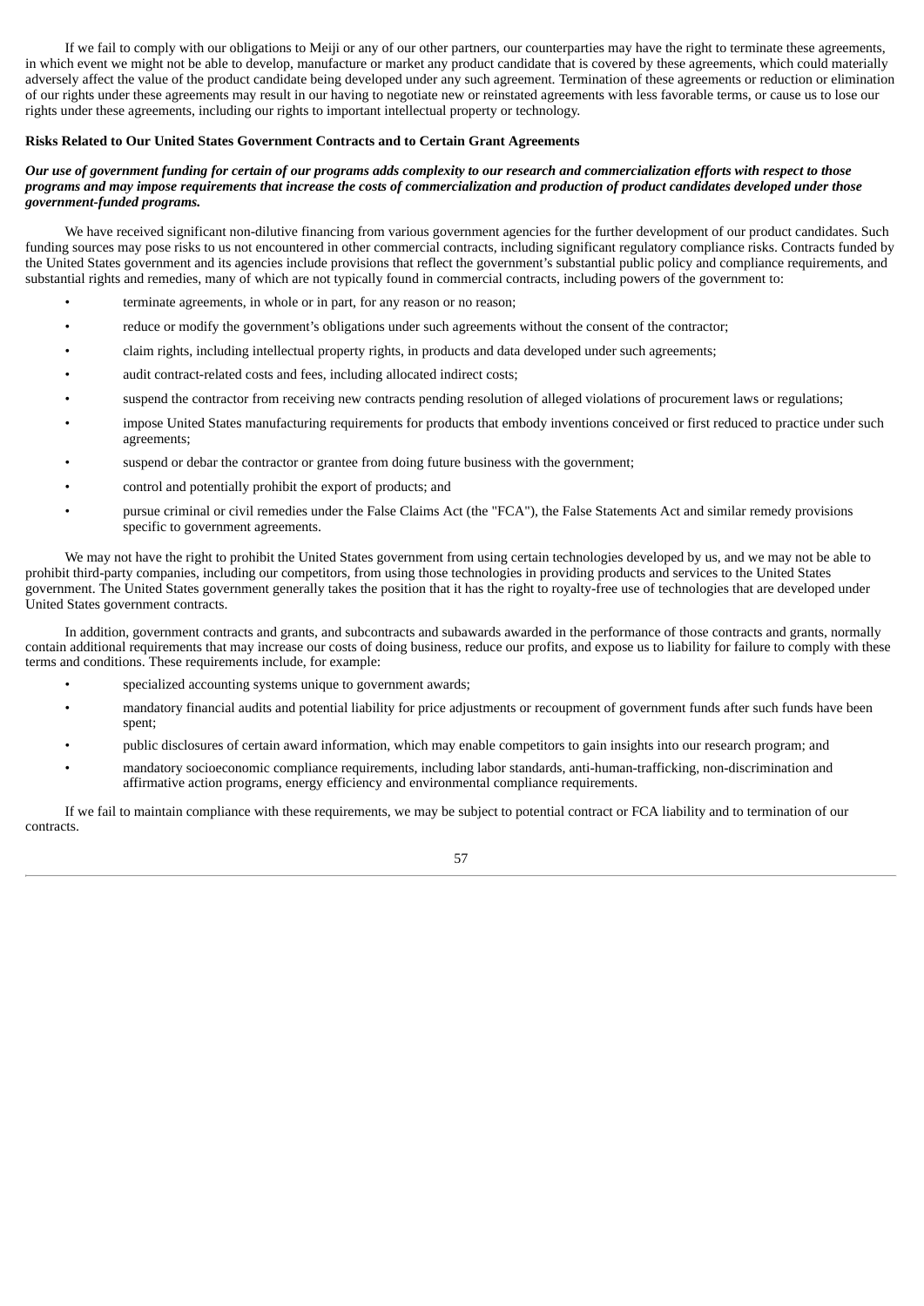If we fail to comply with our obligations to Meiji or any of our other partners, our counterparties may have the right to terminate these agreements, in which event we might not be able to develop, manufacture or market any product candidate that is covered by these agreements, which could materially adversely affect the value of the product candidate being developed under any such agreement. Termination of these agreements or reduction or elimination of our rights under these agreements may result in our having to negotiate new or reinstated agreements with less favorable terms, or cause us to lose our rights under these agreements, including our rights to important intellectual property or technology.

**Risks Related to Our United States Government Contracts and to Certain Grant Agreements**

***Our use of government funding for certain of our programs adds complexity to our research and commercialization efforts with respect to those programs and may impose requirements that increase the costs of commercialization and production of product candidates developed under those government-funded programs.***

We have received significant non-dilutive financing from various government agencies for the further development of our product candidates. Such funding sources may pose risks to us not encountered in other commercial contracts, including significant regulatory compliance risks. Contracts funded by the United States government and its agencies include provisions that reflect the government's substantial public policy and compliance requirements, and substantial rights and remedies, many of which are not typically found in commercial contracts, including powers of the government to:

- terminate agreements, in whole or in part, for any reason or no reason;
- reduce or modify the government's obligations under such agreements without the consent of the contractor;
- claim rights, including intellectual property rights, in products and data developed under such agreements;
- audit contract-related costs and fees, including allocated indirect costs;
- suspend the contractor from receiving new contracts pending resolution of alleged violations of procurement laws or regulations;
- impose United States manufacturing requirements for products that embody inventions conceived or first reduced to practice under such agreements;
- suspend or debar the contractor or grantee from doing future business with the government;
- control and potentially prohibit the export of products; and
- pursue criminal or civil remedies under the False Claims Act (the "FCA"), the False Statements Act and similar remedy provisions specific to government agreements.

We may not have the right to prohibit the United States government from using certain technologies developed by us, and we may not be able to prohibit third-party companies, including our competitors, from using those technologies in providing products and services to the United States government. The United States government generally takes the position that it has the right to royalty-free use of technologies that are developed under United States government contracts.

In addition, government contracts and grants, and subcontracts and subawards awarded in the performance of those contracts and grants, normally contain additional requirements that may increase our costs of doing business, reduce our profits, and expose us to liability for failure to comply with these terms and conditions. These requirements include, for example:

- specialized accounting systems unique to government awards;
- mandatory financial audits and potential liability for price adjustments or recoupment of government funds after such funds have been spent;
- public disclosures of certain award information, which may enable competitors to gain insights into our research program; and
- mandatory socioeconomic compliance requirements, including labor standards, anti-human-trafficking, non-discrimination and affirmative action programs, energy efficiency and environmental compliance requirements.

If we fail to maintain compliance with these requirements, we may be subject to potential contract or FCA liability and to termination of our contracts.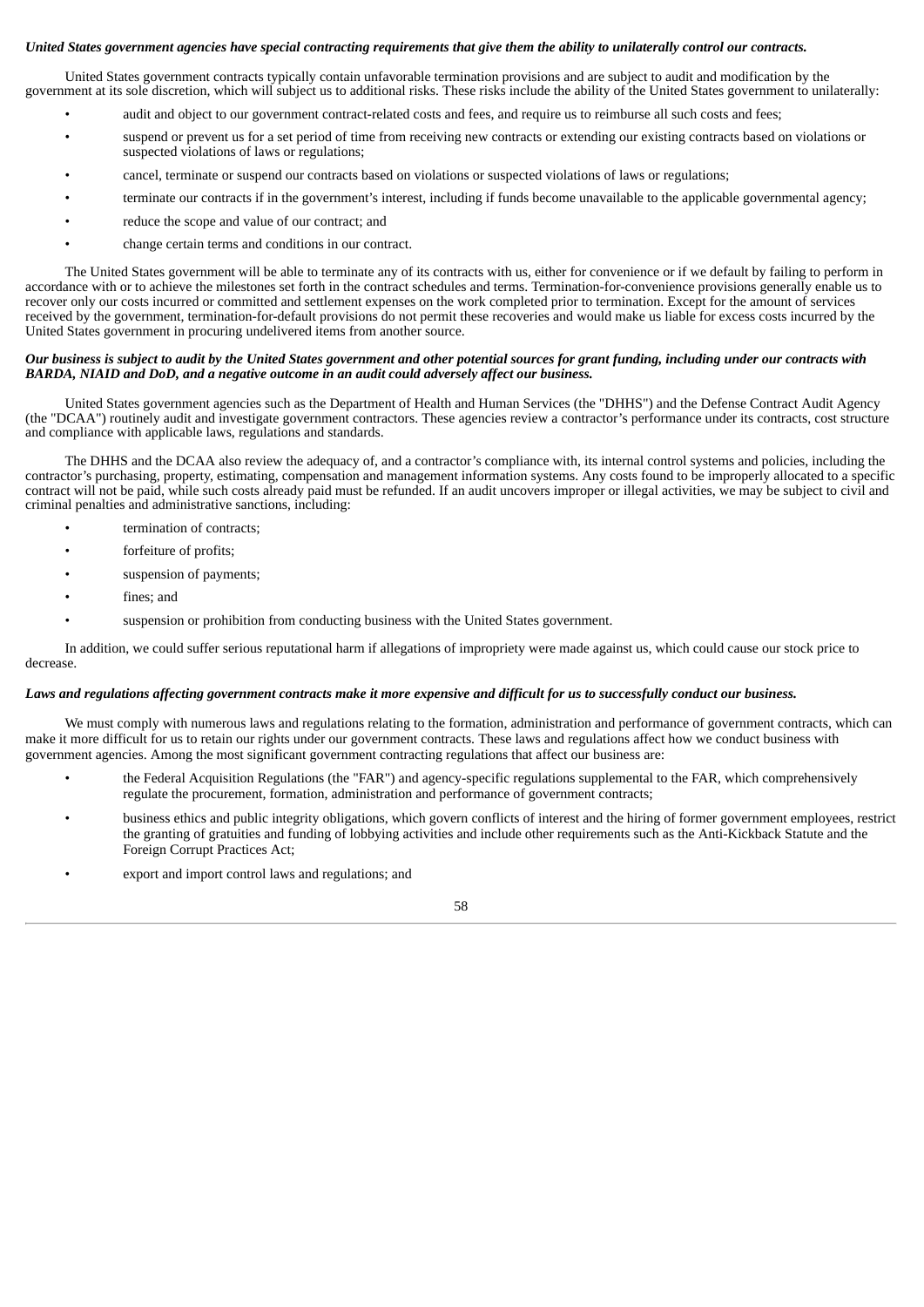***United States government agencies have special contracting requirements that give them the ability to unilaterally control our contracts.***

United States government contracts typically contain unfavorable termination provisions and are subject to audit and modification by the government at its sole discretion, which will subject us to additional risks. These risks include the ability of the United States government to unilaterally:

- audit and object to our government contract-related costs and fees, and require us to reimburse all such costs and fees;
- suspend or prevent us for a set period of time from receiving new contracts or extending our existing contracts based on violations or suspected violations of laws or regulations;
- cancel, terminate or suspend our contracts based on violations or suspected violations of laws or regulations;
- terminate our contracts if in the government's interest, including if funds become unavailable to the applicable governmental agency;
- reduce the scope and value of our contract; and
- change certain terms and conditions in our contract.

The United States government will be able to terminate any of its contracts with us, either for convenience or if we default by failing to perform in accordance with or to achieve the milestones set forth in the contract schedules and terms. Termination-for-convenience provisions generally enable us to recover only our costs incurred or committed and settlement expenses on the work completed prior to termination. Except for the amount of services received by the government, termination-for-default provisions do not permit these recoveries and would make us liable for excess costs incurred by the United States government in procuring undelivered items from another source.

***Our business is subject to audit by the United States government and other potential sources for grant funding, including under our contracts with BARDA, NIAID and DoD, and a negative outcome in an audit could adversely affect our business.***

United States government agencies such as the Department of Health and Human Services (the "DHHS") and the Defense Contract Audit Agency (the "DCAA") routinely audit and investigate government contractors. These agencies review a contractor's performance under its contracts, cost structure and compliance with applicable laws, regulations and standards.

The DHHS and the DCAA also review the adequacy of, and a contractor's compliance with, its internal control systems and policies, including the contractor's purchasing, property, estimating, compensation and management information systems. Any costs found to be improperly allocated to a specific contract will not be paid, while such costs already paid must be refunded. If an audit uncovers improper or illegal activities, we may be subject to civil and criminal penalties and administrative sanctions, including:

- termination of contracts;
- forfeiture of profits;
- suspension of payments;
- fines; and
- suspension or prohibition from conducting business with the United States government.

In addition, we could suffer serious reputational harm if allegations of impropriety were made against us, which could cause our stock price to decrease.

***Laws and regulations affecting government contracts make it more expensive and difficult for us to successfully conduct our business.***

We must comply with numerous laws and regulations relating to the formation, administration and performance of government contracts, which can make it more difficult for us to retain our rights under our government contracts. These laws and regulations affect how we conduct business with government agencies. Among the most significant government contracting regulations that affect our business are:

- the Federal Acquisition Regulations (the "FAR") and agency-specific regulations supplemental to the FAR, which comprehensively regulate the procurement, formation, administration and performance of government contracts;
- business ethics and public integrity obligations, which govern conflicts of interest and the hiring of former government employees, restrict the granting of gratuities and funding of lobbying activities and include other requirements such as the Anti-Kickback Statute and the Foreign Corrupt Practices Act;
- export and import control laws and regulations; and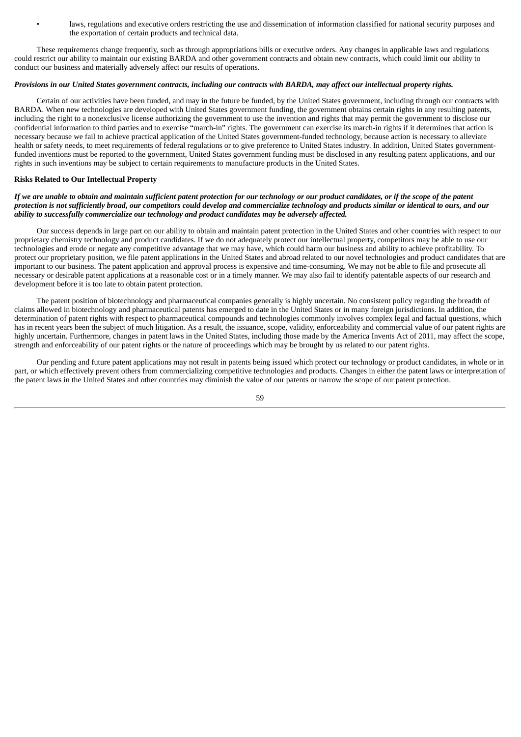- laws, regulations and executive orders restricting the use and dissemination of information classified for national security purposes and the exportation of certain products and technical data.

These requirements change frequently, such as through appropriations bills or executive orders. Any changes in applicable laws and regulations could restrict our ability to maintain our existing BARDA and other government contracts and obtain new contracts, which could limit our ability to conduct our business and materially adversely affect our results of operations.

***Provisions in our United States government contracts, including our contracts with BARDA, may affect our intellectual property rights.***

Certain of our activities have been funded, and may in the future be funded, by the United States government, including through our contracts with BARDA. When new technologies are developed with United States government funding, the government obtains certain rights in any resulting patents, including the right to a nonexclusive license authorizing the government to use the invention and rights that may permit the government to disclose our confidential information to third parties and to exercise "march-in" rights. The government can exercise its march-in rights if it determines that action is necessary because we fail to achieve practical application of the United States government-funded technology, because action is necessary to alleviate health or safety needs, to meet requirements of federal regulations or to give preference to United States industry. In addition, United States government-funded inventions must be reported to the government, United States government funding must be disclosed in any resulting patent applications, and our rights in such inventions may be subject to certain requirements to manufacture products in the United States.

**Risks Related to Our Intellectual Property**

***If we are unable to obtain and maintain sufficient patent protection for our technology or our product candidates, or if the scope of the patent protection is not sufficiently broad, our competitors could develop and commercialize technology and products similar or identical to ours, and our ability to successfully commercialize our technology and product candidates may be adversely affected.***

Our success depends in large part on our ability to obtain and maintain patent protection in the United States and other countries with respect to our proprietary chemistry technology and product candidates. If we do not adequately protect our intellectual property, competitors may be able to use our technologies and erode or negate any competitive advantage that we may have, which could harm our business and ability to achieve profitability. To protect our proprietary position, we file patent applications in the United States and abroad related to our novel technologies and product candidates that are important to our business. The patent application and approval process is expensive and time-consuming. We may not be able to file and prosecute all necessary or desirable patent applications at a reasonable cost or in a timely manner. We may also fail to identify patentable aspects of our research and development before it is too late to obtain patent protection.

The patent position of biotechnology and pharmaceutical companies generally is highly uncertain. No consistent policy regarding the breadth of claims allowed in biotechnology and pharmaceutical patents has emerged to date in the United States or in many foreign jurisdictions. In addition, the determination of patent rights with respect to pharmaceutical compounds and technologies commonly involves complex legal and factual questions, which has in recent years been the subject of much litigation. As a result, the issuance, scope, validity, enforceability and commercial value of our patent rights are highly uncertain. Furthermore, changes in patent laws in the United States, including those made by the America Invents Act of 2011, may affect the scope, strength and enforceability of our patent rights or the nature of proceedings which may be brought by us related to our patent rights.

Our pending and future patent applications may not result in patents being issued which protect our technology or product candidates, in whole or in part, or which effectively prevent others from commercializing competitive technologies and products. Changes in either the patent laws or interpretation of the patent laws in the United States and other countries may diminish the value of our patents or narrow the scope of our patent protection.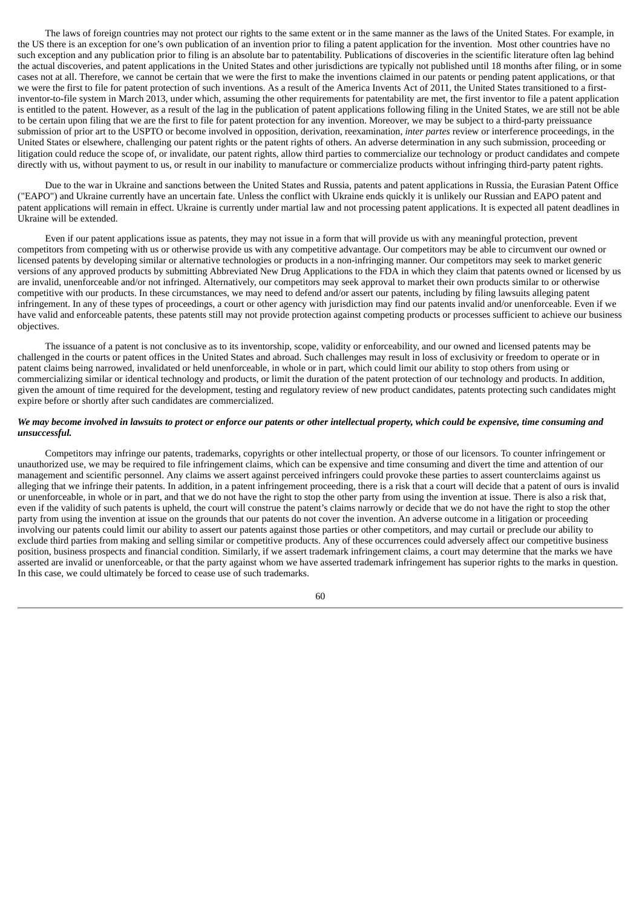The laws of foreign countries may not protect our rights to the same extent or in the same manner as the laws of the United States. For example, in the US there is an exception for one's own publication of an invention prior to filing a patent application for the invention. Most other countries have no such exception and any publication prior to filing is an absolute bar to patentability. Publications of discoveries in the scientific literature often lag behind the actual discoveries, and patent applications in the United States and other jurisdictions are typically not published until 18 months after filing, or in some cases not at all. Therefore, we cannot be certain that we were the first to make the inventions claimed in our patents or pending patent applications, or that we were the first to file for patent protection of such inventions. As a result of the America Invents Act of 2011, the United States transitioned to a first-inventor-to-file system in March 2013, under which, assuming the other requirements for patentability are met, the first inventor to file a patent application is entitled to the patent. However, as a result of the lag in the publication of patent applications following filing in the United States, we are still not be able to be certain upon filing that we are the first to file for patent protection for any invention. Moreover, we may be subject to a third-party preissuance submission of prior art to the USPTO or become involved in opposition, derivation, reexamination, *inter partes* review or interference proceedings, in the United States or elsewhere, challenging our patent rights or the patent rights of others. An adverse determination in any such submission, proceeding or litigation could reduce the scope of, or invalidate, our patent rights, allow third parties to commercialize our technology or product candidates and compete directly with us, without payment to us, or result in our inability to manufacture or commercialize products without infringing third-party patent rights.

Due to the war in Ukraine and sanctions between the United States and Russia, patents and patent applications in Russia, the Eurasian Patent Office ("EAPO") and Ukraine currently have an uncertain fate. Unless the conflict with Ukraine ends quickly it is unlikely our Russian and EAPO patent and patent applications will remain in effect. Ukraine is currently under martial law and not processing patent applications. It is expected all patent deadlines in Ukraine will be extended.

Even if our patent applications issue as patents, they may not issue in a form that will provide us with any meaningful protection, prevent competitors from competing with us or otherwise provide us with any competitive advantage. Our competitors may be able to circumvent our owned or licensed patents by developing similar or alternative technologies or products in a non-infringing manner. Our competitors may seek to market generic versions of any approved products by submitting Abbreviated New Drug Applications to the FDA in which they claim that patents owned or licensed by us are invalid, unenforceable and/or not infringed. Alternatively, our competitors may seek approval to market their own products similar to or otherwise competitive with our products. In these circumstances, we may need to defend and/or assert our patents, including by filing lawsuits alleging patent infringement. In any of these types of proceedings, a court or other agency with jurisdiction may find our patents invalid and/or unenforceable. Even if we have valid and enforceable patents, these patents still may not provide protection against competing products or processes sufficient to achieve our business objectives.

The issuance of a patent is not conclusive as to its inventorship, scope, validity or enforceability, and our owned and licensed patents may be challenged in the courts or patent offices in the United States and abroad. Such challenges may result in loss of exclusivity or freedom to operate or in patent claims being narrowed, invalidated or held unenforceable, in whole or in part, which could limit our ability to stop others from using or commercializing similar or identical technology and products, or limit the duration of the patent protection of our technology and products. In addition, given the amount of time required for the development, testing and regulatory review of new product candidates, patents protecting such candidates might expire before or shortly after such candidates are commercialized.

***We may become involved in lawsuits to protect or enforce our patents or other intellectual property, which could be expensive, time consuming and unsuccessful.***

Competitors may infringe our patents, trademarks, copyrights or other intellectual property, or those of our licensors. To counter infringement or unauthorized use, we may be required to file infringement claims, which can be expensive and time consuming and divert the time and attention of our management and scientific personnel. Any claims we assert against perceived infringers could provoke these parties to assert counterclaims against us alleging that we infringe their patents. In addition, in a patent infringement proceeding, there is a risk that a court will decide that a patent of ours is invalid or unenforceable, in whole or in part, and that we do not have the right to stop the other party from using the invention at issue. There is also a risk that, even if the validity of such patents is upheld, the court will construe the patent's claims narrowly or decide that we do not have the right to stop the other party from using the invention at issue on the grounds that our patents do not cover the invention. An adverse outcome in a litigation or proceeding involving our patents could limit our ability to assert our patents against those parties or other competitors, and may curtail or preclude our ability to exclude third parties from making and selling similar or competitive products. Any of these occurrences could adversely affect our competitive business position, business prospects and financial condition. Similarly, if we assert trademark infringement claims, a court may determine that the marks we have asserted are invalid or unenforceable, or that the party against whom we have asserted trademark infringement has superior rights to the marks in question. In this case, we could ultimately be forced to cease use of such trademarks.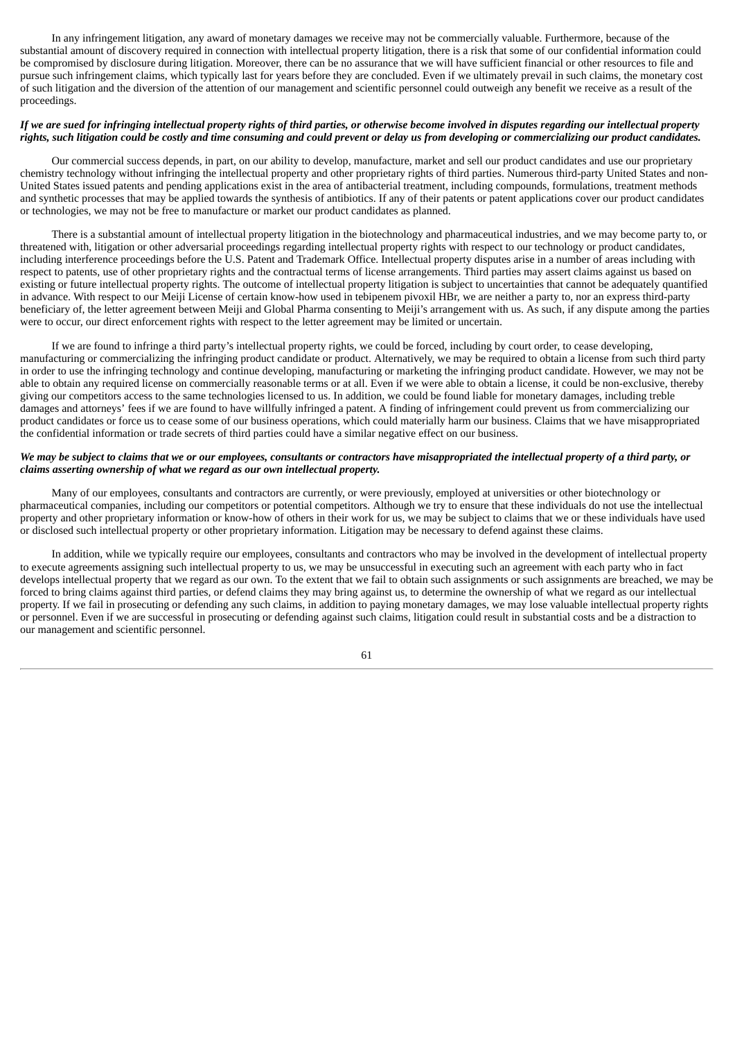In any infringement litigation, any award of monetary damages we receive may not be commercially valuable. Furthermore, because of the substantial amount of discovery required in connection with intellectual property litigation, there is a risk that some of our confidential information could be compromised by disclosure during litigation. Moreover, there can be no assurance that we will have sufficient financial or other resources to file and pursue such infringement claims, which typically last for years before they are concluded. Even if we ultimately prevail in such claims, the monetary cost of such litigation and the diversion of the attention of our management and scientific personnel could outweigh any benefit we receive as a result of the proceedings.

***If we are sued for infringing intellectual property rights of third parties, or otherwise become involved in disputes regarding our intellectual property rights, such litigation could be costly and time consuming and could prevent or delay us from developing or commercializing our product candidates.***

Our commercial success depends, in part, on our ability to develop, manufacture, market and sell our product candidates and use our proprietary chemistry technology without infringing the intellectual property and other proprietary rights of third parties. Numerous third-party United States and non-United States issued patents and pending applications exist in the area of antibacterial treatment, including compounds, formulations, treatment methods and synthetic processes that may be applied towards the synthesis of antibiotics. If any of their patents or patent applications cover our product candidates or technologies, we may not be free to manufacture or market our product candidates as planned.

There is a substantial amount of intellectual property litigation in the biotechnology and pharmaceutical industries, and we may become party to, or threatened with, litigation or other adversarial proceedings regarding intellectual property rights with respect to our technology or product candidates, including interference proceedings before the U.S. Patent and Trademark Office. Intellectual property disputes arise in a number of areas including with respect to patents, use of other proprietary rights and the contractual terms of license arrangements. Third parties may assert claims against us based on existing or future intellectual property rights. The outcome of intellectual property litigation is subject to uncertainties that cannot be adequately quantified in advance. With respect to our Meiji License of certain know-how used in tebipenem pivoxil HBr, we are neither a party to, nor an express third-party beneficiary of, the letter agreement between Meiji and Global Pharma consenting to Meiji's arrangement with us. As such, if any dispute among the parties were to occur, our direct enforcement rights with respect to the letter agreement may be limited or uncertain.

If we are found to infringe a third party's intellectual property rights, we could be forced, including by court order, to cease developing, manufacturing or commercializing the infringing product candidate or product. Alternatively, we may be required to obtain a license from such third party in order to use the infringing technology and continue developing, manufacturing or marketing the infringing product candidate. However, we may not be able to obtain any required license on commercially reasonable terms or at all. Even if we were able to obtain a license, it could be non-exclusive, thereby giving our competitors access to the same technologies licensed to us. In addition, we could be found liable for monetary damages, including treble damages and attorneys' fees if we are found to have willfully infringed a patent. A finding of infringement could prevent us from commercializing our product candidates or force us to cease some of our business operations, which could materially harm our business. Claims that we have misappropriated the confidential information or trade secrets of third parties could have a similar negative effect on our business.

***We may be subject to claims that we or our employees, consultants or contractors have misappropriated the intellectual property of a third party, or claims asserting ownership of what we regard as our own intellectual property.***

Many of our employees, consultants and contractors are currently, or were previously, employed at universities or other biotechnology or pharmaceutical companies, including our competitors or potential competitors. Although we try to ensure that these individuals do not use the intellectual property and other proprietary information or know-how of others in their work for us, we may be subject to claims that we or these individuals have used or disclosed such intellectual property or other proprietary information. Litigation may be necessary to defend against these claims.

In addition, while we typically require our employees, consultants and contractors who may be involved in the development of intellectual property to execute agreements assigning such intellectual property to us, we may be unsuccessful in executing such an agreement with each party who in fact develops intellectual property that we regard as our own. To the extent that we fail to obtain such assignments or such assignments are breached, we may be forced to bring claims against third parties, or defend claims they may bring against us, to determine the ownership of what we regard as our intellectual property. If we fail in prosecuting or defending any such claims, in addition to paying monetary damages, we may lose valuable intellectual property rights or personnel. Even if we are successful in prosecuting or defending against such claims, litigation could result in substantial costs and be a distraction to our management and scientific personnel.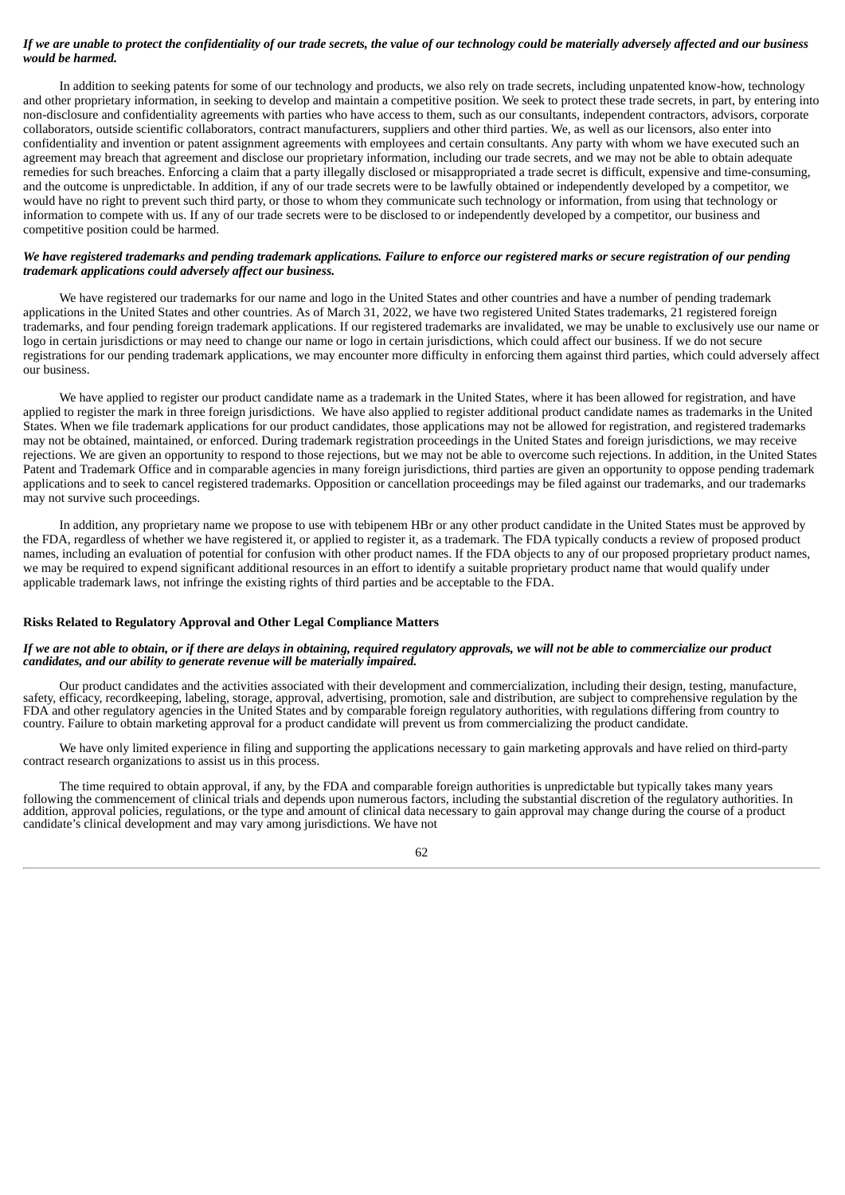***If we are unable to protect the confidentiality of our trade secrets, the value of our technology could be materially adversely affected and our business would be harmed.***

In addition to seeking patents for some of our technology and products, we also rely on trade secrets, including unpatented know-how, technology and other proprietary information, in seeking to develop and maintain a competitive position. We seek to protect these trade secrets, in part, by entering into non-disclosure and confidentiality agreements with parties who have access to them, such as our consultants, independent contractors, advisors, corporate collaborators, outside scientific collaborators, contract manufacturers, suppliers and other third parties. We, as well as our licensors, also enter into confidentiality and invention or patent assignment agreements with employees and certain consultants. Any party with whom we have executed such an agreement may breach that agreement and disclose our proprietary information, including our trade secrets, and we may not be able to obtain adequate remedies for such breaches. Enforcing a claim that a party illegally disclosed or misappropriated a trade secret is difficult, expensive and time-consuming, and the outcome is unpredictable. In addition, if any of our trade secrets were to be lawfully obtained or independently developed by a competitor, we would have no right to prevent such third party, or those to whom they communicate such technology or information, from using that technology or information to compete with us. If any of our trade secrets were to be disclosed to or independently developed by a competitor, our business and competitive position could be harmed.

***We have registered trademarks and pending trademark applications. Failure to enforce our registered marks or secure registration of our pending trademark applications could adversely affect our business.***

We have registered our trademarks for our name and logo in the United States and other countries and have a number of pending trademark applications in the United States and other countries. As of March 31, 2022, we have two registered United States trademarks, 21 registered foreign trademarks, and four pending foreign trademark applications. If our registered trademarks are invalidated, we may be unable to exclusively use our name or logo in certain jurisdictions or may need to change our name or logo in certain jurisdictions, which could affect our business. If we do not secure registrations for our pending trademark applications, we may encounter more difficulty in enforcing them against third parties, which could adversely affect our business.

We have applied to register our product candidate name as a trademark in the United States, where it has been allowed for registration, and have applied to register the mark in three foreign jurisdictions. We have also applied to register additional product candidate names as trademarks in the United States. When we file trademark applications for our product candidates, those applications may not be allowed for registration, and registered trademarks may not be obtained, maintained, or enforced. During trademark registration proceedings in the United States and foreign jurisdictions, we may receive rejections. We are given an opportunity to respond to those rejections, but we may not be able to overcome such rejections. In addition, in the United States Patent and Trademark Office and in comparable agencies in many foreign jurisdictions, third parties are given an opportunity to oppose pending trademark applications and to seek to cancel registered trademarks. Opposition or cancellation proceedings may be filed against our trademarks, and our trademarks may not survive such proceedings.

In addition, any proprietary name we propose to use with tebipenem HBr or any other product candidate in the United States must be approved by the FDA, regardless of whether we have registered it, or applied to register it, as a trademark. The FDA typically conducts a review of proposed product names, including an evaluation of potential for confusion with other product names. If the FDA objects to any of our proposed proprietary product names, we may be required to expend significant additional resources in an effort to identify a suitable proprietary product name that would qualify under applicable trademark laws, not infringe the existing rights of third parties and be acceptable to the FDA.

**Risks Related to Regulatory Approval and Other Legal Compliance Matters**

***If we are not able to obtain, or if there are delays in obtaining, required regulatory approvals, we will not be able to commercialize our product candidates, and our ability to generate revenue will be materially impaired.***

Our product candidates and the activities associated with their development and commercialization, including their design, testing, manufacture, safety, efficacy, recordkeeping, labeling, storage, approval, advertising, promotion, sale and distribution, are subject to comprehensive regulation by the FDA and other regulatory agencies in the United States and by comparable foreign regulatory authorities, with regulations differing from country to country. Failure to obtain marketing approval for a product candidate will prevent us from commercializing the product candidate.

We have only limited experience in filing and supporting the applications necessary to gain marketing approvals and have relied on third-party contract research organizations to assist us in this process.

The time required to obtain approval, if any, by the FDA and comparable foreign authorities is unpredictable but typically takes many years following the commencement of clinical trials and depends upon numerous factors, including the substantial discretion of the regulatory authorities. In addition, approval policies, regulations, or the type and amount of clinical data necessary to gain approval may change during the course of a product candidate's clinical development and may vary among jurisdictions. We have not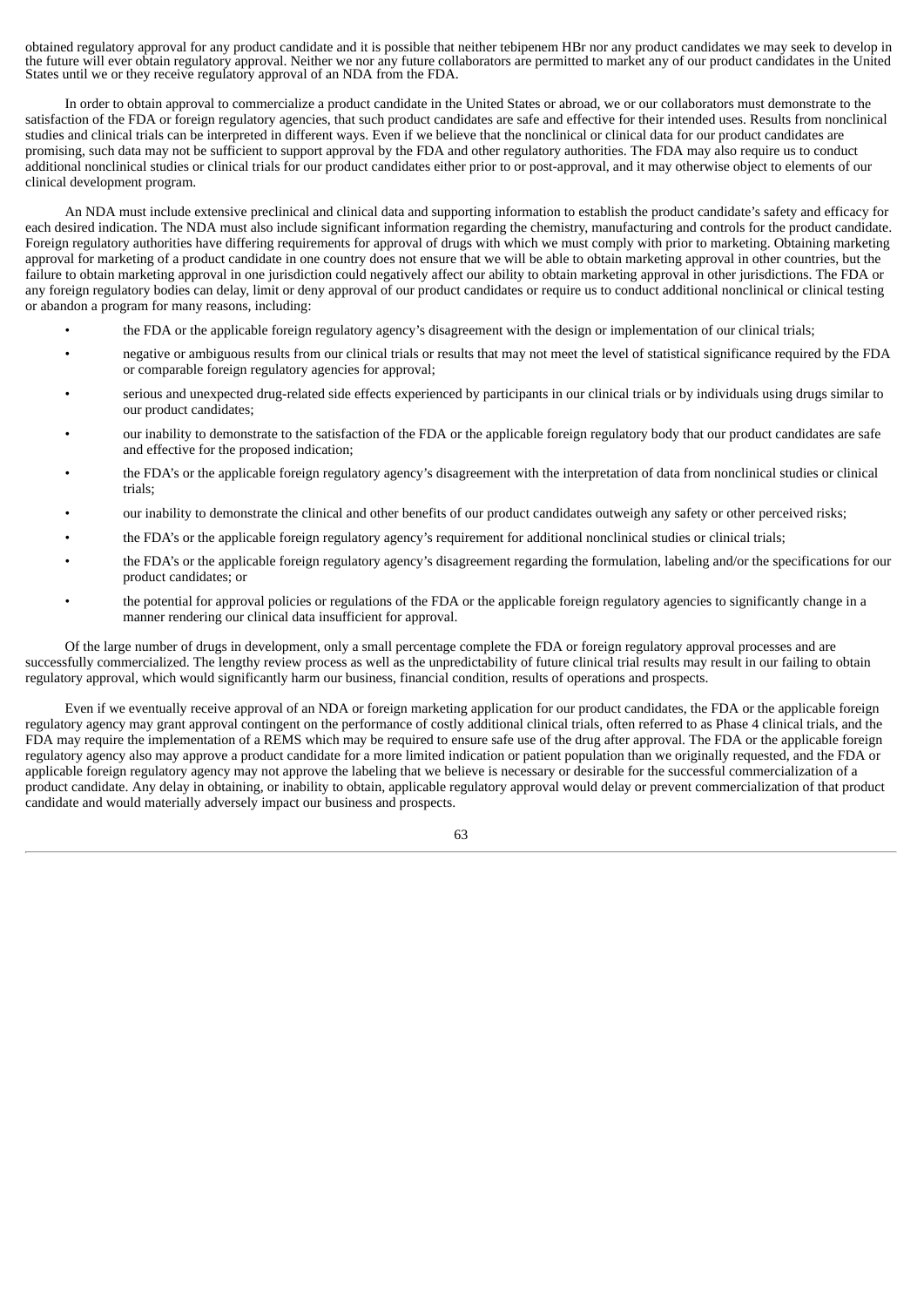obtained regulatory approval for any product candidate and it is possible that neither tebipenem HBr nor any product candidates we may seek to develop in the future will ever obtain regulatory approval. Neither we nor any future collaborators are permitted to market any of our product candidates in the United States until we or they receive regulatory approval of an NDA from the FDA.

In order to obtain approval to commercialize a product candidate in the United States or abroad, we or our collaborators must demonstrate to the satisfaction of the FDA or foreign regulatory agencies, that such product candidates are safe and effective for their intended uses. Results from nonclinical studies and clinical trials can be interpreted in different ways. Even if we believe that the nonclinical or clinical data for our product candidates are promising, such data may not be sufficient to support approval by the FDA and other regulatory authorities. The FDA may also require us to conduct additional nonclinical studies or clinical trials for our product candidates either prior to or post-approval, and it may otherwise object to elements of our clinical development program.

An NDA must include extensive preclinical and clinical data and supporting information to establish the product candidate's safety and efficacy for each desired indication. The NDA must also include significant information regarding the chemistry, manufacturing and controls for the product candidate. Foreign regulatory authorities have differing requirements for approval of drugs with which we must comply with prior to marketing. Obtaining marketing approval for marketing of a product candidate in one country does not ensure that we will be able to obtain marketing approval in other countries, but the failure to obtain marketing approval in one jurisdiction could negatively affect our ability to obtain marketing approval in other jurisdictions. The FDA or any foreign regulatory bodies can delay, limit or deny approval of our product candidates or require us to conduct additional nonclinical or clinical testing or abandon a program for many reasons, including:

- the FDA or the applicable foreign regulatory agency's disagreement with the design or implementation of our clinical trials;
- negative or ambiguous results from our clinical trials or results that may not meet the level of statistical significance required by the FDA or comparable foreign regulatory agencies for approval;
- serious and unexpected drug-related side effects experienced by participants in our clinical trials or by individuals using drugs similar to our product candidates;
- our inability to demonstrate to the satisfaction of the FDA or the applicable foreign regulatory body that our product candidates are safe and effective for the proposed indication;
- the FDA's or the applicable foreign regulatory agency's disagreement with the interpretation of data from nonclinical studies or clinical trials;
- our inability to demonstrate the clinical and other benefits of our product candidates outweigh any safety or other perceived risks;
- the FDA's or the applicable foreign regulatory agency's requirement for additional nonclinical studies or clinical trials;
- the FDA's or the applicable foreign regulatory agency's disagreement regarding the formulation, labeling and/or the specifications for our product candidates; or
- the potential for approval policies or regulations of the FDA or the applicable foreign regulatory agencies to significantly change in a manner rendering our clinical data insufficient for approval.

Of the large number of drugs in development, only a small percentage complete the FDA or foreign regulatory approval processes and are successfully commercialized. The lengthy review process as well as the unpredictability of future clinical trial results may result in our failing to obtain regulatory approval, which would significantly harm our business, financial condition, results of operations and prospects.

Even if we eventually receive approval of an NDA or foreign marketing application for our product candidates, the FDA or the applicable foreign regulatory agency may grant approval contingent on the performance of costly additional clinical trials, often referred to as Phase 4 clinical trials, and the FDA may require the implementation of a REMS which may be required to ensure safe use of the drug after approval. The FDA or the applicable foreign regulatory agency also may approve a product candidate for a more limited indication or patient population than we originally requested, and the FDA or applicable foreign regulatory agency may not approve the labeling that we believe is necessary or desirable for the successful commercialization of a product candidate. Any delay in obtaining, or inability to obtain, applicable regulatory approval would delay or prevent commercialization of that product candidate and would materially adversely impact our business and prospects.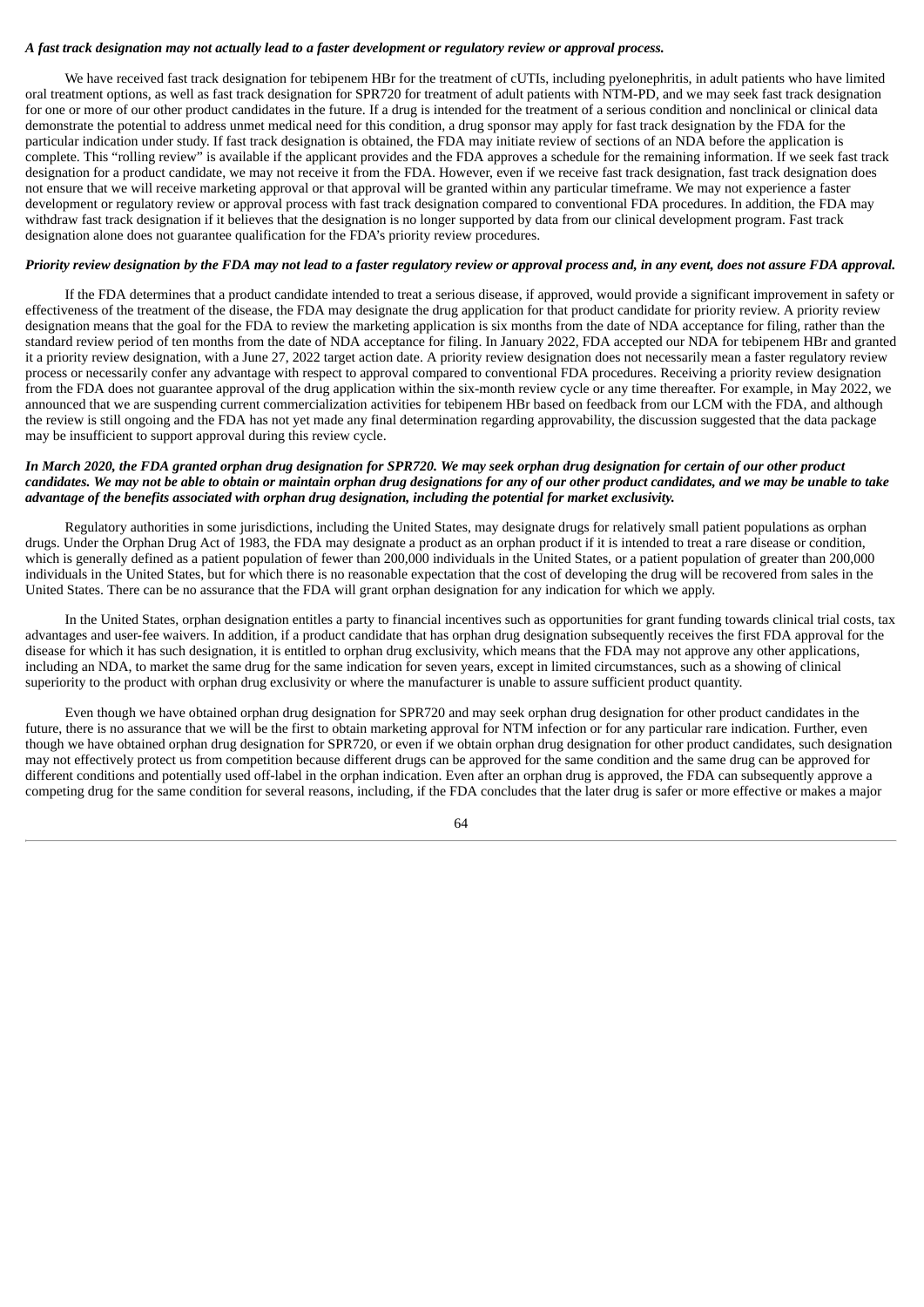***A fast track designation may not actually lead to a faster development or regulatory review or approval process.***

We have received fast track designation for tebipenem HBr for the treatment of cUTIs, including pyelonephritis, in adult patients who have limited oral treatment options, as well as fast track designation for SPR720 for treatment of adult patients with NTM-PD, and we may seek fast track designation for one or more of our other product candidates in the future. If a drug is intended for the treatment of a serious condition and nonclinical or clinical data demonstrate the potential to address unmet medical need for this condition, a drug sponsor may apply for fast track designation by the FDA for the particular indication under study. If fast track designation is obtained, the FDA may initiate review of sections of an NDA before the application is complete. This "rolling review" is available if the applicant provides and the FDA approves a schedule for the remaining information. If we seek fast track designation for a product candidate, we may not receive it from the FDA. However, even if we receive fast track designation, fast track designation does not ensure that we will receive marketing approval or that approval will be granted within any particular timeframe. We may not experience a faster development or regulatory review or approval process with fast track designation compared to conventional FDA procedures. In addition, the FDA may withdraw fast track designation if it believes that the designation is no longer supported by data from our clinical development program. Fast track designation alone does not guarantee qualification for the FDA's priority review procedures.

***Priority review designation by the FDA may not lead to a faster regulatory review or approval process and, in any event, does not assure FDA approval.***

If the FDA determines that a product candidate intended to treat a serious disease, if approved, would provide a significant improvement in safety or effectiveness of the treatment of the disease, the FDA may designate the drug application for that product candidate for priority review. A priority review designation means that the goal for the FDA to review the marketing application is six months from the date of NDA acceptance for filing, rather than the standard review period of ten months from the date of NDA acceptance for filing. In January 2022, FDA accepted our NDA for tebipenem HBr and granted it a priority review designation, with a June 27, 2022 target action date. A priority review designation does not necessarily mean a faster regulatory review process or necessarily confer any advantage with respect to approval compared to conventional FDA procedures. Receiving a priority review designation from the FDA does not guarantee approval of the drug application within the six-month review cycle or any time thereafter. For example, in May 2022, we announced that we are suspending current commercialization activities for tebipenem HBr based on feedback from our LCM with the FDA, and although the review is still ongoing and the FDA has not yet made any final determination regarding approvability, the discussion suggested that the data package may be insufficient to support approval during this review cycle.

***In March 2020, the FDA granted orphan drug designation for SPR720. We may seek orphan drug designation for certain of our other product candidates. We may not be able to obtain or maintain orphan drug designations for any of our other product candidates, and we may be unable to take advantage of the benefits associated with orphan drug designation, including the potential for market exclusivity.***

Regulatory authorities in some jurisdictions, including the United States, may designate drugs for relatively small patient populations as orphan drugs. Under the Orphan Drug Act of 1983, the FDA may designate a product as an orphan product if it is intended to treat a rare disease or condition, which is generally defined as a patient population of fewer than 200,000 individuals in the United States, or a patient population of greater than 200,000 individuals in the United States, but for which there is no reasonable expectation that the cost of developing the drug will be recovered from sales in the United States. There can be no assurance that the FDA will grant orphan designation for any indication for which we apply.

In the United States, orphan designation entitles a party to financial incentives such as opportunities for grant funding towards clinical trial costs, tax advantages and user-fee waivers. In addition, if a product candidate that has orphan drug designation subsequently receives the first FDA approval for the disease for which it has such designation, it is entitled to orphan drug exclusivity, which means that the FDA may not approve any other applications, including an NDA, to market the same drug for the same indication for seven years, except in limited circumstances, such as a showing of clinical superiority to the product with orphan drug exclusivity or where the manufacturer is unable to assure sufficient product quantity.

Even though we have obtained orphan drug designation for SPR720 and may seek orphan drug designation for other product candidates in the future, there is no assurance that we will be the first to obtain marketing approval for NTM infection or for any particular rare indication. Further, even though we have obtained orphan drug designation for SPR720, or even if we obtain orphan drug designation for other product candidates, such designation may not effectively protect us from competition because different drugs can be approved for the same condition and the same drug can be approved for different conditions and potentially used off-label in the orphan indication. Even after an orphan drug is approved, the FDA can subsequently approve a competing drug for the same condition for several reasons, including, if the FDA concludes that the later drug is safer or more effective or makes a major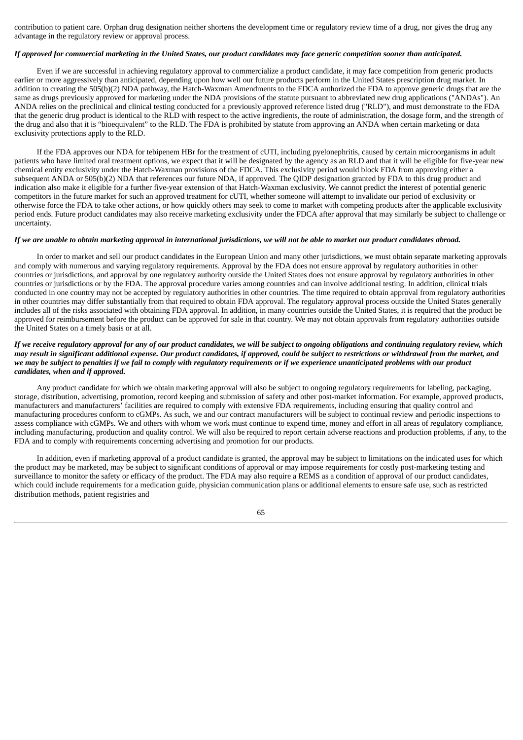contribution to patient care. Orphan drug designation neither shortens the development time or regulatory review time of a drug, nor gives the drug any advantage in the regulatory review or approval process.

*If approved for commercial marketing in the United States, our product candidates may face generic competition sooner than anticipated.*

Even if we are successful in achieving regulatory approval to commercialize a product candidate, it may face competition from generic products earlier or more aggressively than anticipated, depending upon how well our future products perform in the United States prescription drug market. In addition to creating the 505(b)(2) NDA pathway, the Hatch-Waxman Amendments to the FDCA authorized the FDA to approve generic drugs that are the same as drugs previously approved for marketing under the NDA provisions of the statute pursuant to abbreviated new drug applications ("ANDAs"). An ANDA relies on the preclinical and clinical testing conducted for a previously approved reference listed drug ("RLD"), and must demonstrate to the FDA that the generic drug product is identical to the RLD with respect to the active ingredients, the route of administration, the dosage form, and the strength of the drug and also that it is "bioequivalent" to the RLD. The FDA is prohibited by statute from approving an ANDA when certain marketing or data exclusivity protections apply to the RLD.

If the FDA approves our NDA for tebipenem HBr for the treatment of cUTI, including pyelonephritis, caused by certain microorganisms in adult patients who have limited oral treatment options, we expect that it will be designated by the agency as an RLD and that it will be eligible for five-year new chemical entity exclusivity under the Hatch-Waxman provisions of the FDCA. This exclusivity period would block FDA from approving either a subsequent ANDA or 505(b)(2) NDA that references our future NDA, if approved. The QIDP designation granted by FDA to this drug product and indication also make it eligible for a further five-year extension of that Hatch-Waxman exclusivity. We cannot predict the interest of potential generic competitors in the future market for such an approved treatment for cUTI, whether someone will attempt to invalidate our period of exclusivity or otherwise force the FDA to take other actions, or how quickly others may seek to come to market with competing products after the applicable exclusivity period ends. Future product candidates may also receive marketing exclusivity under the FDCA after approval that may similarly be subject to challenge or uncertainty.

*If we are unable to obtain marketing approval in international jurisdictions, we will not be able to market our product candidates abroad.*

In order to market and sell our product candidates in the European Union and many other jurisdictions, we must obtain separate marketing approvals and comply with numerous and varying regulatory requirements. Approval by the FDA does not ensure approval by regulatory authorities in other countries or jurisdictions, and approval by one regulatory authority outside the United States does not ensure approval by regulatory authorities in other countries or jurisdictions or by the FDA. The approval procedure varies among countries and can involve additional testing. In addition, clinical trials conducted in one country may not be accepted by regulatory authorities in other countries. The time required to obtain approval from regulatory authorities in other countries may differ substantially from that required to obtain FDA approval. The regulatory approval process outside the United States generally includes all of the risks associated with obtaining FDA approval. In addition, in many countries outside the United States, it is required that the product be approved for reimbursement before the product can be approved for sale in that country. We may not obtain approvals from regulatory authorities outside the United States on a timely basis or at all.

***If we receive regulatory approval for any of our product candidates, we will be subject to ongoing obligations and continuing regulatory review, which may result in significant additional expense. Our product candidates, if approved, could be subject to restrictions or withdrawal from the market, and we may be subject to penalties if we fail to comply with regulatory requirements or if we experience unanticipated problems with our product candidates, when and if approved.***

Any product candidate for which we obtain marketing approval will also be subject to ongoing regulatory requirements for labeling, packaging, storage, distribution, advertising, promotion, record keeping and submission of safety and other post-market information. For example, approved products, manufacturers and manufacturers' facilities are required to comply with extensive FDA requirements, including ensuring that quality control and manufacturing procedures conform to cGMPs. As such, we and our contract manufacturers will be subject to continual review and periodic inspections to assess compliance with cGMPs. We and others with whom we work must continue to expend time, money and effort in all areas of regulatory compliance, including manufacturing, production and quality control. We will also be required to report certain adverse reactions and production problems, if any, to the FDA and to comply with requirements concerning advertising and promotion for our products.

In addition, even if marketing approval of a product candidate is granted, the approval may be subject to limitations on the indicated uses for which the product may be marketed, may be subject to significant conditions of approval or may impose requirements for costly post-marketing testing and surveillance to monitor the safety or efficacy of the product. The FDA may also require a REMS as a condition of approval of our product candidates, which could include requirements for a medication guide, physician communication plans or additional elements to ensure safe use, such as restricted distribution methods, patient registries and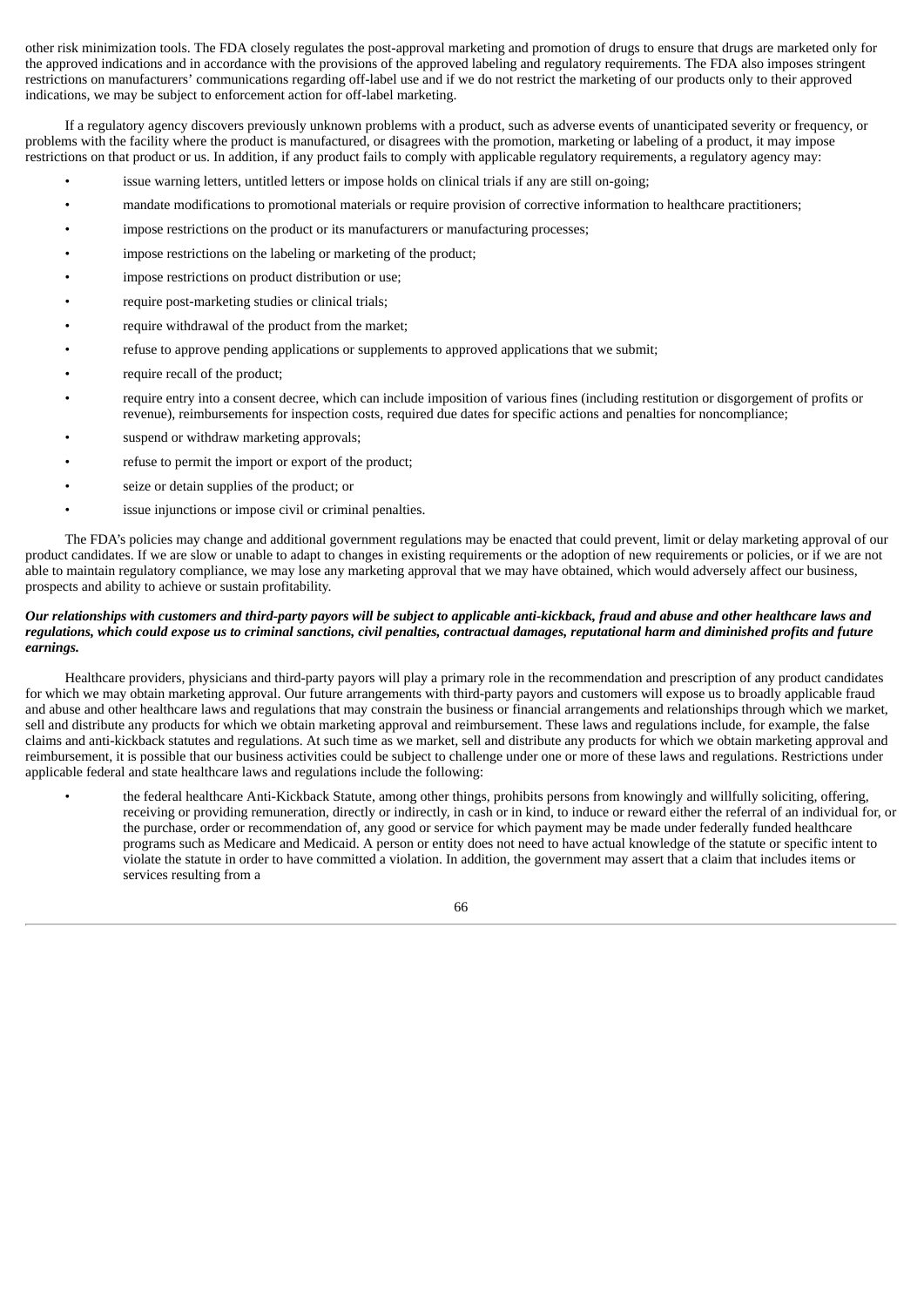other risk minimization tools. The FDA closely regulates the post-approval marketing and promotion of drugs to ensure that drugs are marketed only for the approved indications and in accordance with the provisions of the approved labeling and regulatory requirements. The FDA also imposes stringent restrictions on manufacturers' communications regarding off-label use and if we do not restrict the marketing of our products only to their approved indications, we may be subject to enforcement action for off-label marketing.

If a regulatory agency discovers previously unknown problems with a product, such as adverse events of unanticipated severity or frequency, or problems with the facility where the product is manufactured, or disagrees with the promotion, marketing or labeling of a product, it may impose restrictions on that product or us. In addition, if any product fails to comply with applicable regulatory requirements, a regulatory agency may:

- issue warning letters, untitled letters or impose holds on clinical trials if any are still on-going;
- mandate modifications to promotional materials or require provision of corrective information to healthcare practitioners;
- impose restrictions on the product or its manufacturers or manufacturing processes;
- impose restrictions on the labeling or marketing of the product;
- impose restrictions on product distribution or use;
- require post-marketing studies or clinical trials;
- require withdrawal of the product from the market;
- refuse to approve pending applications or supplements to approved applications that we submit;
- require recall of the product;
- require entry into a consent decree, which can include imposition of various fines (including restitution or disgorgement of profits or revenue), reimbursements for inspection costs, required due dates for specific actions and penalties for noncompliance;
- suspend or withdraw marketing approvals;
- refuse to permit the import or export of the product;
- seize or detain supplies of the product; or
- issue injunctions or impose civil or criminal penalties.

The FDA's policies may change and additional government regulations may be enacted that could prevent, limit or delay marketing approval of our product candidates. If we are slow or unable to adapt to changes in existing requirements or the adoption of new requirements or policies, or if we are not able to maintain regulatory compliance, we may lose any marketing approval that we may have obtained, which would adversely affect our business, prospects and ability to achieve or sustain profitability.

***Our relationships with customers and third-party payors will be subject to applicable anti-kickback, fraud and abuse and other healthcare laws and regulations, which could expose us to criminal sanctions, civil penalties, contractual damages, reputational harm and diminished profits and future earnings.***

Healthcare providers, physicians and third-party payors will play a primary role in the recommendation and prescription of any product candidates for which we may obtain marketing approval. Our future arrangements with third-party payors and customers will expose us to broadly applicable fraud and abuse and other healthcare laws and regulations that may constrain the business or financial arrangements and relationships through which we market, sell and distribute any products for which we obtain marketing approval and reimbursement. These laws and regulations include, for example, the false claims and anti-kickback statutes and regulations. At such time as we market, sell and distribute any products for which we obtain marketing approval and reimbursement, it is possible that our business activities could be subject to challenge under one or more of these laws and regulations. Restrictions under applicable federal and state healthcare laws and regulations include the following:

- the federal healthcare Anti-Kickback Statute, among other things, prohibits persons from knowingly and willfully soliciting, offering, receiving or providing remuneration, directly or indirectly, in cash or in kind, to induce or reward either the referral of an individual for, or the purchase, order or recommendation of, any good or service for which payment may be made under federally funded healthcare programs such as Medicare and Medicaid. A person or entity does not need to have actual knowledge of the statute or specific intent to violate the statute in order to have committed a violation. In addition, the government may assert that a claim that includes items or services resulting from a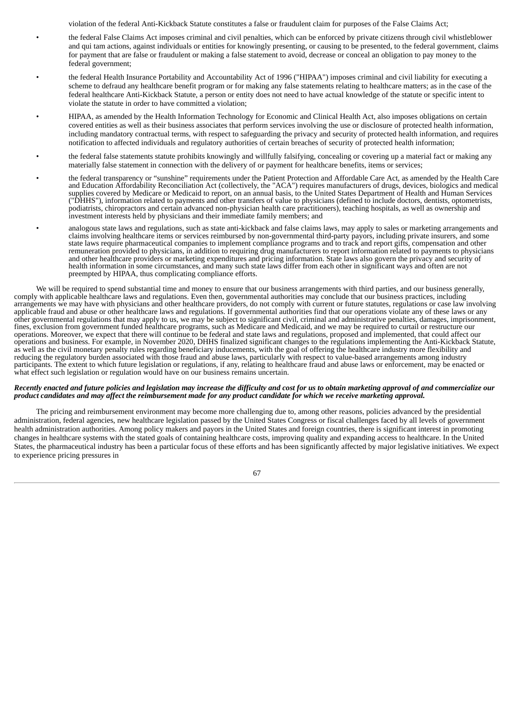violation of the federal Anti-Kickback Statute constitutes a false or fraudulent claim for purposes of the False Claims Act;

- the federal False Claims Act imposes criminal and civil penalties, which can be enforced by private citizens through civil whistleblower and qui tam actions, against individuals or entities for knowingly presenting, or causing to be presented, to the federal government, claims for payment that are false or fraudulent or making a false statement to avoid, decrease or conceal an obligation to pay money to the federal government;
- the federal Health Insurance Portability and Accountability Act of 1996 ("HIPAA") imposes criminal and civil liability for executing a scheme to defraud any healthcare benefit program or for making any false statements relating to healthcare matters; as in the case of the federal healthcare Anti-Kickback Statute, a person or entity does not need to have actual knowledge of the statute or specific intent to violate the statute in order to have committed a violation;
- HIPAA, as amended by the Health Information Technology for Economic and Clinical Health Act, also imposes obligations on certain covered entities as well as their business associates that perform services involving the use or disclosure of protected health information, including mandatory contractual terms, with respect to safeguarding the privacy and security of protected health information, and requires notification to affected individuals and regulatory authorities of certain breaches of security of protected health information;
- the federal false statements statute prohibits knowingly and willfully falsifying, concealing or covering up a material fact or making any materially false statement in connection with the delivery of or payment for healthcare benefits, items or services;
- the federal transparency or "sunshine" requirements under the Patient Protection and Affordable Care Act, as amended by the Health Care and Education Affordability Reconciliation Act (collectively, the "ACA") requires manufacturers of drugs, devices, biologics and medical supplies covered by Medicare or Medicaid to report, on an annual basis, to the United States Department of Health and Human Services ("DHHS"), information related to payments and other transfers of value to physicians (defined to include doctors, dentists, optometrists, podiatrists, chiropractors and certain advanced non-physician health care practitioners), teaching hospitals, as well as ownership and investment interests held by physicians and their immediate family members; and
- analogous state laws and regulations, such as state anti-kickback and false claims laws, may apply to sales or marketing arrangements and claims involving healthcare items or services reimbursed by non-governmental third-party payors, including private insurers, and some state laws require pharmaceutical companies to implement compliance programs and to track and report gifts, compensation and other remuneration provided to physicians, in addition to requiring drug manufacturers to report information related to payments to physicians and other healthcare providers or marketing expenditures and pricing information. State laws also govern the privacy and security of health information in some circumstances, and many such state laws differ from each other in significant ways and often are not preempted by HIPAA, thus complicating compliance efforts.

We will be required to spend substantial time and money to ensure that our business arrangements with third parties, and our business generally, comply with applicable healthcare laws and regulations. Even then, governmental authorities may conclude that our business practices, including arrangements we may have with physicians and other healthcare providers, do not comply with current or future statutes, regulations or case law involving applicable fraud and abuse or other healthcare laws and regulations. If governmental authorities find that our operations violate any of these laws or any other governmental regulations that may apply to us, we may be subject to significant civil, criminal and administrative penalties, damages, imprisonment, fines, exclusion from government funded healthcare programs, such as Medicare and Medicaid, and we may be required to curtail or restructure our operations. Moreover, we expect that there will continue to be federal and state laws and regulations, proposed and implemented, that could affect our operations and business. For example, in November 2020, DHHS finalized significant changes to the regulations implementing the Anti-Kickback Statute, as well as the civil monetary penalty rules regarding beneficiary inducements, with the goal of offering the healthcare industry more flexibility and reducing the regulatory burden associated with those fraud and abuse laws, particularly with respect to value-based arrangements among industry participants. The extent to which future legislation or regulations, if any, relating to healthcare fraud and abuse laws or enforcement, may be enacted or what effect such legislation or regulation would have on our business remains uncertain.

***Recently enacted and future policies and legislation may increase the difficulty and cost for us to obtain marketing approval of and commercialize our product candidates and may affect the reimbursement made for any product candidate for which we receive marketing approval.***

The pricing and reimbursement environment may become more challenging due to, among other reasons, policies advanced by the presidential administration, federal agencies, new healthcare legislation passed by the United States Congress or fiscal challenges faced by all levels of government health administration authorities. Among policy makers and payors in the United States and foreign countries, there is significant interest in promoting changes in healthcare systems with the stated goals of containing healthcare costs, improving quality and expanding access to healthcare. In the United States, the pharmaceutical industry has been a particular focus of these efforts and has been significantly affected by major legislative initiatives. We expect to experience pricing pressures in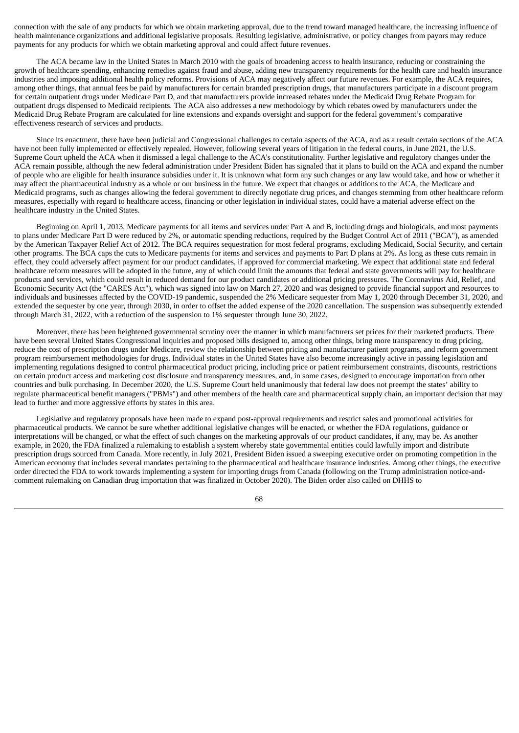connection with the sale of any products for which we obtain marketing approval, due to the trend toward managed healthcare, the increasing influence of health maintenance organizations and additional legislative proposals. Resulting legislative, administrative, or policy changes from payors may reduce payments for any products for which we obtain marketing approval and could affect future revenues.

The ACA became law in the United States in March 2010 with the goals of broadening access to health insurance, reducing or constraining the growth of healthcare spending, enhancing remedies against fraud and abuse, adding new transparency requirements for the health care and health insurance industries and imposing additional health policy reforms. Provisions of ACA may negatively affect our future revenues. For example, the ACA requires, among other things, that annual fees be paid by manufacturers for certain branded prescription drugs, that manufacturers participate in a discount program for certain outpatient drugs under Medicare Part D, and that manufacturers provide increased rebates under the Medicaid Drug Rebate Program for outpatient drugs dispensed to Medicaid recipients. The ACA also addresses a new methodology by which rebates owed by manufacturers under the Medicaid Drug Rebate Program are calculated for line extensions and expands oversight and support for the federal government's comparative effectiveness research of services and products.

Since its enactment, there have been judicial and Congressional challenges to certain aspects of the ACA, and as a result certain sections of the ACA have not been fully implemented or effectively repealed. However, following several years of litigation in the federal courts, in June 2021, the U.S. Supreme Court upheld the ACA when it dismissed a legal challenge to the ACA's constitutionality. Further legislative and regulatory changes under the ACA remain possible, although the new federal administration under President Biden has signaled that it plans to build on the ACA and expand the number of people who are eligible for health insurance subsidies under it. It is unknown what form any such changes or any law would take, and how or whether it may affect the pharmaceutical industry as a whole or our business in the future. We expect that changes or additions to the ACA, the Medicare and Medicaid programs, such as changes allowing the federal government to directly negotiate drug prices, and changes stemming from other healthcare reform measures, especially with regard to healthcare access, financing or other legislation in individual states, could have a material adverse effect on the healthcare industry in the United States.

Beginning on April 1, 2013, Medicare payments for all items and services under Part A and B, including drugs and biologicals, and most payments to plans under Medicare Part D were reduced by 2%, or automatic spending reductions, required by the Budget Control Act of 2011 ("BCA"), as amended by the American Taxpayer Relief Act of 2012. The BCA requires sequestration for most federal programs, excluding Medicaid, Social Security, and certain other programs. The BCA caps the cuts to Medicare payments for items and services and payments to Part D plans at 2%. As long as these cuts remain in effect, they could adversely affect payment for our product candidates, if approved for commercial marketing. We expect that additional state and federal healthcare reform measures will be adopted in the future, any of which could limit the amounts that federal and state governments will pay for healthcare products and services, which could result in reduced demand for our product candidates or additional pricing pressures. The Coronavirus Aid, Relief, and Economic Security Act (the "CARES Act"), which was signed into law on March 27, 2020 and was designed to provide financial support and resources to individuals and businesses affected by the COVID-19 pandemic, suspended the 2% Medicare sequester from May 1, 2020 through December 31, 2020, and extended the sequester by one year, through 2030, in order to offset the added expense of the 2020 cancellation. The suspension was subsequently extended through March 31, 2022, with a reduction of the suspension to 1% sequester through June 30, 2022.

Moreover, there has been heightened governmental scrutiny over the manner in which manufacturers set prices for their marketed products. There have been several United States Congressional inquiries and proposed bills designed to, among other things, bring more transparency to drug pricing, reduce the cost of prescription drugs under Medicare, review the relationship between pricing and manufacturer patient programs, and reform government program reimbursement methodologies for drugs. Individual states in the United States have also become increasingly active in passing legislation and implementing regulations designed to control pharmaceutical product pricing, including price or patient reimbursement constraints, discounts, restrictions on certain product access and marketing cost disclosure and transparency measures, and, in some cases, designed to encourage importation from other countries and bulk purchasing. In December 2020, the U.S. Supreme Court held unanimously that federal law does not preempt the states' ability to regulate pharmaceutical benefit managers ("PBMs") and other members of the health care and pharmaceutical supply chain, an important decision that may lead to further and more aggressive efforts by states in this area.

Legislative and regulatory proposals have been made to expand post-approval requirements and restrict sales and promotional activities for pharmaceutical products. We cannot be sure whether additional legislative changes will be enacted, or whether the FDA regulations, guidance or interpretations will be changed, or what the effect of such changes on the marketing approvals of our product candidates, if any, may be. As another example, in 2020, the FDA finalized a rulemaking to establish a system whereby state governmental entities could lawfully import and distribute prescription drugs sourced from Canada. More recently, in July 2021, President Biden issued a sweeping executive order on promoting competition in the American economy that includes several mandates pertaining to the pharmaceutical and healthcare insurance industries. Among other things, the executive order directed the FDA to work towards implementing a system for importing drugs from Canada (following on the Trump administration notice-and-comment rulemaking on Canadian drug importation that was finalized in October 2020). The Biden order also called on DHHS to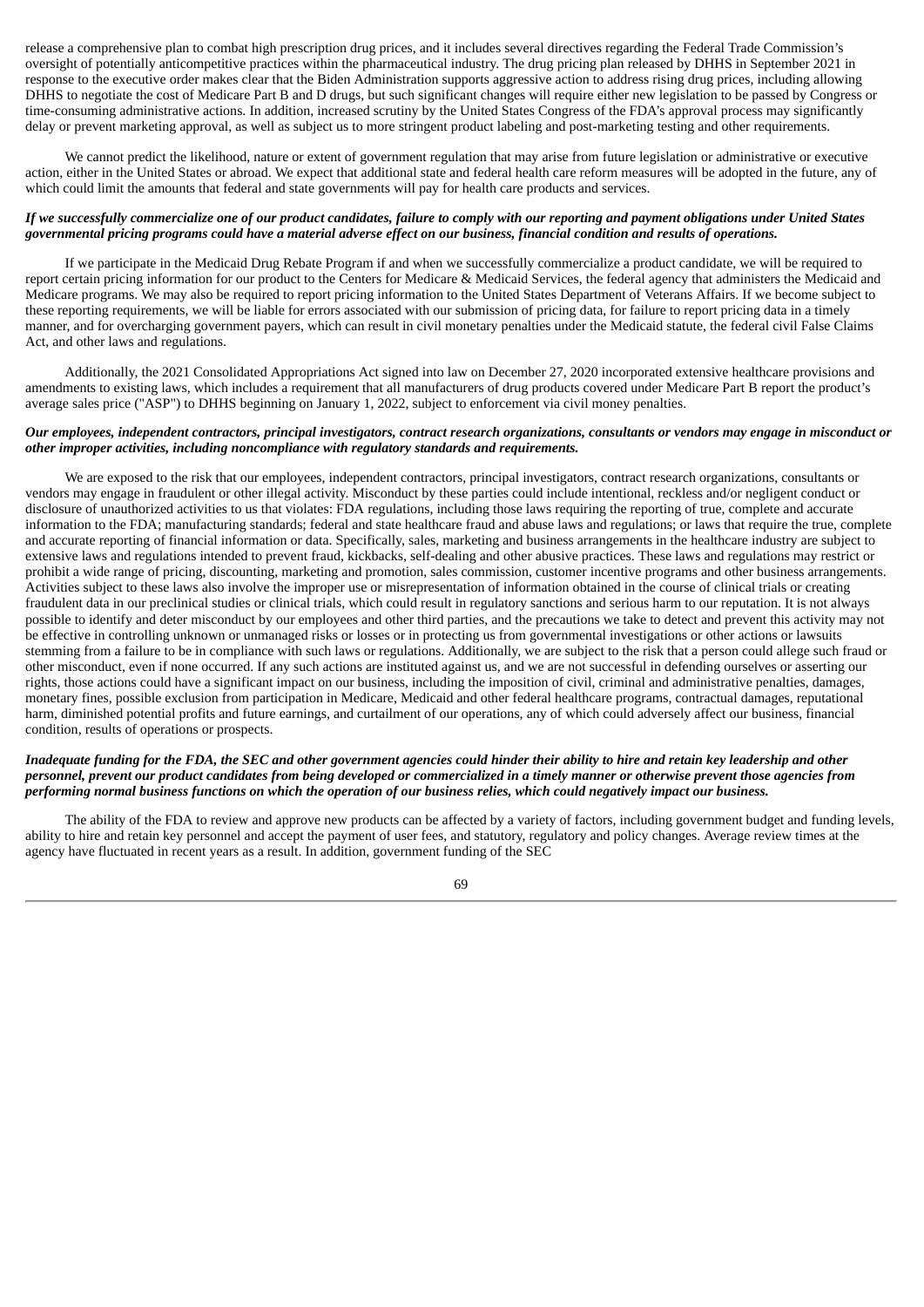release a comprehensive plan to combat high prescription drug prices, and it includes several directives regarding the Federal Trade Commission's oversight of potentially anticompetitive practices within the pharmaceutical industry. The drug pricing plan released by DHHS in September 2021 in response to the executive order makes clear that the Biden Administration supports aggressive action to address rising drug prices, including allowing DHHS to negotiate the cost of Medicare Part B and D drugs, but such significant changes will require either new legislation to be passed by Congress or time-consuming administrative actions. In addition, increased scrutiny by the United States Congress of the FDA's approval process may significantly delay or prevent marketing approval, as well as subject us to more stringent product labeling and post-marketing testing and other requirements.

We cannot predict the likelihood, nature or extent of government regulation that may arise from future legislation or administrative or executive action, either in the United States or abroad. We expect that additional state and federal health care reform measures will be adopted in the future, any of which could limit the amounts that federal and state governments will pay for health care products and services.

***If we successfully commercialize one of our product candidates, failure to comply with our reporting and payment obligations under United States governmental pricing programs could have a material adverse effect on our business, financial condition and results of operations.***

If we participate in the Medicaid Drug Rebate Program if and when we successfully commercialize a product candidate, we will be required to report certain pricing information for our product to the Centers for Medicare & Medicaid Services, the federal agency that administers the Medicaid and Medicare programs. We may also be required to report pricing information to the United States Department of Veterans Affairs. If we become subject to these reporting requirements, we will be liable for errors associated with our submission of pricing data, for failure to report pricing data in a timely manner, and for overcharging government payers, which can result in civil monetary penalties under the Medicaid statute, the federal civil False Claims Act, and other laws and regulations.

Additionally, the 2021 Consolidated Appropriations Act signed into law on December 27, 2020 incorporated extensive healthcare provisions and amendments to existing laws, which includes a requirement that all manufacturers of drug products covered under Medicare Part B report the product's average sales price ("ASP") to DHHS beginning on January 1, 2022, subject to enforcement via civil money penalties.

***Our employees, independent contractors, principal investigators, contract research organizations, consultants or vendors may engage in misconduct or other improper activities, including noncompliance with regulatory standards and requirements.***

We are exposed to the risk that our employees, independent contractors, principal investigators, contract research organizations, consultants or vendors may engage in fraudulent or other illegal activity. Misconduct by these parties could include intentional, reckless and/or negligent conduct or disclosure of unauthorized activities to us that violates: FDA regulations, including those laws requiring the reporting of true, complete and accurate information to the FDA; manufacturing standards; federal and state healthcare fraud and abuse laws and regulations; or laws that require the true, complete and accurate reporting of financial information or data. Specifically, sales, marketing and business arrangements in the healthcare industry are subject to extensive laws and regulations intended to prevent fraud, kickbacks, self-dealing and other abusive practices. These laws and regulations may restrict or prohibit a wide range of pricing, discounting, marketing and promotion, sales commission, customer incentive programs and other business arrangements. Activities subject to these laws also involve the improper use or misrepresentation of information obtained in the course of clinical trials or creating fraudulent data in our preclinical studies or clinical trials, which could result in regulatory sanctions and serious harm to our reputation. It is not always possible to identify and deter misconduct by our employees and other third parties, and the precautions we take to detect and prevent this activity may not be effective in controlling unknown or unmanaged risks or losses or in protecting us from governmental investigations or other actions or lawsuits stemming from a failure to be in compliance with such laws or regulations. Additionally, we are subject to the risk that a person could allege such fraud or other misconduct, even if none occurred. If any such actions are instituted against us, and we are not successful in defending ourselves or asserting our rights, those actions could have a significant impact on our business, including the imposition of civil, criminal and administrative penalties, damages, monetary fines, possible exclusion from participation in Medicare, Medicaid and other federal healthcare programs, contractual damages, reputational harm, diminished potential profits and future earnings, and curtailment of our operations, any of which could adversely affect our business, financial condition, results of operations or prospects.

***Inadequate funding for the FDA, the SEC and other government agencies could hinder their ability to hire and retain key leadership and other personnel, prevent our product candidates from being developed or commercialized in a timely manner or otherwise prevent those agencies from performing normal business functions on which the operation of our business relies, which could negatively impact our business.***

The ability of the FDA to review and approve new products can be affected by a variety of factors, including government budget and funding levels, ability to hire and retain key personnel and accept the payment of user fees, and statutory, regulatory and policy changes. Average review times at the agency have fluctuated in recent years as a result. In addition, government funding of the SEC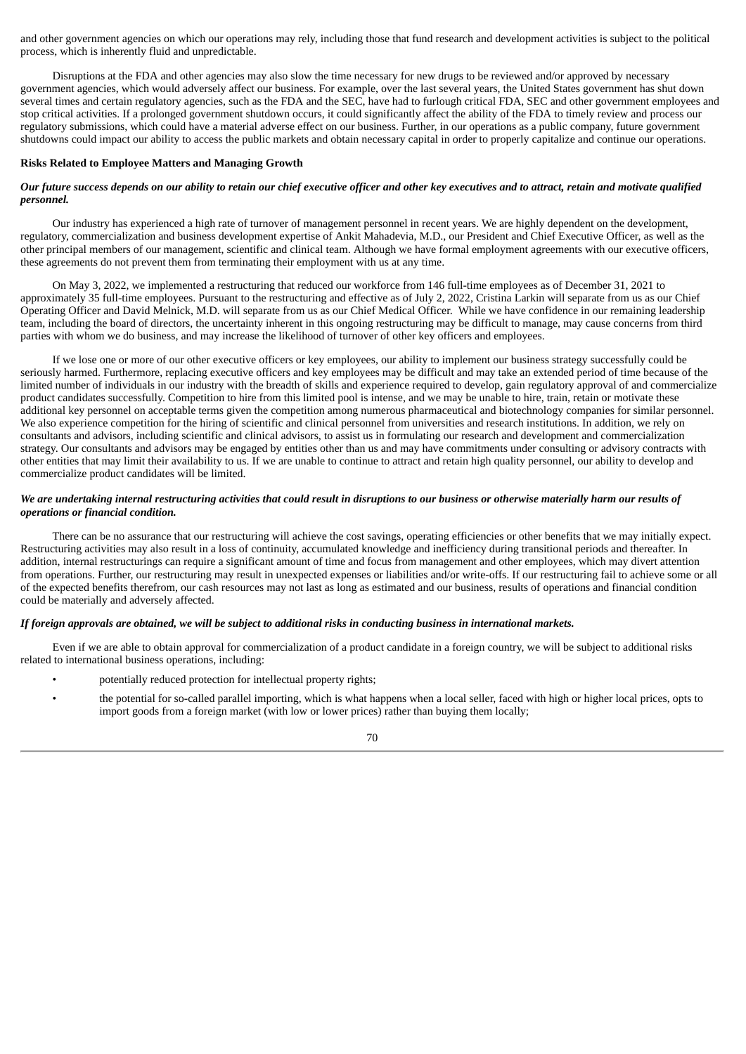and other government agencies on which our operations may rely, including those that fund research and development activities is subject to the political process, which is inherently fluid and unpredictable.

Disruptions at the FDA and other agencies may also slow the time necessary for new drugs to be reviewed and/or approved by necessary government agencies, which would adversely affect our business. For example, over the last several years, the United States government has shut down several times and certain regulatory agencies, such as the FDA and the SEC, have had to furlough critical FDA, SEC and other government employees and stop critical activities. If a prolonged government shutdown occurs, it could significantly affect the ability of the FDA to timely review and process our regulatory submissions, which could have a material adverse effect on our business. Further, in our operations as a public company, future government shutdowns could impact our ability to access the public markets and obtain necessary capital in order to properly capitalize and continue our operations.

**Risks Related to Employee Matters and Managing Growth**

***Our future success depends on our ability to retain our chief executive officer and other key executives and to attract, retain and motivate qualified personnel.***

Our industry has experienced a high rate of turnover of management personnel in recent years. We are highly dependent on the development, regulatory, commercialization and business development expertise of Ankit Mahadevia, M.D., our President and Chief Executive Officer, as well as the other principal members of our management, scientific and clinical team. Although we have formal employment agreements with our executive officers, these agreements do not prevent them from terminating their employment with us at any time.

On May 3, 2022, we implemented a restructuring that reduced our workforce from 146 full-time employees as of December 31, 2021 to approximately 35 full-time employees. Pursuant to the restructuring and effective as of July 2, 2022, Cristina Larkin will separate from us as our Chief Operating Officer and David Melnick, M.D. will separate from us as our Chief Medical Officer. While we have confidence in our remaining leadership team, including the board of directors, the uncertainty inherent in this ongoing restructuring may be difficult to manage, may cause concerns from third parties with whom we do business, and may increase the likelihood of turnover of other key officers and employees.

If we lose one or more of our other executive officers or key employees, our ability to implement our business strategy successfully could be seriously harmed. Furthermore, replacing executive officers and key employees may be difficult and may take an extended period of time because of the limited number of individuals in our industry with the breadth of skills and experience required to develop, gain regulatory approval of and commercialize product candidates successfully. Competition to hire from this limited pool is intense, and we may be unable to hire, train, retain or motivate these additional key personnel on acceptable terms given the competition among numerous pharmaceutical and biotechnology companies for similar personnel. We also experience competition for the hiring of scientific and clinical personnel from universities and research institutions. In addition, we rely on consultants and advisors, including scientific and clinical advisors, to assist us in formulating our research and development and commercialization strategy. Our consultants and advisors may be engaged by entities other than us and may have commitments under consulting or advisory contracts with other entities that may limit their availability to us. If we are unable to continue to attract and retain high quality personnel, our ability to develop and commercialize product candidates will be limited.

***We are undertaking internal restructuring activities that could result in disruptions to our business or otherwise materially harm our results of operations or financial condition.***

There can be no assurance that our restructuring will achieve the cost savings, operating efficiencies or other benefits that we may initially expect. Restructuring activities may also result in a loss of continuity, accumulated knowledge and inefficiency during transitional periods and thereafter. In addition, internal restructurings can require a significant amount of time and focus from management and other employees, which may divert attention from operations. Further, our restructuring may result in unexpected expenses or liabilities and/or write-offs. If our restructuring fail to achieve some or all of the expected benefits therefrom, our cash resources may not last as long as estimated and our business, results of operations and financial condition could be materially and adversely affected.

***If foreign approvals are obtained, we will be subject to additional risks in conducting business in international markets.***

Even if we are able to obtain approval for commercialization of a product candidate in a foreign country, we will be subject to additional risks related to international business operations, including:

- potentially reduced protection for intellectual property rights;
- the potential for so-called parallel importing, which is what happens when a local seller, faced with high or higher local prices, opts to import goods from a foreign market (with low or lower prices) rather than buying them locally;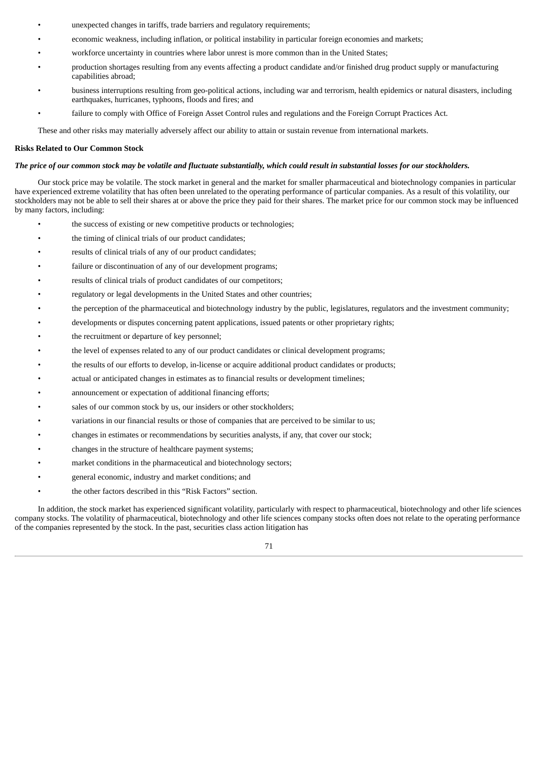- unexpected changes in tariffs, trade barriers and regulatory requirements;
- economic weakness, including inflation, or political instability in particular foreign economies and markets;
- workforce uncertainty in countries where labor unrest is more common than in the United States;
- production shortages resulting from any events affecting a product candidate and/or finished drug product supply or manufacturing capabilities abroad;
- business interruptions resulting from geo-political actions, including war and terrorism, health epidemics or natural disasters, including earthquakes, hurricanes, typhoons, floods and fires; and
- failure to comply with Office of Foreign Asset Control rules and regulations and the Foreign Corrupt Practices Act.

These and other risks may materially adversely affect our ability to attain or sustain revenue from international markets.

**Risks Related to Our Common Stock**

***The price of our common stock may be volatile and fluctuate substantially, which could result in substantial losses for our stockholders.***

Our stock price may be volatile. The stock market in general and the market for smaller pharmaceutical and biotechnology companies in particular have experienced extreme volatility that has often been unrelated to the operating performance of particular companies. As a result of this volatility, our stockholders may not be able to sell their shares at or above the price they paid for their shares. The market price for our common stock may be influenced by many factors, including:

- the success of existing or new competitive products or technologies;
- the timing of clinical trials of our product candidates;
- results of clinical trials of any of our product candidates;
- failure or discontinuation of any of our development programs;
- results of clinical trials of product candidates of our competitors;
- regulatory or legal developments in the United States and other countries;
- the perception of the pharmaceutical and biotechnology industry by the public, legislatures, regulators and the investment community;
- developments or disputes concerning patent applications, issued patents or other proprietary rights;
- the recruitment or departure of key personnel;
- the level of expenses related to any of our product candidates or clinical development programs;
- the results of our efforts to develop, in-license or acquire additional product candidates or products;
- actual or anticipated changes in estimates as to financial results or development timelines;
- announcement or expectation of additional financing efforts;
- sales of our common stock by us, our insiders or other stockholders;
- variations in our financial results or those of companies that are perceived to be similar to us;
- changes in estimates or recommendations by securities analysts, if any, that cover our stock;
- changes in the structure of healthcare payment systems;
- market conditions in the pharmaceutical and biotechnology sectors;
- general economic, industry and market conditions; and
- the other factors described in this "Risk Factors" section.

In addition, the stock market has experienced significant volatility, particularly with respect to pharmaceutical, biotechnology and other life sciences company stocks. The volatility of pharmaceutical, biotechnology and other life sciences company stocks often does not relate to the operating performance of the companies represented by the stock. In the past, securities class action litigation has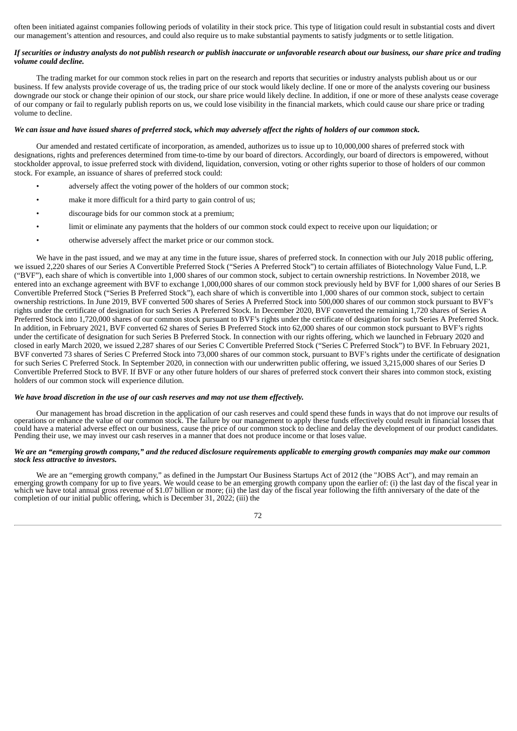often been initiated against companies following periods of volatility in their stock price. This type of litigation could result in substantial costs and divert our management's attention and resources, and could also require us to make substantial payments to satisfy judgments or to settle litigation.

***If securities or industry analysts do not publish research or publish inaccurate or unfavorable research about our business, our share price and trading volume could decline.***

The trading market for our common stock relies in part on the research and reports that securities or industry analysts publish about us or our business. If few analysts provide coverage of us, the trading price of our stock would likely decline. If one or more of the analysts covering our business downgrade our stock or change their opinion of our stock, our share price would likely decline. In addition, if one or more of these analysts cease coverage of our company or fail to regularly publish reports on us, we could lose visibility in the financial markets, which could cause our share price or trading volume to decline.

***We can issue and have issued shares of preferred stock, which may adversely affect the rights of holders of our common stock.***

Our amended and restated certificate of incorporation, as amended, authorizes us to issue up to 10,000,000 shares of preferred stock with designations, rights and preferences determined from time-to-time by our board of directors. Accordingly, our board of directors is empowered, without stockholder approval, to issue preferred stock with dividend, liquidation, conversion, voting or other rights superior to those of holders of our common stock. For example, an issuance of shares of preferred stock could:

- adversely affect the voting power of the holders of our common stock;
- make it more difficult for a third party to gain control of us;
- discourage bids for our common stock at a premium;
- limit or eliminate any payments that the holders of our common stock could expect to receive upon our liquidation; or
- otherwise adversely affect the market price or our common stock.

We have in the past issued, and we may at any time in the future issue, shares of preferred stock. In connection with our July 2018 public offering, we issued 2,220 shares of our Series A Convertible Preferred Stock ("Series A Preferred Stock") to certain affiliates of Biotechnology Value Fund, L.P. ("BVF"), each share of which is convertible into 1,000 shares of our common stock, subject to certain ownership restrictions. In November 2018, we entered into an exchange agreement with BVF to exchange 1,000,000 shares of our common stock previously held by BVF for 1,000 shares of our Series B Convertible Preferred Stock ("Series B Preferred Stock"), each share of which is convertible into 1,000 shares of our common stock, subject to certain ownership restrictions. In June 2019, BVF converted 500 shares of Series A Preferred Stock into 500,000 shares of our common stock pursuant to BVF's rights under the certificate of designation for such Series A Preferred Stock. In December 2020, BVF converted the remaining 1,720 shares of Series A Preferred Stock into 1,720,000 shares of our common stock pursuant to BVF's rights under the certificate of designation for such Series A Preferred Stock. In addition, in February 2021, BVF converted 62 shares of Series B Preferred Stock into 62,000 shares of our common stock pursuant to BVF's rights under the certificate of designation for such Series B Preferred Stock. In connection with our rights offering, which we launched in February 2020 and closed in early March 2020, we issued 2,287 shares of our Series C Convertible Preferred Stock ("Series C Preferred Stock") to BVF. In February 2021, BVF converted 73 shares of Series C Preferred Stock into 73,000 shares of our common stock, pursuant to BVF's rights under the certificate of designation for such Series C Preferred Stock. In September 2020, in connection with our underwritten public offering, we issued 3,215,000 shares of our Series D Convertible Preferred Stock to BVF. If BVF or any other future holders of our shares of preferred stock convert their shares into common stock, existing holders of our common stock will experience dilution.

***We have broad discretion in the use of our cash reserves and may not use them effectively.***

Our management has broad discretion in the application of our cash reserves and could spend these funds in ways that do not improve our results of operations or enhance the value of our common stock. The failure by our management to apply these funds effectively could result in financial losses that could have a material adverse effect on our business, cause the price of our common stock to decline and delay the development of our product candidates. Pending their use, we may invest our cash reserves in a manner that does not produce income or that loses value.

***We are an "emerging growth company," and the reduced disclosure requirements applicable to emerging growth companies may make our common stock less attractive to investors.***

We are an "emerging growth company," as defined in the Jumpstart Our Business Startups Act of 2012 (the "JOBS Act"), and may remain an emerging growth company for up to five years. We would cease to be an emerging growth company upon the earlier of: (i) the last day of the fiscal year in which we have total annual gross revenue of $1.07 billion or more; (ii) the last day of the fiscal year following the fifth anniversary of the date of the completion of our initial public offering, which is December 31, 2022; (iii) the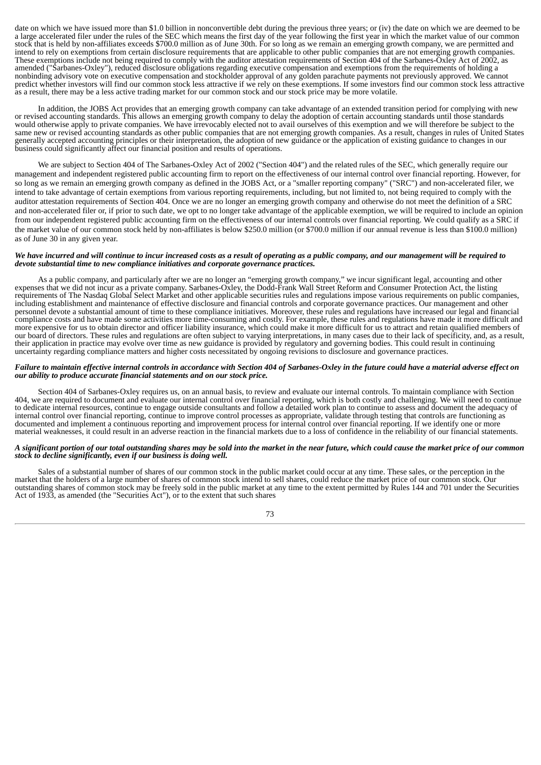date on which we have issued more than $1.0 billion in nonconvertible debt during the previous three years; or (iv) the date on which we are deemed to be a large accelerated filer under the rules of the SEC which means the first day of the year following the first year in which the market value of our common stock that is held by non-affiliates exceeds $700.0 million as of June 30th. For so long as we remain an emerging growth company, we are permitted and intend to rely on exemptions from certain disclosure requirements that are applicable to other public companies that are not emerging growth companies. These exemptions include not being required to comply with the auditor attestation requirements of Section 404 of the Sarbanes-Oxley Act of 2002, as amended ("Sarbanes-Oxley"), reduced disclosure obligations regarding executive compensation and exemptions from the requirements of holding a nonbinding advisory vote on executive compensation and stockholder approval of any golden parachute payments not previously approved. We cannot predict whether investors will find our common stock less attractive if we rely on these exemptions. If some investors find our common stock less attractive as a result, there may be a less active trading market for our common stock and our stock price may be more volatile.

In addition, the JOBS Act provides that an emerging growth company can take advantage of an extended transition period for complying with new or revised accounting standards. This allows an emerging growth company to delay the adoption of certain accounting standards until those standards would otherwise apply to private companies. We have irrevocably elected not to avail ourselves of this exemption and we will therefore be subject to the same new or revised accounting standards as other public companies that are not emerging growth companies. As a result, changes in rules of United States generally accepted accounting principles or their interpretation, the adoption of new guidance or the application of existing guidance to changes in our business could significantly affect our financial position and results of operations.

We are subject to Section 404 of The Sarbanes-Oxley Act of 2002 ("Section 404") and the related rules of the SEC, which generally require our management and independent registered public accounting firm to report on the effectiveness of our internal control over financial reporting. However, for so long as we remain an emerging growth company as defined in the JOBS Act, or a "smaller reporting company" ("SRC") and non-accelerated filer, we intend to take advantage of certain exemptions from various reporting requirements, including, but not limited to, not being required to comply with the auditor attestation requirements of Section 404. Once we are no longer an emerging growth company and otherwise do not meet the definition of a SRC and non-accelerated filer or, if prior to such date, we opt to no longer take advantage of the applicable exemption, we will be required to include an opinion from our independent registered public accounting firm on the effectiveness of our internal controls over financial reporting. We could qualify as a SRC if the market value of our common stock held by non-affiliates is below $250.0 million (or $700.0 million if our annual revenue is less than $100.0 million) as of June 30 in any given year.

***We have incurred and will continue to incur increased costs as a result of operating as a public company, and our management will be required to devote substantial time to new compliance initiatives and corporate governance practices.***

As a public company, and particularly after we are no longer an "emerging growth company," we incur significant legal, accounting and other expenses that we did not incur as a private company. Sarbanes-Oxley, the Dodd-Frank Wall Street Reform and Consumer Protection Act, the listing requirements of The Nasdaq Global Select Market and other applicable securities rules and regulations impose various requirements on public companies, including establishment and maintenance of effective disclosure and financial controls and corporate governance practices. Our management and other personnel devote a substantial amount of time to these compliance initiatives. Moreover, these rules and regulations have increased our legal and financial compliance costs and have made some activities more time-consuming and costly. For example, these rules and regulations have made it more difficult and more expensive for us to obtain director and officer liability insurance, which could make it more difficult for us to attract and retain qualified members of our board of directors. These rules and regulations are often subject to varying interpretations, in many cases due to their lack of specificity, and, as a result, their application in practice may evolve over time as new guidance is provided by regulatory and governing bodies. This could result in continuing uncertainty regarding compliance matters and higher costs necessitated by ongoing revisions to disclosure and governance practices.

***Failure to maintain effective internal controls in accordance with Section 404 of Sarbanes-Oxley in the future could have a material adverse effect on our ability to produce accurate financial statements and on our stock price.***

Section 404 of Sarbanes-Oxley requires us, on an annual basis, to review and evaluate our internal controls. To maintain compliance with Section 404, we are required to document and evaluate our internal control over financial reporting, which is both costly and challenging. We will need to continue to dedicate internal resources, continue to engage outside consultants and follow a detailed work plan to continue to assess and document the adequacy of internal control over financial reporting, continue to improve control processes as appropriate, validate through testing that controls are functioning as documented and implement a continuous reporting and improvement process for internal control over financial reporting. If we identify one or more material weaknesses, it could result in an adverse reaction in the financial markets due to a loss of confidence in the reliability of our financial statements.

***A significant portion of our total outstanding shares may be sold into the market in the near future, which could cause the market price of our common stock to decline significantly, even if our business is doing well.***

Sales of a substantial number of shares of our common stock in the public market could occur at any time. These sales, or the perception in the market that the holders of a large number of shares of common stock intend to sell shares, could reduce the market price of our common stock. Our outstanding shares of common stock may be freely sold in the public market at any time to the extent permitted by Rules 144 and 701 under the Securities Act of 1933, as amended (the "Securities Act"), or to the extent that such shares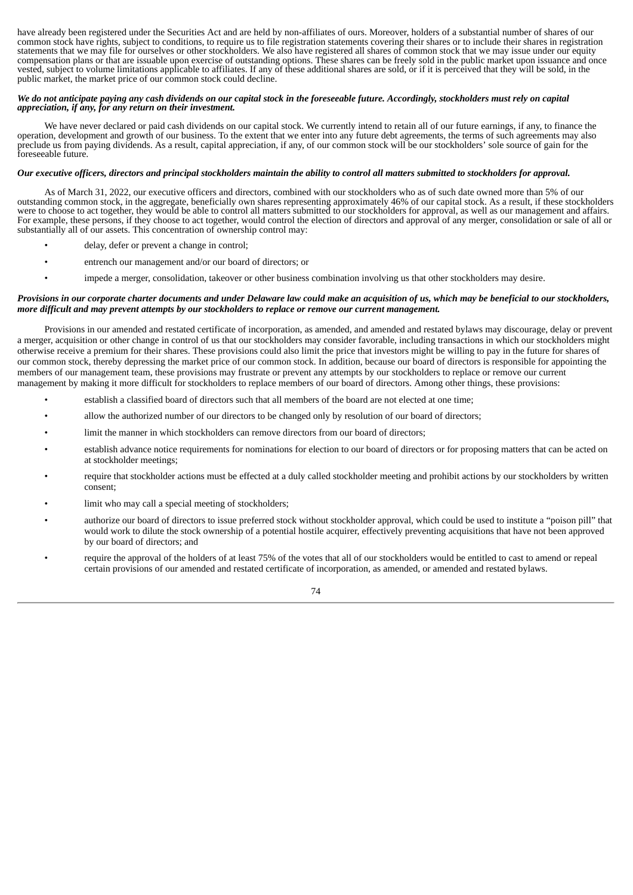have already been registered under the Securities Act and are held by non-affiliates of ours. Moreover, holders of a substantial number of shares of our common stock have rights, subject to conditions, to require us to file registration statements covering their shares or to include their shares in registration statements that we may file for ourselves or other stockholders. We also have registered all shares of common stock that we may issue under our equity compensation plans or that are issuable upon exercise of outstanding options. These shares can be freely sold in the public market upon issuance and once vested, subject to volume limitations applicable to affiliates. If any of these additional shares are sold, or if it is perceived that they will be sold, in the public market, the market price of our common stock could decline.

***We do not anticipate paying any cash dividends on our capital stock in the foreseeable future. Accordingly, stockholders must rely on capital appreciation, if any, for any return on their investment.***

We have never declared or paid cash dividends on our capital stock. We currently intend to retain all of our future earnings, if any, to finance the operation, development and growth of our business. To the extent that we enter into any future debt agreements, the terms of such agreements may also preclude us from paying dividends. As a result, capital appreciation, if any, of our common stock will be our stockholders' sole source of gain for the foreseeable future.

***Our executive officers, directors and principal stockholders maintain the ability to control all matters submitted to stockholders for approval.***

As of March 31, 2022, our executive officers and directors, combined with our stockholders who as of such date owned more than 5% of our outstanding common stock, in the aggregate, beneficially own shares representing approximately 46% of our capital stock. As a result, if these stockholders were to choose to act together, they would be able to control all matters submitted to our stockholders for approval, as well as our management and affairs. For example, these persons, if they choose to act together, would control the election of directors and approval of any merger, consolidation or sale of all or substantially all of our assets. This concentration of ownership control may:

- delay, defer or prevent a change in control;
- entrench our management and/or our board of directors; or
- impede a merger, consolidation, takeover or other business combination involving us that other stockholders may desire.

***Provisions in our corporate charter documents and under Delaware law could make an acquisition of us, which may be beneficial to our stockholders, more difficult and may prevent attempts by our stockholders to replace or remove our current management.***

Provisions in our amended and restated certificate of incorporation, as amended, and amended and restated bylaws may discourage, delay or prevent a merger, acquisition or other change in control of us that our stockholders may consider favorable, including transactions in which our stockholders might otherwise receive a premium for their shares. These provisions could also limit the price that investors might be willing to pay in the future for shares of our common stock, thereby depressing the market price of our common stock. In addition, because our board of directors is responsible for appointing the members of our management team, these provisions may frustrate or prevent any attempts by our stockholders to replace or remove our current management by making it more difficult for stockholders to replace members of our board of directors. Among other things, these provisions:

- establish a classified board of directors such that all members of the board are not elected at one time;
- allow the authorized number of our directors to be changed only by resolution of our board of directors;
- limit the manner in which stockholders can remove directors from our board of directors;
- establish advance notice requirements for nominations for election to our board of directors or for proposing matters that can be acted on at stockholder meetings;
- require that stockholder actions must be effected at a duly called stockholder meeting and prohibit actions by our stockholders by written consent;
- limit who may call a special meeting of stockholders;
- authorize our board of directors to issue preferred stock without stockholder approval, which could be used to institute a "poison pill" that would work to dilute the stock ownership of a potential hostile acquirer, effectively preventing acquisitions that have not been approved by our board of directors; and
- require the approval of the holders of at least 75% of the votes that all of our stockholders would be entitled to cast to amend or repeal certain provisions of our amended and restated certificate of incorporation, as amended, or amended and restated bylaws.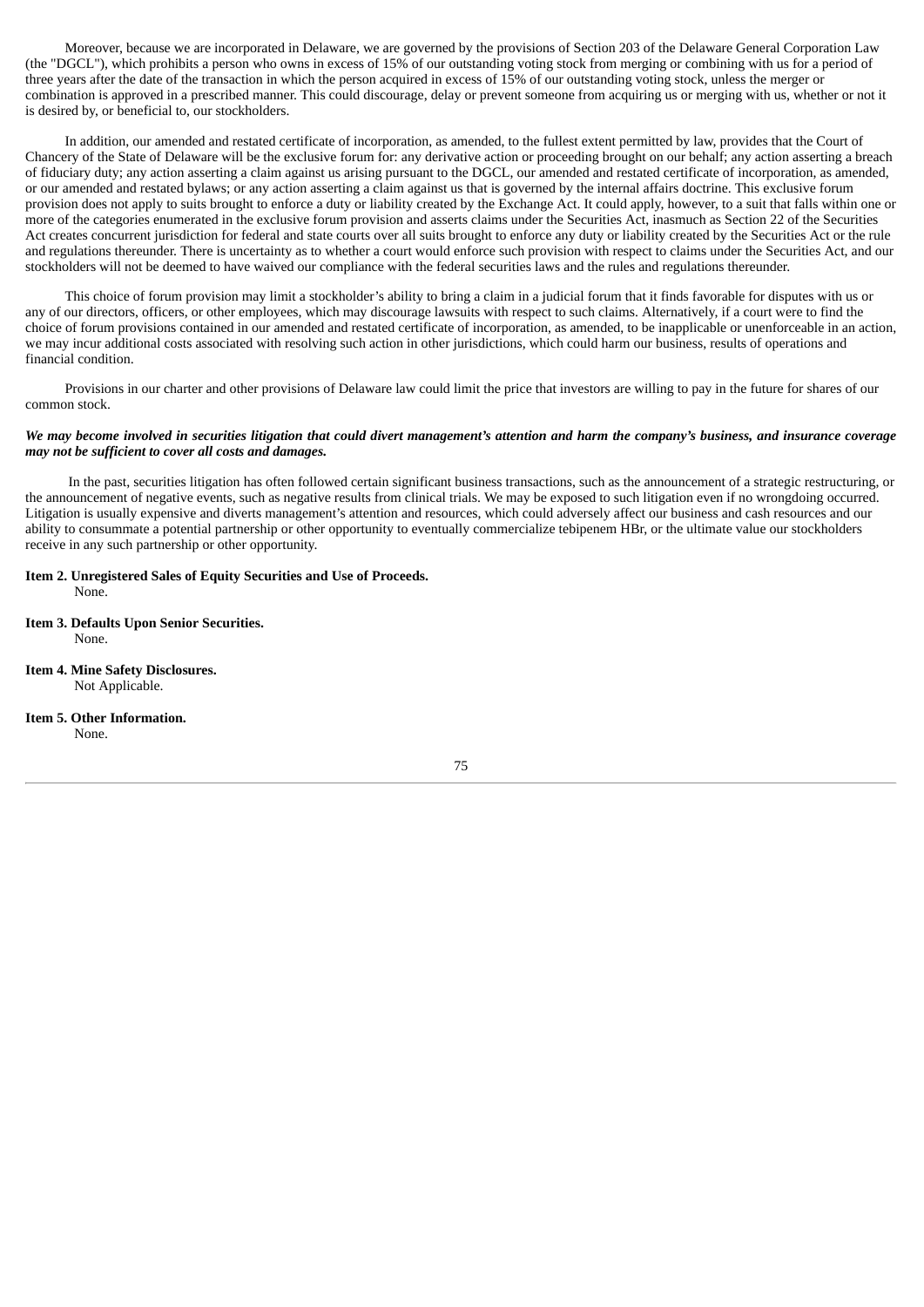Moreover, because we are incorporated in Delaware, we are governed by the provisions of Section 203 of the Delaware General Corporation Law (the "DGCL"), which prohibits a person who owns in excess of 15% of our outstanding voting stock from merging or combining with us for a period of three years after the date of the transaction in which the person acquired in excess of 15% of our outstanding voting stock, unless the merger or combination is approved in a prescribed manner. This could discourage, delay or prevent someone from acquiring us or merging with us, whether or not it is desired by, or beneficial to, our stockholders.

In addition, our amended and restated certificate of incorporation, as amended, to the fullest extent permitted by law, provides that the Court of Chancery of the State of Delaware will be the exclusive forum for: any derivative action or proceeding brought on our behalf; any action asserting a breach of fiduciary duty; any action asserting a claim against us arising pursuant to the DGCL, our amended and restated certificate of incorporation, as amended, or our amended and restated bylaws; or any action asserting a claim against us that is governed by the internal affairs doctrine. This exclusive forum provision does not apply to suits brought to enforce a duty or liability created by the Exchange Act. It could apply, however, to a suit that falls within one or more of the categories enumerated in the exclusive forum provision and asserts claims under the Securities Act, inasmuch as Section 22 of the Securities Act creates concurrent jurisdiction for federal and state courts over all suits brought to enforce any duty or liability created by the Securities Act or the rule and regulations thereunder. There is uncertainty as to whether a court would enforce such provision with respect to claims under the Securities Act, and our stockholders will not be deemed to have waived our compliance with the federal securities laws and the rules and regulations thereunder.

This choice of forum provision may limit a stockholder's ability to bring a claim in a judicial forum that it finds favorable for disputes with us or any of our directors, officers, or other employees, which may discourage lawsuits with respect to such claims. Alternatively, if a court were to find the choice of forum provisions contained in our amended and restated certificate of incorporation, as amended, to be inapplicable or unenforceable in an action, we may incur additional costs associated with resolving such action in other jurisdictions, which could harm our business, results of operations and financial condition.

Provisions in our charter and other provisions of Delaware law could limit the price that investors are willing to pay in the future for shares of our common stock.

***We may become involved in securities litigation that could divert management's attention and harm the company's business, and insurance coverage may not be sufficient to cover all costs and damages.***

In the past, securities litigation has often followed certain significant business transactions, such as the announcement of a strategic restructuring, or the announcement of negative events, such as negative results from clinical trials. We may be exposed to such litigation even if no wrongdoing occurred. Litigation is usually expensive and diverts management's attention and resources, which could adversely affect our business and cash resources and our ability to consummate a potential partnership or other opportunity to eventually commercialize tebipenem HBr, or the ultimate value our stockholders receive in any such partnership or other opportunity.

**Item 2. Unregistered Sales of Equity Securities and Use of Proceeds.**

None.

**Item 3. Defaults Upon Senior Securities.**

None.

**Item 4. Mine Safety Disclosures.**

Not Applicable.

**Item 5. Other Information.**

None.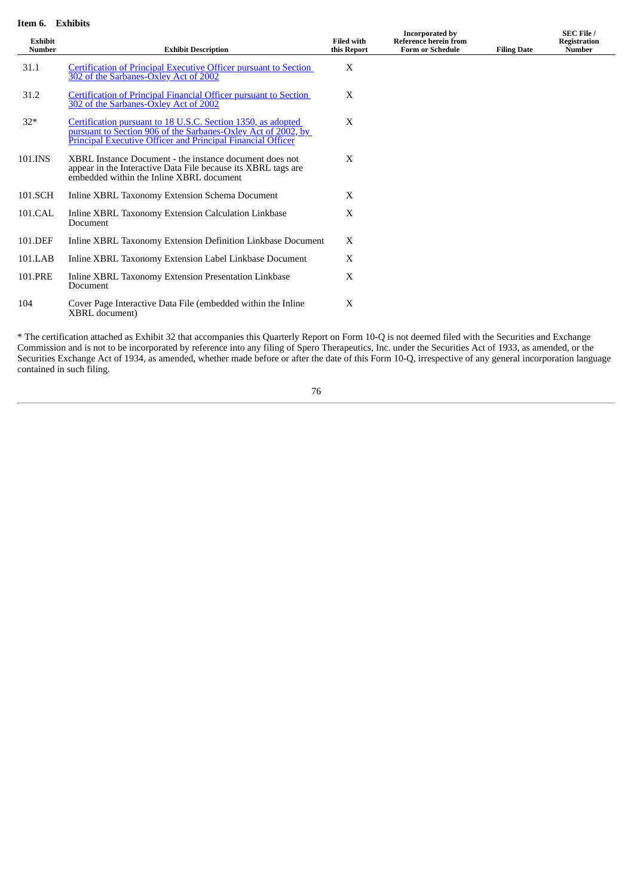## Item 6. Exhibits

| Exhibit Number | Exhibit Description | Filed with this Report | Incorporated by Reference herein from Form or Schedule | Filing Date | SEC File / Registration Number |
|---|---|---|---|---|---|
| 31.1 | Certification of Principal Executive Officer pursuant to Section 302 of the Sarbanes-Oxley Act of 2002 | X | | | |
| 31.2 | Certification of Principal Financial Officer pursuant to Section 302 of the Sarbanes-Oxley Act of 2002 | X | | | |
| 32* | Certification pursuant to 18 U.S.C. Section 1350, as adopted pursuant to Section 906 of the Sarbanes-Oxley Act of 2002, by Principal Executive Officer and Principal Financial Officer | X | | | |
| 101.INS | XBRL Instance Document - the instance document does not appear in the Interactive Data File because its XBRL tags are embedded within the Inline XBRL document | X | | | |
| 101.SCH | Inline XBRL Taxonomy Extension Schema Document | X | | | |
| 101.CAL | Inline XBRL Taxonomy Extension Calculation Linkbase Document | X | | | |
| 101.DEF | Inline XBRL Taxonomy Extension Definition Linkbase Document | X | | | |
| 101.LAB | Inline XBRL Taxonomy Extension Label Linkbase Document | X | | | |
| 101.PRE | Inline XBRL Taxonomy Extension Presentation Linkbase Document | X | | | |
| 104 | Cover Page Interactive Data File (embedded within the Inline XBRL document) | X | | | |

* The certification attached as Exhibit 32 that accompanies this Quarterly Report on Form 10-Q is not deemed filed with the Securities and Exchange Commission and is not to be incorporated by reference into any filing of Spero Therapeutics, Inc. under the Securities Act of 1933, as amended, or the Securities Exchange Act of 1934, as amended, whether made before or after the date of this Form 10-Q, irrespective of any general incorporation language contained in such filing.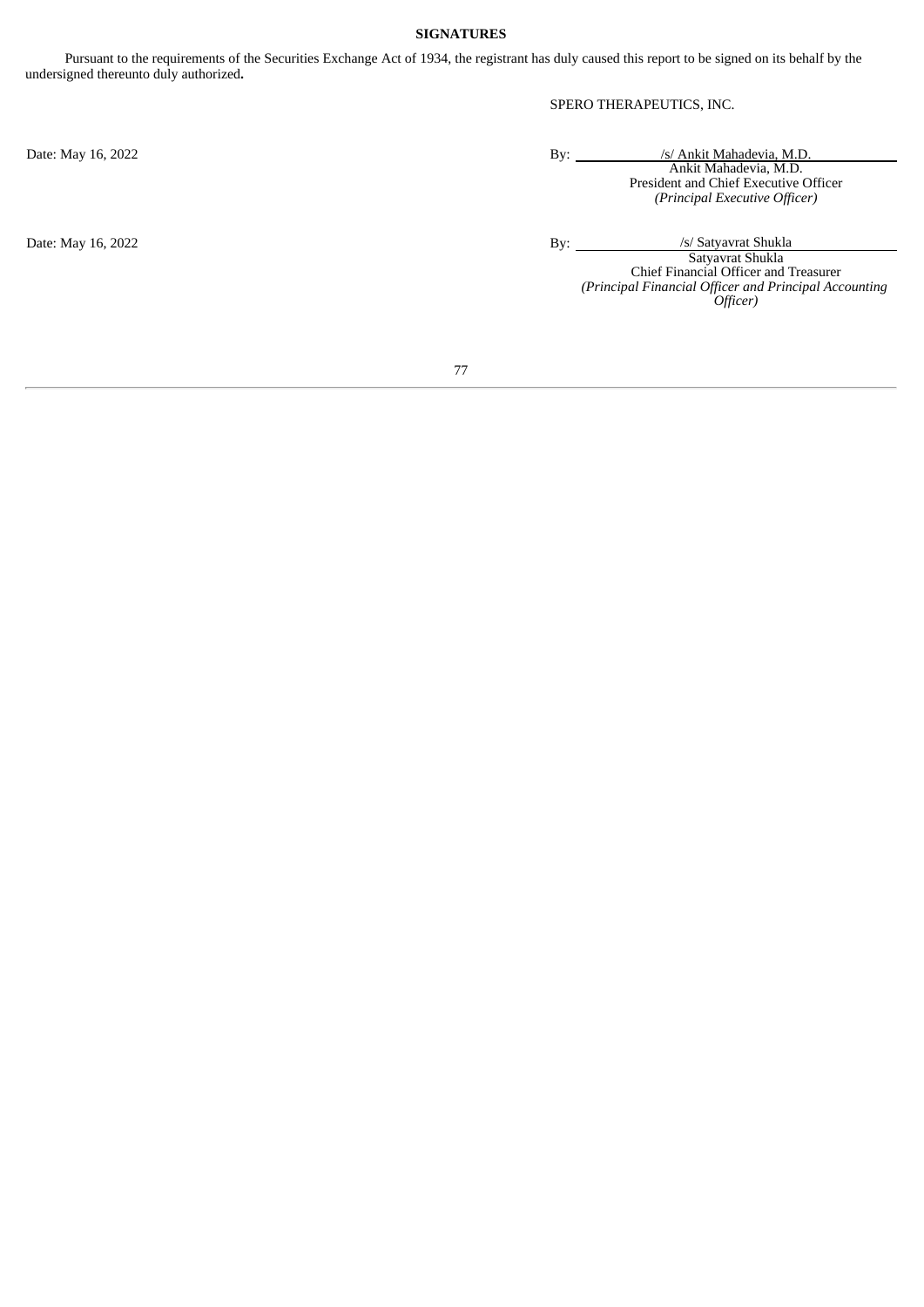## SIGNATURES

Pursuant to the requirements of the Securities Exchange Act of 1934, the registrant has duly caused this report to be signed on its behalf by the undersigned thereunto duly authorized**.**

SPERO THERAPEUTICS, INC.

Date: May 16, 2022

By: /s/ Ankit Mahadevia, M.D.
Ankit Mahadevia, M.D.
President and Chief Executive Officer
*(Principal Executive Officer)*

Date: May 16, 2022

By: /s/ Satyavrat Shukla
Satyavrat Shukla
Chief Financial Officer and Treasurer
*(Principal Financial Officer and Principal Accounting Officer)*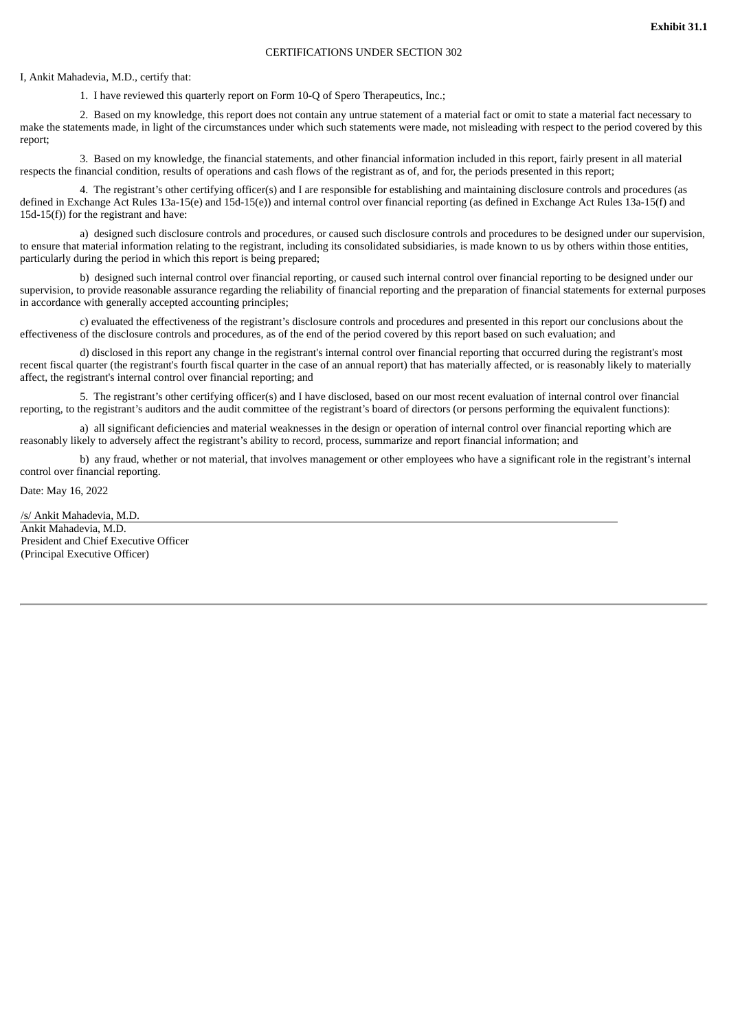**Exhibit 31.1**

CERTIFICATIONS UNDER SECTION 302

I, Ankit Mahadevia, M.D., certify that:

1. I have reviewed this quarterly report on Form 10-Q of Spero Therapeutics, Inc.;

2. Based on my knowledge, this report does not contain any untrue statement of a material fact or omit to state a material fact necessary to make the statements made, in light of the circumstances under which such statements were made, not misleading with respect to the period covered by this report;

3. Based on my knowledge, the financial statements, and other financial information included in this report, fairly present in all material respects the financial condition, results of operations and cash flows of the registrant as of, and for, the periods presented in this report;

4. The registrant's other certifying officer(s) and I are responsible for establishing and maintaining disclosure controls and procedures (as defined in Exchange Act Rules 13a-15(e) and 15d-15(e)) and internal control over financial reporting (as defined in Exchange Act Rules 13a-15(f) and 15d-15(f)) for the registrant and have:

a) designed such disclosure controls and procedures, or caused such disclosure controls and procedures to be designed under our supervision, to ensure that material information relating to the registrant, including its consolidated subsidiaries, is made known to us by others within those entities, particularly during the period in which this report is being prepared;

b) designed such internal control over financial reporting, or caused such internal control over financial reporting to be designed under our supervision, to provide reasonable assurance regarding the reliability of financial reporting and the preparation of financial statements for external purposes in accordance with generally accepted accounting principles;

c) evaluated the effectiveness of the registrant's disclosure controls and procedures and presented in this report our conclusions about the effectiveness of the disclosure controls and procedures, as of the end of the period covered by this report based on such evaluation; and

d) disclosed in this report any change in the registrant's internal control over financial reporting that occurred during the registrant's most recent fiscal quarter (the registrant's fourth fiscal quarter in the case of an annual report) that has materially affected, or is reasonably likely to materially affect, the registrant's internal control over financial reporting; and

5. The registrant's other certifying officer(s) and I have disclosed, based on our most recent evaluation of internal control over financial reporting, to the registrant's auditors and the audit committee of the registrant's board of directors (or persons performing the equivalent functions):

a) all significant deficiencies and material weaknesses in the design or operation of internal control over financial reporting which are reasonably likely to adversely affect the registrant's ability to record, process, summarize and report financial information; and

b) any fraud, whether or not material, that involves management or other employees who have a significant role in the registrant's internal control over financial reporting.

Date: May 16, 2022

/s/ Ankit Mahadevia, M.D.
Ankit Mahadevia, M.D.
President and Chief Executive Officer
(Principal Executive Officer)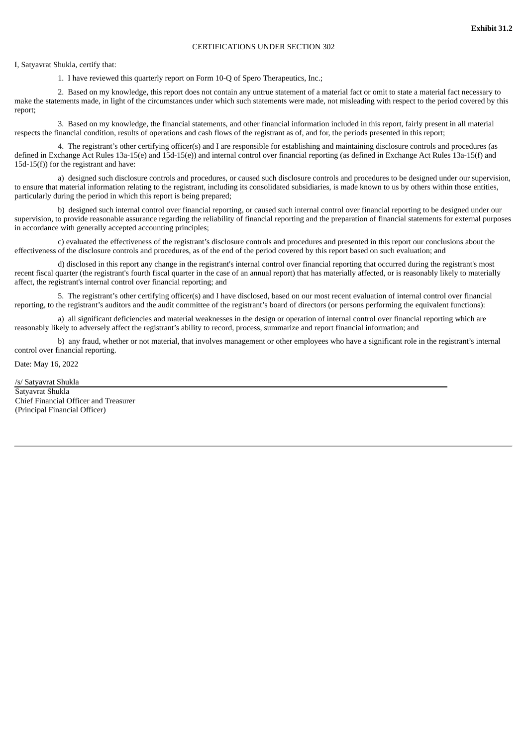**Exhibit 31.2**

CERTIFICATIONS UNDER SECTION 302

I, Satyavrat Shukla, certify that:

1. I have reviewed this quarterly report on Form 10-Q of Spero Therapeutics, Inc.;

2. Based on my knowledge, this report does not contain any untrue statement of a material fact or omit to state a material fact necessary to make the statements made, in light of the circumstances under which such statements were made, not misleading with respect to the period covered by this report;

3. Based on my knowledge, the financial statements, and other financial information included in this report, fairly present in all material respects the financial condition, results of operations and cash flows of the registrant as of, and for, the periods presented in this report;

4. The registrant’s other certifying officer(s) and I are responsible for establishing and maintaining disclosure controls and procedures (as defined in Exchange Act Rules 13a-15(e) and 15d-15(e)) and internal control over financial reporting (as defined in Exchange Act Rules 13a-15(f) and 15d-15(f)) for the registrant and have:

a) designed such disclosure controls and procedures, or caused such disclosure controls and procedures to be designed under our supervision, to ensure that material information relating to the registrant, including its consolidated subsidiaries, is made known to us by others within those entities, particularly during the period in which this report is being prepared;

b) designed such internal control over financial reporting, or caused such internal control over financial reporting to be designed under our supervision, to provide reasonable assurance regarding the reliability of financial reporting and the preparation of financial statements for external purposes in accordance with generally accepted accounting principles;

c) evaluated the effectiveness of the registrant’s disclosure controls and procedures and presented in this report our conclusions about the effectiveness of the disclosure controls and procedures, as of the end of the period covered by this report based on such evaluation; and

d) disclosed in this report any change in the registrant's internal control over financial reporting that occurred during the registrant's most recent fiscal quarter (the registrant's fourth fiscal quarter in the case of an annual report) that has materially affected, or is reasonably likely to materially affect, the registrant's internal control over financial reporting; and

5. The registrant’s other certifying officer(s) and I have disclosed, based on our most recent evaluation of internal control over financial reporting, to the registrant’s auditors and the audit committee of the registrant’s board of directors (or persons performing the equivalent functions):

a) all significant deficiencies and material weaknesses in the design or operation of internal control over financial reporting which are reasonably likely to adversely affect the registrant’s ability to record, process, summarize and report financial information; and

b) any fraud, whether or not material, that involves management or other employees who have a significant role in the registrant’s internal control over financial reporting.

Date: May 16, 2022

/s/ Satyavrat Shukla
Satyavrat Shukla
Chief Financial Officer and Treasurer
(Principal Financial Officer)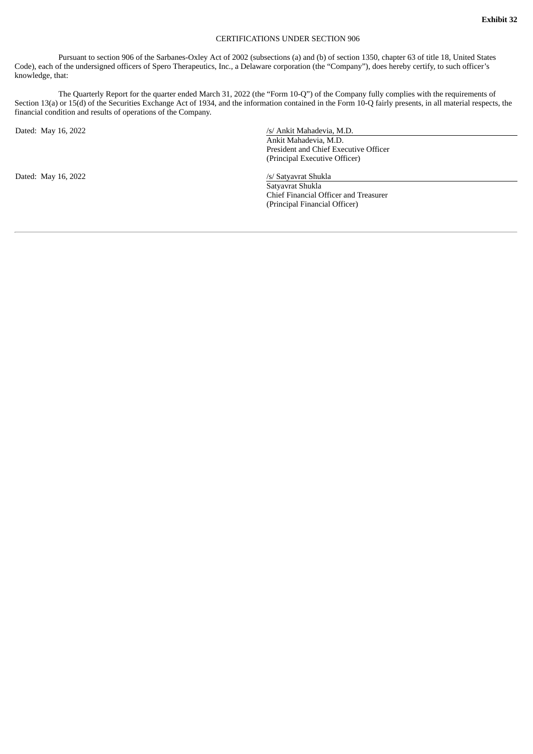**Exhibit 32**

CERTIFICATIONS UNDER SECTION 906

Pursuant to section 906 of the Sarbanes-Oxley Act of 2002 (subsections (a) and (b) of section 1350, chapter 63 of title 18, United States Code), each of the undersigned officers of Spero Therapeutics, Inc., a Delaware corporation (the "Company"), does hereby certify, to such officer's knowledge, that:

The Quarterly Report for the quarter ended March 31, 2022 (the "Form 10-Q") of the Company fully complies with the requirements of Section 13(a) or 15(d) of the Securities Exchange Act of 1934, and the information contained in the Form 10-Q fairly presents, in all material respects, the financial condition and results of operations of the Company.

| | |
|---|---|
| Dated: May 16, 2022 | /s/ Ankit Mahadevia, M.D.<br>Ankit Mahadevia, M.D.<br>President and Chief Executive Officer<br>(Principal Executive Officer) |
| Dated: May 16, 2022 | /s/ Satyavrat Shukla<br>Satyavrat Shukla<br>Chief Financial Officer and Treasurer<br>(Principal Financial Officer) |